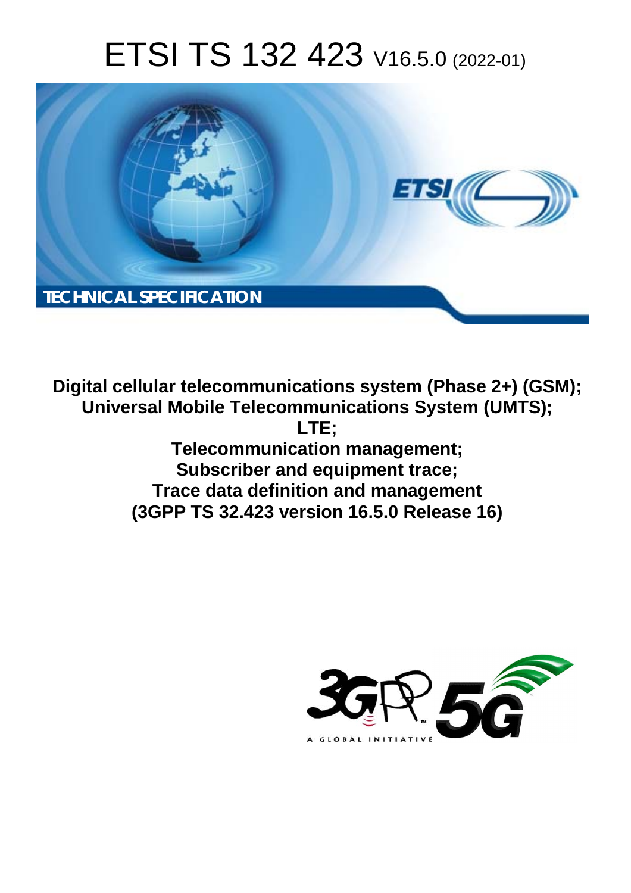# ETSI TS 132 423 V16.5.0 (2022-01)

TECHNICAL SPECIFICATION

**Digital cellular telecommunications system (Phase 2+) (GSM); Universal Mobile Telecommunications System (UMTS); LTE; Telecommunication management; Subscriber and equipment trace; Trace data definition and management (3GPP TS 32.423 version 16.5.0 Release 16)**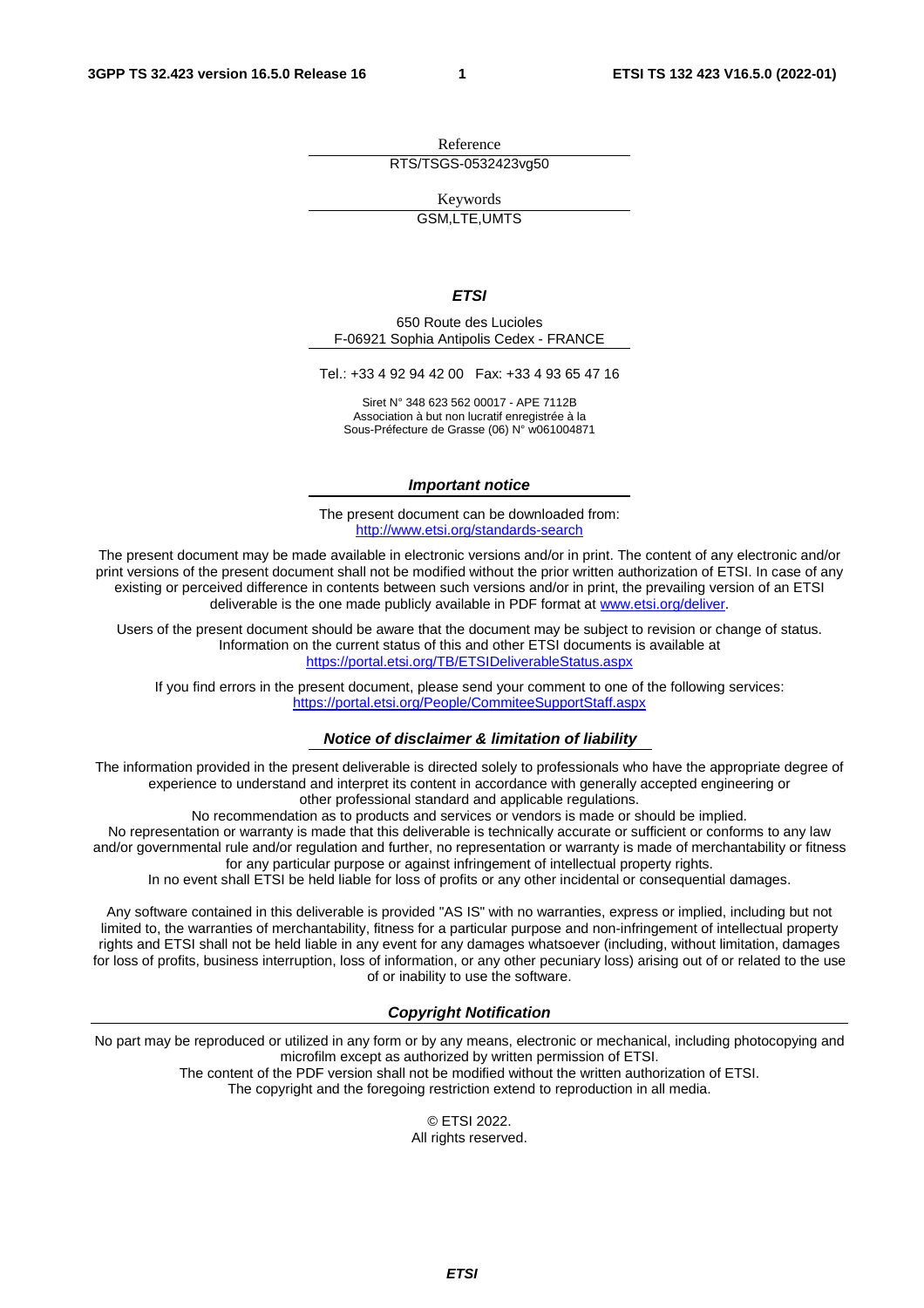Reference

RTS/TSGS-0532423vg50

Keywords

GSM,LTE,UMTS

***ETSI***

650 Route des Lucioles
F-06921 Sophia Antipolis Cedex - FRANCE

Tel.: +33 4 92 94 42 00   Fax: +33 4 93 65 47 16

Siret N° 348 623 562 00017 - APE 7112B
Association à but non lucratif enregistrée à la
Sous-Préfecture de Grasse (06) N° w061004871

***Important notice***

The present document can be downloaded from:
http://www.etsi.org/standards-search

The present document may be made available in electronic versions and/or in print. The content of any electronic and/or print versions of the present document shall not be modified without the prior written authorization of ETSI. In case of any existing or perceived difference in contents between such versions and/or in print, the prevailing version of an ETSI deliverable is the one made publicly available in PDF format at www.etsi.org/deliver.

Users of the present document should be aware that the document may be subject to revision or change of status. Information on the current status of this and other ETSI documents is available at https://portal.etsi.org/TB/ETSIDeliverableStatus.aspx

If you find errors in the present document, please send your comment to one of the following services:
https://portal.etsi.org/People/CommiteeSupportStaff.aspx

***Notice of disclaimer & limitation of liability***

The information provided in the present deliverable is directed solely to professionals who have the appropriate degree of experience to understand and interpret its content in accordance with generally accepted engineering or other professional standard and applicable regulations.
No recommendation as to products and services or vendors is made or should be implied.
No representation or warranty is made that this deliverable is technically accurate or sufficient or conforms to any law and/or governmental rule and/or regulation and further, no representation or warranty is made of merchantability or fitness for any particular purpose or against infringement of intellectual property rights.
In no event shall ETSI be held liable for loss of profits or any other incidental or consequential damages.

Any software contained in this deliverable is provided "AS IS" with no warranties, express or implied, including but not limited to, the warranties of merchantability, fitness for a particular purpose and non-infringement of intellectual property rights and ETSI shall not be held liable in any event for any damages whatsoever (including, without limitation, damages for loss of profits, business interruption, loss of information, or any other pecuniary loss) arising out of or related to the use of or inability to use the software.

***Copyright Notification***

No part may be reproduced or utilized in any form or by any means, electronic or mechanical, including photocopying and microfilm except as authorized by written permission of ETSI.
The content of the PDF version shall not be modified without the written authorization of ETSI.
The copyright and the foregoing restriction extend to reproduction in all media.

© ETSI 2022.
All rights reserved.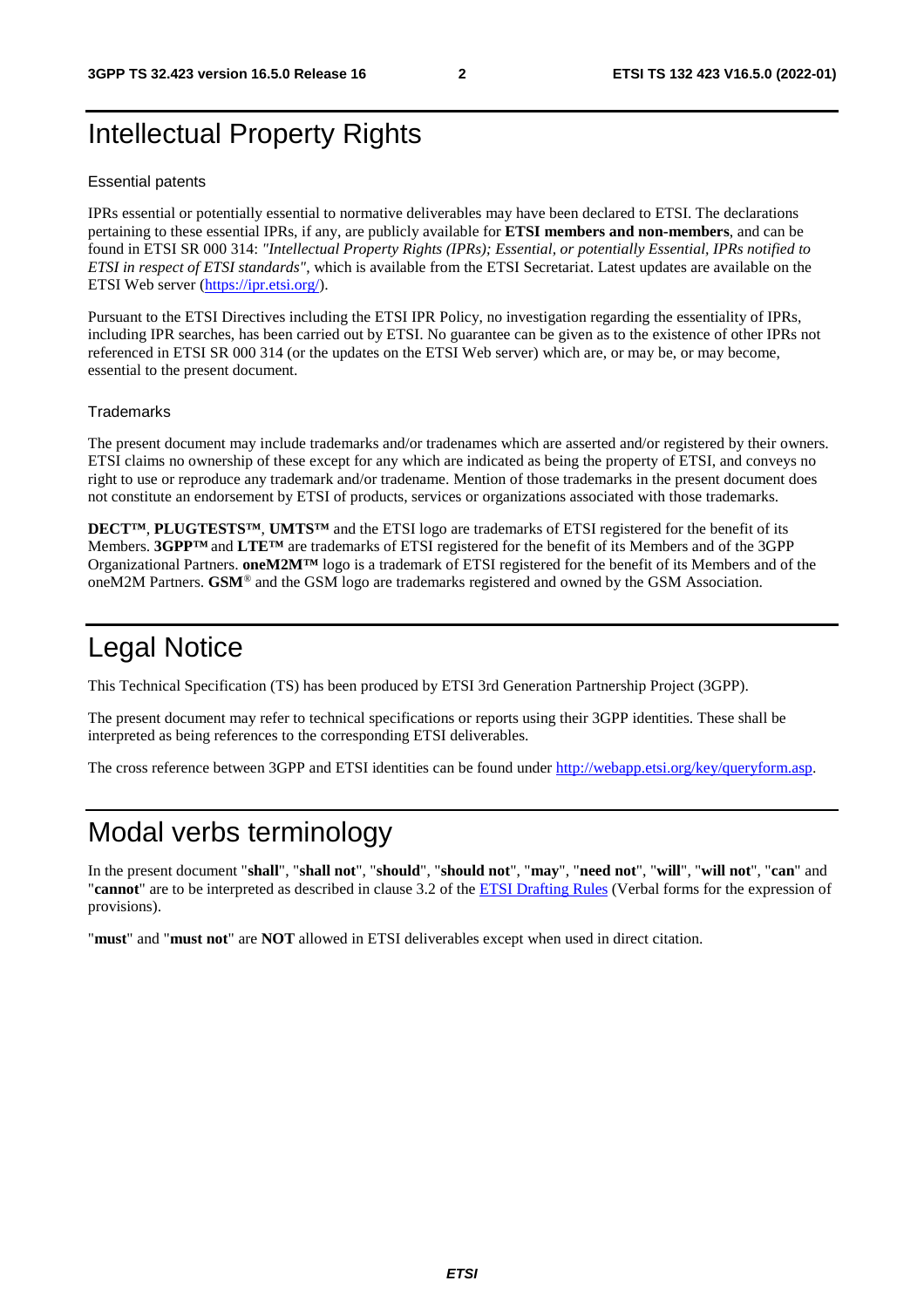# Intellectual Property Rights

## Essential patents

IPRs essential or potentially essential to normative deliverables may have been declared to ETSI. The declarations pertaining to these essential IPRs, if any, are publicly available for **ETSI members and non-members**, and can be found in ETSI SR 000 314: *"Intellectual Property Rights (IPRs); Essential, or potentially Essential, IPRs notified to ETSI in respect of ETSI standards"*, which is available from the ETSI Secretariat. Latest updates are available on the ETSI Web server (https://ipr.etsi.org/).

Pursuant to the ETSI Directives including the ETSI IPR Policy, no investigation regarding the essentiality of IPRs, including IPR searches, has been carried out by ETSI. No guarantee can be given as to the existence of other IPRs not referenced in ETSI SR 000 314 (or the updates on the ETSI Web server) which are, or may be, or may become, essential to the present document.

## Trademarks

The present document may include trademarks and/or tradenames which are asserted and/or registered by their owners. ETSI claims no ownership of these except for any which are indicated as being the property of ETSI, and conveys no right to use or reproduce any trademark and/or tradename. Mention of those trademarks in the present document does not constitute an endorsement by ETSI of products, services or organizations associated with those trademarks.

**DECT™**, **PLUGTESTS™**, **UMTS™** and the ETSI logo are trademarks of ETSI registered for the benefit of its Members. **3GPP™** and **LTE™** are trademarks of ETSI registered for the benefit of its Members and of the 3GPP Organizational Partners. **oneM2M™** logo is a trademark of ETSI registered for the benefit of its Members and of the oneM2M Partners. **GSM**® and the GSM logo are trademarks registered and owned by the GSM Association.

# Legal Notice

This Technical Specification (TS) has been produced by ETSI 3rd Generation Partnership Project (3GPP).

The present document may refer to technical specifications or reports using their 3GPP identities. These shall be interpreted as being references to the corresponding ETSI deliverables.

The cross reference between 3GPP and ETSI identities can be found under http://webapp.etsi.org/key/queryform.asp.

# Modal verbs terminology

In the present document "**shall**", "**shall not**", "**should**", "**should not**", "**may**", "**need not**", "**will**", "**will not**", "**can**" and "**cannot**" are to be interpreted as described in clause 3.2 of the ETSI Drafting Rules (Verbal forms for the expression of provisions).

"**must**" and "**must not**" are **NOT** allowed in ETSI deliverables except when used in direct citation.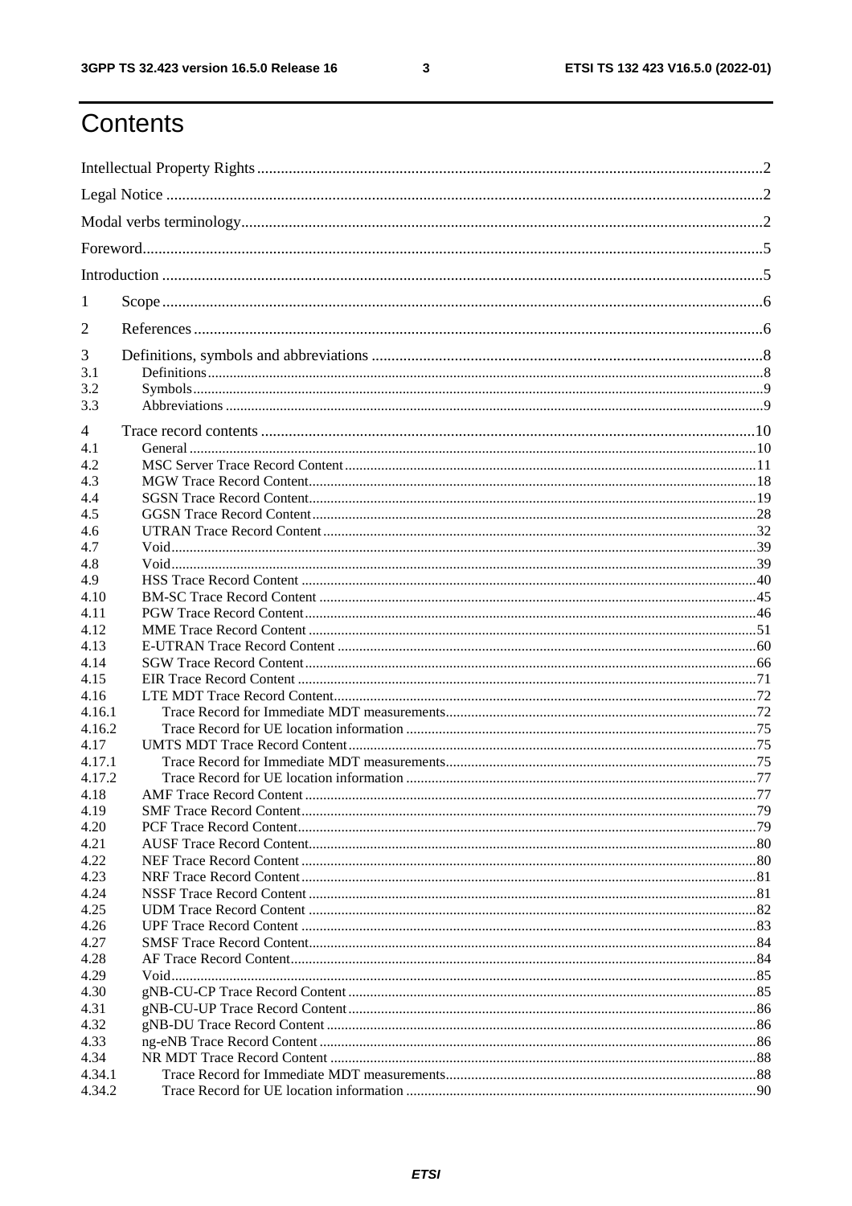# Contents

Intellectual Property Rights ....... 2

Legal Notice ....... 2

Modal verbs terminology ....... 2

Foreword ....... 5

Introduction ....... 5

1 Scope ....... 6

2 References ....... 6

3 Definitions, symbols and abbreviations ....... 8

3.1 Definitions ....... 8

3.2 Symbols ....... 9

3.3 Abbreviations ....... 9

4 Trace record contents ....... 10

4.1 General ....... 10

4.2 MSC Server Trace Record Content ....... 11

4.3 MGW Trace Record Content ....... 18

4.4 SGSN Trace Record Content ....... 19

4.5 GGSN Trace Record Content ....... 28

4.6 UTRAN Trace Record Content ....... 32

4.7 Void ....... 39

4.8 Void ....... 39

4.9 HSS Trace Record Content ....... 40

4.10 BM-SC Trace Record Content ....... 45

4.11 PGW Trace Record Content ....... 46

4.12 MME Trace Record Content ....... 51

4.13 E-UTRAN Trace Record Content ....... 60

4.14 SGW Trace Record Content ....... 66

4.15 EIR Trace Record Content ....... 71

4.16 LTE MDT Trace Record Content ....... 72

4.16.1 Trace Record for Immediate MDT measurements ....... 72

4.16.2 Trace Record for UE location information ....... 75

4.17 UMTS MDT Trace Record Content ....... 75

4.17.1 Trace Record for Immediate MDT measurements ....... 75

4.17.2 Trace Record for UE location information ....... 77

4.18 AMF Trace Record Content ....... 77

4.19 SMF Trace Record Content ....... 79

4.20 PCF Trace Record Content ....... 79

4.21 AUSF Trace Record Content ....... 80

4.22 NEF Trace Record Content ....... 80

4.23 NRF Trace Record Content ....... 81

4.24 NSSF Trace Record Content ....... 81

4.25 UDM Trace Record Content ....... 82

4.26 UPF Trace Record Content ....... 83

4.27 SMSF Trace Record Content ....... 84

4.28 AF Trace Record Content ....... 84

4.29 Void ....... 85

4.30 gNB-CU-CP Trace Record Content ....... 85

4.31 gNB-CU-UP Trace Record Content ....... 86

4.32 gNB-DU Trace Record Content ....... 86

4.33 ng-eNB Trace Record Content ....... 86

4.34 NR MDT Trace Record Content ....... 88

4.34.1 Trace Record for Immediate MDT measurements ....... 88

4.34.2 Trace Record for UE location information ....... 90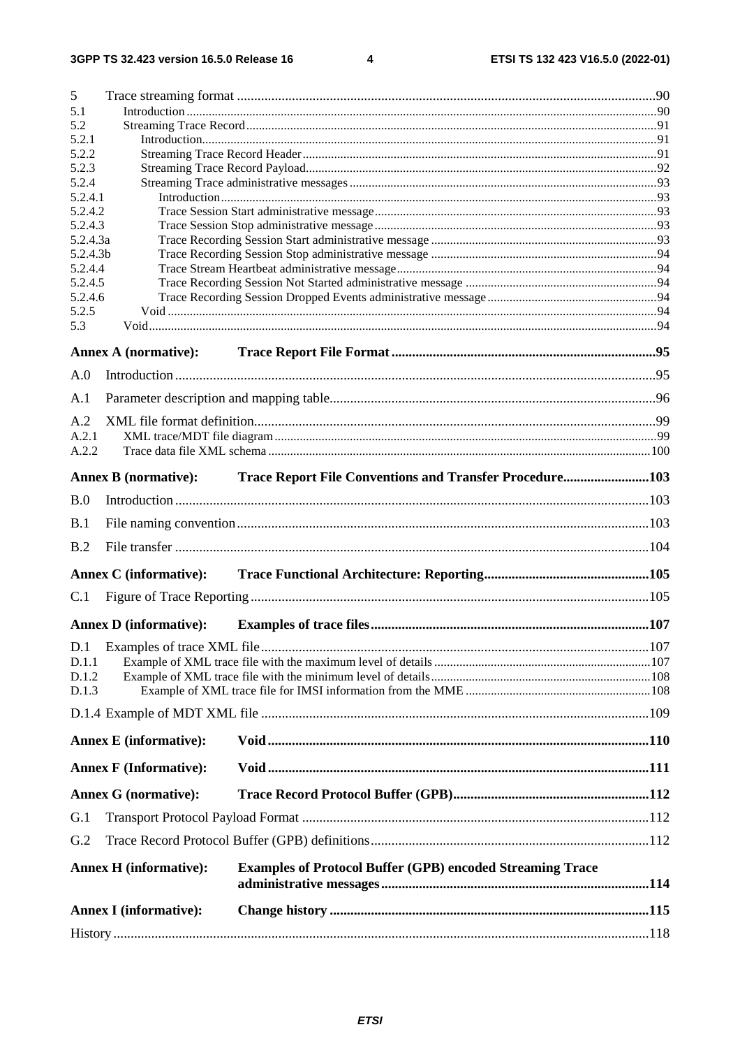5 Trace streaming format ....................................................................................................................................90
5.1 Introduction ....................................................................................................................................................90
5.2 Streaming Trace Record ..................................................................................................................................91
5.2.1 Introduction.................................................................................................................................................91
5.2.2 Streaming Trace Record Header .................................................................................................................91
5.2.3 Streaming Trace Record Payload ................................................................................................................92
5.2.4 Streaming Trace administrative messages ..................................................................................................93
5.2.4.1 Introduction ............................................................................................................................................93
5.2.4.2 Trace Session Start administrative message ...........................................................................................93
5.2.4.3 Trace Session Stop administrative message ...........................................................................................93
5.2.4.3a Trace Recording Session Start administrative message .........................................................................93
5.2.4.3b Trace Recording Session Stop administrative message .........................................................................94
5.2.4.4 Trace Stream Heartbeat administrative message ....................................................................................94
5.2.4.5 Trace Recording Session Not Started administrative message ...............................................................94
5.2.4.6 Trace Recording Session Dropped Events administrative message ........................................................94
5.2.5 Void ............................................................................................................................................................94
5.3 Void.................................................................................................................................................................94

**Annex A (normative): Trace Report File Format .............................................................................95**

A.0 Introduction ..........................................................................................................................................95

A.1 Parameter description and mapping table...............................................................................................96

A.2 XML file format definition.....................................................................................................................99
A.2.1 XML trace/MDT file diagram ..........................................................................................................................99
A.2.2 Trace data file XML schema ..........................................................................................................................100

**Annex B (normative): Trace Report File Conventions and Transfer Procedure.........................103**

B.0 Introduction ........................................................................................................................................103

B.1 File naming convention .......................................................................................................................103

B.2 File transfer .........................................................................................................................................104

**Annex C (informative): Trace Functional Architecture: Reporting...............................................105**

C.1 Figure of Trace Reporting ...................................................................................................................105

**Annex D (informative): Examples of trace files ................................................................................107**

D.1 Examples of trace XML file ................................................................................................................107
D.1.1 Example of XML trace file with the maximum level of details .....................................................................107
D.1.2 Example of XML trace file with the minimum level of details ......................................................................108
D.1.3 Example of XML trace file for IMSI information from the MME .................................................................108

D.1.4 Example of MDT XML file ................................................................................................................109

**Annex E (informative): Void .............................................................................................................110**

**Annex F (Informative): Void .............................................................................................................111**

**Annex G (normative): Trace Record Protocol Buffer (GPB)........................................................112**

G.1 Transport Protocol Payload Format ....................................................................................................112

G.2 Trace Record Protocol Buffer (GPB) definitions................................................................................112

**Annex H (informative): Examples of Protocol Buffer (GPB) encoded Streaming Trace administrative messages.............................................................................114**

**Annex I (informative): Change history ............................................................................................115**

History ..........................................................................................................................................................118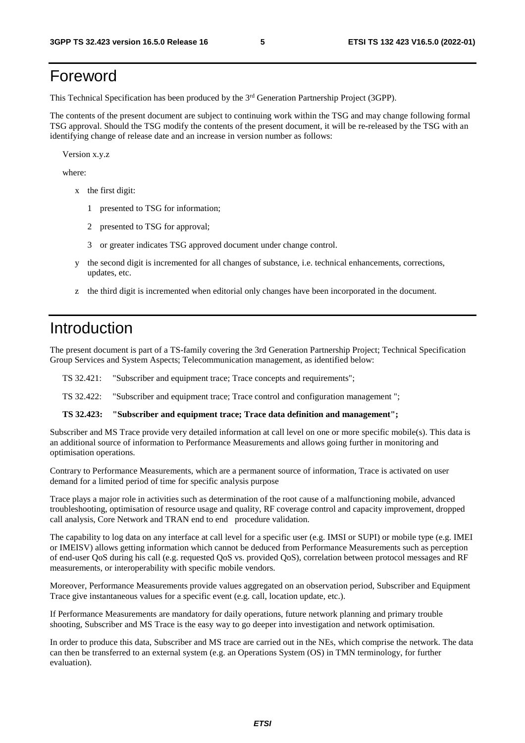# Foreword

This Technical Specification has been produced by the 3rd Generation Partnership Project (3GPP).

The contents of the present document are subject to continuing work within the TSG and may change following formal TSG approval. Should the TSG modify the contents of the present document, it will be re-released by the TSG with an identifying change of release date and an increase in version number as follows:

Version x.y.z

where:

- x the first digit:
  - 1 presented to TSG for information;
  - 2 presented to TSG for approval;
  - 3 or greater indicates TSG approved document under change control.
- y the second digit is incremented for all changes of substance, i.e. technical enhancements, corrections, updates, etc.
- z the third digit is incremented when editorial only changes have been incorporated in the document.

# Introduction

The present document is part of a TS-family covering the 3rd Generation Partnership Project; Technical Specification Group Services and System Aspects; Telecommunication management, as identified below:

TS 32.421: "Subscriber and equipment trace; Trace concepts and requirements";

TS 32.422: "Subscriber and equipment trace; Trace control and configuration management ";

**TS 32.423: "Subscriber and equipment trace; Trace data definition and management";**

Subscriber and MS Trace provide very detailed information at call level on one or more specific mobile(s). This data is an additional source of information to Performance Measurements and allows going further in monitoring and optimisation operations.

Contrary to Performance Measurements, which are a permanent source of information, Trace is activated on user demand for a limited period of time for specific analysis purpose

Trace plays a major role in activities such as determination of the root cause of a malfunctioning mobile, advanced troubleshooting, optimisation of resource usage and quality, RF coverage control and capacity improvement, dropped call analysis, Core Network and TRAN end to end procedure validation.

The capability to log data on any interface at call level for a specific user (e.g. IMSI or SUPI) or mobile type (e.g. IMEI or IMEISV) allows getting information which cannot be deduced from Performance Measurements such as perception of end-user QoS during his call (e.g. requested QoS vs. provided QoS), correlation between protocol messages and RF measurements, or interoperability with specific mobile vendors.

Moreover, Performance Measurements provide values aggregated on an observation period, Subscriber and Equipment Trace give instantaneous values for a specific event (e.g. call, location update, etc.).

If Performance Measurements are mandatory for daily operations, future network planning and primary trouble shooting, Subscriber and MS Trace is the easy way to go deeper into investigation and network optimisation.

In order to produce this data, Subscriber and MS trace are carried out in the NEs, which comprise the network. The data can then be transferred to an external system (e.g. an Operations System (OS) in TMN terminology, for further evaluation).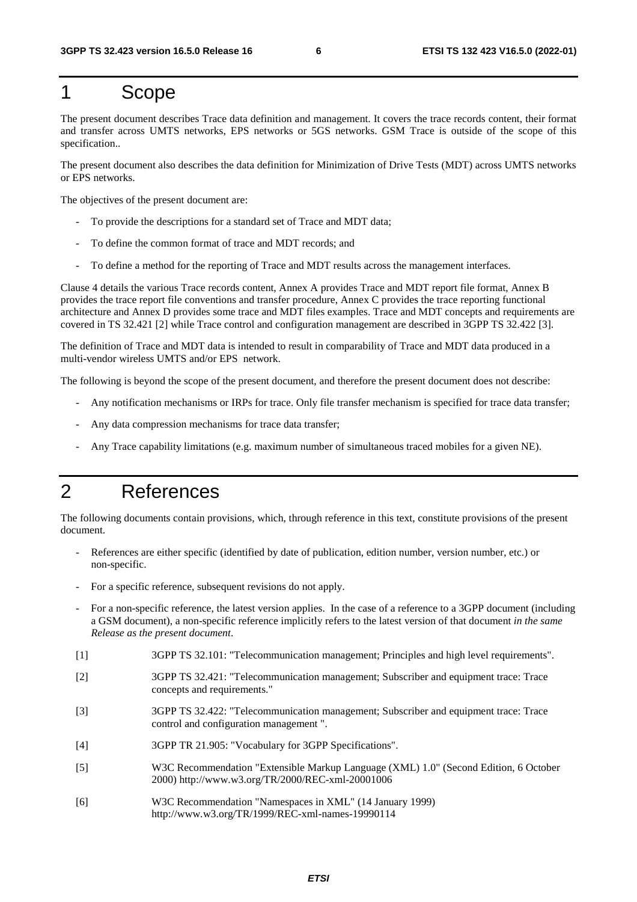# 1 Scope

The present document describes Trace data definition and management. It covers the trace records content, their format and transfer across UMTS networks, EPS networks or 5GS networks. GSM Trace is outside of the scope of this specification..

The present document also describes the data definition for Minimization of Drive Tests (MDT) across UMTS networks or EPS networks.

The objectives of the present document are:

- To provide the descriptions for a standard set of Trace and MDT data;
- To define the common format of trace and MDT records; and
- To define a method for the reporting of Trace and MDT results across the management interfaces.

Clause 4 details the various Trace records content, Annex A provides Trace and MDT report file format, Annex B provides the trace report file conventions and transfer procedure, Annex C provides the trace reporting functional architecture and Annex D provides some trace and MDT files examples. Trace and MDT concepts and requirements are covered in TS 32.421 [2] while Trace control and configuration management are described in 3GPP TS 32.422 [3].

The definition of Trace and MDT data is intended to result in comparability of Trace and MDT data produced in a multi-vendor wireless UMTS and/or EPS network.

The following is beyond the scope of the present document, and therefore the present document does not describe:

- Any notification mechanisms or IRPs for trace. Only file transfer mechanism is specified for trace data transfer;
- Any data compression mechanisms for trace data transfer;
- Any Trace capability limitations (e.g. maximum number of simultaneous traced mobiles for a given NE).

# 2 References

The following documents contain provisions, which, through reference in this text, constitute provisions of the present document.

- References are either specific (identified by date of publication, edition number, version number, etc.) or non-specific.
- For a specific reference, subsequent revisions do not apply.
- For a non-specific reference, the latest version applies. In the case of a reference to a 3GPP document (including a GSM document), a non-specific reference implicitly refers to the latest version of that document *in the same Release as the present document*.

[1] 3GPP TS 32.101: "Telecommunication management; Principles and high level requirements".

[2] 3GPP TS 32.421: "Telecommunication management; Subscriber and equipment trace: Trace concepts and requirements."

[3] 3GPP TS 32.422: "Telecommunication management; Subscriber and equipment trace: Trace control and configuration management ".

[4] 3GPP TR 21.905: "Vocabulary for 3GPP Specifications".

[5] W3C Recommendation "Extensible Markup Language (XML) 1.0" (Second Edition, 6 October 2000) http://www.w3.org/TR/2000/REC-xml-20001006

[6] W3C Recommendation "Namespaces in XML" (14 January 1999) http://www.w3.org/TR/1999/REC-xml-names-19990114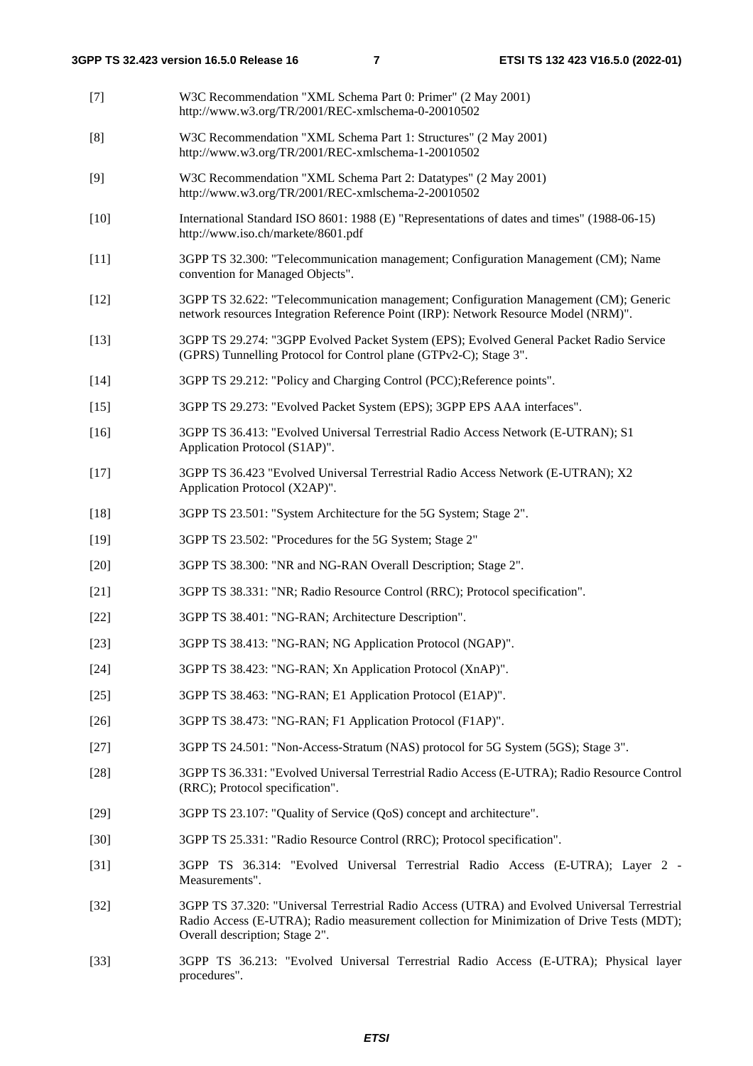[7] W3C Recommendation "XML Schema Part 0: Primer" (2 May 2001) http://www.w3.org/TR/2001/REC-xmlschema-0-20010502

[8] W3C Recommendation "XML Schema Part 1: Structures" (2 May 2001) http://www.w3.org/TR/2001/REC-xmlschema-1-20010502

[9] W3C Recommendation "XML Schema Part 2: Datatypes" (2 May 2001) http://www.w3.org/TR/2001/REC-xmlschema-2-20010502

[10] International Standard ISO 8601: 1988 (E) "Representations of dates and times" (1988-06-15) http://www.iso.ch/markete/8601.pdf

[11] 3GPP TS 32.300: "Telecommunication management; Configuration Management (CM); Name convention for Managed Objects".

[12] 3GPP TS 32.622: "Telecommunication management; Configuration Management (CM); Generic network resources Integration Reference Point (IRP): Network Resource Model (NRM)".

[13] 3GPP TS 29.274: "3GPP Evolved Packet System (EPS); Evolved General Packet Radio Service (GPRS) Tunnelling Protocol for Control plane (GTPv2-C); Stage 3".

[14] 3GPP TS 29.212: "Policy and Charging Control (PCC);Reference points".

[15] 3GPP TS 29.273: "Evolved Packet System (EPS); 3GPP EPS AAA interfaces".

[16] 3GPP TS 36.413: "Evolved Universal Terrestrial Radio Access Network (E-UTRAN); S1 Application Protocol (S1AP)".

[17] 3GPP TS 36.423 "Evolved Universal Terrestrial Radio Access Network (E-UTRAN); X2 Application Protocol (X2AP)".

[18] 3GPP TS 23.501: "System Architecture for the 5G System; Stage 2".

[19] 3GPP TS 23.502: "Procedures for the 5G System; Stage 2"

[20] 3GPP TS 38.300: "NR and NG-RAN Overall Description; Stage 2".

[21] 3GPP TS 38.331: "NR; Radio Resource Control (RRC); Protocol specification".

[22] 3GPP TS 38.401: "NG-RAN; Architecture Description".

[23] 3GPP TS 38.413: "NG-RAN; NG Application Protocol (NGAP)".

[24] 3GPP TS 38.423: "NG-RAN; Xn Application Protocol (XnAP)".

[25] 3GPP TS 38.463: "NG-RAN; E1 Application Protocol (E1AP)".

[26] 3GPP TS 38.473: "NG-RAN; F1 Application Protocol (F1AP)".

[27] 3GPP TS 24.501: "Non-Access-Stratum (NAS) protocol for 5G System (5GS); Stage 3".

[28] 3GPP TS 36.331: "Evolved Universal Terrestrial Radio Access (E-UTRA); Radio Resource Control (RRC); Protocol specification".

[29] 3GPP TS 23.107: "Quality of Service (QoS) concept and architecture".

[30] 3GPP TS 25.331: "Radio Resource Control (RRC); Protocol specification".

[31] 3GPP TS 36.314: "Evolved Universal Terrestrial Radio Access (E-UTRA); Layer 2 - Measurements".

[32] 3GPP TS 37.320: "Universal Terrestrial Radio Access (UTRA) and Evolved Universal Terrestrial Radio Access (E-UTRA); Radio measurement collection for Minimization of Drive Tests (MDT); Overall description; Stage 2".

[33] 3GPP TS 36.213: "Evolved Universal Terrestrial Radio Access (E-UTRA); Physical layer procedures".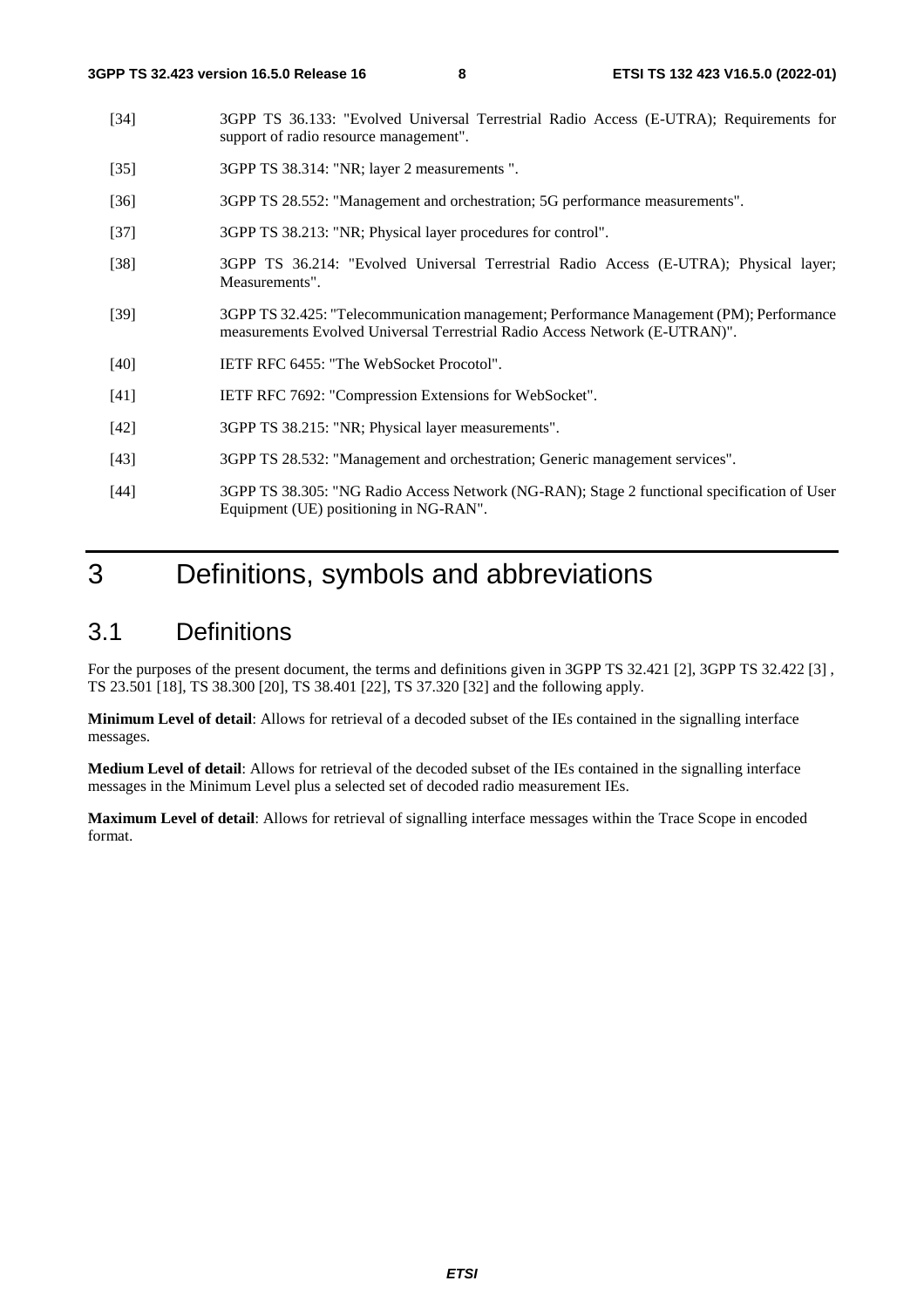[34] 3GPP TS 36.133: "Evolved Universal Terrestrial Radio Access (E-UTRA); Requirements for support of radio resource management".

[35] 3GPP TS 38.314: "NR; layer 2 measurements ".

[36] 3GPP TS 28.552: "Management and orchestration; 5G performance measurements".

[37] 3GPP TS 38.213: "NR; Physical layer procedures for control".

[38] 3GPP TS 36.214: "Evolved Universal Terrestrial Radio Access (E-UTRA); Physical layer; Measurements".

[39] 3GPP TS 32.425: "Telecommunication management; Performance Management (PM); Performance measurements Evolved Universal Terrestrial Radio Access Network (E-UTRAN)".

[40] IETF RFC 6455: "The WebSocket Procotol".

[41] IETF RFC 7692: "Compression Extensions for WebSocket".

[42] 3GPP TS 38.215: "NR; Physical layer measurements".

[43] 3GPP TS 28.532: "Management and orchestration; Generic management services".

[44] 3GPP TS 38.305: "NG Radio Access Network (NG-RAN); Stage 2 functional specification of User Equipment (UE) positioning in NG-RAN".

# 3 Definitions, symbols and abbreviations

## 3.1 Definitions

For the purposes of the present document, the terms and definitions given in 3GPP TS 32.421 [2], 3GPP TS 32.422 [3] , TS 23.501 [18], TS 38.300 [20], TS 38.401 [22], TS 37.320 [32] and the following apply.

**Minimum Level of detail**: Allows for retrieval of a decoded subset of the IEs contained in the signalling interface messages.

**Medium Level of detail**: Allows for retrieval of the decoded subset of the IEs contained in the signalling interface messages in the Minimum Level plus a selected set of decoded radio measurement IEs.

**Maximum Level of detail**: Allows for retrieval of signalling interface messages within the Trace Scope in encoded format.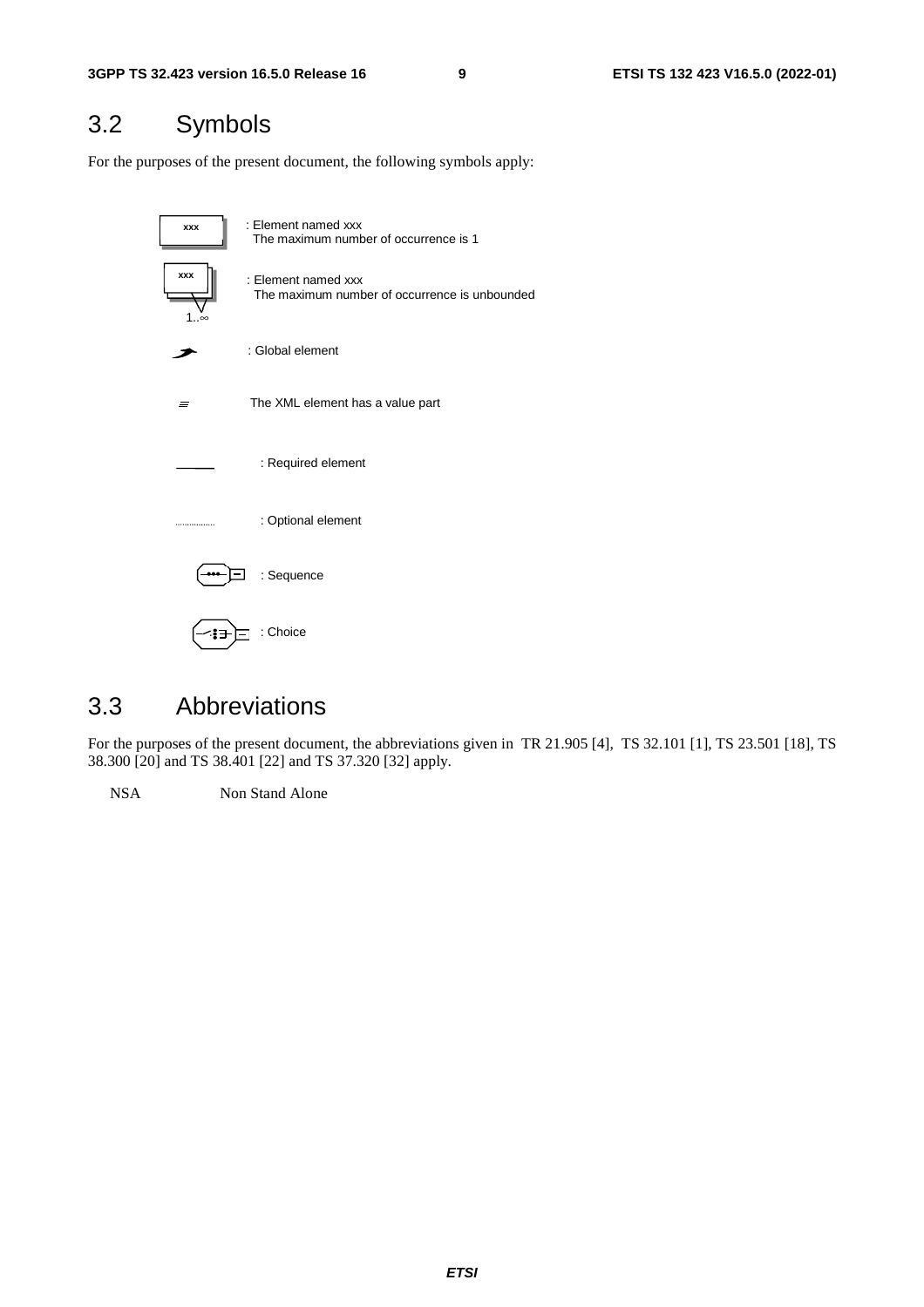## 3.2 Symbols

For the purposes of the present document, the following symbols apply:

| Symbol | Meaning |
|---|---|
| xxx | : Element named xxx<br>The maximum number of occurrence is 1 |
| xxx (1..∞) | : Element named xxx<br>The maximum number of occurrence is unbounded |
| | : Global element |
| | The XML element has a value part |
| | : Required element |
| | : Optional element |
| | : Sequence |
| | : Choice |

## 3.3 Abbreviations

For the purposes of the present document, the abbreviations given in TR 21.905 [4], TS 32.101 [1], TS 23.501 [18], TS 38.300 [20] and TS 38.401 [22] and TS 37.320 [32] apply.

NSA Non Stand Alone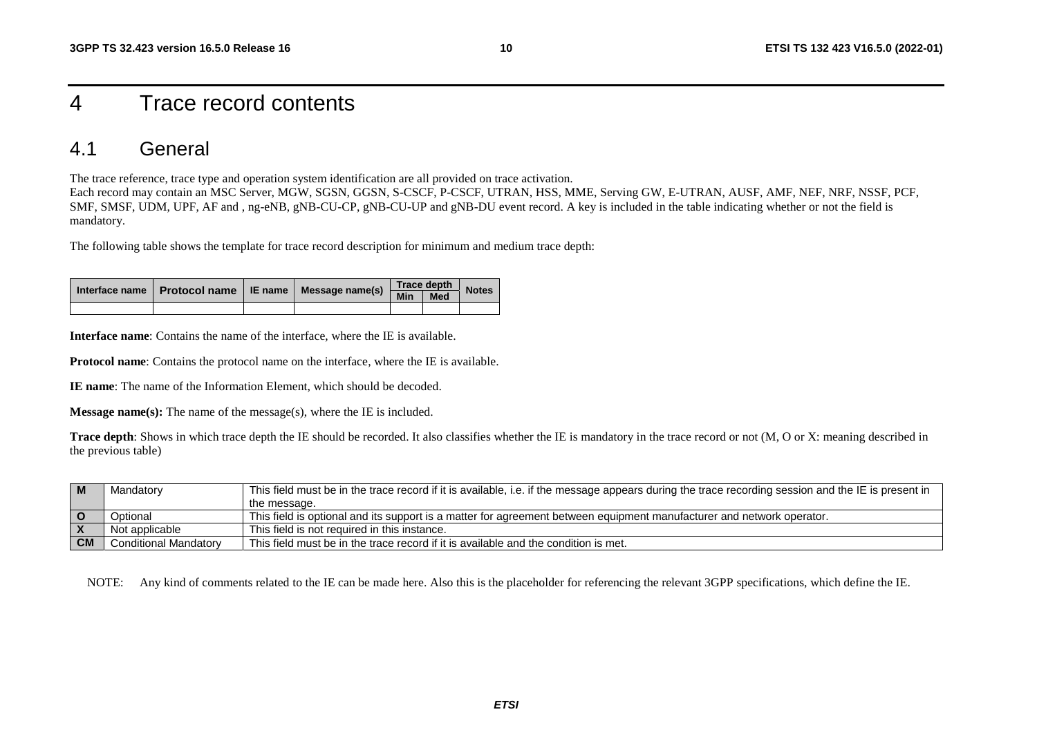# 4 Trace record contents

## 4.1 General

The trace reference, trace type and operation system identification are all provided on trace activation.
Each record may contain an MSC Server, MGW, SGSN, GGSN, S-CSCF, P-CSCF, UTRAN, HSS, MME, Serving GW, E-UTRAN, AUSF, AMF, NEF, NRF, NSSF, PCF, SMF, SMSF, UDM, UPF, AF and , ng-eNB, gNB-CU-CP, gNB-CU-UP and gNB-DU event record. A key is included in the table indicating whether or not the field is mandatory.

The following table shows the template for trace record description for minimum and medium trace depth:

| Interface name | Protocol name | IE name | Message name(s) | Trace depth | | Notes |
|---|---|---|---|---|---|---|
| | | | | Min | Med | |
| | | | | | | |

**Interface name**: Contains the name of the interface, where the IE is available.

**Protocol name**: Contains the protocol name on the interface, where the IE is available.

**IE name**: The name of the Information Element, which should be decoded.

**Message name(s):** The name of the message(s), where the IE is included.

**Trace depth**: Shows in which trace depth the IE should be recorded. It also classifies whether the IE is mandatory in the trace record or not (M, O or X: meaning described in the previous table)

| | | |
|---|---|---|
| **M** | Mandatory | This field must be in the trace record if it is available, i.e. if the message appears during the trace recording session and the IE is present in the message. |
| **O** | Optional | This field is optional and its support is a matter for agreement between equipment manufacturer and network operator. |
| **X** | Not applicable | This field is not required in this instance. |
| **CM** | Conditional Mandatory | This field must be in the trace record if it is available and the condition is met. |

NOTE: Any kind of comments related to the IE can be made here. Also this is the placeholder for referencing the relevant 3GPP specifications, which define the IE.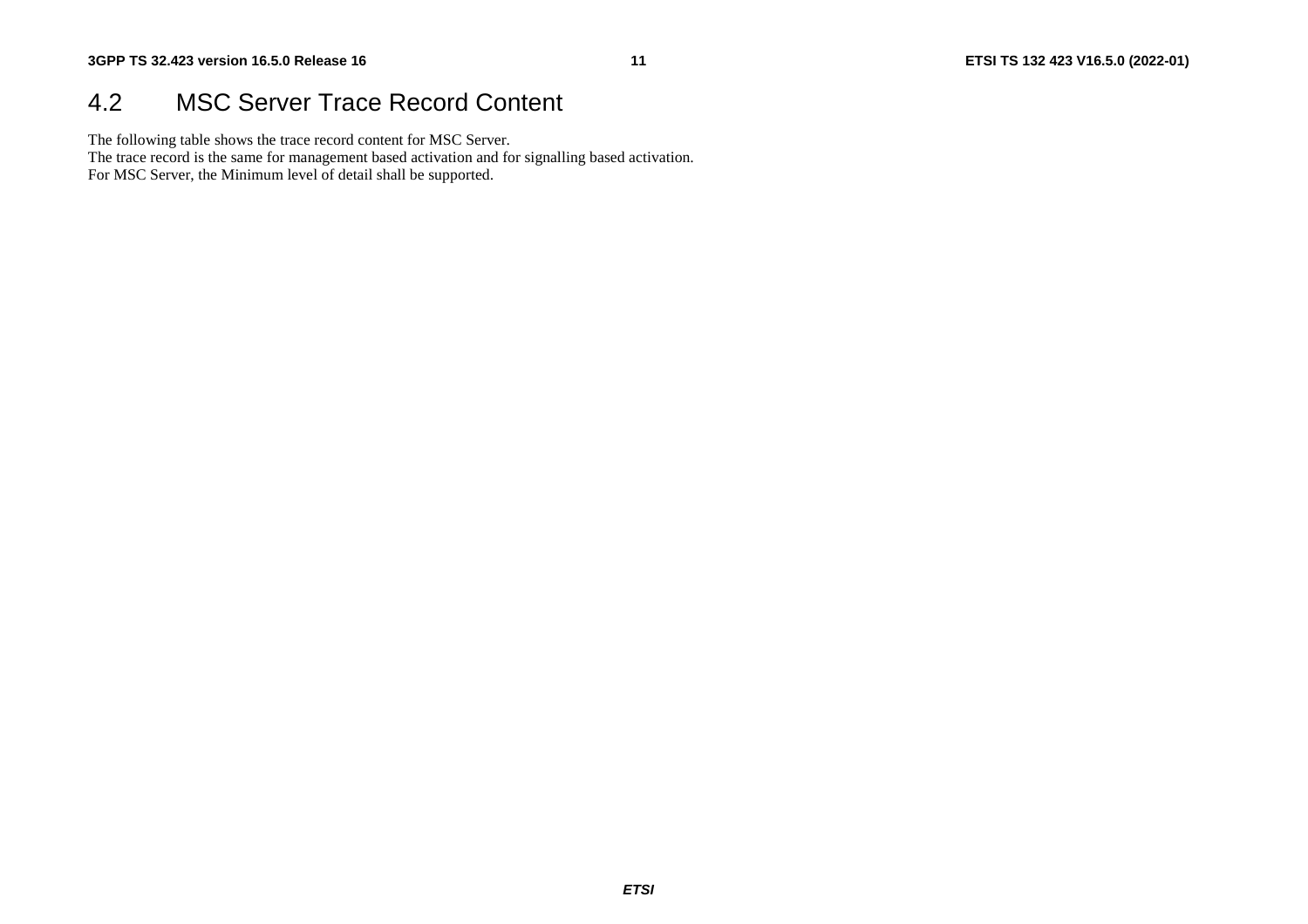## 4.2 MSC Server Trace Record Content

The following table shows the trace record content for MSC Server.
The trace record is the same for management based activation and for signalling based activation.
For MSC Server, the Minimum level of detail shall be supported.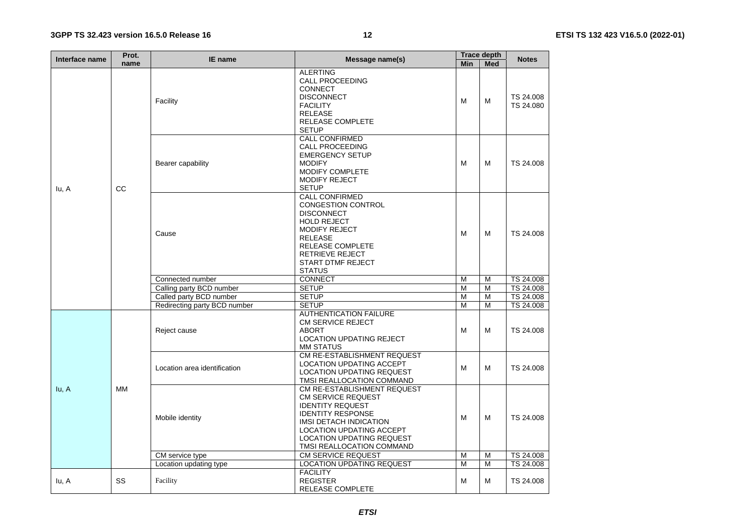| Interface name | Prot. name | IE name | Message name(s) | Trace depth | | Notes |
|---|---|---|---|---|---|---|
| | | | | Min | Med | |
| Iu, A | CC | Facility | ALERTING<br>CALL PROCEEDING<br>CONNECT<br>DISCONNECT<br>FACILITY<br>RELEASE<br>RELEASE COMPLETE<br>SETUP | M | M | TS 24.008<br>TS 24.080 |
| | | Bearer capability | CALL CONFIRMED<br>CALL PROCEEDING<br>EMERGENCY SETUP<br>MODIFY<br>MODIFY COMPLETE<br>MODIFY REJECT<br>SETUP | M | M | TS 24.008 |
| | | Cause | CALL CONFIRMED<br>CONGESTION CONTROL<br>DISCONNECT<br>HOLD REJECT<br>MODIFY REJECT<br>RELEASE<br>RELEASE COMPLETE<br>RETRIEVE REJECT<br>START DTMF REJECT<br>STATUS | M | M | TS 24.008 |
| | | Connected number | CONNECT | M | M | TS 24.008 |
| | | Calling party BCD number | SETUP | M | M | TS 24.008 |
| | | Called party BCD number | SETUP | M | M | TS 24.008 |
| | | Redirecting party BCD number | SETUP | M | M | TS 24.008 |
| Iu, A | MM | Reject cause | AUTHENTICATION FAILURE<br>CM SERVICE REJECT<br>ABORT<br>LOCATION UPDATING REJECT<br>MM STATUS | M | M | TS 24.008 |
| | | Location area identification | CM RE-ESTABLISHMENT REQUEST<br>LOCATION UPDATING ACCEPT<br>LOCATION UPDATING REQUEST<br>TMSI REALLOCATION COMMAND | M | M | TS 24.008 |
| | | Mobile identity | CM RE-ESTABLISHMENT REQUEST<br>CM SERVICE REQUEST<br>IDENTITY REQUEST<br>IDENTITY RESPONSE<br>IMSI DETACH INDICATION<br>LOCATION UPDATING ACCEPT<br>LOCATION UPDATING REQUEST<br>TMSI REALLOCATION COMMAND | M | M | TS 24.008 |
| | | CM service type | CM SERVICE REQUEST | M | M | TS 24.008 |
| | | Location updating type | LOCATION UPDATING REQUEST | M | M | TS 24.008 |
| Iu, A | SS | Facility | FACILITY<br>REGISTER<br>RELEASE COMPLETE | M | M | TS 24.008 |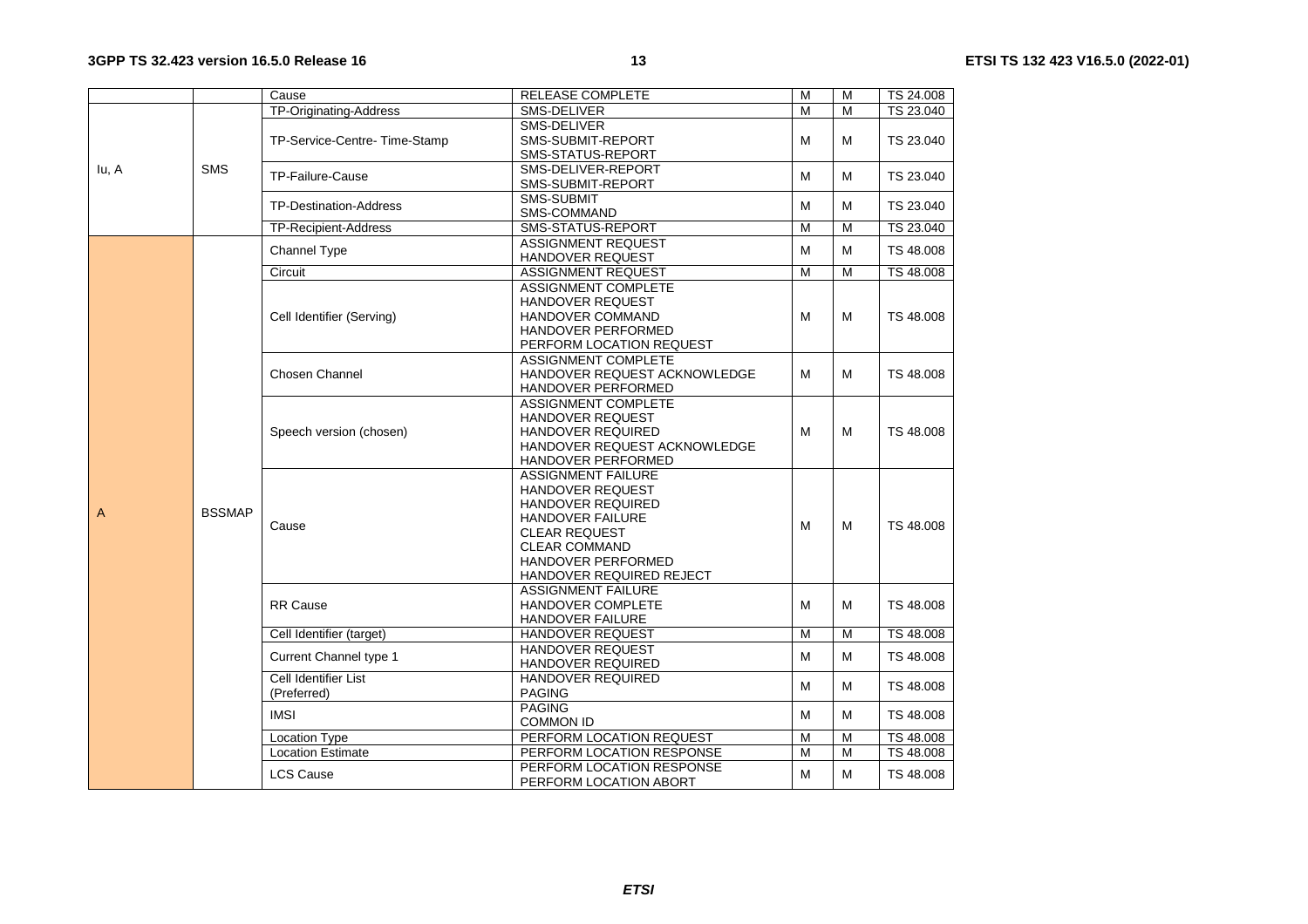| | | | | | | |
|---|---|---|---|---|---|---|
| | | Cause | RELEASE COMPLETE | M | M | TS 24.008 |
| Iu, A | SMS | TP-Originating-Address | SMS-DELIVER | M | M | TS 23.040 |
| | | TP-Service-Centre- Time-Stamp | SMS-DELIVER<br>SMS-SUBMIT-REPORT<br>SMS-STATUS-REPORT | M | M | TS 23.040 |
| | | TP-Failure-Cause | SMS-DELIVER-REPORT<br>SMS-SUBMIT-REPORT | M | M | TS 23.040 |
| | | TP-Destination-Address | SMS-SUBMIT<br>SMS-COMMAND | M | M | TS 23.040 |
| | | TP-Recipient-Address | SMS-STATUS-REPORT | M | M | TS 23.040 |
| A | BSSMAP | Channel Type | ASSIGNMENT REQUEST<br>HANDOVER REQUEST | M | M | TS 48.008 |
| | | Circuit | ASSIGNMENT REQUEST | M | M | TS 48.008 |
| | | Cell Identifier (Serving) | ASSIGNMENT COMPLETE<br>HANDOVER REQUEST<br>HANDOVER COMMAND<br>HANDOVER PERFORMED<br>PERFORM LOCATION REQUEST | M | M | TS 48.008 |
| | | Chosen Channel | ASSIGNMENT COMPLETE<br>HANDOVER REQUEST ACKNOWLEDGE<br>HANDOVER PERFORMED | M | M | TS 48.008 |
| | | Speech version (chosen) | ASSIGNMENT COMPLETE<br>HANDOVER REQUEST<br>HANDOVER REQUIRED<br>HANDOVER REQUEST ACKNOWLEDGE<br>HANDOVER PERFORMED | M | M | TS 48.008 |
| | | Cause | ASSIGNMENT FAILURE<br>HANDOVER REQUEST<br>HANDOVER REQUIRED<br>HANDOVER FAILURE<br>CLEAR REQUEST<br>CLEAR COMMAND<br>HANDOVER PERFORMED<br>HANDOVER REQUIRED REJECT | M | M | TS 48.008 |
| | | RR Cause | ASSIGNMENT FAILURE<br>HANDOVER COMPLETE<br>HANDOVER FAILURE | M | M | TS 48.008 |
| | | Cell Identifier (target) | HANDOVER REQUEST | M | M | TS 48.008 |
| | | Current Channel type 1 | HANDOVER REQUEST<br>HANDOVER REQUIRED | M | M | TS 48.008 |
| | | Cell Identifier List (Preferred) | HANDOVER REQUIRED<br>PAGING | M | M | TS 48.008 |
| | | IMSI | PAGING<br>COMMON ID | M | M | TS 48.008 |
| | | Location Type | PERFORM LOCATION REQUEST | M | M | TS 48.008 |
| | | Location Estimate | PERFORM LOCATION RESPONSE | M | M | TS 48.008 |
| | | LCS Cause | PERFORM LOCATION RESPONSE<br>PERFORM LOCATION ABORT | M | M | TS 48.008 |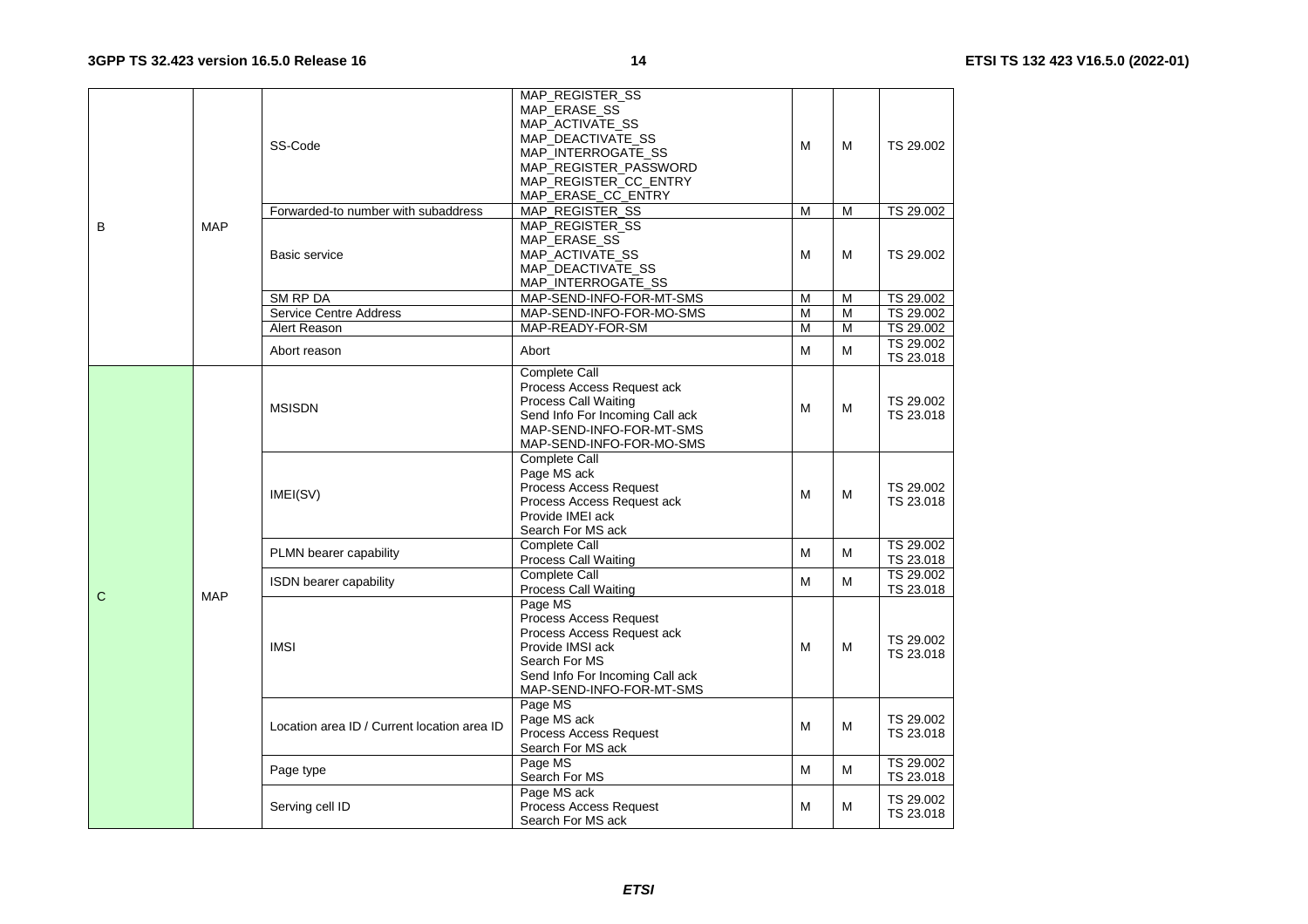| | | | | | | |
|---|---|---|---|---|---|---|
| B | MAP | SS-Code | MAP_REGISTER_SS<br>MAP_ERASE_SS<br>MAP_ACTIVATE_SS<br>MAP_DEACTIVATE_SS<br>MAP_INTERROGATE_SS<br>MAP_REGISTER_PASSWORD<br>MAP_REGISTER_CC_ENTRY<br>MAP_ERASE_CC_ENTRY | M | M | TS 29.002 |
| | | Forwarded-to number with subaddress | MAP_REGISTER_SS | M | M | TS 29.002 |
| | | Basic service | MAP_REGISTER_SS<br>MAP_ERASE_SS<br>MAP_ACTIVATE_SS<br>MAP_DEACTIVATE_SS<br>MAP_INTERROGATE_SS | M | M | TS 29.002 |
| | | SM RP DA | MAP-SEND-INFO-FOR-MT-SMS | M | M | TS 29.002 |
| | | Service Centre Address | MAP-SEND-INFO-FOR-MO-SMS | M | M | TS 29.002 |
| | | Alert Reason | MAP-READY-FOR-SM | M | M | TS 29.002 |
| | | Abort reason | Abort | M | M | TS 29.002<br>TS 23.018 |
| C | MAP | MSISDN | Complete Call<br>Process Access Request ack<br>Process Call Waiting<br>Send Info For Incoming Call ack<br>MAP-SEND-INFO-FOR-MT-SMS<br>MAP-SEND-INFO-FOR-MO-SMS | M | M | TS 29.002<br>TS 23.018 |
| | | IMEI(SV) | Complete Call<br>Page MS ack<br>Process Access Request<br>Process Access Request ack<br>Provide IMEI ack<br>Search For MS ack | M | M | TS 29.002<br>TS 23.018 |
| | | PLMN bearer capability | Complete Call<br>Process Call Waiting | M | M | TS 29.002<br>TS 23.018 |
| | | ISDN bearer capability | Complete Call<br>Process Call Waiting | M | M | TS 29.002<br>TS 23.018 |
| | | IMSI | Page MS<br>Process Access Request<br>Process Access Request ack<br>Provide IMSI ack<br>Search For MS<br>Send Info For Incoming Call ack<br>MAP-SEND-INFO-FOR-MT-SMS | M | M | TS 29.002<br>TS 23.018 |
| | | Location area ID / Current location area ID | Page MS<br>Page MS ack<br>Process Access Request<br>Search For MS ack | M | M | TS 29.002<br>TS 23.018 |
| | | Page type | Page MS<br>Search For MS | M | M | TS 29.002<br>TS 23.018 |
| | | Serving cell ID | Page MS ack<br>Process Access Request<br>Search For MS ack | M | M | TS 29.002<br>TS 23.018 |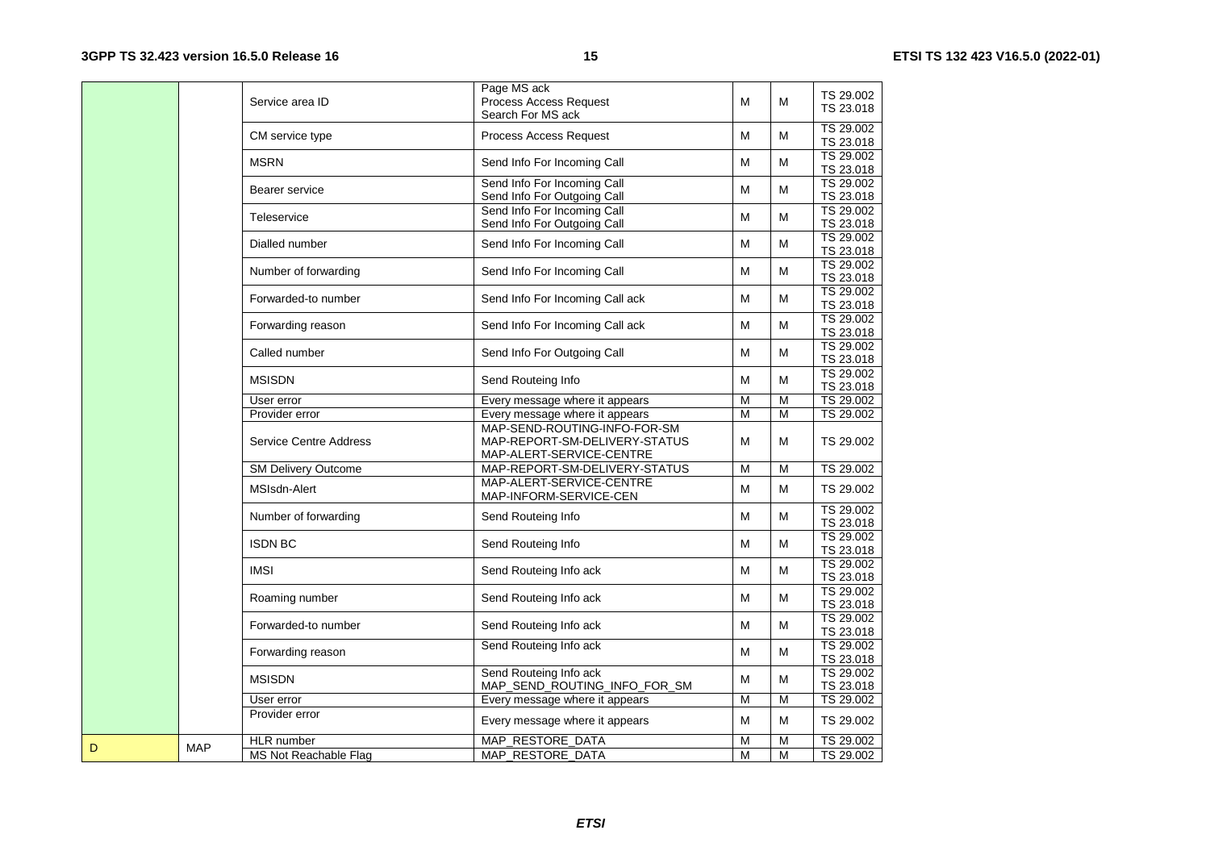| | | Service area ID | Page MS ack<br>Process Access Request<br>Search For MS ack | M | M | TS 29.002<br>TS 23.018 |
|---|---|---|---|---|---|---|
| | | CM service type | Process Access Request | M | M | TS 29.002<br>TS 23.018 |
| | | MSRN | Send Info For Incoming Call | M | M | TS 29.002<br>TS 23.018 |
| | | Bearer service | Send Info For Incoming Call<br>Send Info For Outgoing Call | M | M | TS 29.002<br>TS 23.018 |
| | | Teleservice | Send Info For Incoming Call<br>Send Info For Outgoing Call | M | M | TS 29.002<br>TS 23.018 |
| | | Dialled number | Send Info For Incoming Call | M | M | TS 29.002<br>TS 23.018 |
| | | Number of forwarding | Send Info For Incoming Call | M | M | TS 29.002<br>TS 23.018 |
| | | Forwarded-to number | Send Info For Incoming Call ack | M | M | TS 29.002<br>TS 23.018 |
| | | Forwarding reason | Send Info For Incoming Call ack | M | M | TS 29.002<br>TS 23.018 |
| | | Called number | Send Info For Outgoing Call | M | M | TS 29.002<br>TS 23.018 |
| | | MSISDN | Send Routeing Info | M | M | TS 29.002<br>TS 23.018 |
| | | User error | Every message where it appears | M | M | TS 29.002 |
| | | Provider error | Every message where it appears | M | M | TS 29.002 |
| | | Service Centre Address | MAP-SEND-ROUTING-INFO-FOR-SM<br>MAP-REPORT-SM-DELIVERY-STATUS<br>MAP-ALERT-SERVICE-CENTRE | M | M | TS 29.002 |
| | | SM Delivery Outcome | MAP-REPORT-SM-DELIVERY-STATUS | M | M | TS 29.002 |
| | | MSIsdn-Alert | MAP-ALERT-SERVICE-CENTRE<br>MAP-INFORM-SERVICE-CEN | M | M | TS 29.002 |
| | | Number of forwarding | Send Routeing Info | M | M | TS 29.002<br>TS 23.018 |
| | | ISDN BC | Send Routeing Info | M | M | TS 29.002<br>TS 23.018 |
| | | IMSI | Send Routeing Info ack | M | M | TS 29.002<br>TS 23.018 |
| | | Roaming number | Send Routeing Info ack | M | M | TS 29.002<br>TS 23.018 |
| | | Forwarded-to number | Send Routeing Info ack | M | M | TS 29.002<br>TS 23.018 |
| | | Forwarding reason | Send Routeing Info ack | M | M | TS 29.002<br>TS 23.018 |
| | | MSISDN | Send Routeing Info ack<br>MAP_SEND_ROUTING_INFO_FOR_SM | M | M | TS 29.002<br>TS 23.018 |
| | | User error | Every message where it appears | M | M | TS 29.002 |
| | | Provider error | Every message where it appears | M | M | TS 29.002 |
| D | MAP | HLR number | MAP_RESTORE_DATA | M | M | TS 29.002 |
| | | MS Not Reachable Flag | MAP_RESTORE_DATA | M | M | TS 29.002 |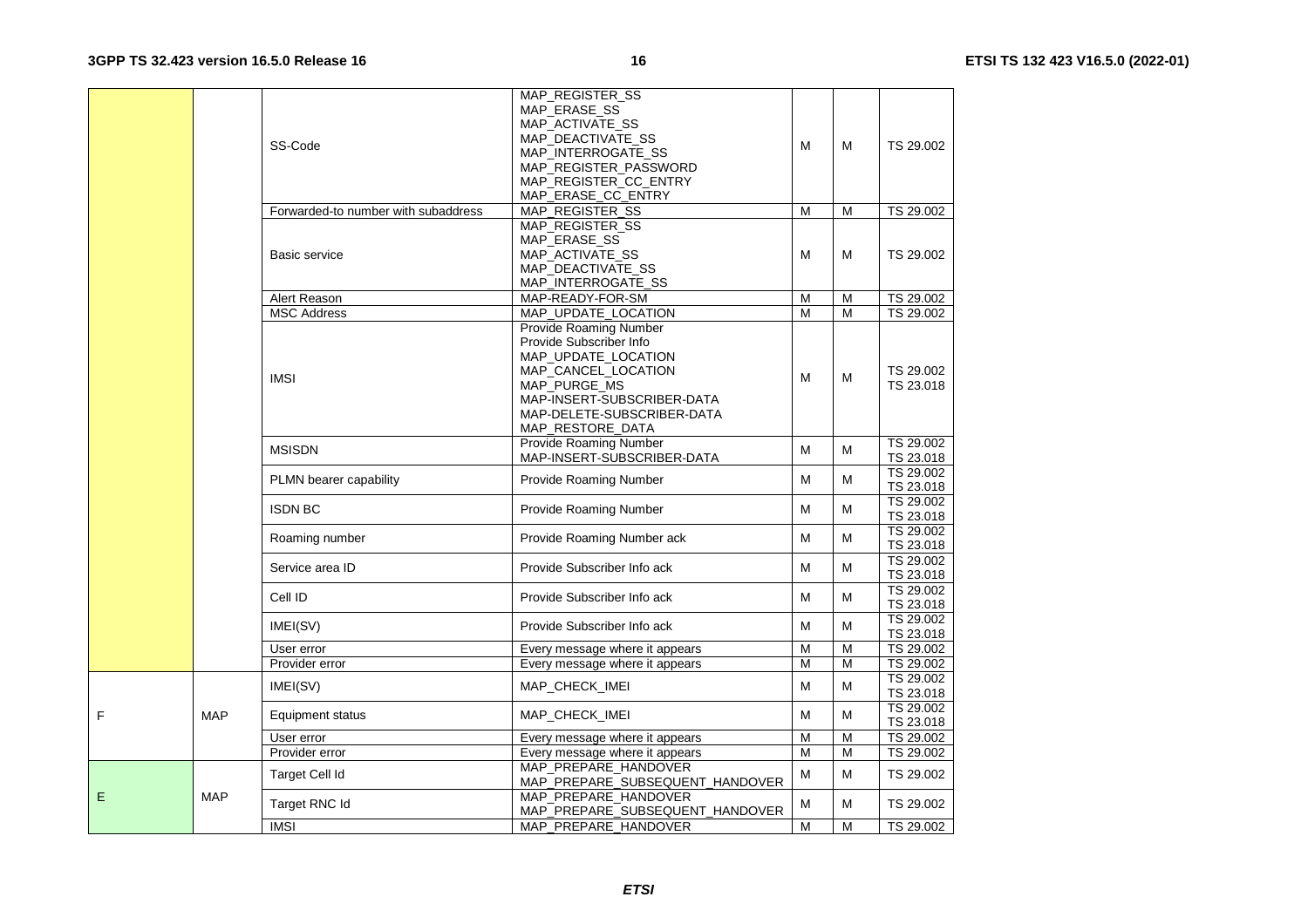| | | | | | | |
|---|---|---|---|---|---|---|
| | | SS-Code | MAP_REGISTER_SS<br>MAP_ERASE_SS<br>MAP_ACTIVATE_SS<br>MAP_DEACTIVATE_SS<br>MAP_INTERROGATE_SS<br>MAP_REGISTER_PASSWORD<br>MAP_REGISTER_CC_ENTRY<br>MAP_ERASE_CC_ENTRY | M | M | TS 29.002 |
| | | Forwarded-to number with subaddress | MAP_REGISTER_SS | M | M | TS 29.002 |
| | | Basic service | MAP_REGISTER_SS<br>MAP_ERASE_SS<br>MAP_ACTIVATE_SS<br>MAP_DEACTIVATE_SS<br>MAP_INTERROGATE_SS | M | M | TS 29.002 |
| | | Alert Reason | MAP-READY-FOR-SM | M | M | TS 29.002 |
| | | MSC Address | MAP_UPDATE_LOCATION | M | M | TS 29.002 |
| | | IMSI | Provide Roaming Number<br>Provide Subscriber Info<br>MAP_UPDATE_LOCATION<br>MAP_CANCEL_LOCATION<br>MAP_PURGE_MS<br>MAP-INSERT-SUBSCRIBER-DATA<br>MAP-DELETE-SUBSCRIBER-DATA<br>MAP_RESTORE_DATA | M | M | TS 29.002<br>TS 23.018 |
| | | MSISDN | Provide Roaming Number<br>MAP-INSERT-SUBSCRIBER-DATA | M | M | TS 29.002<br>TS 23.018 |
| | | PLMN bearer capability | Provide Roaming Number | M | M | TS 29.002<br>TS 23.018 |
| | | ISDN BC | Provide Roaming Number | M | M | TS 29.002<br>TS 23.018 |
| | | Roaming number | Provide Roaming Number ack | M | M | TS 29.002<br>TS 23.018 |
| | | Service area ID | Provide Subscriber Info ack | M | M | TS 29.002<br>TS 23.018 |
| | | Cell ID | Provide Subscriber Info ack | M | M | TS 29.002<br>TS 23.018 |
| | | IMEI(SV) | Provide Subscriber Info ack | M | M | TS 29.002<br>TS 23.018 |
| | | User error | Every message where it appears | M | M | TS 29.002 |
| | | Provider error | Every message where it appears | M | M | TS 29.002 |
| F | MAP | IMEI(SV) | MAP_CHECK_IMEI | M | M | TS 29.002<br>TS 23.018 |
| | | Equipment status | MAP_CHECK_IMEI | M | M | TS 29.002<br>TS 23.018 |
| | | User error | Every message where it appears | M | M | TS 29.002 |
| | | Provider error | Every message where it appears | M | M | TS 29.002 |
| E | MAP | Target Cell Id | MAP_PREPARE_HANDOVER<br>MAP_PREPARE_SUBSEQUENT_HANDOVER | M | M | TS 29.002 |
| | | Target RNC Id | MAP_PREPARE_HANDOVER<br>MAP_PREPARE_SUBSEQUENT_HANDOVER | M | M | TS 29.002 |
| | | IMSI | MAP_PREPARE_HANDOVER | M | M | TS 29.002 |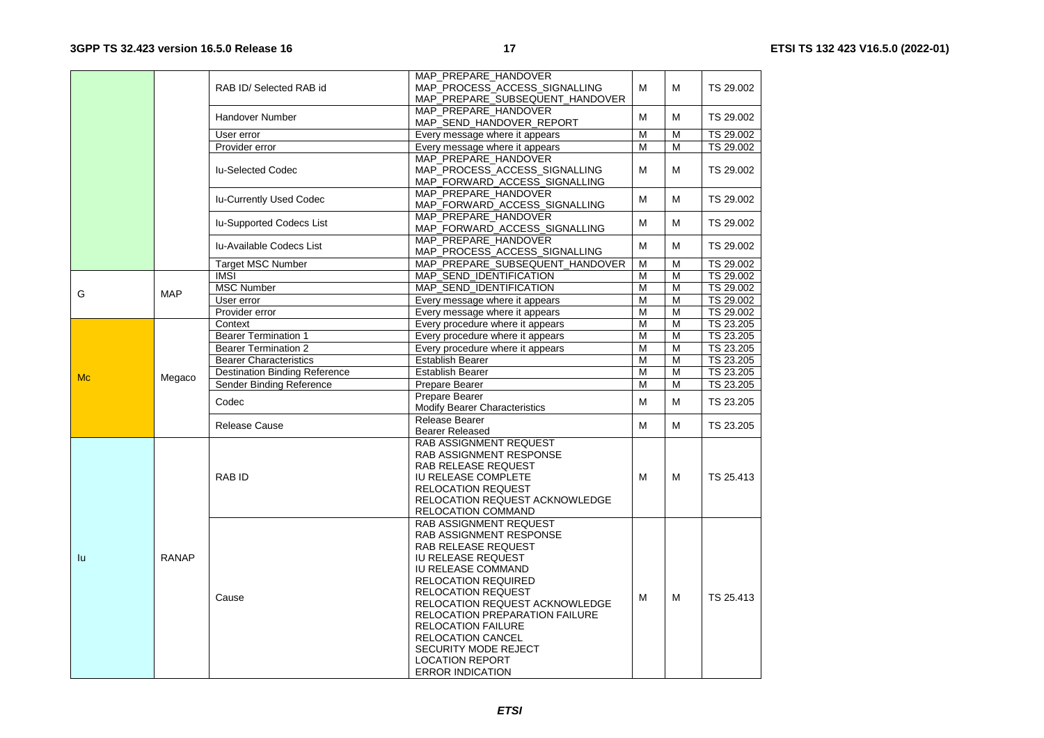| | | RAB ID/ Selected RAB id | MAP_PREPARE_HANDOVER<br>MAP_PROCESS_ACCESS_SIGNALLING<br>MAP_PREPARE_SUBSEQUENT_HANDOVER | M | M | TS 29.002 |
|---|---|---|---|---|---|---|
| | | Handover Number | MAP_PREPARE_HANDOVER<br>MAP_SEND_HANDOVER_REPORT | M | M | TS 29.002 |
| | | User error | Every message where it appears | M | M | TS 29.002 |
| | | Provider error | Every message where it appears | M | M | TS 29.002 |
| | | Iu-Selected Codec | MAP_PREPARE_HANDOVER<br>MAP_PROCESS_ACCESS_SIGNALLING<br>MAP_FORWARD_ACCESS_SIGNALLING | M | M | TS 29.002 |
| | | Iu-Currently Used Codec | MAP_PREPARE_HANDOVER<br>MAP_FORWARD_ACCESS_SIGNALLING | M | M | TS 29.002 |
| | | Iu-Supported Codecs List | MAP_PREPARE_HANDOVER<br>MAP_FORWARD_ACCESS_SIGNALLING | M | M | TS 29.002 |
| | | Iu-Available Codecs List | MAP_PREPARE_HANDOVER<br>MAP_PROCESS_ACCESS_SIGNALLING | M | M | TS 29.002 |
| | | Target MSC Number | MAP_PREPARE_SUBSEQUENT_HANDOVER | M | M | TS 29.002 |
| G | MAP | IMSI | MAP_SEND_IDENTIFICATION | M | M | TS 29.002 |
| | | MSC Number | MAP_SEND_IDENTIFICATION | M | M | TS 29.002 |
| | | User error | Every message where it appears | M | M | TS 29.002 |
| | | Provider error | Every message where it appears | M | M | TS 29.002 |
| Mc | Megaco | Context | Every procedure where it appears | M | M | TS 23.205 |
| | | Bearer Termination 1 | Every procedure where it appears | M | M | TS 23.205 |
| | | Bearer Termination 2 | Every procedure where it appears | M | M | TS 23.205 |
| | | Bearer Characteristics | Establish Bearer | M | M | TS 23.205 |
| | | Destination Binding Reference | Establish Bearer | M | M | TS 23.205 |
| | | Sender Binding Reference | Prepare Bearer | M | M | TS 23.205 |
| | | Codec | Prepare Bearer<br>Modify Bearer Characteristics | M | M | TS 23.205 |
| | | Release Cause | Release Bearer<br>Bearer Released | M | M | TS 23.205 |
| Iu | RANAP | RAB ID | RAB ASSIGNMENT REQUEST<br>RAB ASSIGNMENT RESPONSE<br>RAB RELEASE REQUEST<br>IU RELEASE COMPLETE<br>RELOCATION REQUEST<br>RELOCATION REQUEST ACKNOWLEDGE<br>RELOCATION COMMAND | M | M | TS 25.413 |
| | | Cause | RAB ASSIGNMENT REQUEST<br>RAB ASSIGNMENT RESPONSE<br>RAB RELEASE REQUEST<br>IU RELEASE REQUEST<br>IU RELEASE COMMAND<br>RELOCATION REQUIRED<br>RELOCATION REQUEST<br>RELOCATION REQUEST ACKNOWLEDGE<br>RELOCATION PREPARATION FAILURE<br>RELOCATION FAILURE<br>RELOCATION CANCEL<br>SECURITY MODE REJECT<br>LOCATION REPORT<br>ERROR INDICATION | M | M | TS 25.413 |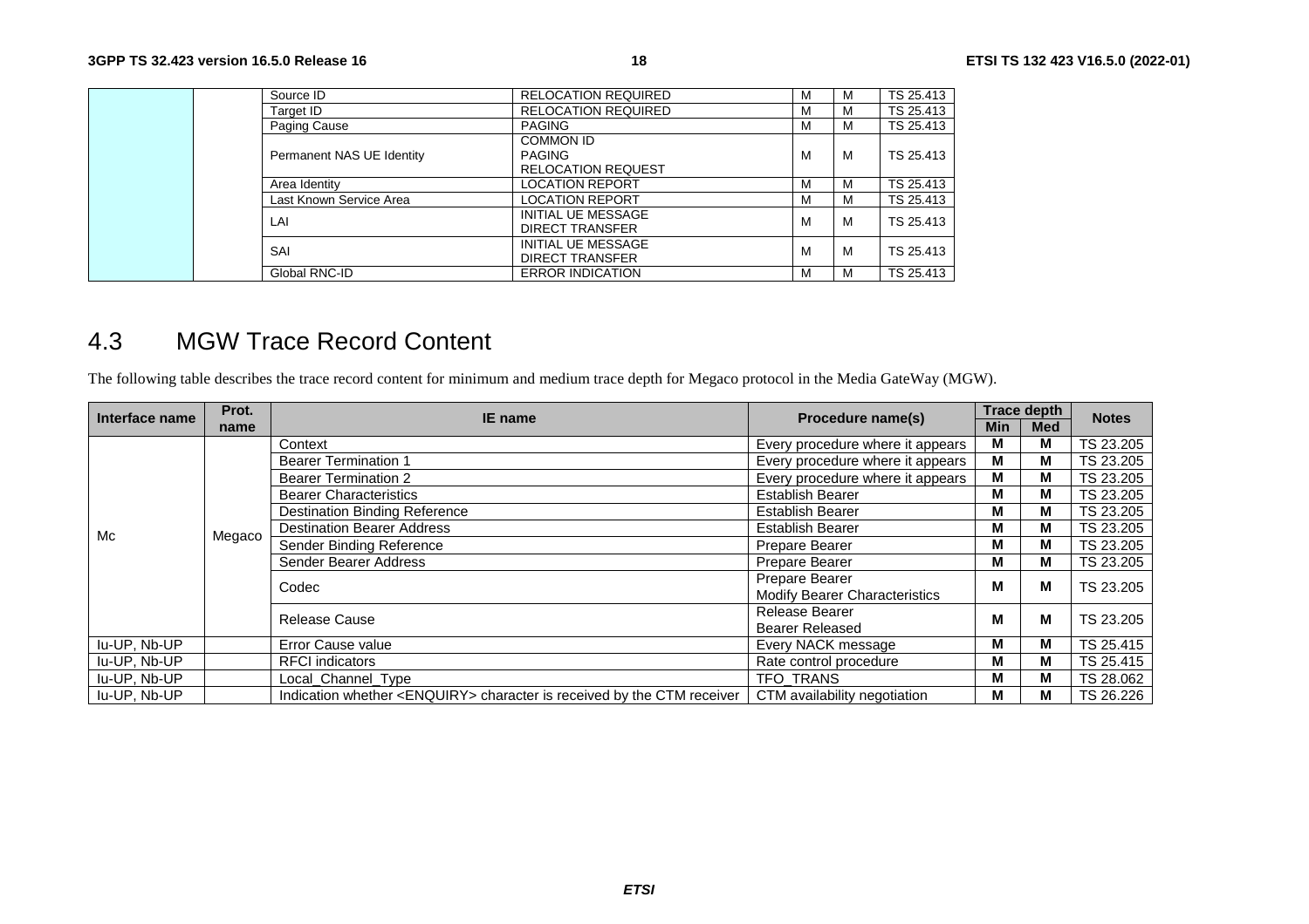| | | Source ID | RELOCATION REQUIRED | M | M | TS 25.413 |
|---|---|---|---|---|---|---|
| | | Target ID | RELOCATION REQUIRED | M | M | TS 25.413 |
| | | Paging Cause | PAGING | M | M | TS 25.413 |
| | | Permanent NAS UE Identity | COMMON ID<br>PAGING<br>RELOCATION REQUEST | M | M | TS 25.413 |
| | | Area Identity | LOCATION REPORT | M | M | TS 25.413 |
| | | Last Known Service Area | LOCATION REPORT | M | M | TS 25.413 |
| | | LAI | INITIAL UE MESSAGE<br>DIRECT TRANSFER | M | M | TS 25.413 |
| | | SAI | INITIAL UE MESSAGE<br>DIRECT TRANSFER | M | M | TS 25.413 |
| | | Global RNC-ID | ERROR INDICATION | M | M | TS 25.413 |

## 4.3 MGW Trace Record Content

The following table describes the trace record content for minimum and medium trace depth for Megaco protocol in the Media GateWay (MGW).

| Interface name | Prot. name | IE name | Procedure name(s) | Trace depth | | Notes |
|---|---|---|---|---|---|---|
| | | | | Min | Med | |
| Mc | Megaco | Context | Every procedure where it appears | M | M | TS 23.205 |
| | | Bearer Termination 1 | Every procedure where it appears | M | M | TS 23.205 |
| | | Bearer Termination 2 | Every procedure where it appears | M | M | TS 23.205 |
| | | Bearer Characteristics | Establish Bearer | M | M | TS 23.205 |
| | | Destination Binding Reference | Establish Bearer | M | M | TS 23.205 |
| | | Destination Bearer Address | Establish Bearer | M | M | TS 23.205 |
| | | Sender Binding Reference | Prepare Bearer | M | M | TS 23.205 |
| | | Sender Bearer Address | Prepare Bearer | M | M | TS 23.205 |
| | | Codec | Prepare Bearer<br>Modify Bearer Characteristics | M | M | TS 23.205 |
| | | Release Cause | Release Bearer<br>Bearer Released | M | M | TS 23.205 |
| Iu-UP, Nb-UP | | Error Cause value | Every NACK message | M | M | TS 25.415 |
| Iu-UP, Nb-UP | | RFCI indicators | Rate control procedure | M | M | TS 25.415 |
| Iu-UP, Nb-UP | | Local_Channel_Type | TFO_TRANS | M | M | TS 28.062 |
| Iu-UP, Nb-UP | | Indication whether <ENQUIRY> character is received by the CTM receiver | CTM availability negotiation | M | M | TS 26.226 |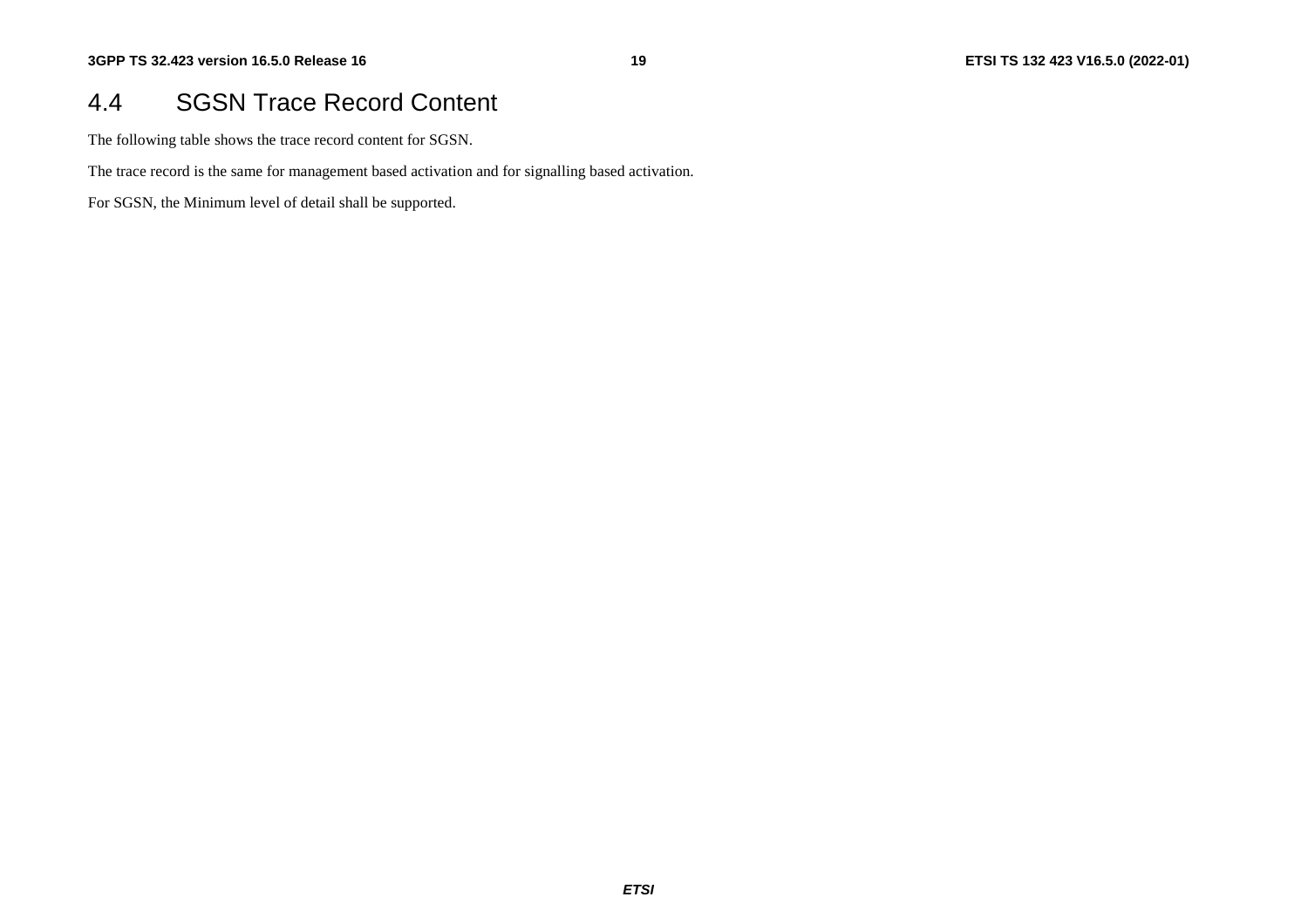## 4.4 SGSN Trace Record Content

The following table shows the trace record content for SGSN.

The trace record is the same for management based activation and for signalling based activation.

For SGSN, the Minimum level of detail shall be supported.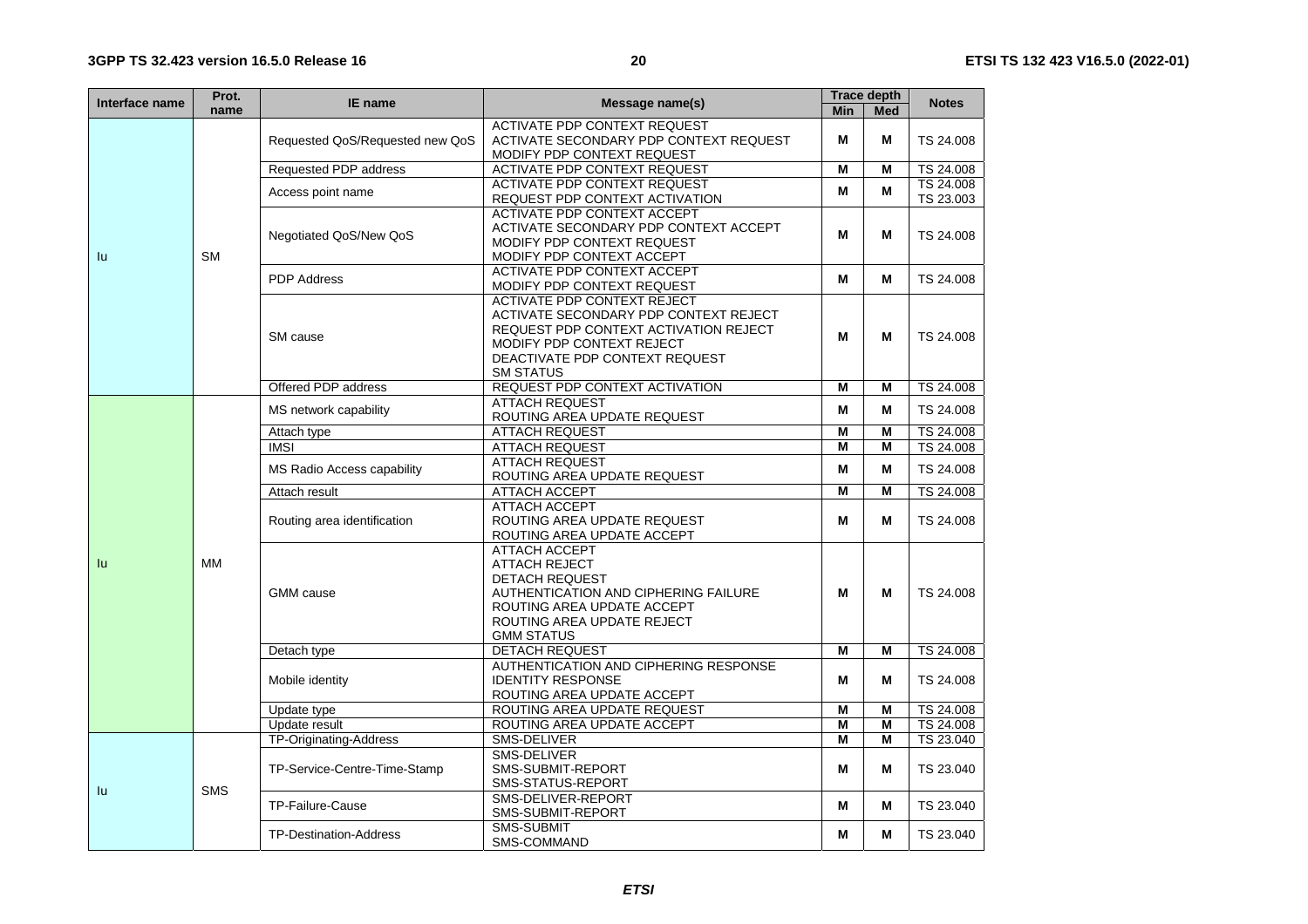| Interface name | Prot. name | IE name | Message name(s) | Trace depth | | Notes |
|---|---|---|---|---|---|---|
| | | | | Min | Med | |
| Iu | SM | Requested QoS/Requested new QoS | ACTIVATE PDP CONTEXT REQUEST<br>ACTIVATE SECONDARY PDP CONTEXT REQUEST<br>MODIFY PDP CONTEXT REQUEST | M | M | TS 24.008 |
| | | Requested PDP address | ACTIVATE PDP CONTEXT REQUEST | M | M | TS 24.008 |
| | | Access point name | ACTIVATE PDP CONTEXT REQUEST<br>REQUEST PDP CONTEXT ACTIVATION | M | M | TS 24.008<br>TS 23.003 |
| | | Negotiated QoS/New QoS | ACTIVATE PDP CONTEXT ACCEPT<br>ACTIVATE SECONDARY PDP CONTEXT ACCEPT<br>MODIFY PDP CONTEXT REQUEST<br>MODIFY PDP CONTEXT ACCEPT | M | M | TS 24.008 |
| | | PDP Address | ACTIVATE PDP CONTEXT ACCEPT<br>MODIFY PDP CONTEXT REQUEST | M | M | TS 24.008 |
| | | SM cause | ACTIVATE PDP CONTEXT REJECT<br>ACTIVATE SECONDARY PDP CONTEXT REJECT<br>REQUEST PDP CONTEXT ACTIVATION REJECT<br>MODIFY PDP CONTEXT REJECT<br>DEACTIVATE PDP CONTEXT REQUEST<br>SM STATUS | M | M | TS 24.008 |
| | | Offered PDP address | REQUEST PDP CONTEXT ACTIVATION | M | M | TS 24.008 |
| Iu | MM | MS network capability | ATTACH REQUEST<br>ROUTING AREA UPDATE REQUEST | M | M | TS 24.008 |
| | | Attach type | ATTACH REQUEST | M | M | TS 24.008 |
| | | IMSI | ATTACH REQUEST | M | M | TS 24.008 |
| | | MS Radio Access capability | ATTACH REQUEST<br>ROUTING AREA UPDATE REQUEST | M | M | TS 24.008 |
| | | Attach result | ATTACH ACCEPT | M | M | TS 24.008 |
| | | Routing area identification | ATTACH ACCEPT<br>ROUTING AREA UPDATE REQUEST<br>ROUTING AREA UPDATE ACCEPT | M | M | TS 24.008 |
| | | GMM cause | ATTACH ACCEPT<br>ATTACH REJECT<br>DETACH REQUEST<br>AUTHENTICATION AND CIPHERING FAILURE<br>ROUTING AREA UPDATE ACCEPT<br>ROUTING AREA UPDATE REJECT<br>GMM STATUS | M | M | TS 24.008 |
| | | Detach type | DETACH REQUEST | M | M | TS 24.008 |
| | | Mobile identity | AUTHENTICATION AND CIPHERING RESPONSE<br>IDENTITY RESPONSE<br>ROUTING AREA UPDATE ACCEPT | M | M | TS 24.008 |
| | | Update type | ROUTING AREA UPDATE REQUEST | M | M | TS 24.008 |
| | | Update result | ROUTING AREA UPDATE ACCEPT | M | M | TS 24.008 |
| Iu | SMS | TP-Originating-Address | SMS-DELIVER | M | M | TS 23.040 |
| | | TP-Service-Centre-Time-Stamp | SMS-DELIVER<br>SMS-SUBMIT-REPORT<br>SMS-STATUS-REPORT | M | M | TS 23.040 |
| | | TP-Failure-Cause | SMS-DELIVER-REPORT<br>SMS-SUBMIT-REPORT | M | M | TS 23.040 |
| | | TP-Destination-Address | SMS-SUBMIT<br>SMS-COMMAND | M | M | TS 23.040 |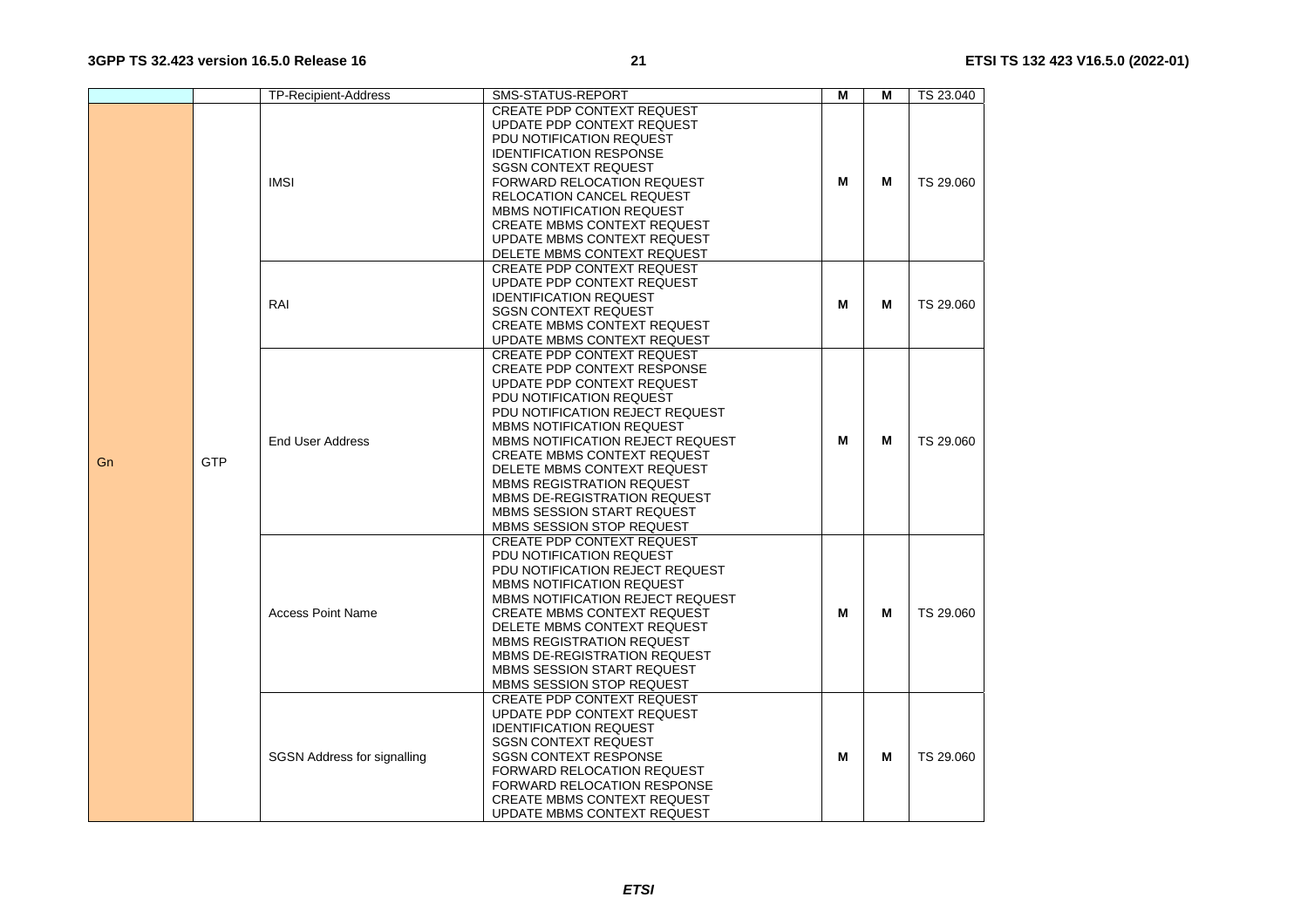| | | TP-Recipient-Address | SMS-STATUS-REPORT | M | M | TS 23.040 |
|---|---|---|---|---|---|---|
| Gn | GTP | IMSI | CREATE PDP CONTEXT REQUEST<br>UPDATE PDP CONTEXT REQUEST<br>PDU NOTIFICATION REQUEST<br>IDENTIFICATION RESPONSE<br>SGSN CONTEXT REQUEST<br>FORWARD RELOCATION REQUEST<br>RELOCATION CANCEL REQUEST<br>MBMS NOTIFICATION REQUEST<br>CREATE MBMS CONTEXT REQUEST<br>UPDATE MBMS CONTEXT REQUEST<br>DELETE MBMS CONTEXT REQUEST | M | M | TS 29.060 |
| | | RAI | CREATE PDP CONTEXT REQUEST<br>UPDATE PDP CONTEXT REQUEST<br>IDENTIFICATION REQUEST<br>SGSN CONTEXT REQUEST<br>CREATE MBMS CONTEXT REQUEST<br>UPDATE MBMS CONTEXT REQUEST | M | M | TS 29.060 |
| | | End User Address | CREATE PDP CONTEXT REQUEST<br>CREATE PDP CONTEXT RESPONSE<br>UPDATE PDP CONTEXT REQUEST<br>PDU NOTIFICATION REQUEST<br>PDU NOTIFICATION REJECT REQUEST<br>MBMS NOTIFICATION REQUEST<br>MBMS NOTIFICATION REJECT REQUEST<br>CREATE MBMS CONTEXT REQUEST<br>DELETE MBMS CONTEXT REQUEST<br>MBMS REGISTRATION REQUEST<br>MBMS DE-REGISTRATION REQUEST<br>MBMS SESSION START REQUEST<br>MBMS SESSION STOP REQUEST | M | M | TS 29.060 |
| | | Access Point Name | CREATE PDP CONTEXT REQUEST<br>PDU NOTIFICATION REQUEST<br>PDU NOTIFICATION REJECT REQUEST<br>MBMS NOTIFICATION REQUEST<br>MBMS NOTIFICATION REJECT REQUEST<br>CREATE MBMS CONTEXT REQUEST<br>DELETE MBMS CONTEXT REQUEST<br>MBMS REGISTRATION REQUEST<br>MBMS DE-REGISTRATION REQUEST<br>MBMS SESSION START REQUEST<br>MBMS SESSION STOP REQUEST | M | M | TS 29.060 |
| | | SGSN Address for signalling | CREATE PDP CONTEXT REQUEST<br>UPDATE PDP CONTEXT REQUEST<br>IDENTIFICATION REQUEST<br>SGSN CONTEXT REQUEST<br>SGSN CONTEXT RESPONSE<br>FORWARD RELOCATION REQUEST<br>FORWARD RELOCATION RESPONSE<br>CREATE MBMS CONTEXT REQUEST<br>UPDATE MBMS CONTEXT REQUEST | M | M | TS 29.060 |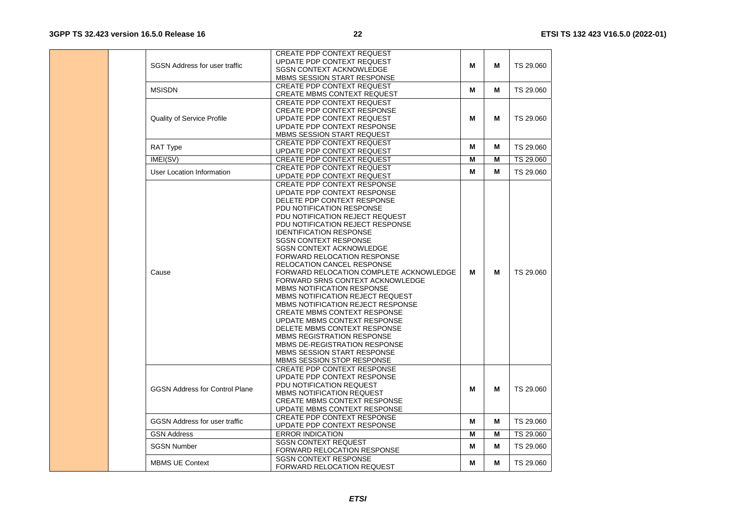| | | | | | | |
|---|---|---|---|---|---|---|
| | | SGSN Address for user traffic | CREATE PDP CONTEXT REQUEST<br>UPDATE PDP CONTEXT REQUEST<br>SGSN CONTEXT ACKNOWLEDGE<br>MBMS SESSION START RESPONSE | M | M | TS 29.060 |
| | | MSISDN | CREATE PDP CONTEXT REQUEST<br>CREATE MBMS CONTEXT REQUEST | M | M | TS 29.060 |
| | | Quality of Service Profile | CREATE PDP CONTEXT REQUEST<br>CREATE PDP CONTEXT RESPONSE<br>UPDATE PDP CONTEXT REQUEST<br>UPDATE PDP CONTEXT RESPONSE<br>MBMS SESSION START REQUEST | M | M | TS 29.060 |
| | | RAT Type | CREATE PDP CONTEXT REQUEST<br>UPDATE PDP CONTEXT REQUEST | M | M | TS 29.060 |
| | | IMEI(SV) | CREATE PDP CONTEXT REQUEST | M | M | TS 29.060 |
| | | User Location Information | CREATE PDP CONTEXT REQUEST<br>UPDATE PDP CONTEXT REQUEST | M | M | TS 29.060 |
| | | Cause | CREATE PDP CONTEXT RESPONSE<br>UPDATE PDP CONTEXT RESPONSE<br>DELETE PDP CONTEXT RESPONSE<br>PDU NOTIFICATION RESPONSE<br>PDU NOTIFICATION REJECT REQUEST<br>PDU NOTIFICATION REJECT RESPONSE<br>IDENTIFICATION RESPONSE<br>SGSN CONTEXT RESPONSE<br>SGSN CONTEXT ACKNOWLEDGE<br>FORWARD RELOCATION RESPONSE<br>RELOCATION CANCEL RESPONSE<br>FORWARD RELOCATION COMPLETE ACKNOWLEDGE<br>FORWARD SRNS CONTEXT ACKNOWLEDGE<br>MBMS NOTIFICATION RESPONSE<br>MBMS NOTIFICATION REJECT REQUEST<br>MBMS NOTIFICATION REJECT RESPONSE<br>CREATE MBMS CONTEXT RESPONSE<br>UPDATE MBMS CONTEXT RESPONSE<br>DELETE MBMS CONTEXT RESPONSE<br>MBMS REGISTRATION RESPONSE<br>MBMS DE-REGISTRATION RESPONSE<br>MBMS SESSION START RESPONSE<br>MBMS SESSION STOP RESPONSE | M | M | TS 29.060 |
| | | GGSN Address for Control Plane | CREATE PDP CONTEXT RESPONSE<br>UPDATE PDP CONTEXT RESPONSE<br>PDU NOTIFICATION REQUEST<br>MBMS NOTIFICATION REQUEST<br>CREATE MBMS CONTEXT RESPONSE<br>UPDATE MBMS CONTEXT RESPONSE | M | M | TS 29.060 |
| | | GGSN Address for user traffic | CREATE PDP CONTEXT RESPONSE<br>UPDATE PDP CONTEXT RESPONSE | M | M | TS 29.060 |
| | | GSN Address | ERROR INDICATION | M | M | TS 29.060 |
| | | SGSN Number | SGSN CONTEXT REQUEST<br>FORWARD RELOCATION RESPONSE | M | M | TS 29.060 |
| | | MBMS UE Context | SGSN CONTEXT RESPONSE<br>FORWARD RELOCATION REQUEST | M | M | TS 29.060 |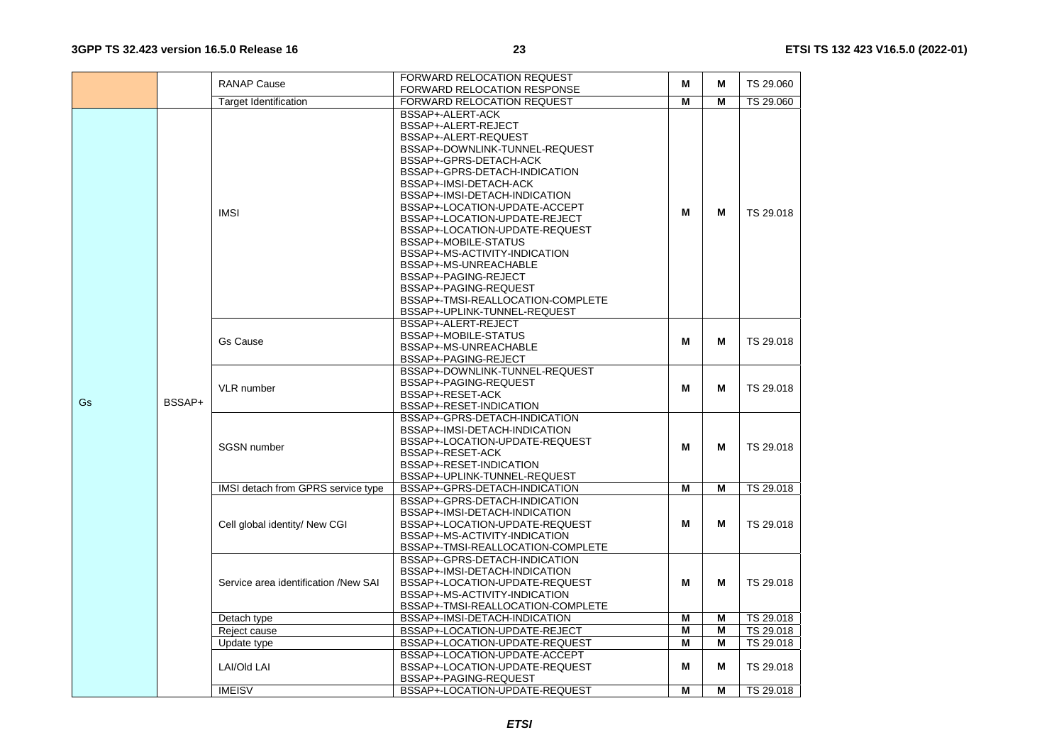| | | | | | | |
|---|---|---|---|---|---|---|
| | | RANAP Cause | FORWARD RELOCATION REQUEST<br>FORWARD RELOCATION RESPONSE | M | M | TS 29.060 |
| | | Target Identification | FORWARD RELOCATION REQUEST | M | M | TS 29.060 |
| Gs | BSSAP+ | IMSI | BSSAP+-ALERT-ACK<br>BSSAP+-ALERT-REJECT<br>BSSAP+-ALERT-REQUEST<br>BSSAP+-DOWNLINK-TUNNEL-REQUEST<br>BSSAP+-GPRS-DETACH-ACK<br>BSSAP+-GPRS-DETACH-INDICATION<br>BSSAP+-IMSI-DETACH-ACK<br>BSSAP+-IMSI-DETACH-INDICATION<br>BSSAP+-LOCATION-UPDATE-ACCEPT<br>BSSAP+-LOCATION-UPDATE-REJECT<br>BSSAP+-LOCATION-UPDATE-REQUEST<br>BSSAP+-MOBILE-STATUS<br>BSSAP+-MS-ACTIVITY-INDICATION<br>BSSAP+-MS-UNREACHABLE<br>BSSAP+-PAGING-REJECT<br>BSSAP+-PAGING-REQUEST<br>BSSAP+-TMSI-REALLOCATION-COMPLETE<br>BSSAP+-UPLINK-TUNNEL-REQUEST | M | M | TS 29.018 |
| | | Gs Cause | BSSAP+-ALERT-REJECT<br>BSSAP+-MOBILE-STATUS<br>BSSAP+-MS-UNREACHABLE<br>BSSAP+-PAGING-REJECT | M | M | TS 29.018 |
| | | VLR number | BSSAP+-DOWNLINK-TUNNEL-REQUEST<br>BSSAP+-PAGING-REQUEST<br>BSSAP+-RESET-ACK<br>BSSAP+-RESET-INDICATION | M | M | TS 29.018 |
| | | SGSN number | BSSAP+-GPRS-DETACH-INDICATION<br>BSSAP+-IMSI-DETACH-INDICATION<br>BSSAP+-LOCATION-UPDATE-REQUEST<br>BSSAP+-RESET-ACK<br>BSSAP+-RESET-INDICATION<br>BSSAP+-UPLINK-TUNNEL-REQUEST | M | M | TS 29.018 |
| | | IMSI detach from GPRS service type | BSSAP+-GPRS-DETACH-INDICATION | M | M | TS 29.018 |
| | | Cell global identity/ New CGI | BSSAP+-GPRS-DETACH-INDICATION<br>BSSAP+-IMSI-DETACH-INDICATION<br>BSSAP+-LOCATION-UPDATE-REQUEST<br>BSSAP+-MS-ACTIVITY-INDICATION<br>BSSAP+-TMSI-REALLOCATION-COMPLETE | M | M | TS 29.018 |
| | | Service area identification /New SAI | BSSAP+-GPRS-DETACH-INDICATION<br>BSSAP+-IMSI-DETACH-INDICATION<br>BSSAP+-LOCATION-UPDATE-REQUEST<br>BSSAP+-MS-ACTIVITY-INDICATION<br>BSSAP+-TMSI-REALLOCATION-COMPLETE | M | M | TS 29.018 |
| | | Detach type | BSSAP+-IMSI-DETACH-INDICATION | M | M | TS 29.018 |
| | | Reject cause | BSSAP+-LOCATION-UPDATE-REJECT | M | M | TS 29.018 |
| | | Update type | BSSAP+-LOCATION-UPDATE-REQUEST | M | M | TS 29.018 |
| | | LAI/Old LAI | BSSAP+-LOCATION-UPDATE-ACCEPT<br>BSSAP+-LOCATION-UPDATE-REQUEST<br>BSSAP+-PAGING-REQUEST | M | M | TS 29.018 |
| | | IMEISV | BSSAP+-LOCATION-UPDATE-REQUEST | M | M | TS 29.018 |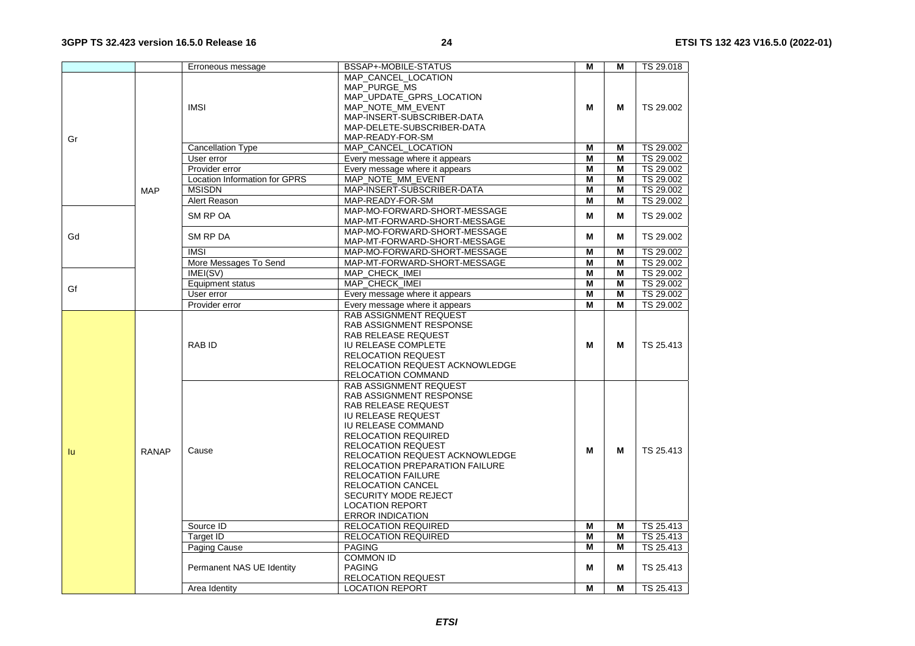| | | Erroneous message | BSSAP+-MOBILE-STATUS | M | M | TS 29.018 |
|---|---|---|---|---|---|---|
| Gr | MAP | IMSI | MAP_CANCEL_LOCATION<br>MAP_PURGE_MS<br>MAP_UPDATE_GPRS_LOCATION<br>MAP_NOTE_MM_EVENT<br>MAP-INSERT-SUBSCRIBER-DATA<br>MAP-DELETE-SUBSCRIBER-DATA<br>MAP-READY-FOR-SM | M | M | TS 29.002 |
| | | Cancellation Type | MAP_CANCEL_LOCATION | M | M | TS 29.002 |
| | | User error | Every message where it appears | M | M | TS 29.002 |
| | | Provider error | Every message where it appears | M | M | TS 29.002 |
| | | Location Information for GPRS | MAP_NOTE_MM_EVENT | M | M | TS 29.002 |
| | | MSISDN | MAP-INSERT-SUBSCRIBER-DATA | M | M | TS 29.002 |
| | | Alert Reason | MAP-READY-FOR-SM | M | M | TS 29.002 |
| Gd | | SM RP OA | MAP-MO-FORWARD-SHORT-MESSAGE<br>MAP-MT-FORWARD-SHORT-MESSAGE | M | M | TS 29.002 |
| | | SM RP DA | MAP-MO-FORWARD-SHORT-MESSAGE<br>MAP-MT-FORWARD-SHORT-MESSAGE | M | M | TS 29.002 |
| | | IMSI | MAP-MO-FORWARD-SHORT-MESSAGE | M | M | TS 29.002 |
| | | More Messages To Send | MAP-MT-FORWARD-SHORT-MESSAGE | M | M | TS 29.002 |
| Gf | | IMEI(SV) | MAP_CHECK_IMEI | M | M | TS 29.002 |
| | | Equipment status | MAP_CHECK_IMEI | M | M | TS 29.002 |
| | | User error | Every message where it appears | M | M | TS 29.002 |
| | | Provider error | Every message where it appears | M | M | TS 29.002 |
| Iu | RANAP | RAB ID | RAB ASSIGNMENT REQUEST<br>RAB ASSIGNMENT RESPONSE<br>RAB RELEASE REQUEST<br>IU RELEASE COMPLETE<br>RELOCATION REQUEST<br>RELOCATION REQUEST ACKNOWLEDGE<br>RELOCATION COMMAND | M | M | TS 25.413 |
| | | Cause | RAB ASSIGNMENT REQUEST<br>RAB ASSIGNMENT RESPONSE<br>RAB RELEASE REQUEST<br>IU RELEASE REQUEST<br>IU RELEASE COMMAND<br>RELOCATION REQUIRED<br>RELOCATION REQUEST<br>RELOCATION REQUEST ACKNOWLEDGE<br>RELOCATION PREPARATION FAILURE<br>RELOCATION FAILURE<br>RELOCATION CANCEL<br>SECURITY MODE REJECT<br>LOCATION REPORT<br>ERROR INDICATION | M | M | TS 25.413 |
| | | Source ID | RELOCATION REQUIRED | M | M | TS 25.413 |
| | | Target ID | RELOCATION REQUIRED | M | M | TS 25.413 |
| | | Paging Cause | PAGING | M | M | TS 25.413 |
| | | Permanent NAS UE Identity | COMMON ID<br>PAGING<br>RELOCATION REQUEST | M | M | TS 25.413 |
| | | Area Identity | LOCATION REPORT | M | M | TS 25.413 |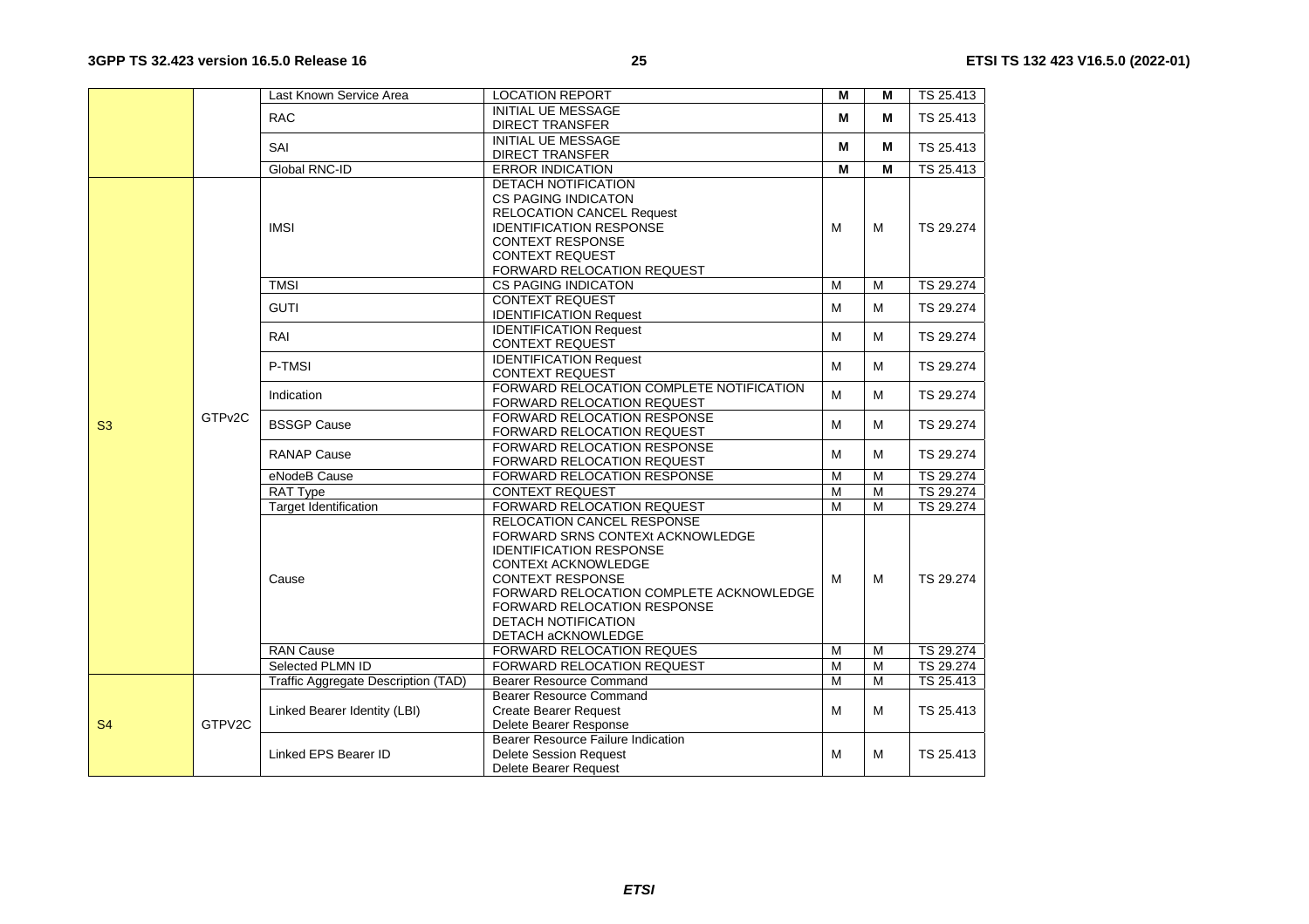| | | Last Known Service Area | LOCATION REPORT | **M** | **M** | TS 25.413 |
|---|---|---|---|---|---|---|
| | | RAC | INITIAL UE MESSAGE<br>DIRECT TRANSFER | **M** | **M** | TS 25.413 |
| | | SAI | INITIAL UE MESSAGE<br>DIRECT TRANSFER | **M** | **M** | TS 25.413 |
| | | Global RNC-ID | ERROR INDICATION | **M** | **M** | TS 25.413 |
| S3 | GTPv2C | IMSI | DETACH NOTIFICATION<br>CS PAGING INDICATON<br>RELOCATION CANCEL Request<br>IDENTIFICATION RESPONSE<br>CONTEXT RESPONSE<br>CONTEXT REQUEST<br>FORWARD RELOCATION REQUEST | M | M | TS 29.274 |
| | | TMSI | CS PAGING INDICATON | M | M | TS 29.274 |
| | | GUTI | CONTEXT REQUEST<br>IDENTIFICATION Request | M | M | TS 29.274 |
| | | RAI | IDENTIFICATION Request<br>CONTEXT REQUEST | M | M | TS 29.274 |
| | | P-TMSI | IDENTIFICATION Request<br>CONTEXT REQUEST | M | M | TS 29.274 |
| | | Indication | FORWARD RELOCATION COMPLETE NOTIFICATION<br>FORWARD RELOCATION REQUEST | M | M | TS 29.274 |
| | | BSSGP Cause | FORWARD RELOCATION RESPONSE<br>FORWARD RELOCATION REQUEST | M | M | TS 29.274 |
| | | RANAP Cause | FORWARD RELOCATION RESPONSE<br>FORWARD RELOCATION REQUEST | M | M | TS 29.274 |
| | | eNodeB Cause | FORWARD RELOCATION RESPONSE | M | M | TS 29.274 |
| | | RAT Type | CONTEXT REQUEST | M | M | TS 29.274 |
| | | Target Identification | FORWARD RELOCATION REQUEST | M | M | TS 29.274 |
| | | Cause | RELOCATION CANCEL RESPONSE<br>FORWARD SRNS CONTEXt ACKNOWLEDGE<br>IDENTIFICATION RESPONSE<br>CONTEXt ACKNOWLEDGE<br>CONTEXT RESPONSE<br>FORWARD RELOCATION COMPLETE ACKNOWLEDGE<br>FORWARD RELOCATION RESPONSE<br>DETACH NOTIFICATION<br>DETACH aCKNOWLEDGE | M | M | TS 29.274 |
| | | RAN Cause | FORWARD RELOCATION REQUES | M | M | TS 29.274 |
| | | Selected PLMN ID | FORWARD RELOCATION REQUEST | M | M | TS 29.274 |
| S4 | GTPV2C | Traffic Aggregate Description (TAD) | Bearer Resource Command | M | M | TS 25.413 |
| | | Linked Bearer Identity (LBI) | Bearer Resource Command<br>Create Bearer Request<br>Delete Bearer Response | M | M | TS 25.413 |
| | | Linked EPS Bearer ID | Bearer Resource Failure Indication<br>Delete Session Request<br>Delete Bearer Request | M | M | TS 25.413 |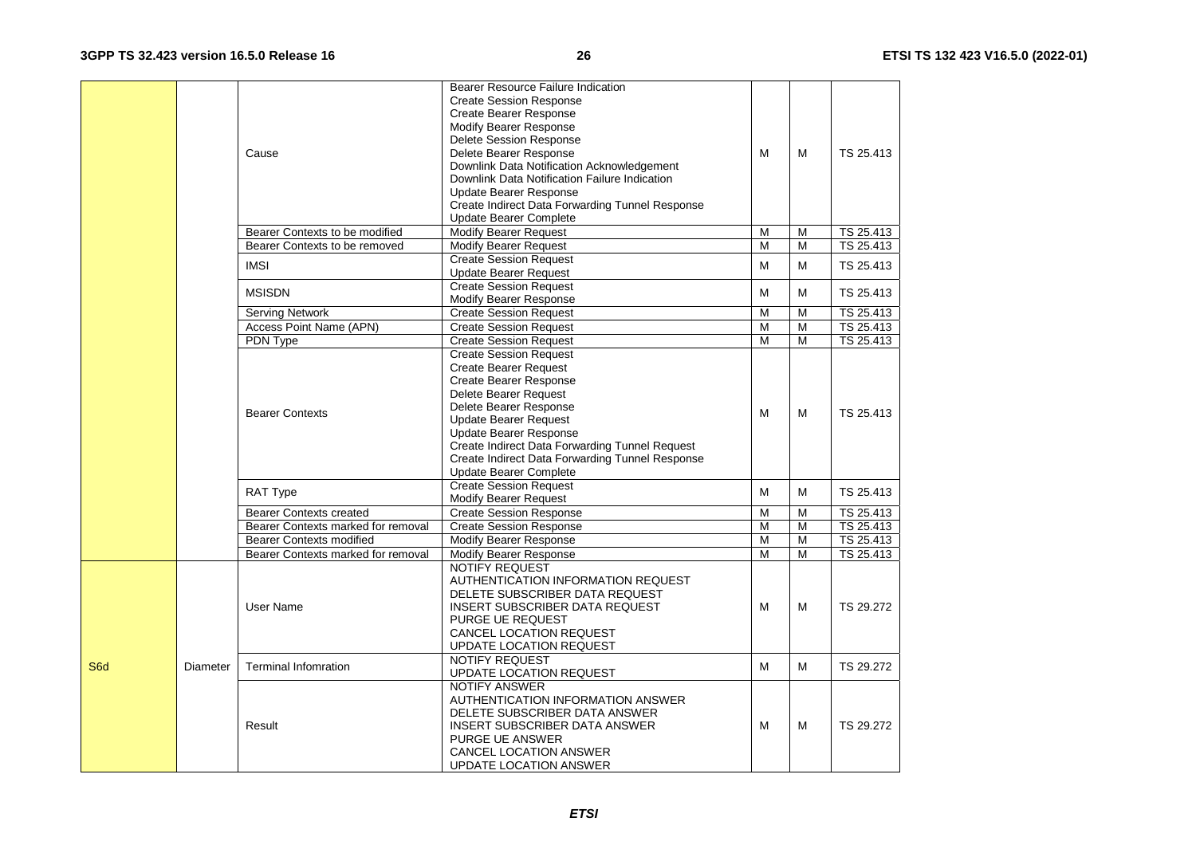| | | | | | | |
|---|---|---|---|---|---|---|
| | | Cause | Bearer Resource Failure Indication<br>Create Session Response<br>Create Bearer Response<br>Modify Bearer Response<br>Delete Session Response<br>Delete Bearer Response<br>Downlink Data Notification Acknowledgement<br>Downlink Data Notification Failure Indication<br>Update Bearer Response<br>Create Indirect Data Forwarding Tunnel Response<br>Update Bearer Complete | M | M | TS 25.413 |
| | | Bearer Contexts to be modified | Modify Bearer Request | M | M | TS 25.413 |
| | | Bearer Contexts to be removed | Modify Bearer Request | M | M | TS 25.413 |
| | | IMSI | Create Session Request<br>Update Bearer Request | M | M | TS 25.413 |
| | | MSISDN | Create Session Request<br>Modify Bearer Response | M | M | TS 25.413 |
| | | Serving Network | Create Session Request | M | M | TS 25.413 |
| | | Access Point Name (APN) | Create Session Request | M | M | TS 25.413 |
| | | PDN Type | Create Session Request | M | M | TS 25.413 |
| | | Bearer Contexts | Create Session Request<br>Create Bearer Request<br>Create Bearer Response<br>Delete Bearer Request<br>Delete Bearer Response<br>Update Bearer Request<br>Update Bearer Response<br>Create Indirect Data Forwarding Tunnel Request<br>Create Indirect Data Forwarding Tunnel Response<br>Update Bearer Complete | M | M | TS 25.413 |
| | | RAT Type | Create Session Request<br>Modify Bearer Request | M | M | TS 25.413 |
| | | Bearer Contexts created | Create Session Response | M | M | TS 25.413 |
| | | Bearer Contexts marked for removal | Create Session Response | M | M | TS 25.413 |
| | | Bearer Contexts modified | Modify Bearer Response | M | M | TS 25.413 |
| | | Bearer Contexts marked for removal | Modify Bearer Response | M | M | TS 25.413 |
| S6d | Diameter | User Name | NOTIFY REQUEST<br>AUTHENTICATION INFORMATION REQUEST<br>DELETE SUBSCRIBER DATA REQUEST<br>INSERT SUBSCRIBER DATA REQUEST<br>PURGE UE REQUEST<br>CANCEL LOCATION REQUEST<br>UPDATE LOCATION REQUEST | M | M | TS 29.272 |
| | | Terminal Infomration | NOTIFY REQUEST<br>UPDATE LOCATION REQUEST | M | M | TS 29.272 |
| | | Result | NOTIFY ANSWER<br>AUTHENTICATION INFORMATION ANSWER<br>DELETE SUBSCRIBER DATA ANSWER<br>INSERT SUBSCRIBER DATA ANSWER<br>PURGE UE ANSWER<br>CANCEL LOCATION ANSWER<br>UPDATE LOCATION ANSWER | M | M | TS 29.272 |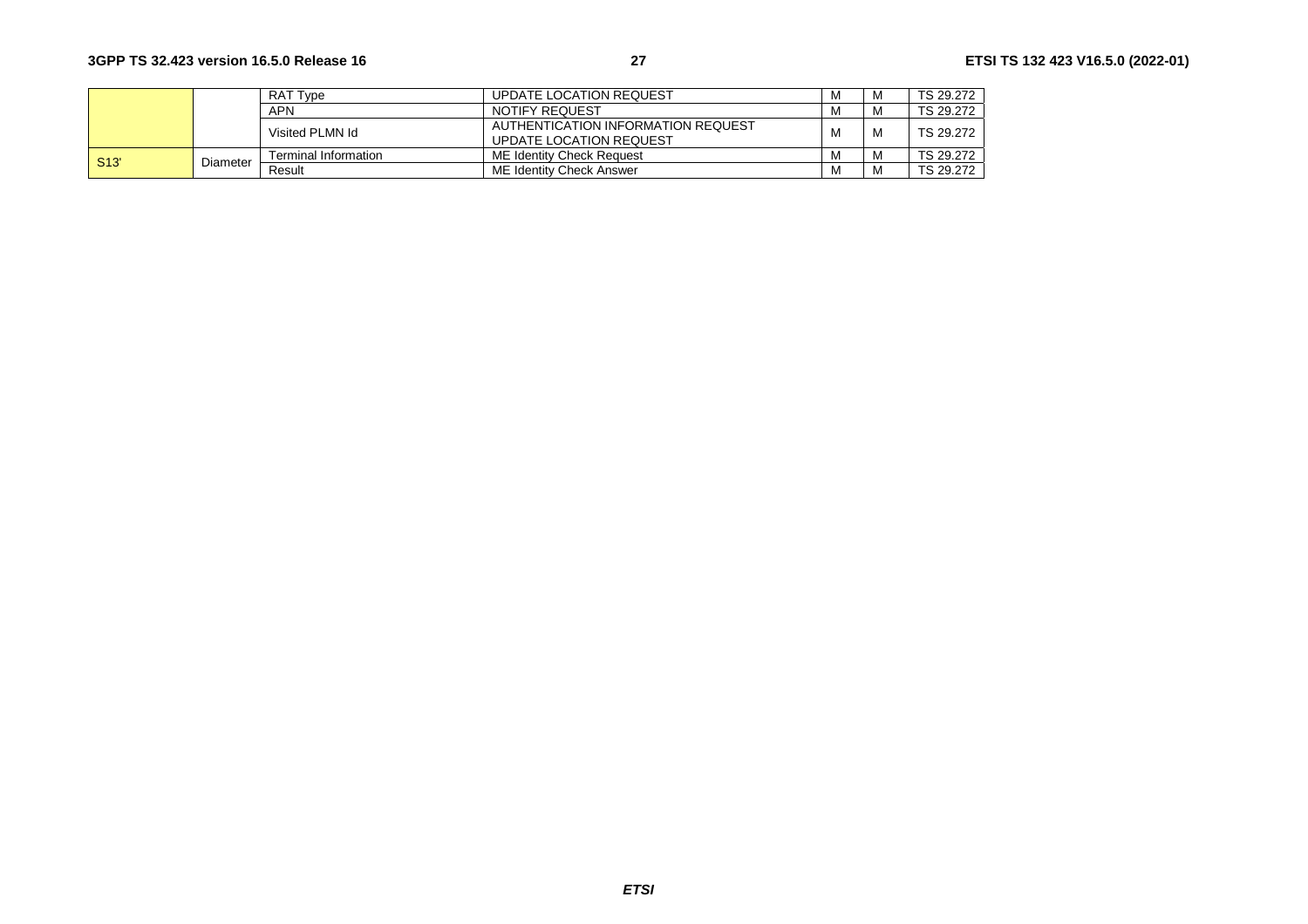| | | | | | | |
|---|---|---|---|---|---|---|
| | | RAT Type | UPDATE LOCATION REQUEST | M | M | TS 29.272 |
| | | APN | NOTIFY REQUEST | M | M | TS 29.272 |
| | | Visited PLMN Id | AUTHENTICATION INFORMATION REQUEST<br>UPDATE LOCATION REQUEST | M | M | TS 29.272 |
| S13' | Diameter | Terminal Information | ME Identity Check Request | M | M | TS 29.272 |
| | | Result | ME Identity Check Answer | M | M | TS 29.272 |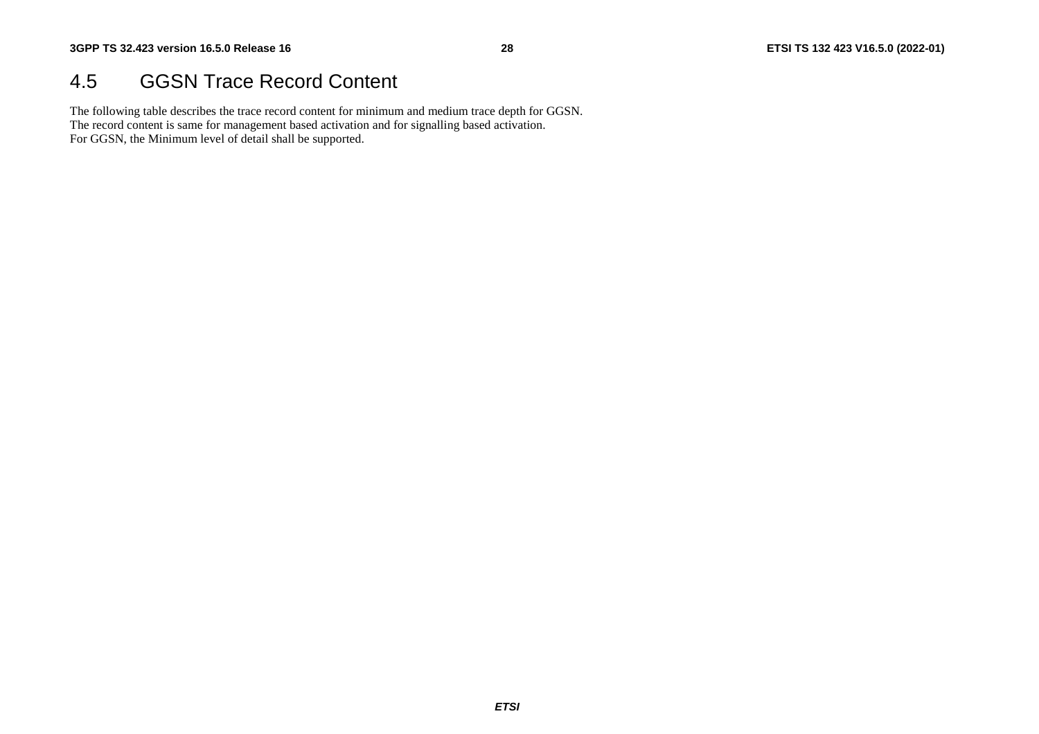## 4.5 GGSN Trace Record Content

The following table describes the trace record content for minimum and medium trace depth for GGSN.
The record content is same for management based activation and for signalling based activation.
For GGSN, the Minimum level of detail shall be supported.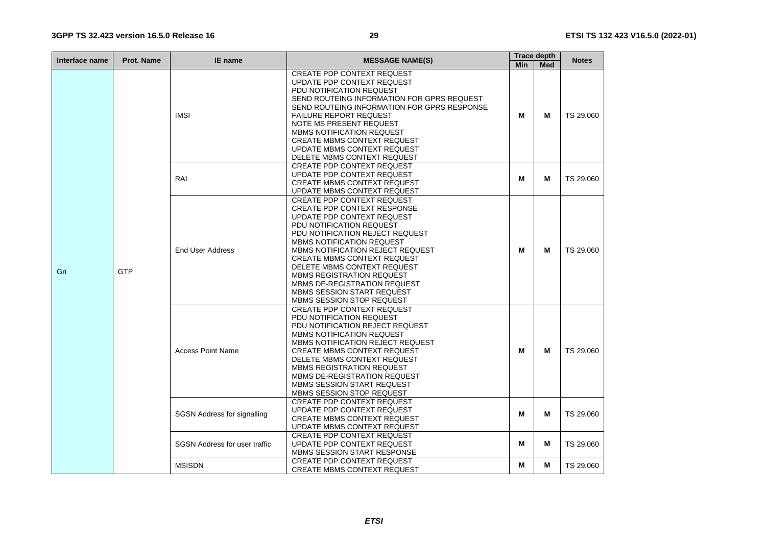| Interface name | Prot. Name | IE name | MESSAGE NAME(S) | Trace depth | | Notes |
|---|---|---|---|---|---|---|
| | | | | Min | Med | |
| Gn | GTP | IMSI | CREATE PDP CONTEXT REQUEST<br>UPDATE PDP CONTEXT REQUEST<br>PDU NOTIFICATION REQUEST<br>SEND ROUTEING INFORMATION FOR GPRS REQUEST<br>SEND ROUTEING INFORMATION FOR GPRS RESPONSE<br>FAILURE REPORT REQUEST<br>NOTE MS PRESENT REQUEST<br>MBMS NOTIFICATION REQUEST<br>CREATE MBMS CONTEXT REQUEST<br>UPDATE MBMS CONTEXT REQUEST<br>DELETE MBMS CONTEXT REQUEST | M | M | TS 29.060 |
| | | RAI | CREATE PDP CONTEXT REQUEST<br>UPDATE PDP CONTEXT REQUEST<br>CREATE MBMS CONTEXT REQUEST<br>UPDATE MBMS CONTEXT REQUEST | M | M | TS 29.060 |
| | | End User Address | CREATE PDP CONTEXT REQUEST<br>CREATE PDP CONTEXT RESPONSE<br>UPDATE PDP CONTEXT REQUEST<br>PDU NOTIFICATION REQUEST<br>PDU NOTIFICATION REJECT REQUEST<br>MBMS NOTIFICATION REQUEST<br>MBMS NOTIFICATION REJECT REQUEST<br>CREATE MBMS CONTEXT REQUEST<br>DELETE MBMS CONTEXT REQUEST<br>MBMS REGISTRATION REQUEST<br>MBMS DE-REGISTRATION REQUEST<br>MBMS SESSION START REQUEST<br>MBMS SESSION STOP REQUEST | M | M | TS 29.060 |
| | | Access Point Name | CREATE PDP CONTEXT REQUEST<br>PDU NOTIFICATION REQUEST<br>PDU NOTIFICATION REJECT REQUEST<br>MBMS NOTIFICATION REQUEST<br>MBMS NOTIFICATION REJECT REQUEST<br>CREATE MBMS CONTEXT REQUEST<br>DELETE MBMS CONTEXT REQUEST<br>MBMS REGISTRATION REQUEST<br>MBMS DE-REGISTRATION REQUEST<br>MBMS SESSION START REQUEST<br>MBMS SESSION STOP REQUEST | M | M | TS 29.060 |
| | | SGSN Address for signalling | CREATE PDP CONTEXT REQUEST<br>UPDATE PDP CONTEXT REQUEST<br>CREATE MBMS CONTEXT REQUEST<br>UPDATE MBMS CONTEXT REQUEST | M | M | TS 29.060 |
| | | SGSN Address for user traffic | CREATE PDP CONTEXT REQUEST<br>UPDATE PDP CONTEXT REQUEST<br>MBMS SESSION START RESPONSE | M | M | TS 29.060 |
| | | MSISDN | CREATE PDP CONTEXT REQUEST<br>CREATE MBMS CONTEXT REQUEST | M | M | TS 29.060 |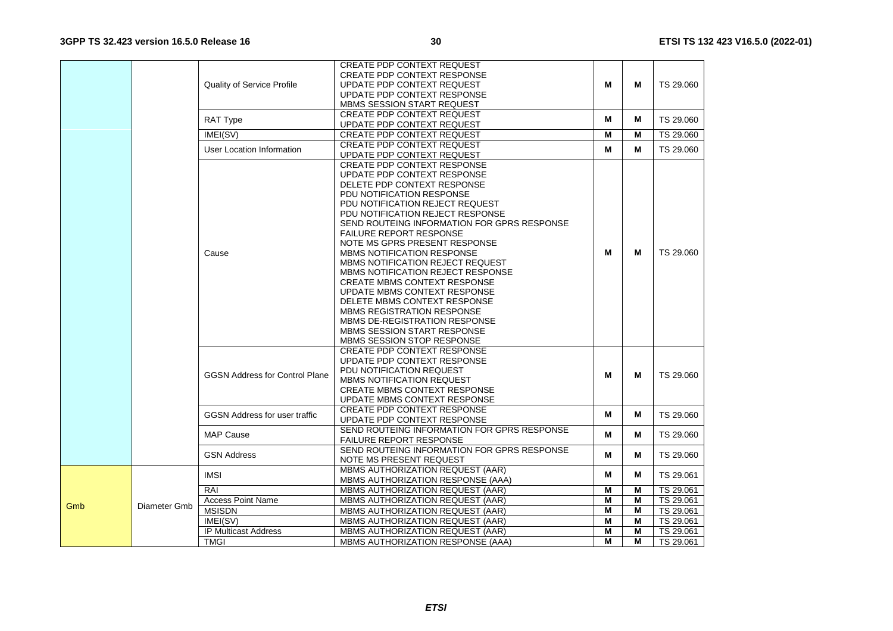| | | | | | | |
|---|---|---|---|---|---|---|
| | | Quality of Service Profile | CREATE PDP CONTEXT REQUEST<br>CREATE PDP CONTEXT RESPONSE<br>UPDATE PDP CONTEXT REQUEST<br>UPDATE PDP CONTEXT RESPONSE<br>MBMS SESSION START REQUEST | M | M | TS 29.060 |
| | | RAT Type | CREATE PDP CONTEXT REQUEST<br>UPDATE PDP CONTEXT REQUEST | M | M | TS 29.060 |
| | | IMEI(SV) | CREATE PDP CONTEXT REQUEST | M | M | TS 29.060 |
| | | User Location Information | CREATE PDP CONTEXT REQUEST<br>UPDATE PDP CONTEXT REQUEST | M | M | TS 29.060 |
| | | Cause | CREATE PDP CONTEXT RESPONSE<br>UPDATE PDP CONTEXT RESPONSE<br>DELETE PDP CONTEXT RESPONSE<br>PDU NOTIFICATION RESPONSE<br>PDU NOTIFICATION REJECT REQUEST<br>PDU NOTIFICATION REJECT RESPONSE<br>SEND ROUTEING INFORMATION FOR GPRS RESPONSE<br>FAILURE REPORT RESPONSE<br>NOTE MS GPRS PRESENT RESPONSE<br>MBMS NOTIFICATION RESPONSE<br>MBMS NOTIFICATION REJECT REQUEST<br>MBMS NOTIFICATION REJECT RESPONSE<br>CREATE MBMS CONTEXT RESPONSE<br>UPDATE MBMS CONTEXT RESPONSE<br>DELETE MBMS CONTEXT RESPONSE<br>MBMS REGISTRATION RESPONSE<br>MBMS DE-REGISTRATION RESPONSE<br>MBMS SESSION START RESPONSE<br>MBMS SESSION STOP RESPONSE | M | M | TS 29.060 |
| | | GGSN Address for Control Plane | CREATE PDP CONTEXT RESPONSE<br>UPDATE PDP CONTEXT RESPONSE<br>PDU NOTIFICATION REQUEST<br>MBMS NOTIFICATION REQUEST<br>CREATE MBMS CONTEXT RESPONSE<br>UPDATE MBMS CONTEXT RESPONSE | M | M | TS 29.060 |
| | | GGSN Address for user traffic | CREATE PDP CONTEXT RESPONSE<br>UPDATE PDP CONTEXT RESPONSE | M | M | TS 29.060 |
| | | MAP Cause | SEND ROUTEING INFORMATION FOR GPRS RESPONSE<br>FAILURE REPORT RESPONSE | M | M | TS 29.060 |
| | | GSN Address | SEND ROUTEING INFORMATION FOR GPRS RESPONSE<br>NOTE MS PRESENT REQUEST | M | M | TS 29.060 |
| Gmb | Diameter Gmb | IMSI | MBMS AUTHORIZATION REQUEST (AAR)<br>MBMS AUTHORIZATION RESPONSE (AAA) | M | M | TS 29.061 |
| | | RAI | MBMS AUTHORIZATION REQUEST (AAR) | M | M | TS 29.061 |
| | | Access Point Name | MBMS AUTHORIZATION REQUEST (AAR) | M | M | TS 29.061 |
| | | MSISDN | MBMS AUTHORIZATION REQUEST (AAR) | M | M | TS 29.061 |
| | | IMEI(SV) | MBMS AUTHORIZATION REQUEST (AAR) | M | M | TS 29.061 |
| | | IP Multicast Address | MBMS AUTHORIZATION REQUEST (AAR) | M | M | TS 29.061 |
| | | TMGI | MBMS AUTHORIZATION RESPONSE (AAA) | M | M | TS 29.061 |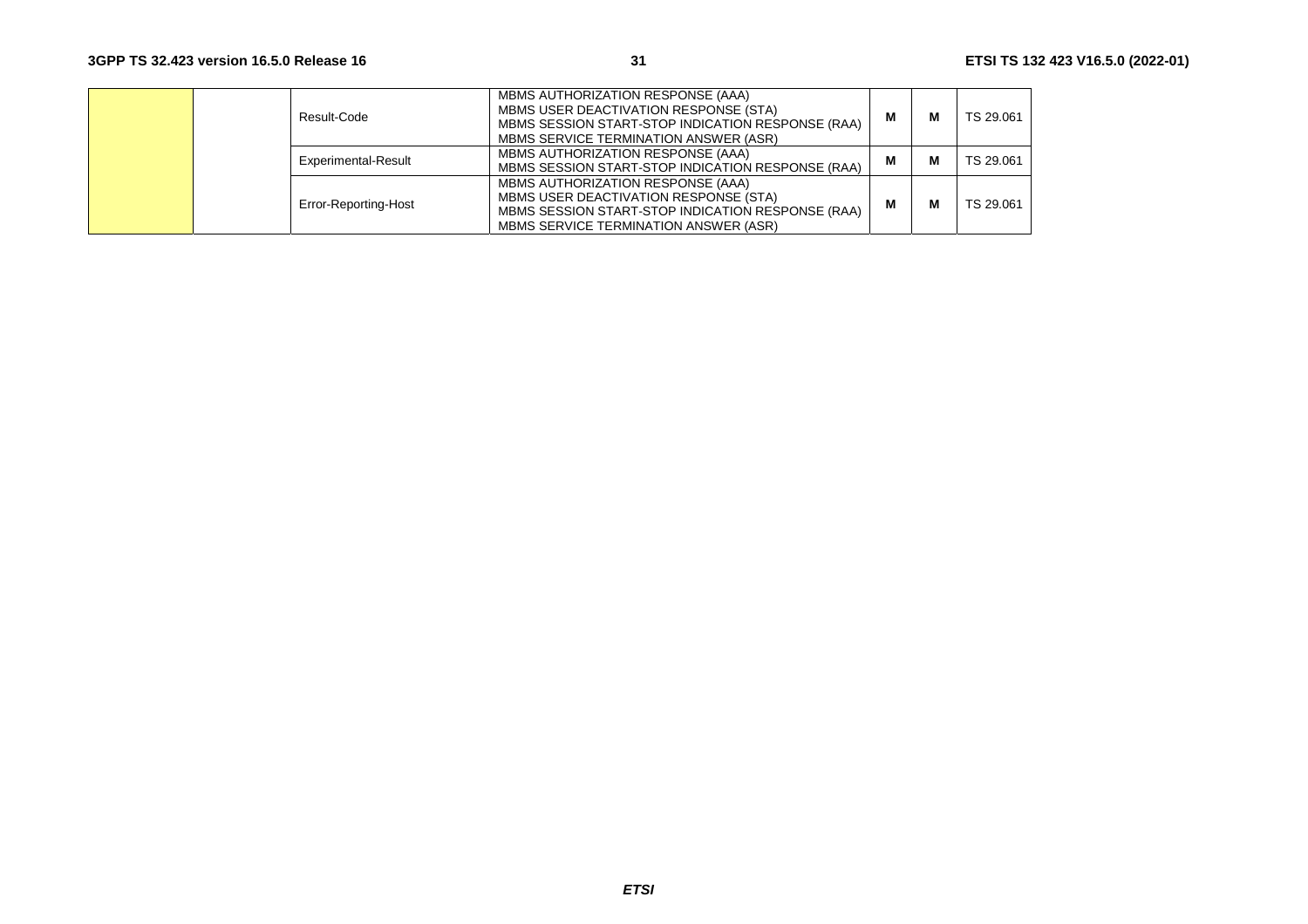| | | | | | | |
|---|---|---|---|---|---|---|
| | | Result-Code | MBMS AUTHORIZATION RESPONSE (AAA)<br>MBMS USER DEACTIVATION RESPONSE (STA)<br>MBMS SESSION START-STOP INDICATION RESPONSE (RAA)<br>MBMS SERVICE TERMINATION ANSWER (ASR) | M | M | TS 29.061 |
| | | Experimental-Result | MBMS AUTHORIZATION RESPONSE (AAA)<br>MBMS SESSION START-STOP INDICATION RESPONSE (RAA) | M | M | TS 29.061 |
| | | Error-Reporting-Host | MBMS AUTHORIZATION RESPONSE (AAA)<br>MBMS USER DEACTIVATION RESPONSE (STA)<br>MBMS SESSION START-STOP INDICATION RESPONSE (RAA)<br>MBMS SERVICE TERMINATION ANSWER (ASR) | M | M | TS 29.061 |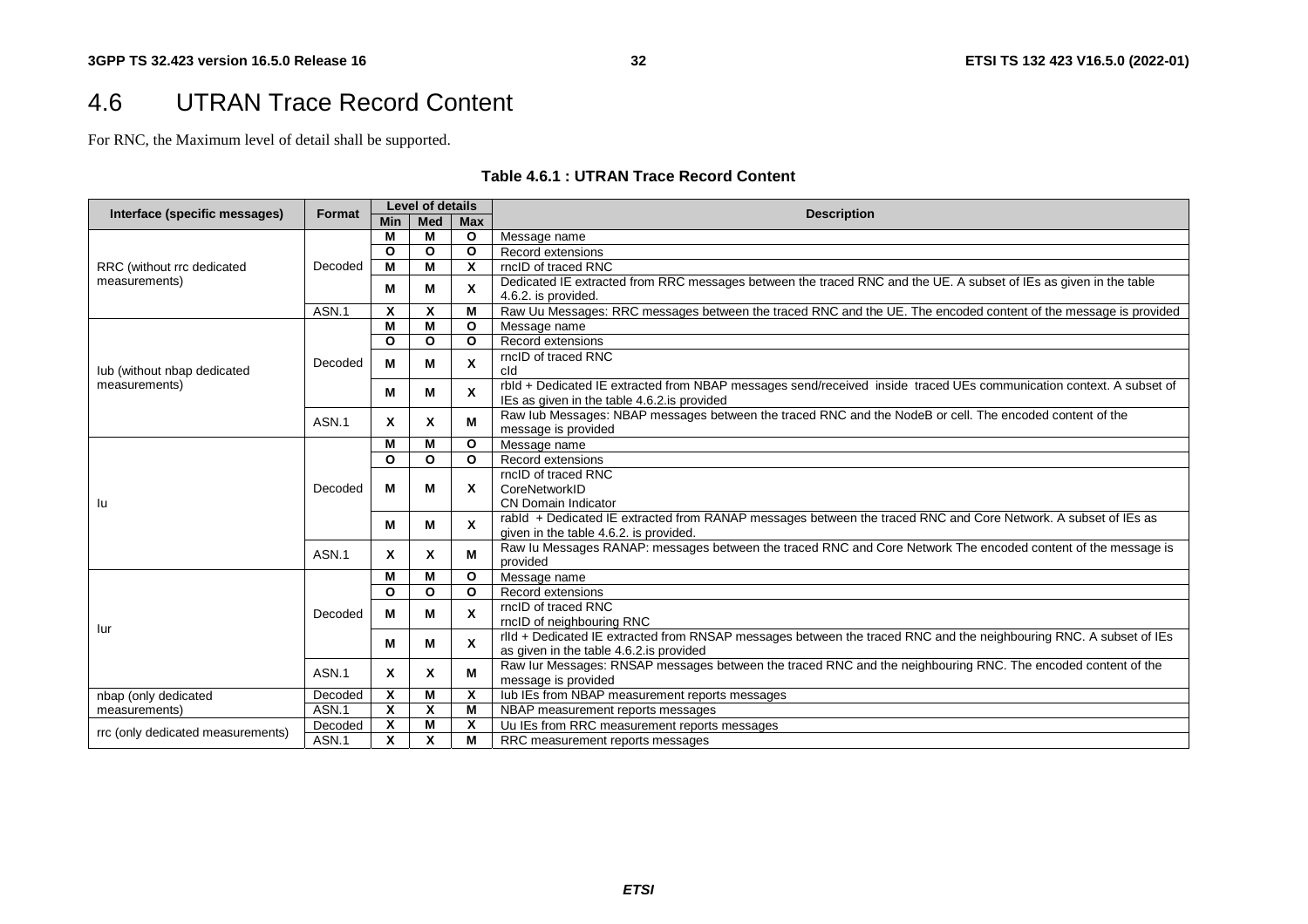## 4.6 UTRAN Trace Record Content

For RNC, the Maximum level of detail shall be supported.

**Table 4.6.1 : UTRAN Trace Record Content**

| Interface (specific messages) | Format | Level of details | | | Description |
|---|---|---|---|---|---|
| | | Min | Med | Max | |
| RRC (without rrc dedicated measurements) | Decoded | M | M | O | Message name |
| | | O | O | O | Record extensions |
| | | M | M | X | rncID of traced RNC |
| | | M | M | X | Dedicated IE extracted from RRC messages between the traced RNC and the UE. A subset of IEs as given in the table 4.6.2. is provided. |
| | ASN.1 | X | X | M | Raw Uu Messages: RRC messages between the traced RNC and the UE. The encoded content of the message is provided |
| Iub (without nbap dedicated measurements) | Decoded | M | M | O | Message name |
| | | O | O | O | Record extensions |
| | | M | M | X | rncID of traced RNC<br>cId |
| | | M | M | X | rbId + Dedicated IE extracted from NBAP messages send/received inside traced UEs communication context. A subset of IEs as given in the table 4.6.2.is provided |
| | ASN.1 | X | X | M | Raw Iub Messages: NBAP messages between the traced RNC and the NodeB or cell. The encoded content of the message is provided |
| Iu | Decoded | M | M | O | Message name |
| | | O | O | O | Record extensions |
| | | M | M | X | rncID of traced RNC<br>CoreNetworkID<br>CN Domain Indicator |
| | | M | M | X | rabId + Dedicated IE extracted from RANAP messages between the traced RNC and Core Network. A subset of IEs as given in the table 4.6.2. is provided. |
| | ASN.1 | X | X | M | Raw Iu Messages RANAP: messages between the traced RNC and Core Network The encoded content of the message is provided |
| Iur | Decoded | M | M | O | Message name |
| | | O | O | O | Record extensions |
| | | M | M | X | rncID of traced RNC<br>rncID of neighbouring RNC |
| | | M | M | X | rlId + Dedicated IE extracted from RNSAP messages between the traced RNC and the neighbouring RNC. A subset of IEs as given in the table 4.6.2.is provided |
| | ASN.1 | X | X | M | Raw Iur Messages: RNSAP messages between the traced RNC and the neighbouring RNC. The encoded content of the message is provided |
| nbap (only dedicated measurements) | Decoded | X | M | X | Iub IEs from NBAP measurement reports messages |
| | ASN.1 | X | X | M | NBAP measurement reports messages |
| rrc (only dedicated measurements) | Decoded | X | M | X | Uu IEs from RRC measurement reports messages |
| | ASN.1 | X | X | M | RRC measurement reports messages |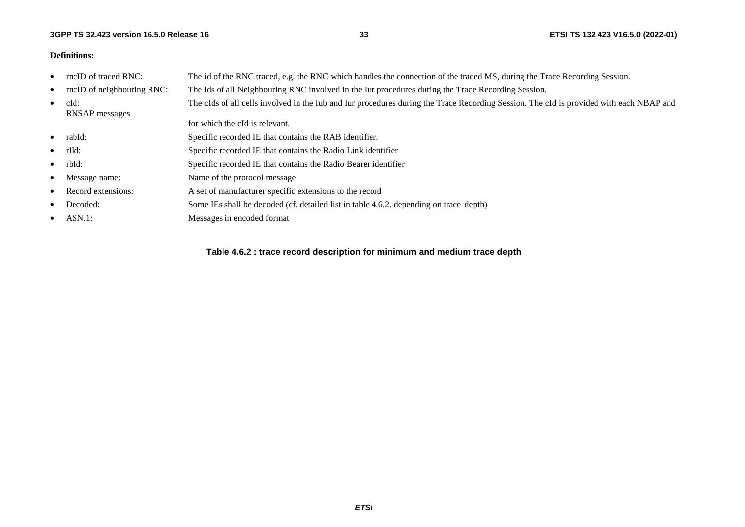**Definitions:**

- rncID of traced RNC: The id of the RNC traced, e.g. the RNC which handles the connection of the traced MS, during the Trace Recording Session.
- rncID of neighbouring RNC: The ids of all Neighbouring RNC involved in the Iur procedures during the Trace Recording Session.
- cId: The cIds of all cells involved in the Iub and Iur procedures during the Trace Recording Session. The cId is provided with each NBAP and RNSAP messages for which the cId is relevant.
- rabId: Specific recorded IE that contains the RAB identifier.
- rlId: Specific recorded IE that contains the Radio Link identifier
- rbId: Specific recorded IE that contains the Radio Bearer identifier
- Message name: Name of the protocol message
- Record extensions: A set of manufacturer specific extensions to the record
- Decoded: Some IEs shall be decoded (cf. detailed list in table 4.6.2. depending on trace depth)
- ASN.1: Messages in encoded format

**Table 4.6.2 : trace record description for minimum and medium trace depth**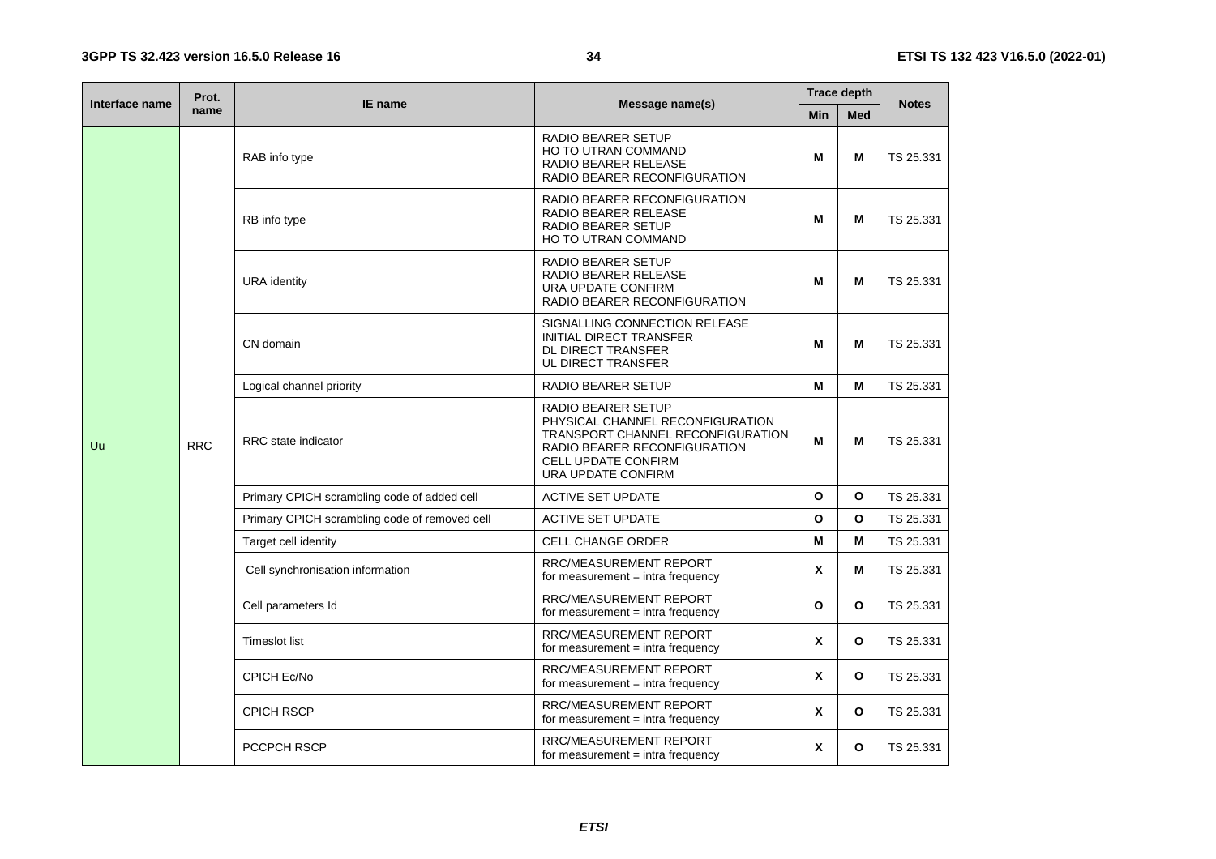| Interface name | Prot. name | IE name | Message name(s) | Trace depth | | Notes |
|---|---|---|---|---|---|---|
| | | | | Min | Med | |
| Uu | RRC | RAB info type | RADIO BEARER SETUP<br>HO TO UTRAN COMMAND<br>RADIO BEARER RELEASE<br>RADIO BEARER RECONFIGURATION | M | M | TS 25.331 |
| | | RB info type | RADIO BEARER RECONFIGURATION<br>RADIO BEARER RELEASE<br>RADIO BEARER SETUP<br>HO TO UTRAN COMMAND | M | M | TS 25.331 |
| | | URA identity | RADIO BEARER SETUP<br>RADIO BEARER RELEASE<br>URA UPDATE CONFIRM<br>RADIO BEARER RECONFIGURATION | M | M | TS 25.331 |
| | | CN domain | SIGNALLING CONNECTION RELEASE<br>INITIAL DIRECT TRANSFER<br>DL DIRECT TRANSFER<br>UL DIRECT TRANSFER | M | M | TS 25.331 |
| | | Logical channel priority | RADIO BEARER SETUP | M | M | TS 25.331 |
| | | RRC state indicator | RADIO BEARER SETUP<br>PHYSICAL CHANNEL RECONFIGURATION<br>TRANSPORT CHANNEL RECONFIGURATION<br>RADIO BEARER RECONFIGURATION<br>CELL UPDATE CONFIRM<br>URA UPDATE CONFIRM | M | M | TS 25.331 |
| | | Primary CPICH scrambling code of added cell | ACTIVE SET UPDATE | O | O | TS 25.331 |
| | | Primary CPICH scrambling code of removed cell | ACTIVE SET UPDATE | O | O | TS 25.331 |
| | | Target cell identity | CELL CHANGE ORDER | M | M | TS 25.331 |
| | | Cell synchronisation information | RRC/MEASUREMENT REPORT<br>for measurement = intra frequency | X | M | TS 25.331 |
| | | Cell parameters Id | RRC/MEASUREMENT REPORT<br>for measurement = intra frequency | O | O | TS 25.331 |
| | | Timeslot list | RRC/MEASUREMENT REPORT<br>for measurement = intra frequency | X | O | TS 25.331 |
| | | CPICH Ec/No | RRC/MEASUREMENT REPORT<br>for measurement = intra frequency | X | O | TS 25.331 |
| | | CPICH RSCP | RRC/MEASUREMENT REPORT<br>for measurement = intra frequency | X | O | TS 25.331 |
| | | PCCPCH RSCP | RRC/MEASUREMENT REPORT<br>for measurement = intra frequency | X | O | TS 25.331 |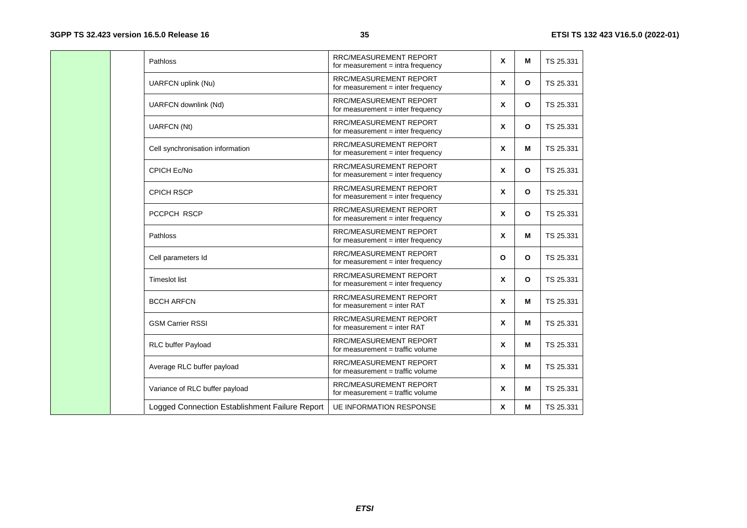| | | | | | | |
|---|---|---|---|---|---|---|
| | | Pathloss | RRC/MEASUREMENT REPORT for measurement = intra frequency | X | M | TS 25.331 |
| | | UARFCN uplink (Nu) | RRC/MEASUREMENT REPORT for measurement = inter frequency | X | O | TS 25.331 |
| | | UARFCN downlink (Nd) | RRC/MEASUREMENT REPORT for measurement = inter frequency | X | O | TS 25.331 |
| | | UARFCN (Nt) | RRC/MEASUREMENT REPORT for measurement = inter frequency | X | O | TS 25.331 |
| | | Cell synchronisation information | RRC/MEASUREMENT REPORT for measurement = inter frequency | X | M | TS 25.331 |
| | | CPICH Ec/No | RRC/MEASUREMENT REPORT for measurement = inter frequency | X | O | TS 25.331 |
| | | CPICH RSCP | RRC/MEASUREMENT REPORT for measurement = inter frequency | X | O | TS 25.331 |
| | | PCCPCH RSCP | RRC/MEASUREMENT REPORT for measurement = inter frequency | X | O | TS 25.331 |
| | | Pathloss | RRC/MEASUREMENT REPORT for measurement = inter frequency | X | M | TS 25.331 |
| | | Cell parameters Id | RRC/MEASUREMENT REPORT for measurement = inter frequency | O | O | TS 25.331 |
| | | Timeslot list | RRC/MEASUREMENT REPORT for measurement = inter frequency | X | O | TS 25.331 |
| | | BCCH ARFCN | RRC/MEASUREMENT REPORT for measurement = inter RAT | X | M | TS 25.331 |
| | | GSM Carrier RSSI | RRC/MEASUREMENT REPORT for measurement = inter RAT | X | M | TS 25.331 |
| | | RLC buffer Payload | RRC/MEASUREMENT REPORT for measurement = traffic volume | X | M | TS 25.331 |
| | | Average RLC buffer payload | RRC/MEASUREMENT REPORT for measurement = traffic volume | X | M | TS 25.331 |
| | | Variance of RLC buffer payload | RRC/MEASUREMENT REPORT for measurement = traffic volume | X | M | TS 25.331 |
| | | Logged Connection Establishment Failure Report | UE INFORMATION RESPONSE | X | M | TS 25.331 |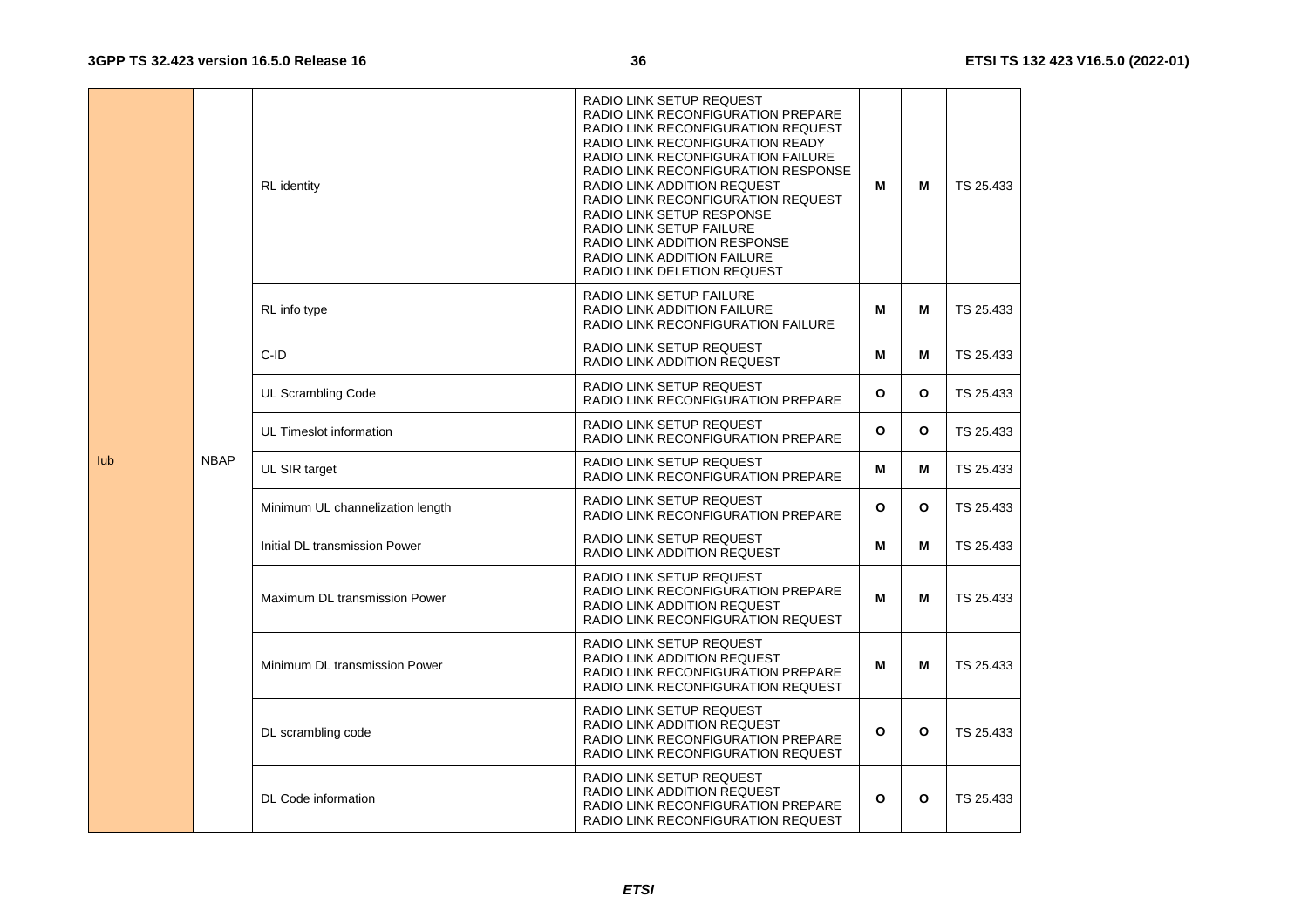| Iub | NBAP | RL identity | RADIO LINK SETUP REQUEST<br>RADIO LINK RECONFIGURATION PREPARE<br>RADIO LINK RECONFIGURATION REQUEST<br>RADIO LINK RECONFIGURATION READY<br>RADIO LINK RECONFIGURATION FAILURE<br>RADIO LINK RECONFIGURATION RESPONSE<br>RADIO LINK ADDITION REQUEST<br>RADIO LINK RECONFIGURATION REQUEST<br>RADIO LINK SETUP RESPONSE<br>RADIO LINK SETUP FAILURE<br>RADIO LINK ADDITION RESPONSE<br>RADIO LINK ADDITION FAILURE<br>RADIO LINK DELETION REQUEST | M | M | TS 25.433 |
|---|---|---|---|---|---|---|
| | | RL info type | RADIO LINK SETUP FAILURE<br>RADIO LINK ADDITION FAILURE<br>RADIO LINK RECONFIGURATION FAILURE | M | M | TS 25.433 |
| | | C-ID | RADIO LINK SETUP REQUEST<br>RADIO LINK ADDITION REQUEST | M | M | TS 25.433 |
| | | UL Scrambling Code | RADIO LINK SETUP REQUEST<br>RADIO LINK RECONFIGURATION PREPARE | O | O | TS 25.433 |
| | | UL Timeslot information | RADIO LINK SETUP REQUEST<br>RADIO LINK RECONFIGURATION PREPARE | O | O | TS 25.433 |
| | | UL SIR target | RADIO LINK SETUP REQUEST<br>RADIO LINK RECONFIGURATION PREPARE | M | M | TS 25.433 |
| | | Minimum UL channelization length | RADIO LINK SETUP REQUEST<br>RADIO LINK RECONFIGURATION PREPARE | O | O | TS 25.433 |
| | | Initial DL transmission Power | RADIO LINK SETUP REQUEST<br>RADIO LINK ADDITION REQUEST | M | M | TS 25.433 |
| | | Maximum DL transmission Power | RADIO LINK SETUP REQUEST<br>RADIO LINK RECONFIGURATION PREPARE<br>RADIO LINK ADDITION REQUEST<br>RADIO LINK RECONFIGURATION REQUEST | M | M | TS 25.433 |
| | | Minimum DL transmission Power | RADIO LINK SETUP REQUEST<br>RADIO LINK ADDITION REQUEST<br>RADIO LINK RECONFIGURATION PREPARE<br>RADIO LINK RECONFIGURATION REQUEST | M | M | TS 25.433 |
| | | DL scrambling code | RADIO LINK SETUP REQUEST<br>RADIO LINK ADDITION REQUEST<br>RADIO LINK RECONFIGURATION PREPARE<br>RADIO LINK RECONFIGURATION REQUEST | O | O | TS 25.433 |
| | | DL Code information | RADIO LINK SETUP REQUEST<br>RADIO LINK ADDITION REQUEST<br>RADIO LINK RECONFIGURATION PREPARE<br>RADIO LINK RECONFIGURATION REQUEST | O | O | TS 25.433 |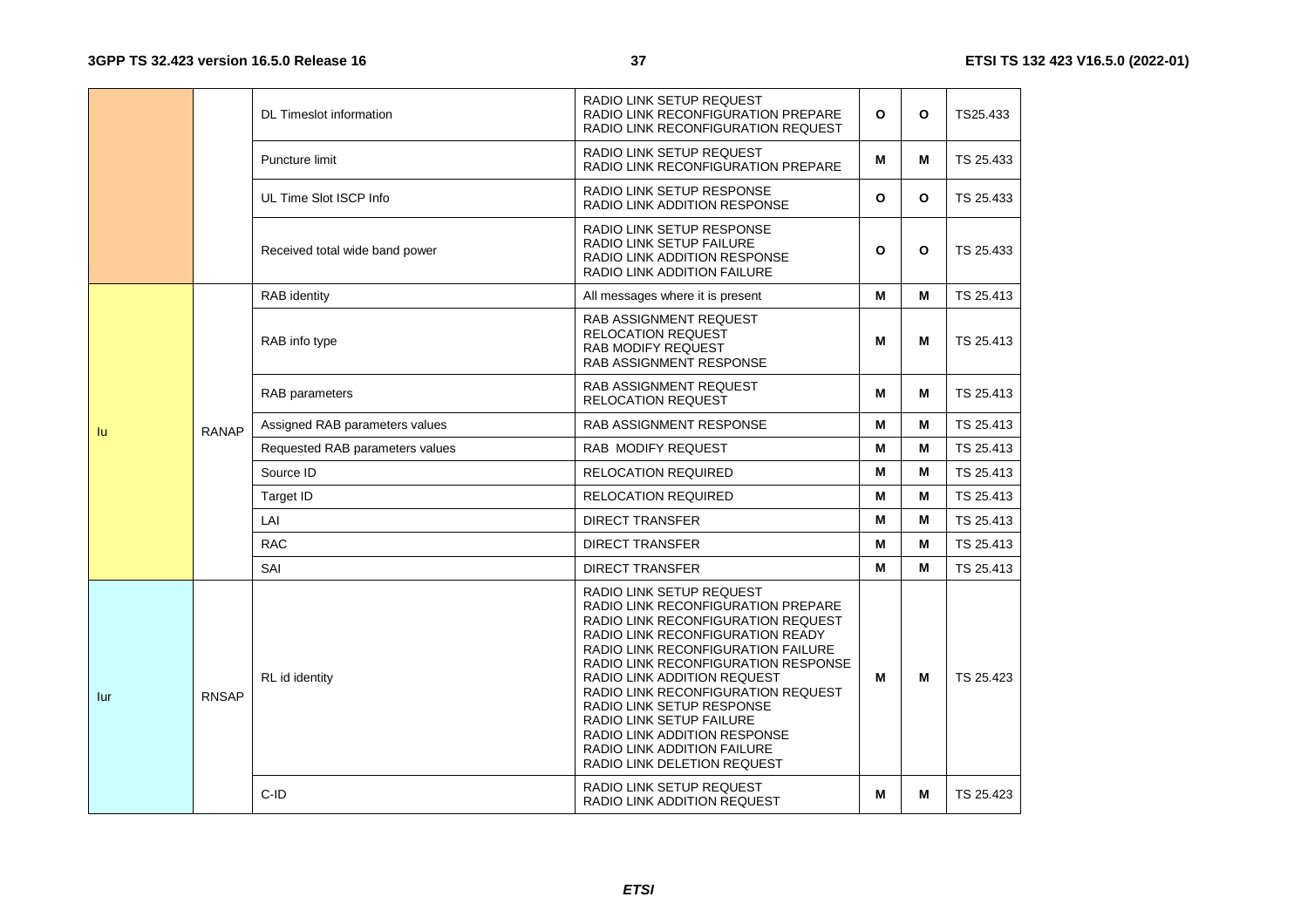| | | | | | | |
|---|---|---|---|---|---|---|
| | | DL Timeslot information | RADIO LINK SETUP REQUEST<br>RADIO LINK RECONFIGURATION PREPARE<br>RADIO LINK RECONFIGURATION REQUEST | O | O | TS25.433 |
| | | Puncture limit | RADIO LINK SETUP REQUEST<br>RADIO LINK RECONFIGURATION PREPARE | M | M | TS 25.433 |
| | | UL Time Slot ISCP Info | RADIO LINK SETUP RESPONSE<br>RADIO LINK ADDITION RESPONSE | O | O | TS 25.433 |
| | | Received total wide band power | RADIO LINK SETUP RESPONSE<br>RADIO LINK SETUP FAILURE<br>RADIO LINK ADDITION RESPONSE<br>RADIO LINK ADDITION FAILURE | O | O | TS 25.433 |
| Iu | RANAP | RAB identity | All messages where it is present | M | M | TS 25.413 |
| | | RAB info type | RAB ASSIGNMENT REQUEST<br>RELOCATION REQUEST<br>RAB MODIFY REQUEST<br>RAB ASSIGNMENT RESPONSE | M | M | TS 25.413 |
| | | RAB parameters | RAB ASSIGNMENT REQUEST<br>RELOCATION REQUEST | M | M | TS 25.413 |
| | | Assigned RAB parameters values | RAB ASSIGNMENT RESPONSE | M | M | TS 25.413 |
| | | Requested RAB parameters values | RAB MODIFY REQUEST | M | M | TS 25.413 |
| | | Source ID | RELOCATION REQUIRED | M | M | TS 25.413 |
| | | Target ID | RELOCATION REQUIRED | M | M | TS 25.413 |
| | | LAI | DIRECT TRANSFER | M | M | TS 25.413 |
| | | RAC | DIRECT TRANSFER | M | M | TS 25.413 |
| | | SAI | DIRECT TRANSFER | M | M | TS 25.413 |
| Iur | RNSAP | RL id identity | RADIO LINK SETUP REQUEST<br>RADIO LINK RECONFIGURATION PREPARE<br>RADIO LINK RECONFIGURATION REQUEST<br>RADIO LINK RECONFIGURATION READY<br>RADIO LINK RECONFIGURATION FAILURE<br>RADIO LINK RECONFIGURATION RESPONSE<br>RADIO LINK ADDITION REQUEST<br>RADIO LINK RECONFIGURATION REQUEST<br>RADIO LINK SETUP RESPONSE<br>RADIO LINK SETUP FAILURE<br>RADIO LINK ADDITION RESPONSE<br>RADIO LINK ADDITION FAILURE<br>RADIO LINK DELETION REQUEST | M | M | TS 25.423 |
| | | C-ID | RADIO LINK SETUP REQUEST<br>RADIO LINK ADDITION REQUEST | M | M | TS 25.423 |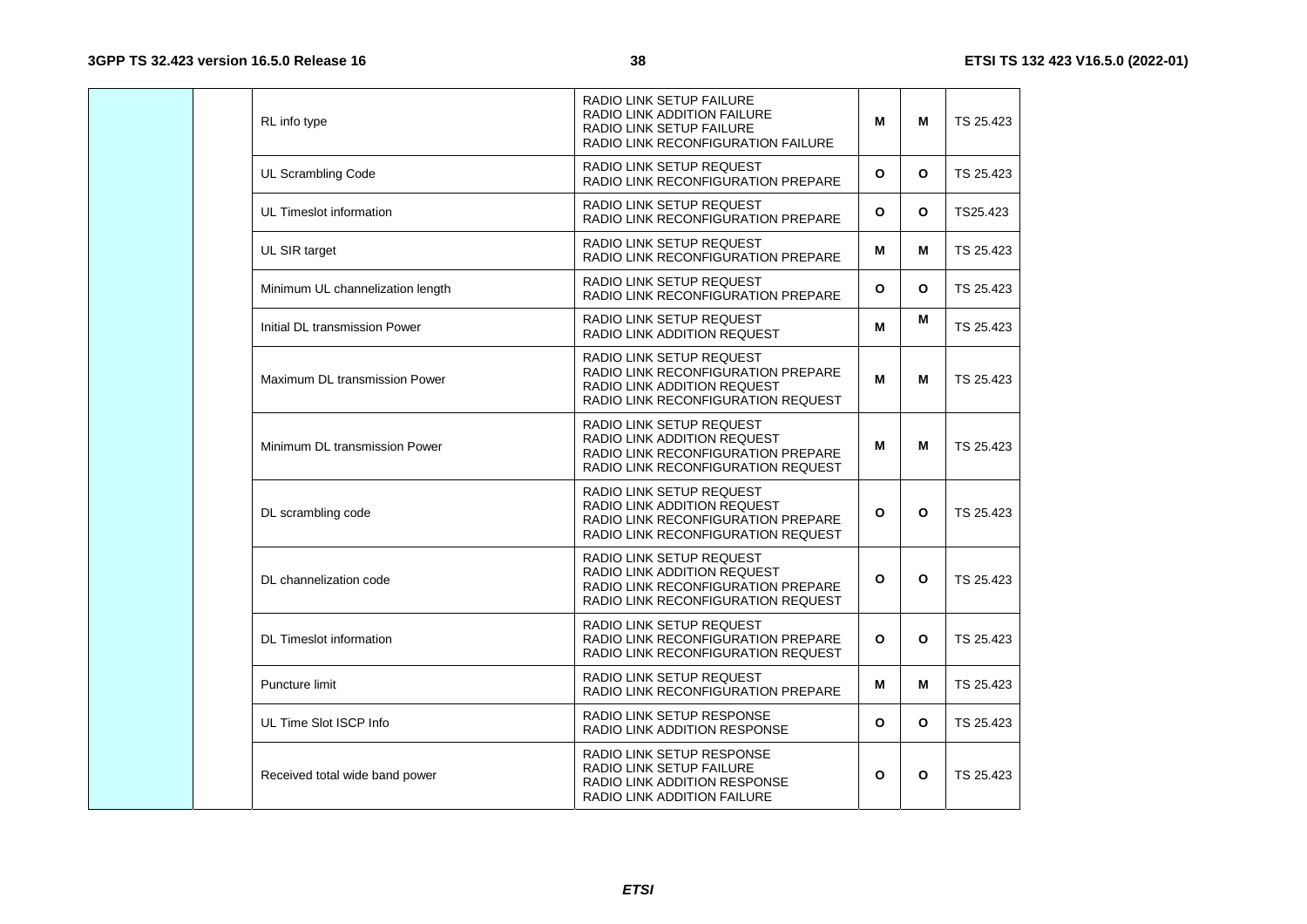| | | | | | | |
|---|---|---|---|---|---|---|
| | | RL info type | RADIO LINK SETUP FAILURE<br>RADIO LINK ADDITION FAILURE<br>RADIO LINK SETUP FAILURE<br>RADIO LINK RECONFIGURATION FAILURE | **M** | **M** | TS 25.423 |
| | | UL Scrambling Code | RADIO LINK SETUP REQUEST<br>RADIO LINK RECONFIGURATION PREPARE | **O** | **O** | TS 25.423 |
| | | UL Timeslot information | RADIO LINK SETUP REQUEST<br>RADIO LINK RECONFIGURATION PREPARE | **O** | **O** | TS25.423 |
| | | UL SIR target | RADIO LINK SETUP REQUEST<br>RADIO LINK RECONFIGURATION PREPARE | **M** | **M** | TS 25.423 |
| | | Minimum UL channelization length | RADIO LINK SETUP REQUEST<br>RADIO LINK RECONFIGURATION PREPARE | **O** | **O** | TS 25.423 |
| | | Initial DL transmission Power | RADIO LINK SETUP REQUEST<br>RADIO LINK ADDITION REQUEST | **M** | **M** | TS 25.423 |
| | | Maximum DL transmission Power | RADIO LINK SETUP REQUEST<br>RADIO LINK RECONFIGURATION PREPARE<br>RADIO LINK ADDITION REQUEST<br>RADIO LINK RECONFIGURATION REQUEST | **M** | **M** | TS 25.423 |
| | | Minimum DL transmission Power | RADIO LINK SETUP REQUEST<br>RADIO LINK ADDITION REQUEST<br>RADIO LINK RECONFIGURATION PREPARE<br>RADIO LINK RECONFIGURATION REQUEST | **M** | **M** | TS 25.423 |
| | | DL scrambling code | RADIO LINK SETUP REQUEST<br>RADIO LINK ADDITION REQUEST<br>RADIO LINK RECONFIGURATION PREPARE<br>RADIO LINK RECONFIGURATION REQUEST | **O** | **O** | TS 25.423 |
| | | DL channelization code | RADIO LINK SETUP REQUEST<br>RADIO LINK ADDITION REQUEST<br>RADIO LINK RECONFIGURATION PREPARE<br>RADIO LINK RECONFIGURATION REQUEST | **O** | **O** | TS 25.423 |
| | | DL Timeslot information | RADIO LINK SETUP REQUEST<br>RADIO LINK RECONFIGURATION PREPARE<br>RADIO LINK RECONFIGURATION REQUEST | **O** | **O** | TS 25.423 |
| | | Puncture limit | RADIO LINK SETUP REQUEST<br>RADIO LINK RECONFIGURATION PREPARE | **M** | **M** | TS 25.423 |
| | | UL Time Slot ISCP Info | RADIO LINK SETUP RESPONSE<br>RADIO LINK ADDITION RESPONSE | **O** | **O** | TS 25.423 |
| | | Received total wide band power | RADIO LINK SETUP RESPONSE<br>RADIO LINK SETUP FAILURE<br>RADIO LINK ADDITION RESPONSE<br>RADIO LINK ADDITION FAILURE | **O** | **O** | TS 25.423 |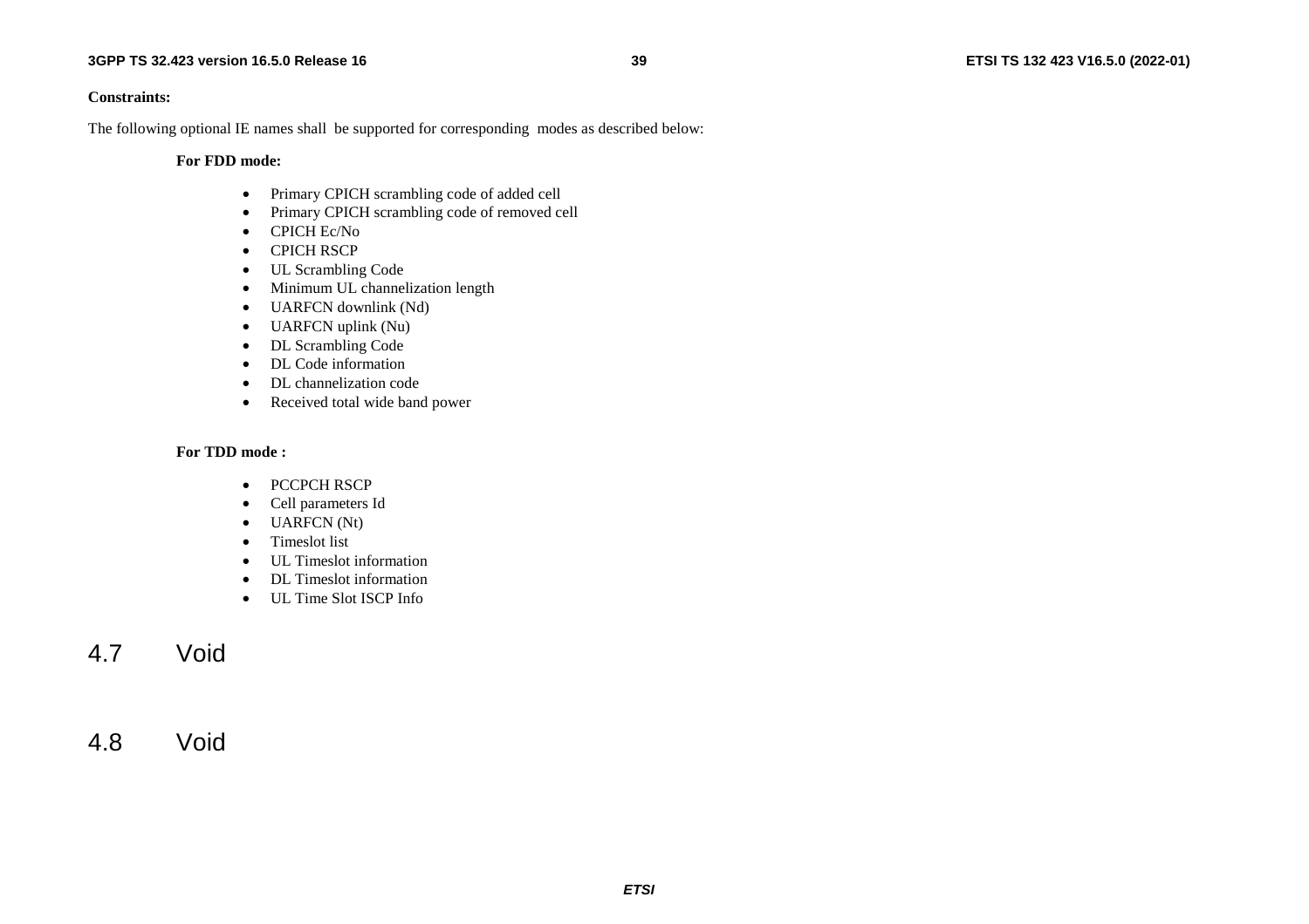**Constraints:**

The following optional IE names shall be supported for corresponding modes as described below:

**For FDD mode:**

- Primary CPICH scrambling code of added cell
- Primary CPICH scrambling code of removed cell
- CPICH Ec/No
- CPICH RSCP
- UL Scrambling Code
- Minimum UL channelization length
- UARFCN downlink (Nd)
- UARFCN uplink (Nu)
- DL Scrambling Code
- DL Code information
- DL channelization code
- Received total wide band power

**For TDD mode :**

- PCCPCH RSCP
- Cell parameters Id
- UARFCN (Nt)
- Timeslot list
- UL Timeslot information
- DL Timeslot information
- UL Time Slot ISCP Info

## 4.7 Void

## 4.8 Void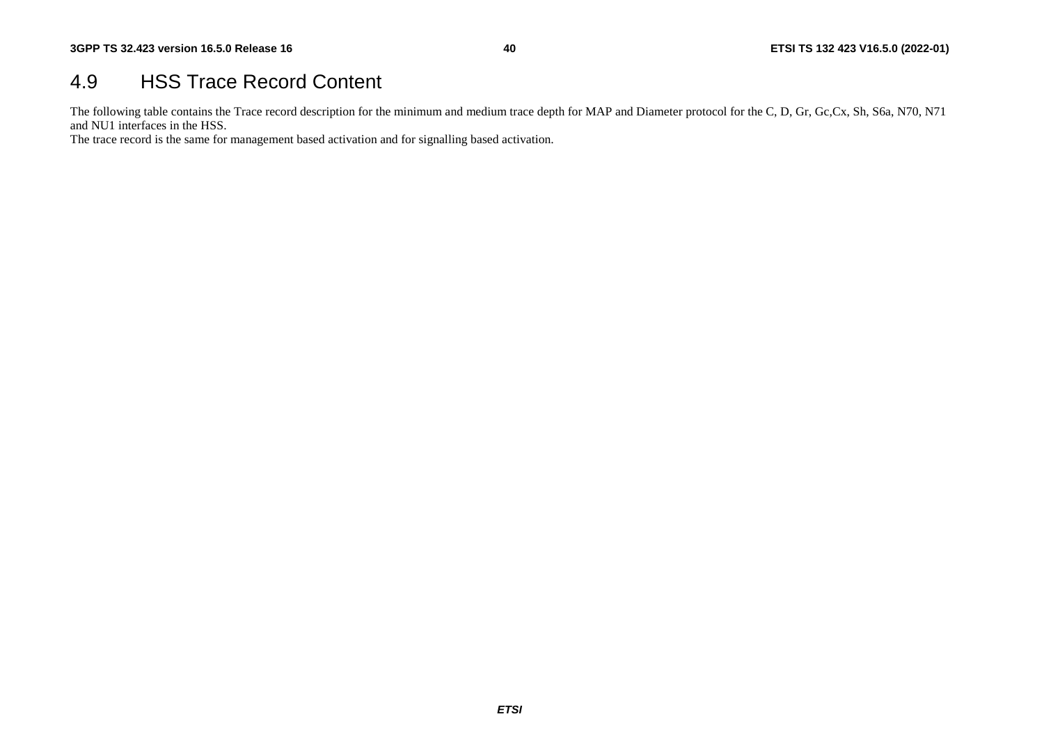# 4.9 HSS Trace Record Content

The following table contains the Trace record description for the minimum and medium trace depth for MAP and Diameter protocol for the C, D, Gr, Gc,Cx, Sh, S6a, N70, N71 and NU1 interfaces in the HSS.

The trace record is the same for management based activation and for signalling based activation.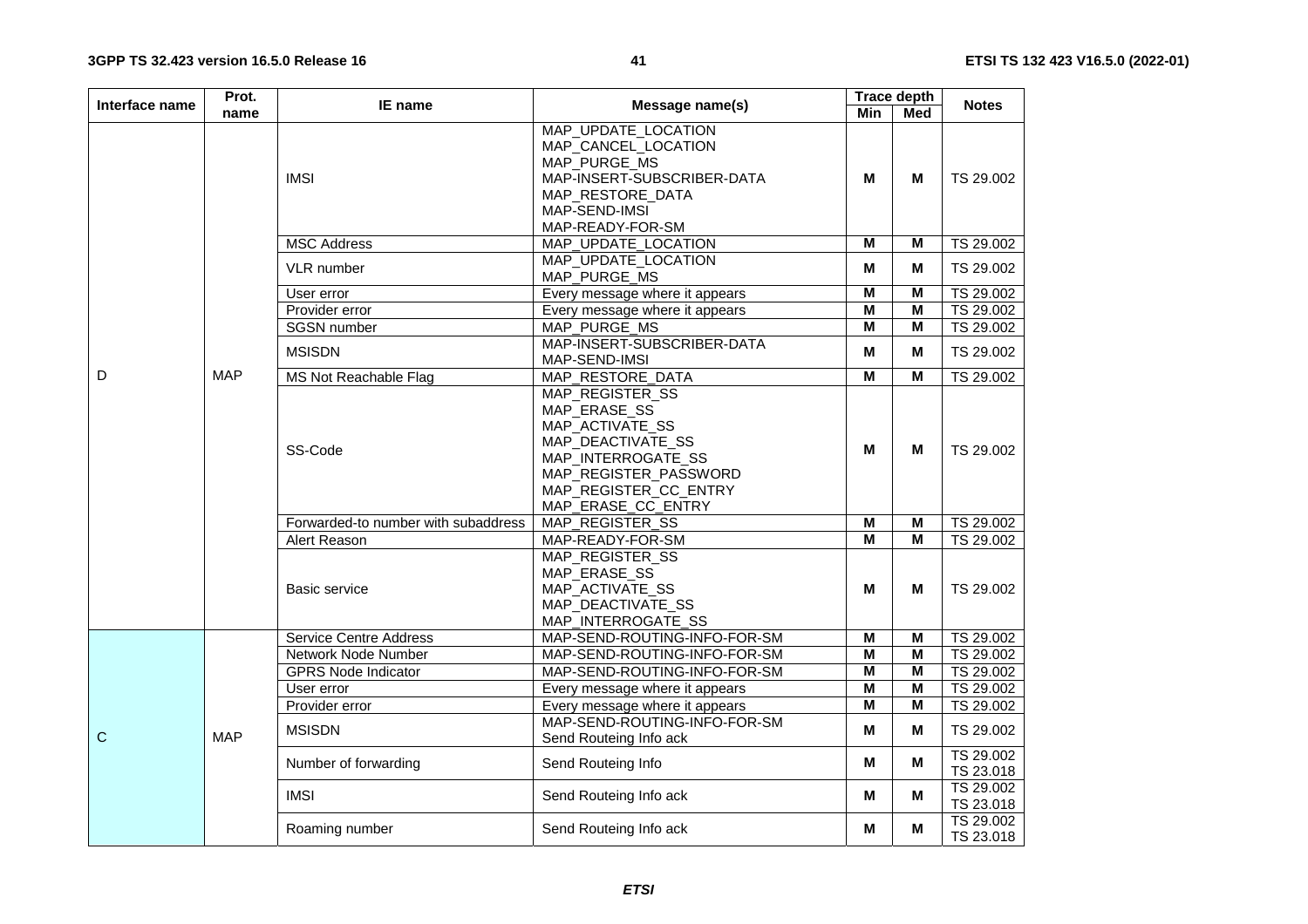| Interface name | Prot. name | IE name | Message name(s) | Trace depth | | Notes |
|---|---|---|---|---|---|---|
| | | | | Min | Med | |
| D | MAP | IMSI | MAP_UPDATE_LOCATION<br>MAP_CANCEL_LOCATION<br>MAP_PURGE_MS<br>MAP-INSERT-SUBSCRIBER-DATA<br>MAP_RESTORE_DATA<br>MAP-SEND-IMSI<br>MAP-READY-FOR-SM | M | M | TS 29.002 |
| | | MSC Address | MAP_UPDATE_LOCATION | M | M | TS 29.002 |
| | | VLR number | MAP_UPDATE_LOCATION<br>MAP_PURGE_MS | M | M | TS 29.002 |
| | | User error | Every message where it appears | M | M | TS 29.002 |
| | | Provider error | Every message where it appears | M | M | TS 29.002 |
| | | SGSN number | MAP_PURGE_MS | M | M | TS 29.002 |
| | | MSISDN | MAP-INSERT-SUBSCRIBER-DATA<br>MAP-SEND-IMSI | M | M | TS 29.002 |
| | | MS Not Reachable Flag | MAP_RESTORE_DATA | M | M | TS 29.002 |
| | | SS-Code | MAP_REGISTER_SS<br>MAP_ERASE_SS<br>MAP_ACTIVATE_SS<br>MAP_DEACTIVATE_SS<br>MAP_INTERROGATE_SS<br>MAP_REGISTER_PASSWORD<br>MAP_REGISTER_CC_ENTRY<br>MAP_ERASE_CC_ENTRY | M | M | TS 29.002 |
| | | Forwarded-to number with subaddress | MAP_REGISTER_SS | M | M | TS 29.002 |
| | | Alert Reason | MAP-READY-FOR-SM | M | M | TS 29.002 |
| | | Basic service | MAP_REGISTER_SS<br>MAP_ERASE_SS<br>MAP_ACTIVATE_SS<br>MAP_DEACTIVATE_SS<br>MAP_INTERROGATE_SS | M | M | TS 29.002 |
| C | MAP | Service Centre Address | MAP-SEND-ROUTING-INFO-FOR-SM | M | M | TS 29.002 |
| | | Network Node Number | MAP-SEND-ROUTING-INFO-FOR-SM | M | M | TS 29.002 |
| | | GPRS Node Indicator | MAP-SEND-ROUTING-INFO-FOR-SM | M | M | TS 29.002 |
| | | User error | Every message where it appears | M | M | TS 29.002 |
| | | Provider error | Every message where it appears | M | M | TS 29.002 |
| | | MSISDN | MAP-SEND-ROUTING-INFO-FOR-SM<br>Send Routeing Info ack | M | M | TS 29.002 |
| | | Number of forwarding | Send Routeing Info | M | M | TS 29.002<br>TS 23.018 |
| | | IMSI | Send Routeing Info ack | M | M | TS 29.002<br>TS 23.018 |
| | | Roaming number | Send Routeing Info ack | M | M | TS 29.002<br>TS 23.018 |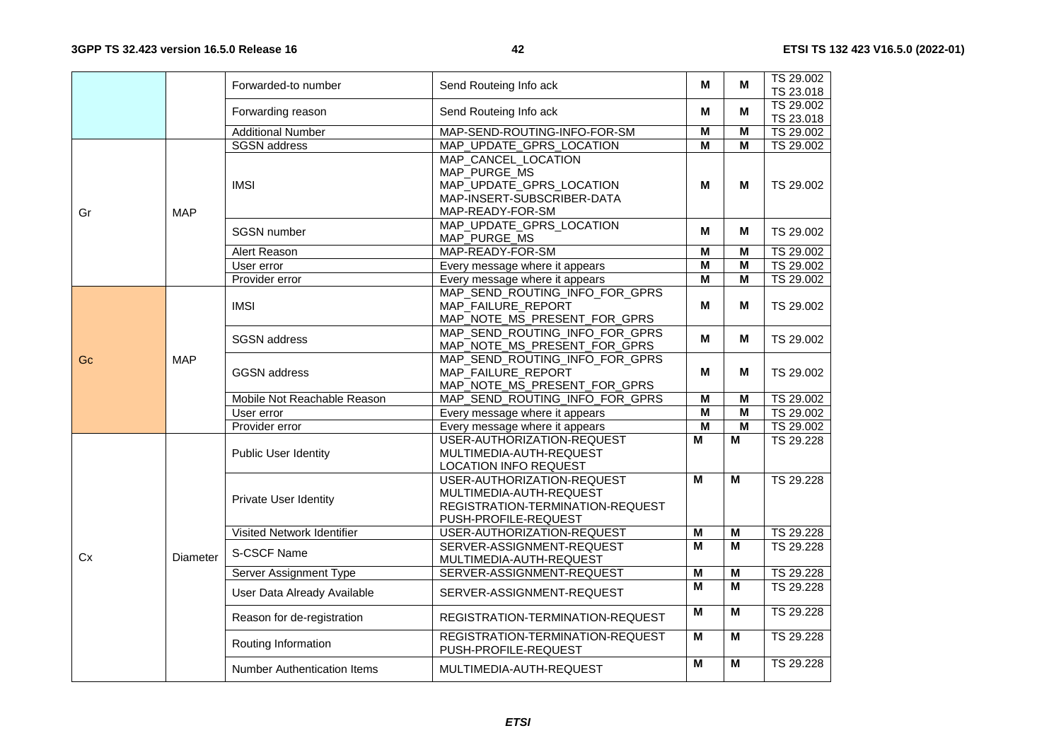| | | | | | | |
|---|---|---|---|---|---|---|
| | | Forwarded-to number | Send Routeing Info ack | M | M | TS 29.002 TS 23.018 |
| | | Forwarding reason | Send Routeing Info ack | M | M | TS 29.002 TS 23.018 |
| | | Additional Number | MAP-SEND-ROUTING-INFO-FOR-SM | M | M | TS 29.002 |
| Gr | MAP | SGSN address | MAP_UPDATE_GPRS_LOCATION | M | M | TS 29.002 |
| | | IMSI | MAP_CANCEL_LOCATION MAP_PURGE_MS MAP_UPDATE_GPRS_LOCATION MAP-INSERT-SUBSCRIBER-DATA MAP-READY-FOR-SM | M | M | TS 29.002 |
| | | SGSN number | MAP_UPDATE_GPRS_LOCATION MAP_PURGE_MS | M | M | TS 29.002 |
| | | Alert Reason | MAP-READY-FOR-SM | M | M | TS 29.002 |
| | | User error | Every message where it appears | M | M | TS 29.002 |
| | | Provider error | Every message where it appears | M | M | TS 29.002 |
| Gc | MAP | IMSI | MAP_SEND_ROUTING_INFO_FOR_GPRS MAP_FAILURE_REPORT MAP_NOTE_MS_PRESENT_FOR_GPRS | M | M | TS 29.002 |
| | | SGSN address | MAP_SEND_ROUTING_INFO_FOR_GPRS MAP_NOTE_MS_PRESENT_FOR_GPRS | M | M | TS 29.002 |
| | | GGSN address | MAP_SEND_ROUTING_INFO_FOR_GPRS MAP_FAILURE_REPORT MAP_NOTE_MS_PRESENT_FOR_GPRS | M | M | TS 29.002 |
| | | Mobile Not Reachable Reason | MAP_SEND_ROUTING_INFO_FOR_GPRS | M | M | TS 29.002 |
| | | User error | Every message where it appears | M | M | TS 29.002 |
| | | Provider error | Every message where it appears | M | M | TS 29.002 |
| Cx | Diameter | Public User Identity | USER-AUTHORIZATION-REQUEST MULTIMEDIA-AUTH-REQUEST LOCATION INFO REQUEST | M | M | TS 29.228 |
| | | Private User Identity | USER-AUTHORIZATION-REQUEST MULTIMEDIA-AUTH-REQUEST REGISTRATION-TERMINATION-REQUEST PUSH-PROFILE-REQUEST | M | M | TS 29.228 |
| | | Visited Network Identifier | USER-AUTHORIZATION-REQUEST | M | M | TS 29.228 |
| | | S-CSCF Name | SERVER-ASSIGNMENT-REQUEST MULTIMEDIA-AUTH-REQUEST | M | M | TS 29.228 |
| | | Server Assignment Type | SERVER-ASSIGNMENT-REQUEST | M | M | TS 29.228 |
| | | User Data Already Available | SERVER-ASSIGNMENT-REQUEST | M | M | TS 29.228 |
| | | Reason for de-registration | REGISTRATION-TERMINATION-REQUEST | M | M | TS 29.228 |
| | | Routing Information | REGISTRATION-TERMINATION-REQUEST PUSH-PROFILE-REQUEST | M | M | TS 29.228 |
| | | Number Authentication Items | MULTIMEDIA-AUTH-REQUEST | M | M | TS 29.228 |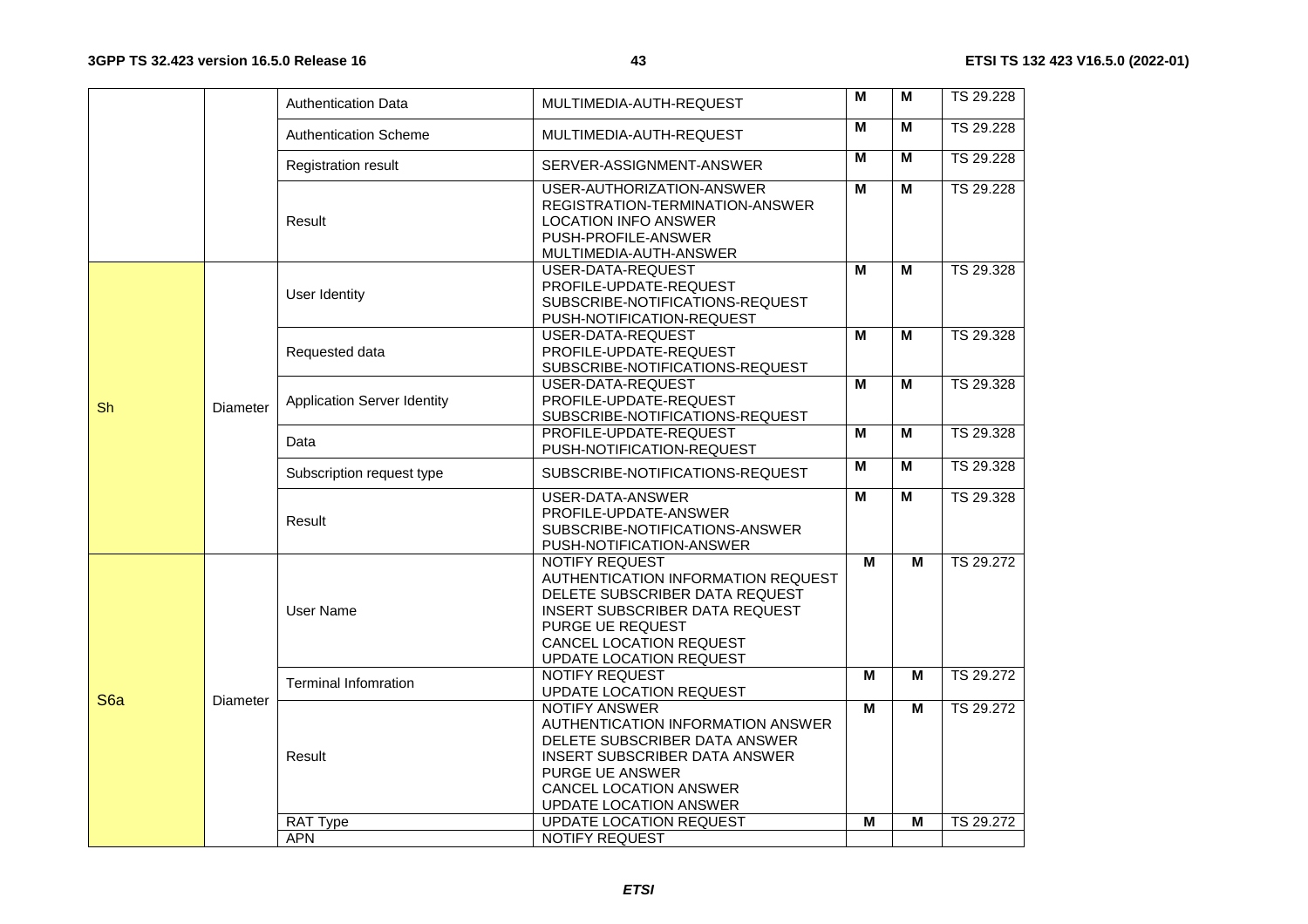| | | Authentication Data | MULTIMEDIA-AUTH-REQUEST | M | M | TS 29.228 |
|---|---|---|---|---|---|---|
| | | Authentication Scheme | MULTIMEDIA-AUTH-REQUEST | M | M | TS 29.228 |
| | | Registration result | SERVER-ASSIGNMENT-ANSWER | M | M | TS 29.228 |
| | | Result | USER-AUTHORIZATION-ANSWER<br>REGISTRATION-TERMINATION-ANSWER<br>LOCATION INFO ANSWER<br>PUSH-PROFILE-ANSWER<br>MULTIMEDIA-AUTH-ANSWER | M | M | TS 29.228 |
| Sh | Diameter | User Identity | USER-DATA-REQUEST<br>PROFILE-UPDATE-REQUEST<br>SUBSCRIBE-NOTIFICATIONS-REQUEST<br>PUSH-NOTIFICATION-REQUEST | M | M | TS 29.328 |
| | | Requested data | USER-DATA-REQUEST<br>PROFILE-UPDATE-REQUEST<br>SUBSCRIBE-NOTIFICATIONS-REQUEST | M | M | TS 29.328 |
| | | Application Server Identity | USER-DATA-REQUEST<br>PROFILE-UPDATE-REQUEST<br>SUBSCRIBE-NOTIFICATIONS-REQUEST | M | M | TS 29.328 |
| | | Data | PROFILE-UPDATE-REQUEST<br>PUSH-NOTIFICATION-REQUEST | M | M | TS 29.328 |
| | | Subscription request type | SUBSCRIBE-NOTIFICATIONS-REQUEST | M | M | TS 29.328 |
| | | Result | USER-DATA-ANSWER<br>PROFILE-UPDATE-ANSWER<br>SUBSCRIBE-NOTIFICATIONS-ANSWER<br>PUSH-NOTIFICATION-ANSWER | M | M | TS 29.328 |
| S6a | Diameter | User Name | NOTIFY REQUEST<br>AUTHENTICATION INFORMATION REQUEST<br>DELETE SUBSCRIBER DATA REQUEST<br>INSERT SUBSCRIBER DATA REQUEST<br>PURGE UE REQUEST<br>CANCEL LOCATION REQUEST<br>UPDATE LOCATION REQUEST | M | M | TS 29.272 |
| | | Terminal Infomration | NOTIFY REQUEST<br>UPDATE LOCATION REQUEST | M | M | TS 29.272 |
| | | Result | NOTIFY ANSWER<br>AUTHENTICATION INFORMATION ANSWER<br>DELETE SUBSCRIBER DATA ANSWER<br>INSERT SUBSCRIBER DATA ANSWER<br>PURGE UE ANSWER<br>CANCEL LOCATION ANSWER<br>UPDATE LOCATION ANSWER | M | M | TS 29.272 |
| | | RAT Type | UPDATE LOCATION REQUEST | M | M | TS 29.272 |
| | | APN | NOTIFY REQUEST | | | |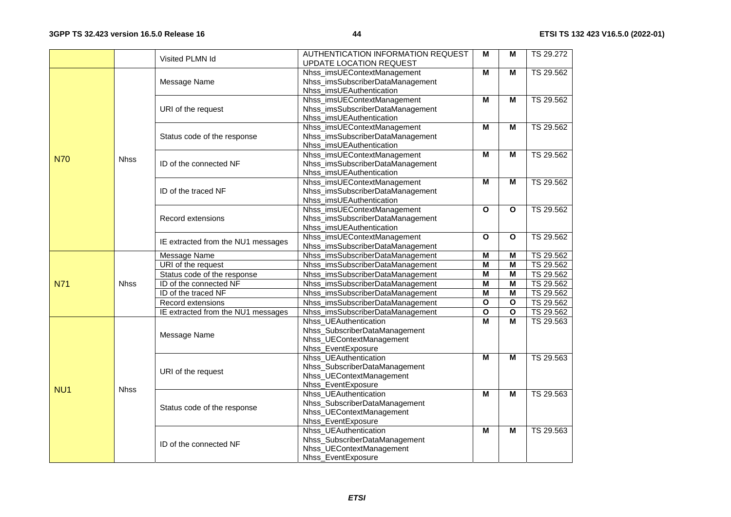| | | Visited PLMN Id | AUTHENTICATION INFORMATION REQUEST<br>UPDATE LOCATION REQUEST | M | M | TS 29.272 |
|---|---|---|---|---|---|---|
| N70 | Nhss | Message Name | Nhss_imsUEContextManagement<br>Nhss_imsSubscriberDataManagement<br>Nhss_imsUEAuthentication | M | M | TS 29.562 |
| | | URI of the request | Nhss_imsUEContextManagement<br>Nhss_imsSubscriberDataManagement<br>Nhss_imsUEAuthentication | M | M | TS 29.562 |
| | | Status code of the response | Nhss_imsUEContextManagement<br>Nhss_imsSubscriberDataManagement<br>Nhss_imsUEAuthentication | M | M | TS 29.562 |
| | | ID of the connected NF | Nhss_imsUEContextManagement<br>Nhss_imsSubscriberDataManagement<br>Nhss_imsUEAuthentication | M | M | TS 29.562 |
| | | ID of the traced NF | Nhss_imsUEContextManagement<br>Nhss_imsSubscriberDataManagement<br>Nhss_imsUEAuthentication | M | M | TS 29.562 |
| | | Record extensions | Nhss_imsUEContextManagement<br>Nhss_imsSubscriberDataManagement<br>Nhss_imsUEAuthentication | O | O | TS 29.562 |
| | | IE extracted from the NU1 messages | Nhss_imsUEContextManagement<br>Nhss_imsSubscriberDataManagement | O | O | TS 29.562 |
| N71 | Nhss | Message Name | Nhss_imsSubscriberDataManagement | M | M | TS 29.562 |
| | | URI of the request | Nhss_imsSubscriberDataManagement | M | M | TS 29.562 |
| | | Status code of the response | Nhss_imsSubscriberDataManagement | M | M | TS 29.562 |
| | | ID of the connected NF | Nhss_imsSubscriberDataManagement | M | M | TS 29.562 |
| | | ID of the traced NF | Nhss_imsSubscriberDataManagement | M | M | TS 29.562 |
| | | Record extensions | Nhss_imsSubscriberDataManagement | O | O | TS 29.562 |
| | | IE extracted from the NU1 messages | Nhss_imsSubscriberDataManagement | O | O | TS 29.562 |
| NU1 | Nhss | Message Name | Nhss_UEAuthentication<br>Nhss_SubscriberDataManagement<br>Nhss_UEContextManagement<br>Nhss_EventExposure | M | M | TS 29.563 |
| | | URI of the request | Nhss_UEAuthentication<br>Nhss_SubscriberDataManagement<br>Nhss_UEContextManagement<br>Nhss_EventExposure | M | M | TS 29.563 |
| | | Status code of the response | Nhss_UEAuthentication<br>Nhss_SubscriberDataManagement<br>Nhss_UEContextManagement<br>Nhss_EventExposure | M | M | TS 29.563 |
| | | ID of the connected NF | Nhss_UEAuthentication<br>Nhss_SubscriberDataManagement<br>Nhss_UEContextManagement<br>Nhss_EventExposure | M | M | TS 29.563 |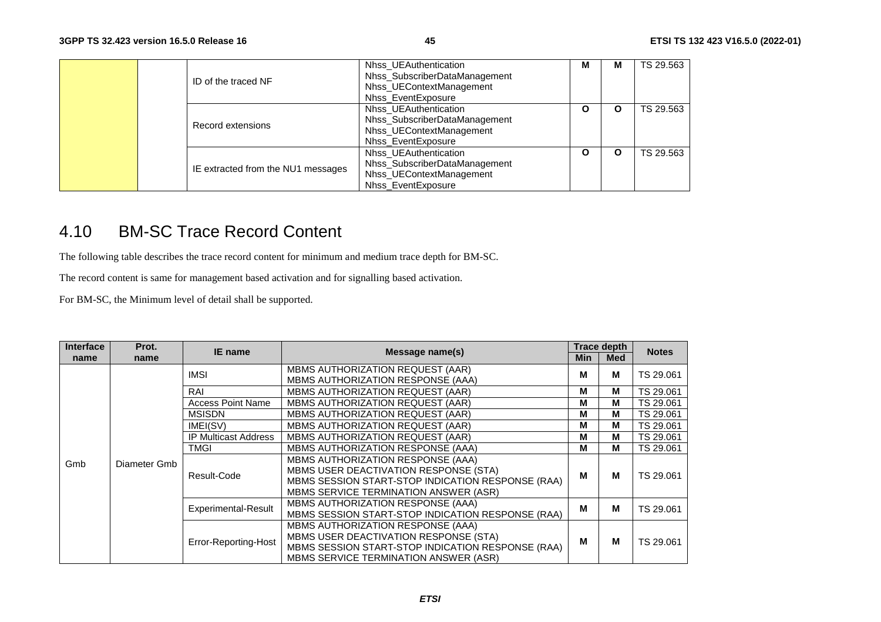| | | | | | | |
|---|---|---|---|---|---|---|
| | | ID of the traced NF | Nhss_UEAuthentication<br>Nhss_SubscriberDataManagement<br>Nhss_UEContextManagement<br>Nhss_EventExposure | **M** | **M** | TS 29.563 |
| | | Record extensions | Nhss_UEAuthentication<br>Nhss_SubscriberDataManagement<br>Nhss_UEContextManagement<br>Nhss_EventExposure | **O** | **O** | TS 29.563 |
| | | IE extracted from the NU1 messages | Nhss_UEAuthentication<br>Nhss_SubscriberDataManagement<br>Nhss_UEContextManagement<br>Nhss_EventExposure | **O** | **O** | TS 29.563 |

## 4.10 BM-SC Trace Record Content

The following table describes the trace record content for minimum and medium trace depth for BM-SC.

The record content is same for management based activation and for signalling based activation.

For BM-SC, the Minimum level of detail shall be supported.

| **Interface name** | **Prot. name** | **IE name** | **Message name(s)** | **Trace depth** | | **Notes** |
|---|---|---|---|---|---|---|
| | | | | **Min** | **Med** | |
| Gmb | Diameter Gmb | IMSI | MBMS AUTHORIZATION REQUEST (AAR)<br>MBMS AUTHORIZATION RESPONSE (AAA) | **M** | **M** | TS 29.061 |
| | | RAI | MBMS AUTHORIZATION REQUEST (AAR) | **M** | **M** | TS 29.061 |
| | | Access Point Name | MBMS AUTHORIZATION REQUEST (AAR) | **M** | **M** | TS 29.061 |
| | | MSISDN | MBMS AUTHORIZATION REQUEST (AAR) | **M** | **M** | TS 29.061 |
| | | IMEI(SV) | MBMS AUTHORIZATION REQUEST (AAR) | **M** | **M** | TS 29.061 |
| | | IP Multicast Address | MBMS AUTHORIZATION REQUEST (AAR) | **M** | **M** | TS 29.061 |
| | | TMGI | MBMS AUTHORIZATION RESPONSE (AAA) | **M** | **M** | TS 29.061 |
| | | Result-Code | MBMS AUTHORIZATION RESPONSE (AAA)<br>MBMS USER DEACTIVATION RESPONSE (STA)<br>MBMS SESSION START-STOP INDICATION RESPONSE (RAA)<br>MBMS SERVICE TERMINATION ANSWER (ASR) | **M** | **M** | TS 29.061 |
| | | Experimental-Result | MBMS AUTHORIZATION RESPONSE (AAA)<br>MBMS SESSION START-STOP INDICATION RESPONSE (RAA) | **M** | **M** | TS 29.061 |
| | | Error-Reporting-Host | MBMS AUTHORIZATION RESPONSE (AAA)<br>MBMS USER DEACTIVATION RESPONSE (STA)<br>MBMS SESSION START-STOP INDICATION RESPONSE (RAA)<br>MBMS SERVICE TERMINATION ANSWER (ASR) | **M** | **M** | TS 29.061 |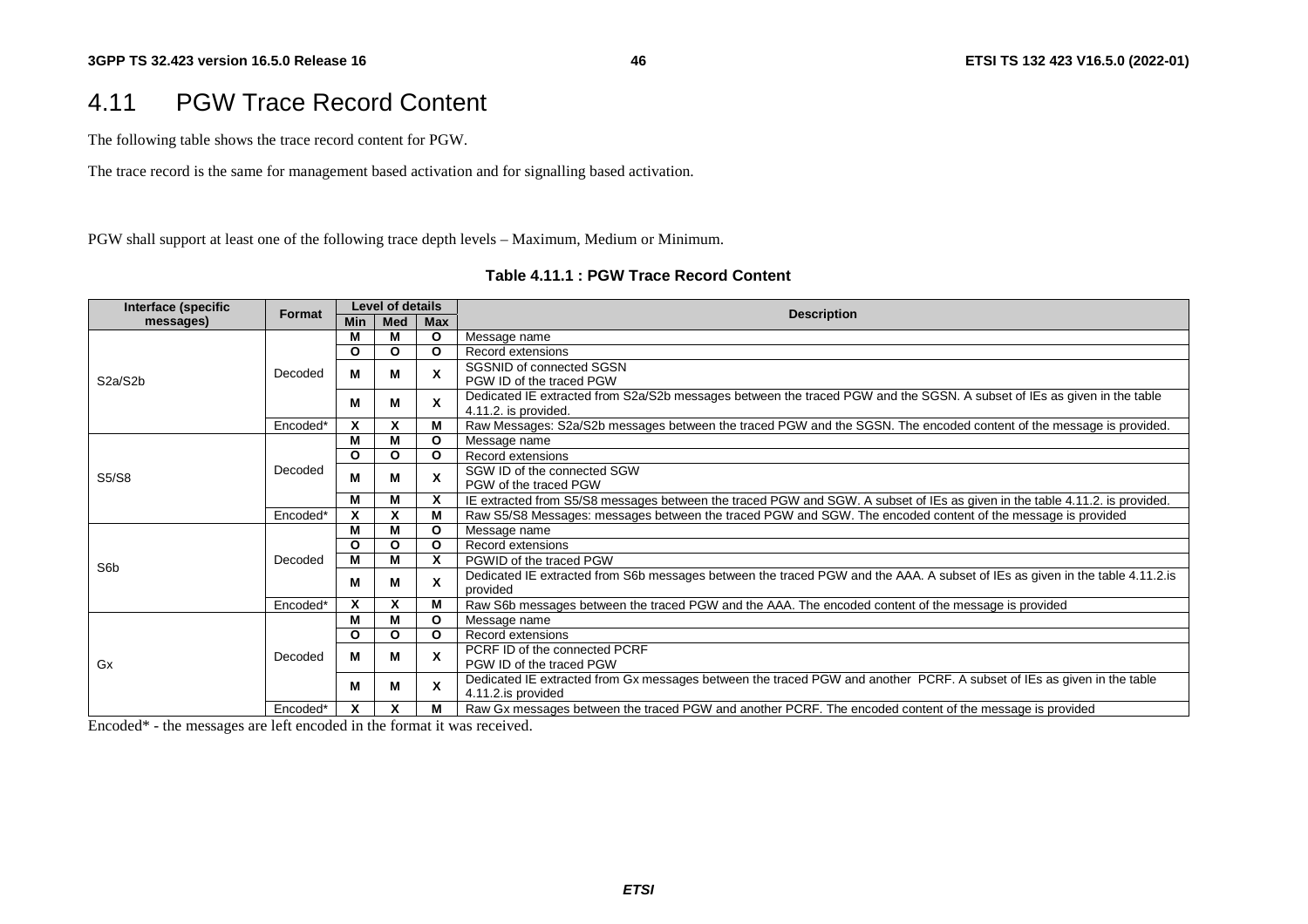## 4.11 PGW Trace Record Content

The following table shows the trace record content for PGW.

The trace record is the same for management based activation and for signalling based activation.

PGW shall support at least one of the following trace depth levels – Maximum, Medium or Minimum.

**Table 4.11.1 : PGW Trace Record Content**

| Interface (specific messages) | Format | Level of details | | | Description |
|---|---|---|---|---|---|
| | | Min | Med | Max | |
| S2a/S2b | Decoded | M | M | O | Message name |
| | | O | O | O | Record extensions |
| | | M | M | X | SGSNID of connected SGSN<br>PGW ID of the traced PGW |
| | | M | M | X | Dedicated IE extracted from S2a/S2b messages between the traced PGW and the SGSN. A subset of IEs as given in the table 4.11.2. is provided. |
| | Encoded* | X | X | M | Raw Messages: S2a/S2b messages between the traced PGW and the SGSN. The encoded content of the message is provided. |
| S5/S8 | Decoded | M | M | O | Message name |
| | | O | O | O | Record extensions |
| | | M | M | X | SGW ID of the connected SGW<br>PGW of the traced PGW |
| | | M | M | X | IE extracted from S5/S8 messages between the traced PGW and SGW. A subset of IEs as given in the table 4.11.2. is provided. |
| | Encoded* | X | X | M | Raw S5/S8 Messages: messages between the traced PGW and SGW. The encoded content of the message is provided |
| S6b | Decoded | M | M | O | Message name |
| | | O | O | O | Record extensions |
| | | M | M | X | PGWID of the traced PGW |
| | | M | M | X | Dedicated IE extracted from S6b messages between the traced PGW and the AAA. A subset of IEs as given in the table 4.11.2.is provided |
| | Encoded* | X | X | M | Raw S6b messages between the traced PGW and the AAA. The encoded content of the message is provided |
| Gx | Decoded | M | M | O | Message name |
| | | O | O | O | Record extensions |
| | | M | M | X | PCRF ID of the connected PCRF<br>PGW ID of the traced PGW |
| | | M | M | X | Dedicated IE extracted from Gx messages between the traced PGW and another PCRF. A subset of IEs as given in the table 4.11.2.is provided |
| | Encoded* | X | X | M | Raw Gx messages between the traced PGW and another PCRF. The encoded content of the message is provided |

Encoded* - the messages are left encoded in the format it was received.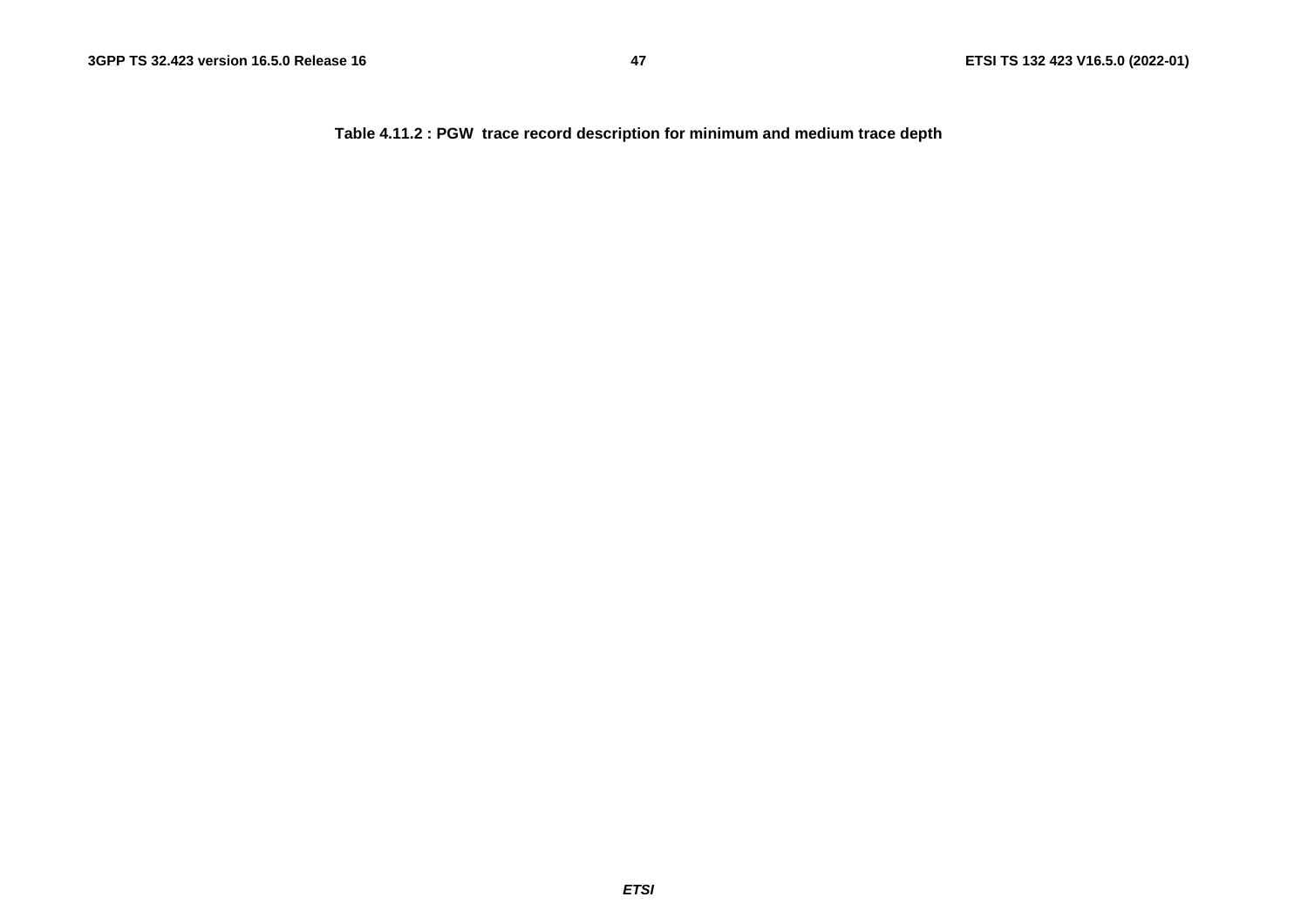**Table 4.11.2 : PGW  trace record description for minimum and medium trace depth**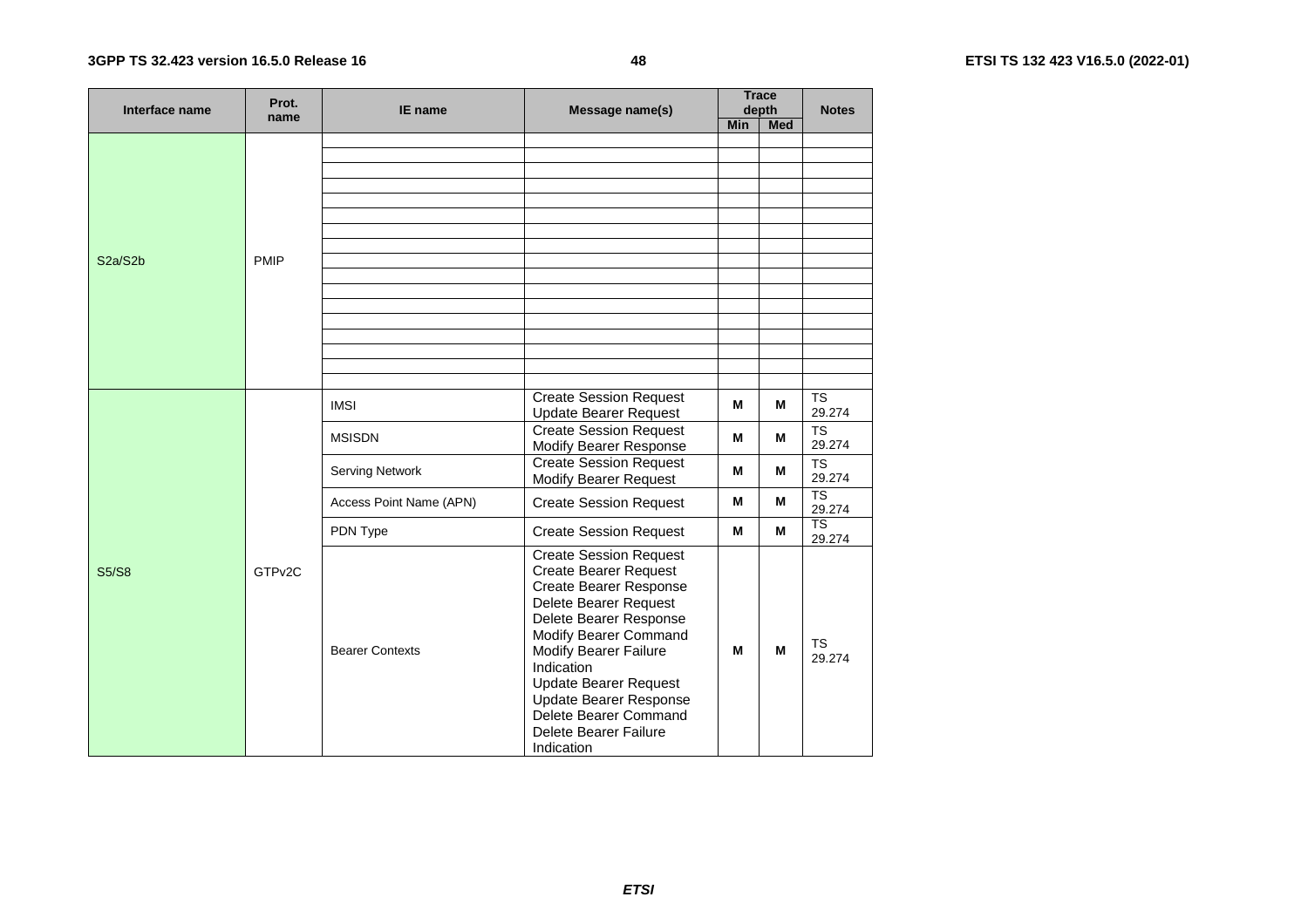| Interface name | Prot. name | IE name | Message name(s) | Trace depth | | Notes |
|---|---|---|---|---|---|---|
| | | | | Min | Med | |
| S2a/S2b | PMIP | | | | | |
| | | | | | | |
| | | | | | | |
| | | | | | | |
| | | | | | | |
| | | | | | | |
| | | | | | | |
| | | | | | | |
| | | | | | | |
| | | | | | | |
| | | | | | | |
| | | | | | | |
| | | | | | | |
| | | | | | | |
| | | | | | | |
| | | | | | | |
| | | | | | | |
| S5/S8 | GTPv2C | IMSI | Create Session Request<br>Update Bearer Request | M | M | TS 29.274 |
| | | MSISDN | Create Session Request<br>Modify Bearer Response | M | M | TS 29.274 |
| | | Serving Network | Create Session Request<br>Modify Bearer Request | M | M | TS 29.274 |
| | | Access Point Name (APN) | Create Session Request | M | M | TS 29.274 |
| | | PDN Type | Create Session Request | M | M | TS 29.274 |
| | | Bearer Contexts | Create Session Request<br>Create Bearer Request<br>Create Bearer Response<br>Delete Bearer Request<br>Delete Bearer Response<br>Modify Bearer Command<br>Modify Bearer Failure Indication<br>Update Bearer Request<br>Update Bearer Response<br>Delete Bearer Command<br>Delete Bearer Failure Indication | M | M | TS 29.274 |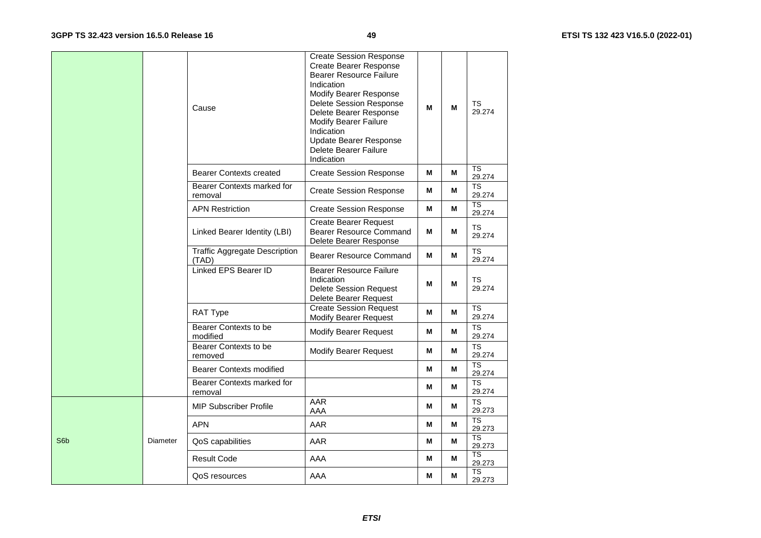| | | | | | | |
|---|---|---|---|---|---|---|
| | | Cause | Create Session Response<br>Create Bearer Response<br>Bearer Resource Failure Indication<br>Modify Bearer Response<br>Delete Session Response<br>Delete Bearer Response<br>Modify Bearer Failure Indication<br>Update Bearer Response<br>Delete Bearer Failure Indication | M | M | TS 29.274 |
| | | Bearer Contexts created | Create Session Response | M | M | TS 29.274 |
| | | Bearer Contexts marked for removal | Create Session Response | M | M | TS 29.274 |
| | | APN Restriction | Create Session Response | M | M | TS 29.274 |
| | | Linked Bearer Identity (LBI) | Create Bearer Request<br>Bearer Resource Command<br>Delete Bearer Response | M | M | TS 29.274 |
| | | Traffic Aggregate Description (TAD) | Bearer Resource Command | M | M | TS 29.274 |
| | | Linked EPS Bearer ID | Bearer Resource Failure Indication<br>Delete Session Request<br>Delete Bearer Request | M | M | TS 29.274 |
| | | RAT Type | Create Session Request<br>Modify Bearer Request | M | M | TS 29.274 |
| | | Bearer Contexts to be modified | Modify Bearer Request | M | M | TS 29.274 |
| | | Bearer Contexts to be removed | Modify Bearer Request | M | M | TS 29.274 |
| | | Bearer Contexts modified | | M | M | TS 29.274 |
| | | Bearer Contexts marked for removal | | M | M | TS 29.274 |
| S6b | Diameter | MIP Subscriber Profile | AAR<br>AAA | M | M | TS 29.273 |
| | | APN | AAR | M | M | TS 29.273 |
| | | QoS capabilities | AAR | M | M | TS 29.273 |
| | | Result Code | AAA | M | M | TS 29.273 |
| | | QoS resources | AAA | M | M | TS 29.273 |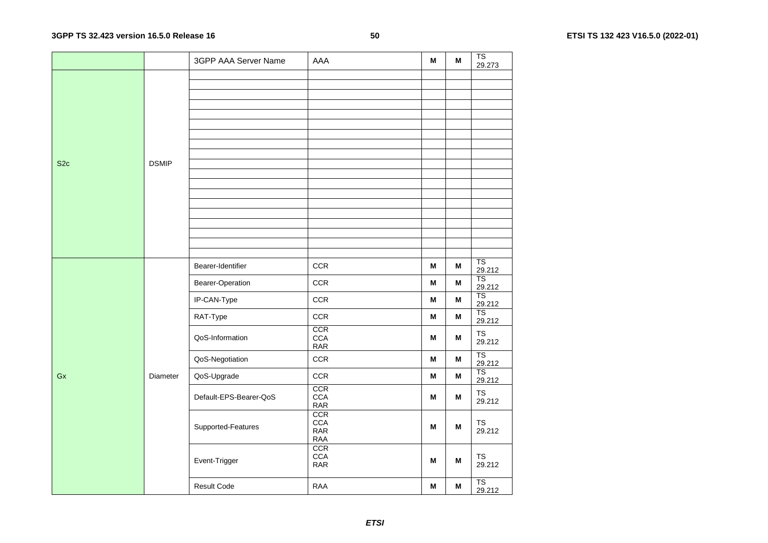| | | | | | | |
|---|---|---|---|---|---|---|
| | | 3GPP AAA Server Name | AAA | M | M | TS 29.273 |
| S2c | DSMIP | | | | | |
| | | | | | | |
| | | | | | | |
| | | | | | | |
| | | | | | | |
| | | | | | | |
| | | | | | | |
| | | | | | | |
| | | | | | | |
| | | | | | | |
| | | | | | | |
| | | | | | | |
| | | | | | | |
| | | | | | | |
| | | | | | | |
| | | | | | | |
| | | | | | | |
| | | | | | | |
| | | | | | | |
| Gx | Diameter | Bearer-Identifier | CCR | M | M | TS 29.212 |
| | | Bearer-Operation | CCR | M | M | TS 29.212 |
| | | IP-CAN-Type | CCR | M | M | TS 29.212 |
| | | RAT-Type | CCR | M | M | TS 29.212 |
| | | QoS-Information | CCR<br>CCA<br>RAR | M | M | TS 29.212 |
| | | QoS-Negotiation | CCR | M | M | TS 29.212 |
| | | QoS-Upgrade | CCR | M | M | TS 29.212 |
| | | Default-EPS-Bearer-QoS | CCR<br>CCA<br>RAR | M | M | TS 29.212 |
| | | Supported-Features | CCR<br>CCA<br>RAR<br>RAA | M | M | TS 29.212 |
| | | Event-Trigger | CCR<br>CCA<br>RAR | M | M | TS 29.212 |
| | | Result Code | RAA | M | M | TS 29.212 |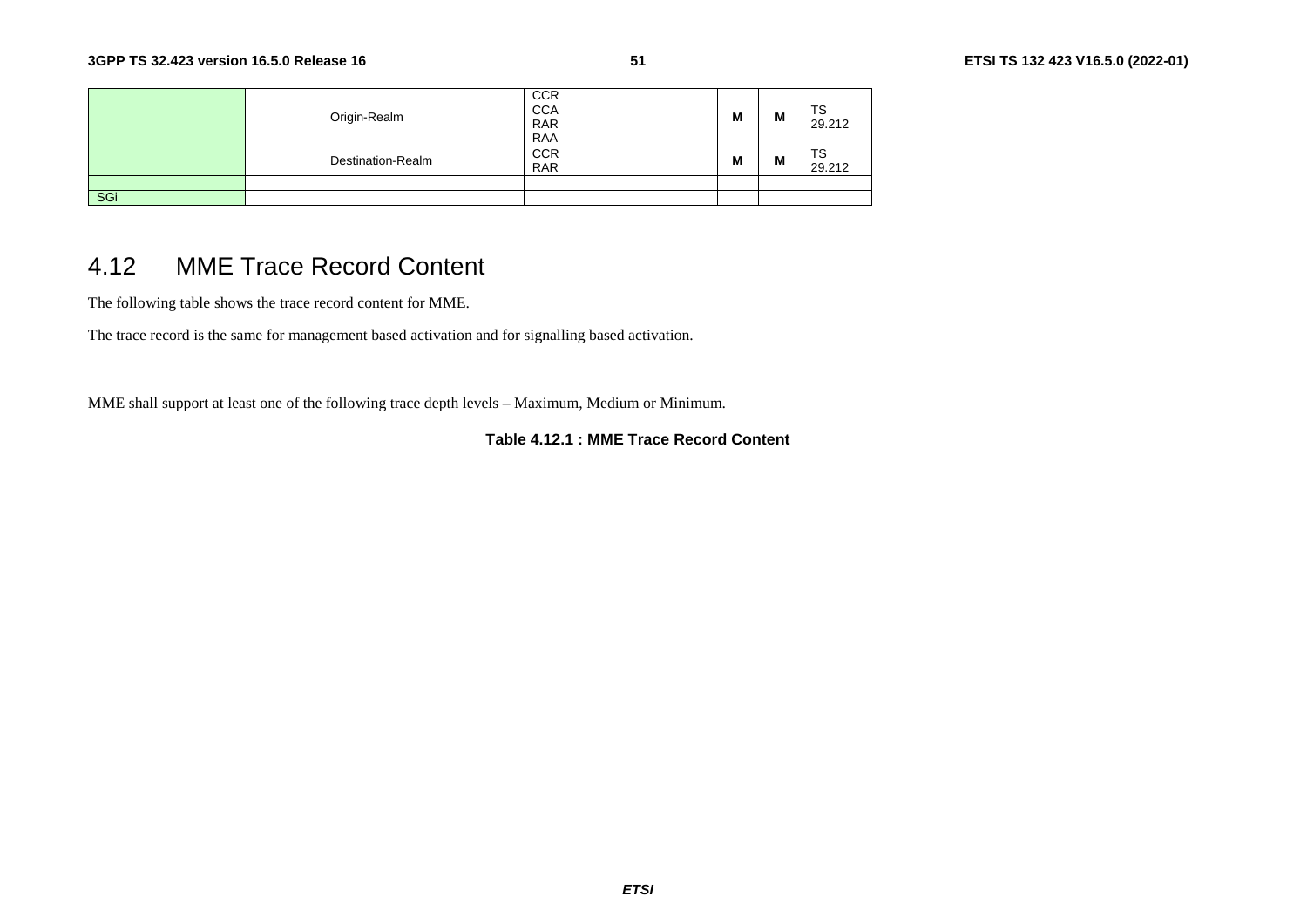| | | | | | | |
|---|---|---|---|---|---|---|
| | | Origin-Realm | CCR<br>CCA<br>RAR<br>RAA | M | M | TS 29.212 |
| | | Destination-Realm | CCR<br>RAR | M | M | TS 29.212 |
| | | | | | | |
| SGi | | | | | | |

## 4.12 MME Trace Record Content

The following table shows the trace record content for MME.

The trace record is the same for management based activation and for signalling based activation.

MME shall support at least one of the following trace depth levels – Maximum, Medium or Minimum.

**Table 4.12.1 : MME Trace Record Content**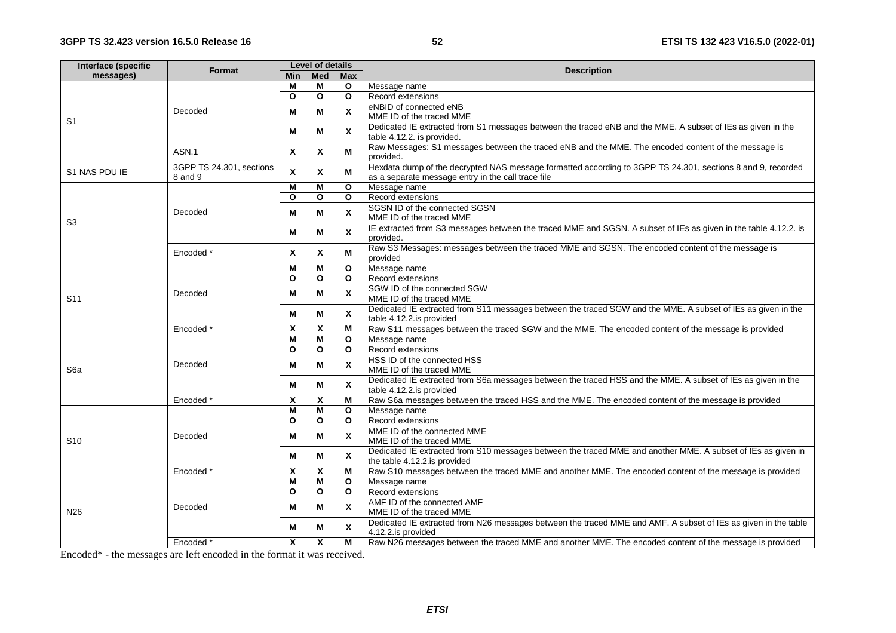| Interface (specific messages) | Format | Level of details | | | Description |
|---|---|---|---|---|---|
| | | Min | Med | Max | |
| S1 | Decoded | M | M | O | Message name |
| | | O | O | O | Record extensions |
| | | M | M | X | eNBID of connected eNB<br>MME ID of the traced MME |
| | | M | M | X | Dedicated IE extracted from S1 messages between the traced eNB and the MME. A subset of IEs as given in the table 4.12.2. is provided. |
| | ASN.1 | X | X | M | Raw Messages: S1 messages between the traced eNB and the MME. The encoded content of the message is provided. |
| S1 NAS PDU IE | 3GPP TS 24.301, sections 8 and 9 | X | X | M | Hexdata dump of the decrypted NAS message formatted according to 3GPP TS 24.301, sections 8 and 9, recorded as a separate message entry in the call trace file |
| S3 | Decoded | M | M | O | Message name |
| | | O | O | O | Record extensions |
| | | M | M | X | SGSN ID of the connected SGSN<br>MME ID of the traced MME |
| | | M | M | X | IE extracted from S3 messages between the traced MME and SGSN. A subset of IEs as given in the table 4.12.2. is provided. |
| | Encoded * | X | X | M | Raw S3 Messages: messages between the traced MME and SGSN. The encoded content of the message is provided |
| S11 | Decoded | M | M | O | Message name |
| | | O | O | O | Record extensions |
| | | M | M | X | SGW ID of the connected SGW<br>MME ID of the traced MME |
| | | M | M | X | Dedicated IE extracted from S11 messages between the traced SGW and the MME. A subset of IEs as given in the table 4.12.2.is provided |
| | Encoded * | X | X | M | Raw S11 messages between the traced SGW and the MME. The encoded content of the message is provided |
| S6a | Decoded | M | M | O | Message name |
| | | O | O | O | Record extensions |
| | | M | M | X | HSS ID of the connected HSS<br>MME ID of the traced MME |
| | | M | M | X | Dedicated IE extracted from S6a messages between the traced HSS and the MME. A subset of IEs as given in the table 4.12.2.is provided |
| | Encoded * | X | X | M | Raw S6a messages between the traced HSS and the MME. The encoded content of the message is provided |
| S10 | Decoded | M | M | O | Message name |
| | | O | O | O | Record extensions |
| | | M | M | X | MME ID of the connected MME<br>MME ID of the traced MME |
| | | M | M | X | Dedicated IE extracted from S10 messages between the traced MME and another MME. A subset of IEs as given in the table 4.12.2.is provided |
| | Encoded * | X | X | M | Raw S10 messages between the traced MME and another MME. The encoded content of the message is provided |
| N26 | Decoded | M | M | O | Message name |
| | | O | O | O | Record extensions |
| | | M | M | X | AMF ID of the connected AMF<br>MME ID of the traced MME |
| | | M | M | X | Dedicated IE extracted from N26 messages between the traced MME and AMF. A subset of IEs as given in the table 4.12.2.is provided |
| | Encoded * | X | X | M | Raw N26 messages between the traced MME and another MME. The encoded content of the message is provided |

Encoded* - the messages are left encoded in the format it was received.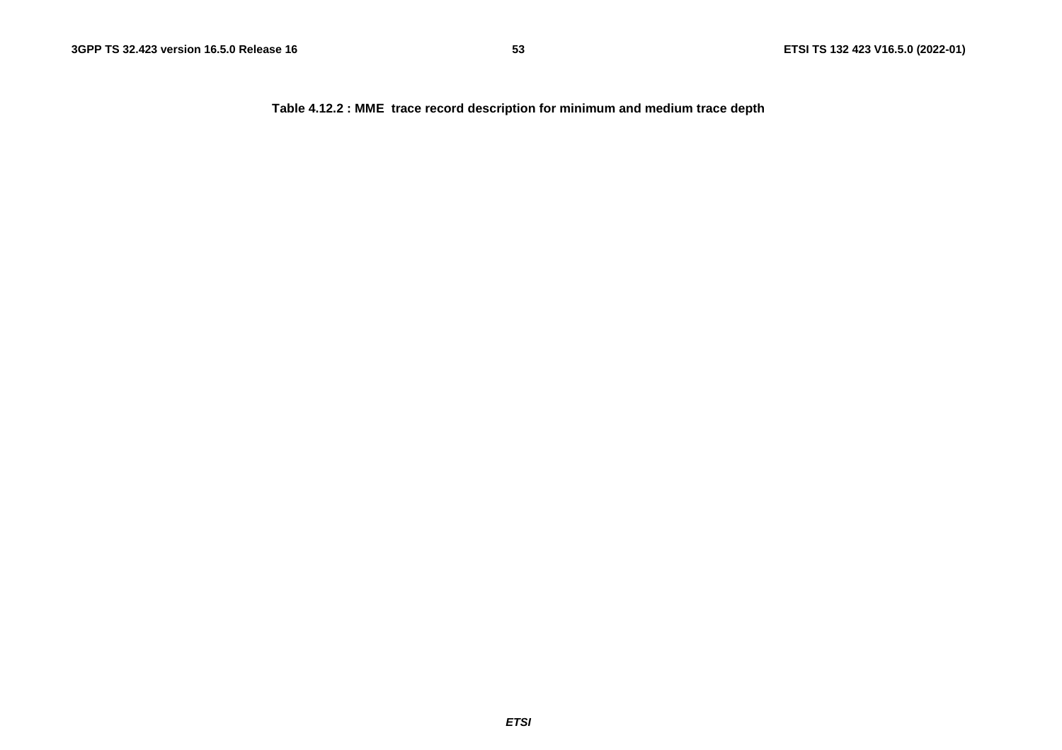**Table 4.12.2 : MME  trace record description for minimum and medium trace depth**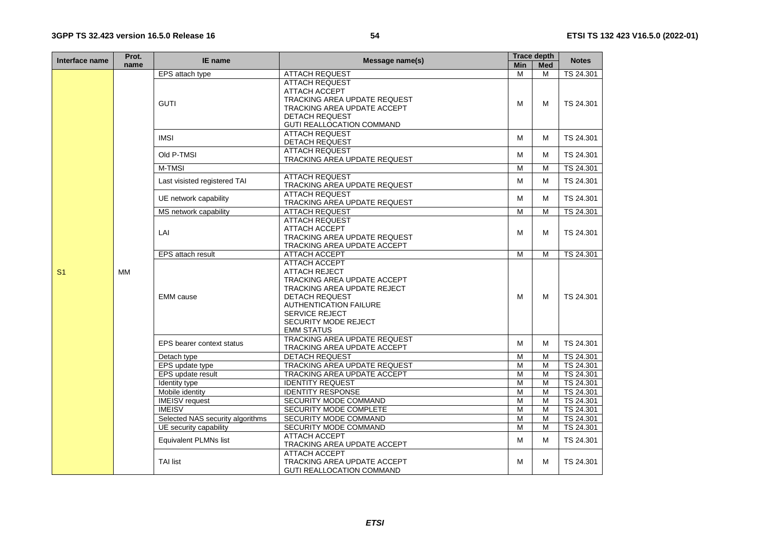| Interface name | Prot. name | IE name | Message name(s) | Trace depth | | Notes |
|---|---|---|---|---|---|---|
| | | | | Min | Med | |
| S1 | MM | EPS attach type | ATTACH REQUEST | M | M | TS 24.301 |
| | | GUTI | ATTACH REQUEST<br>ATTACH ACCEPT<br>TRACKING AREA UPDATE REQUEST<br>TRACKING AREA UPDATE ACCEPT<br>DETACH REQUEST<br>GUTI REALLOCATION COMMAND | M | M | TS 24.301 |
| | | IMSI | ATTACH REQUEST<br>DETACH REQUEST | M | M | TS 24.301 |
| | | Old P-TMSI | ATTACH REQUEST<br>TRACKING AREA UPDATE REQUEST | M | M | TS 24.301 |
| | | M-TMSI | | M | M | TS 24.301 |
| | | Last visisted registered TAI | ATTACH REQUEST<br>TRACKING AREA UPDATE REQUEST | M | M | TS 24.301 |
| | | UE network capability | ATTACH REQUEST<br>TRACKING AREA UPDATE REQUEST | M | M | TS 24.301 |
| | | MS network capability | ATTACH REQUEST | M | M | TS 24.301 |
| | | LAI | ATTACH REQUEST<br>ATTACH ACCEPT<br>TRACKING AREA UPDATE REQUEST<br>TRACKING AREA UPDATE ACCEPT | M | M | TS 24.301 |
| | | EPS attach result | ATTACH ACCEPT | M | M | TS 24.301 |
| | | EMM cause | ATTACH ACCEPT<br>ATTACH REJECT<br>TRACKING AREA UPDATE ACCEPT<br>TRACKING AREA UPDATE REJECT<br>DETACH REQUEST<br>AUTHENTICATION FAILURE<br>SERVICE REJECT<br>SECURITY MODE REJECT<br>EMM STATUS | M | M | TS 24.301 |
| | | EPS bearer context status | TRACKING AREA UPDATE REQUEST<br>TRACKING AREA UPDATE ACCEPT | M | M | TS 24.301 |
| | | Detach type | DETACH REQUEST | M | M | TS 24.301 |
| | | EPS update type | TRACKING AREA UPDATE REQUEST | M | M | TS 24.301 |
| | | EPS update result | TRACKING AREA UPDATE ACCEPT | M | M | TS 24.301 |
| | | Identity type | IDENTITY REQUEST | M | M | TS 24.301 |
| | | Mobile identity | IDENTITY RESPONSE | M | M | TS 24.301 |
| | | IMEISV request | SECURITY MODE COMMAND | M | M | TS 24.301 |
| | | IMEISV | SECURITY MODE COMPLETE | M | M | TS 24.301 |
| | | Selected NAS security algorithms | SECURITY MODE COMMAND | M | M | TS 24.301 |
| | | UE security capability | SECURITY MODE COMMAND | M | M | TS 24.301 |
| | | Equivalent PLMNs list | ATTACH ACCEPT<br>TRACKING AREA UPDATE ACCEPT | M | M | TS 24.301 |
| | | TAI list | ATTACH ACCEPT<br>TRACKING AREA UPDATE ACCEPT<br>GUTI REALLOCATION COMMAND | M | M | TS 24.301 |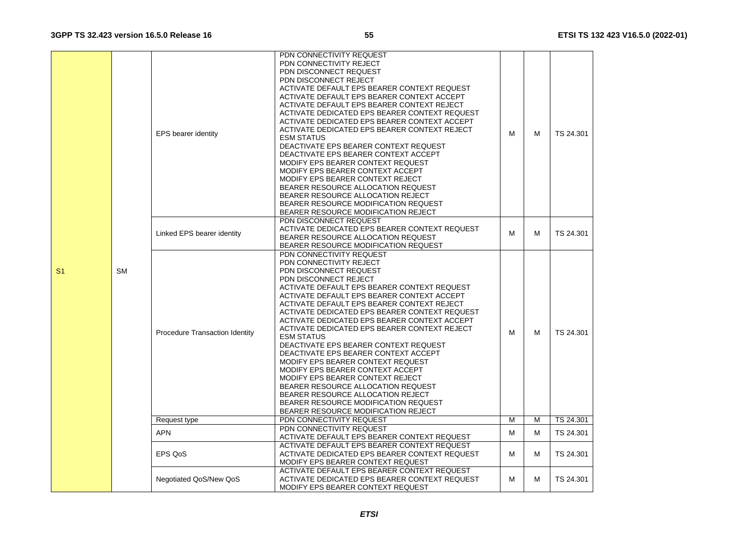| | | | | | | |
|---|---|---|---|---|---|---|
| S1 | SM | EPS bearer identity | PDN CONNECTIVITY REQUEST<br>PDN CONNECTIVITY REJECT<br>PDN DISCONNECT REQUEST<br>PDN DISCONNECT REJECT<br>ACTIVATE DEFAULT EPS BEARER CONTEXT REQUEST<br>ACTIVATE DEFAULT EPS BEARER CONTEXT ACCEPT<br>ACTIVATE DEFAULT EPS BEARER CONTEXT REJECT<br>ACTIVATE DEDICATED EPS BEARER CONTEXT REQUEST<br>ACTIVATE DEDICATED EPS BEARER CONTEXT ACCEPT<br>ACTIVATE DEDICATED EPS BEARER CONTEXT REJECT<br>ESM STATUS<br>DEACTIVATE EPS BEARER CONTEXT REQUEST<br>DEACTIVATE EPS BEARER CONTEXT ACCEPT<br>MODIFY EPS BEARER CONTEXT REQUEST<br>MODIFY EPS BEARER CONTEXT ACCEPT<br>MODIFY EPS BEARER CONTEXT REJECT<br>BEARER RESOURCE ALLOCATION REQUEST<br>BEARER RESOURCE ALLOCATION REJECT<br>BEARER RESOURCE MODIFICATION REQUEST<br>BEARER RESOURCE MODIFICATION REJECT | M | M | TS 24.301 |
| | | Linked EPS bearer identity | PDN DISCONNECT REQUEST<br>ACTIVATE DEDICATED EPS BEARER CONTEXT REQUEST<br>BEARER RESOURCE ALLOCATION REQUEST<br>BEARER RESOURCE MODIFICATION REQUEST | M | M | TS 24.301 |
| | | Procedure Transaction Identity | PDN CONNECTIVITY REQUEST<br>PDN CONNECTIVITY REJECT<br>PDN DISCONNECT REQUEST<br>PDN DISCONNECT REJECT<br>ACTIVATE DEFAULT EPS BEARER CONTEXT REQUEST<br>ACTIVATE DEFAULT EPS BEARER CONTEXT ACCEPT<br>ACTIVATE DEFAULT EPS BEARER CONTEXT REJECT<br>ACTIVATE DEDICATED EPS BEARER CONTEXT REQUEST<br>ACTIVATE DEDICATED EPS BEARER CONTEXT ACCEPT<br>ACTIVATE DEDICATED EPS BEARER CONTEXT REJECT<br>ESM STATUS<br>DEACTIVATE EPS BEARER CONTEXT REQUEST<br>DEACTIVATE EPS BEARER CONTEXT ACCEPT<br>MODIFY EPS BEARER CONTEXT REQUEST<br>MODIFY EPS BEARER CONTEXT ACCEPT<br>MODIFY EPS BEARER CONTEXT REJECT<br>BEARER RESOURCE ALLOCATION REQUEST<br>BEARER RESOURCE ALLOCATION REJECT<br>BEARER RESOURCE MODIFICATION REQUEST<br>BEARER RESOURCE MODIFICATION REJECT | M | M | TS 24.301 |
| | | Request type | PDN CONNECTIVITY REQUEST | M | M | TS 24.301 |
| | | APN | PDN CONNECTIVITY REQUEST<br>ACTIVATE DEFAULT EPS BEARER CONTEXT REQUEST | M | M | TS 24.301 |
| | | EPS QoS | ACTIVATE DEFAULT EPS BEARER CONTEXT REQUEST<br>ACTIVATE DEDICATED EPS BEARER CONTEXT REQUEST<br>MODIFY EPS BEARER CONTEXT REQUEST | M | M | TS 24.301 |
| | | Negotiated QoS/New QoS | ACTIVATE DEFAULT EPS BEARER CONTEXT REQUEST<br>ACTIVATE DEDICATED EPS BEARER CONTEXT REQUEST<br>MODIFY EPS BEARER CONTEXT REQUEST | M | M | TS 24.301 |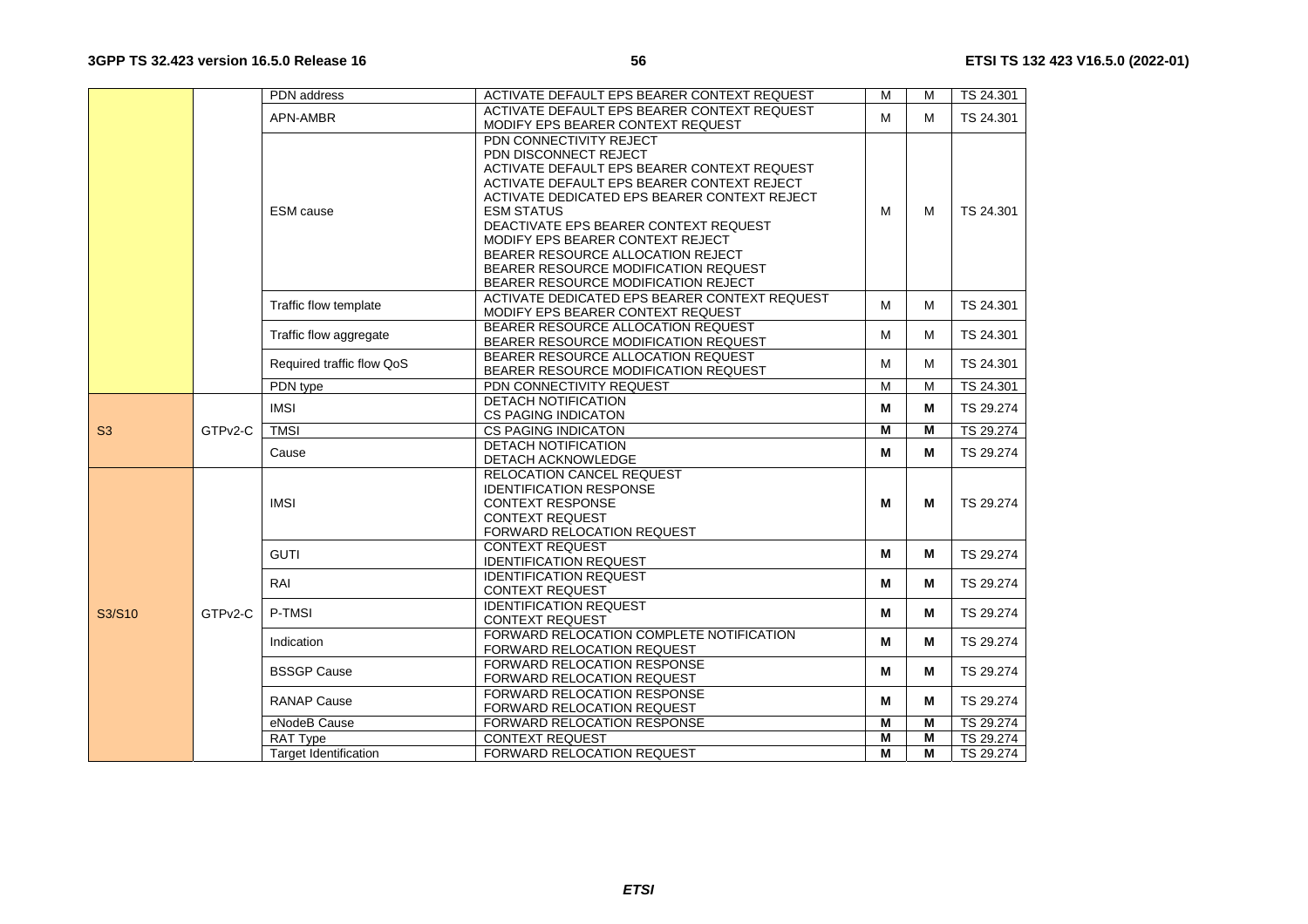| | | | | | | |
|---|---|---|---|---|---|---|
| | | PDN address | ACTIVATE DEFAULT EPS BEARER CONTEXT REQUEST | M | M | TS 24.301 |
| | | APN-AMBR | ACTIVATE DEFAULT EPS BEARER CONTEXT REQUEST<br>MODIFY EPS BEARER CONTEXT REQUEST | M | M | TS 24.301 |
| | | ESM cause | PDN CONNECTIVITY REJECT<br>PDN DISCONNECT REJECT<br>ACTIVATE DEFAULT EPS BEARER CONTEXT REQUEST<br>ACTIVATE DEFAULT EPS BEARER CONTEXT REJECT<br>ACTIVATE DEDICATED EPS BEARER CONTEXT REJECT<br>ESM STATUS<br>DEACTIVATE EPS BEARER CONTEXT REQUEST<br>MODIFY EPS BEARER CONTEXT REJECT<br>BEARER RESOURCE ALLOCATION REJECT<br>BEARER RESOURCE MODIFICATION REQUEST<br>BEARER RESOURCE MODIFICATION REJECT | M | M | TS 24.301 |
| | | Traffic flow template | ACTIVATE DEDICATED EPS BEARER CONTEXT REQUEST<br>MODIFY EPS BEARER CONTEXT REQUEST | M | M | TS 24.301 |
| | | Traffic flow aggregate | BEARER RESOURCE ALLOCATION REQUEST<br>BEARER RESOURCE MODIFICATION REQUEST | M | M | TS 24.301 |
| | | Required traffic flow QoS | BEARER RESOURCE ALLOCATION REQUEST<br>BEARER RESOURCE MODIFICATION REQUEST | M | M | TS 24.301 |
| | | PDN type | PDN CONNECTIVITY REQUEST | M | M | TS 24.301 |
| S3 | GTPv2-C | IMSI | DETACH NOTIFICATION<br>CS PAGING INDICATON | **M** | **M** | TS 29.274 |
| | | TMSI | CS PAGING INDICATON | **M** | **M** | TS 29.274 |
| | | Cause | DETACH NOTIFICATION<br>DETACH ACKNOWLEDGE | **M** | **M** | TS 29.274 |
| S3/S10 | GTPv2-C | IMSI | RELOCATION CANCEL REQUEST<br>IDENTIFICATION RESPONSE<br>CONTEXT RESPONSE<br>CONTEXT REQUEST<br>FORWARD RELOCATION REQUEST | **M** | **M** | TS 29.274 |
| | | GUTI | CONTEXT REQUEST<br>IDENTIFICATION REQUEST | **M** | **M** | TS 29.274 |
| | | RAI | IDENTIFICATION REQUEST<br>CONTEXT REQUEST | **M** | **M** | TS 29.274 |
| | | P-TMSI | IDENTIFICATION REQUEST<br>CONTEXT REQUEST | **M** | **M** | TS 29.274 |
| | | Indication | FORWARD RELOCATION COMPLETE NOTIFICATION<br>FORWARD RELOCATION REQUEST | **M** | **M** | TS 29.274 |
| | | BSSGP Cause | FORWARD RELOCATION RESPONSE<br>FORWARD RELOCATION REQUEST | **M** | **M** | TS 29.274 |
| | | RANAP Cause | FORWARD RELOCATION RESPONSE<br>FORWARD RELOCATION REQUEST | **M** | **M** | TS 29.274 |
| | | eNodeB Cause | FORWARD RELOCATION RESPONSE | **M** | **M** | TS 29.274 |
| | | RAT Type | CONTEXT REQUEST | **M** | **M** | TS 29.274 |
| | | Target Identification | FORWARD RELOCATION REQUEST | **M** | **M** | TS 29.274 |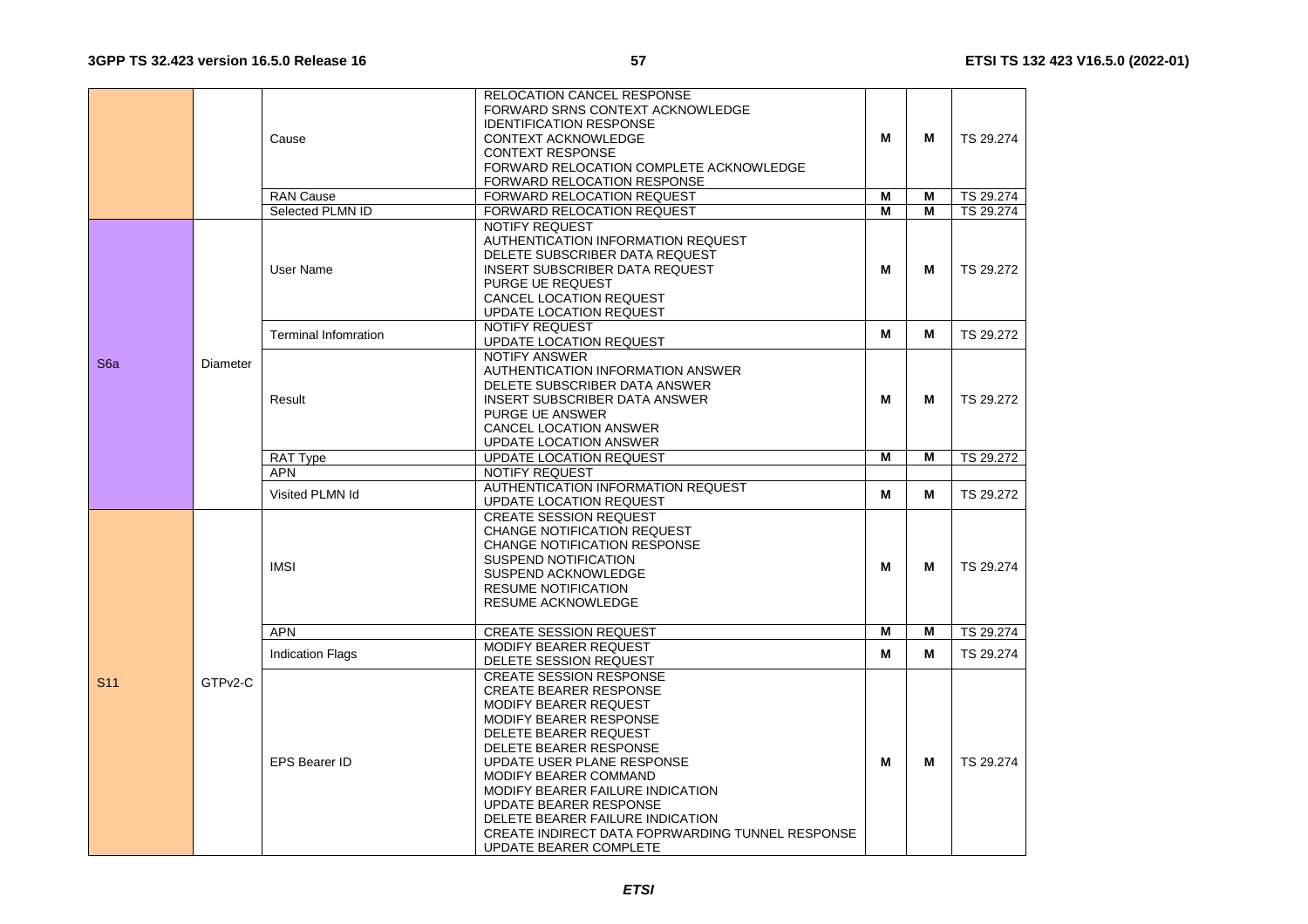| | | | | | | |
|---|---|---|---|---|---|---|
| | | Cause | RELOCATION CANCEL RESPONSE<br>FORWARD SRNS CONTEXT ACKNOWLEDGE<br>IDENTIFICATION RESPONSE<br>CONTEXT ACKNOWLEDGE<br>CONTEXT RESPONSE<br>FORWARD RELOCATION COMPLETE ACKNOWLEDGE<br>FORWARD RELOCATION RESPONSE | M | M | TS 29.274 |
| | | RAN Cause | FORWARD RELOCATION REQUEST | M | M | TS 29.274 |
| | | Selected PLMN ID | FORWARD RELOCATION REQUEST | M | M | TS 29.274 |
| S6a | Diameter | User Name | NOTIFY REQUEST<br>AUTHENTICATION INFORMATION REQUEST<br>DELETE SUBSCRIBER DATA REQUEST<br>INSERT SUBSCRIBER DATA REQUEST<br>PURGE UE REQUEST<br>CANCEL LOCATION REQUEST<br>UPDATE LOCATION REQUEST | M | M | TS 29.272 |
| | | Terminal Infomration | NOTIFY REQUEST<br>UPDATE LOCATION REQUEST | M | M | TS 29.272 |
| | | Result | NOTIFY ANSWER<br>AUTHENTICATION INFORMATION ANSWER<br>DELETE SUBSCRIBER DATA ANSWER<br>INSERT SUBSCRIBER DATA ANSWER<br>PURGE UE ANSWER<br>CANCEL LOCATION ANSWER<br>UPDATE LOCATION ANSWER | M | M | TS 29.272 |
| | | RAT Type | UPDATE LOCATION REQUEST | M | M | TS 29.272 |
| | | APN | NOTIFY REQUEST | | | |
| | | Visited PLMN Id | AUTHENTICATION INFORMATION REQUEST<br>UPDATE LOCATION REQUEST | M | M | TS 29.272 |
| S11 | GTPv2-C | IMSI | CREATE SESSION REQUEST<br>CHANGE NOTIFICATION REQUEST<br>CHANGE NOTIFICATION RESPONSE<br>SUSPEND NOTIFICATION<br>SUSPEND ACKNOWLEDGE<br>RESUME NOTIFICATION<br>RESUME ACKNOWLEDGE | M | M | TS 29.274 |
| | | APN | CREATE SESSION REQUEST | M | M | TS 29.274 |
| | | Indication Flags | MODIFY BEARER REQUEST<br>DELETE SESSION REQUEST | M | M | TS 29.274 |
| | | EPS Bearer ID | CREATE SESSION RESPONSE<br>CREATE BEARER RESPONSE<br>MODIFY BEARER REQUEST<br>MODIFY BEARER RESPONSE<br>DELETE BEARER REQUEST<br>DELETE BEARER RESPONSE<br>UPDATE USER PLANE RESPONSE<br>MODIFY BEARER COMMAND<br>MODIFY BEARER FAILURE INDICATION<br>UPDATE BEARER RESPONSE<br>DELETE BEARER FAILURE INDICATION<br>CREATE INDIRECT DATA FOPRWARDING TUNNEL RESPONSE<br>UPDATE BEARER COMPLETE | M | M | TS 29.274 |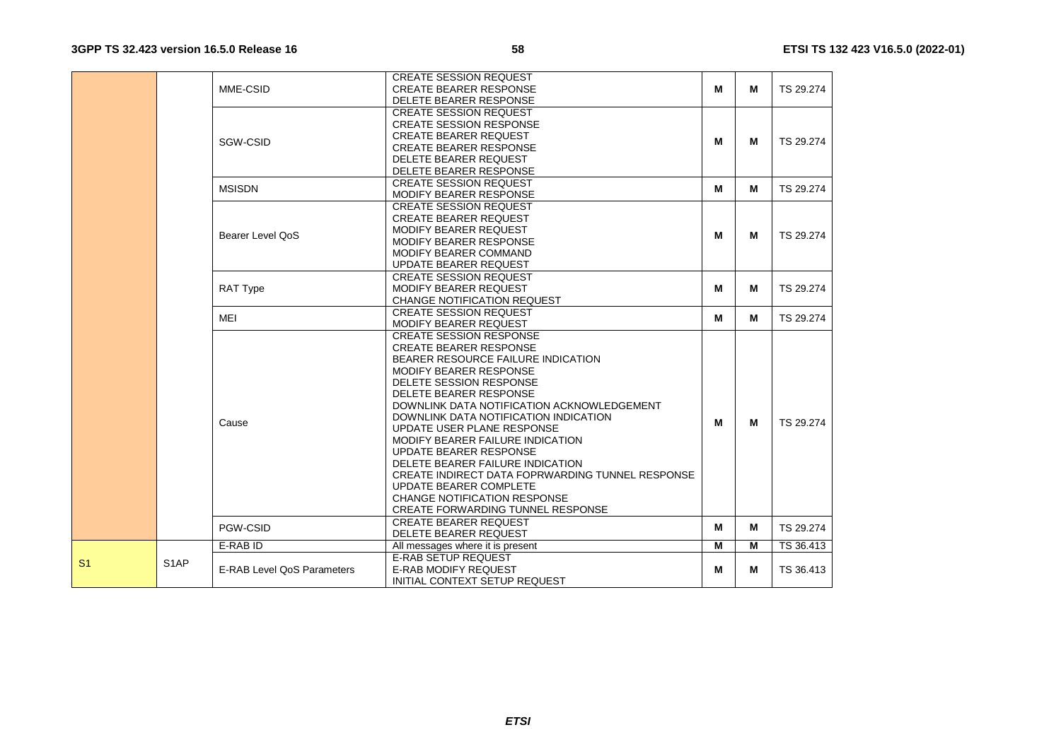| | | | | | | |
|---|---|---|---|---|---|---|
| | | MME-CSID | CREATE SESSION REQUEST<br>CREATE BEARER RESPONSE<br>DELETE BEARER RESPONSE | M | M | TS 29.274 |
| | | SGW-CSID | CREATE SESSION REQUEST<br>CREATE SESSION RESPONSE<br>CREATE BEARER REQUEST<br>CREATE BEARER RESPONSE<br>DELETE BEARER REQUEST<br>DELETE BEARER RESPONSE | M | M | TS 29.274 |
| | | MSISDN | CREATE SESSION REQUEST<br>MODIFY BEARER RESPONSE | M | M | TS 29.274 |
| | | Bearer Level QoS | CREATE SESSION REQUEST<br>CREATE BEARER REQUEST<br>MODIFY BEARER REQUEST<br>MODIFY BEARER RESPONSE<br>MODIFY BEARER COMMAND<br>UPDATE BEARER REQUEST | M | M | TS 29.274 |
| | | RAT Type | CREATE SESSION REQUEST<br>MODIFY BEARER REQUEST<br>CHANGE NOTIFICATION REQUEST | M | M | TS 29.274 |
| | | MEI | CREATE SESSION REQUEST<br>MODIFY BEARER REQUEST | M | M | TS 29.274 |
| | | Cause | CREATE SESSION RESPONSE<br>CREATE BEARER RESPONSE<br>BEARER RESOURCE FAILURE INDICATION<br>MODIFY BEARER RESPONSE<br>DELETE SESSION RESPONSE<br>DELETE BEARER RESPONSE<br>DOWNLINK DATA NOTIFICATION ACKNOWLEDGEMENT<br>DOWNLINK DATA NOTIFICATION INDICATION<br>UPDATE USER PLANE RESPONSE<br>MODIFY BEARER FAILURE INDICATION<br>UPDATE BEARER RESPONSE<br>DELETE BEARER FAILURE INDICATION<br>CREATE INDIRECT DATA FOPRWARDING TUNNEL RESPONSE<br>UPDATE BEARER COMPLETE<br>CHANGE NOTIFICATION RESPONSE<br>CREATE FORWARDING TUNNEL RESPONSE | M | M | TS 29.274 |
| | | PGW-CSID | CREATE BEARER REQUEST<br>DELETE BEARER REQUEST | M | M | TS 29.274 |
| S1 | S1AP | E-RAB ID | All messages where it is present | M | M | TS 36.413 |
| | | E-RAB Level QoS Parameters | E-RAB SETUP REQUEST<br>E-RAB MODIFY REQUEST<br>INITIAL CONTEXT SETUP REQUEST | M | M | TS 36.413 |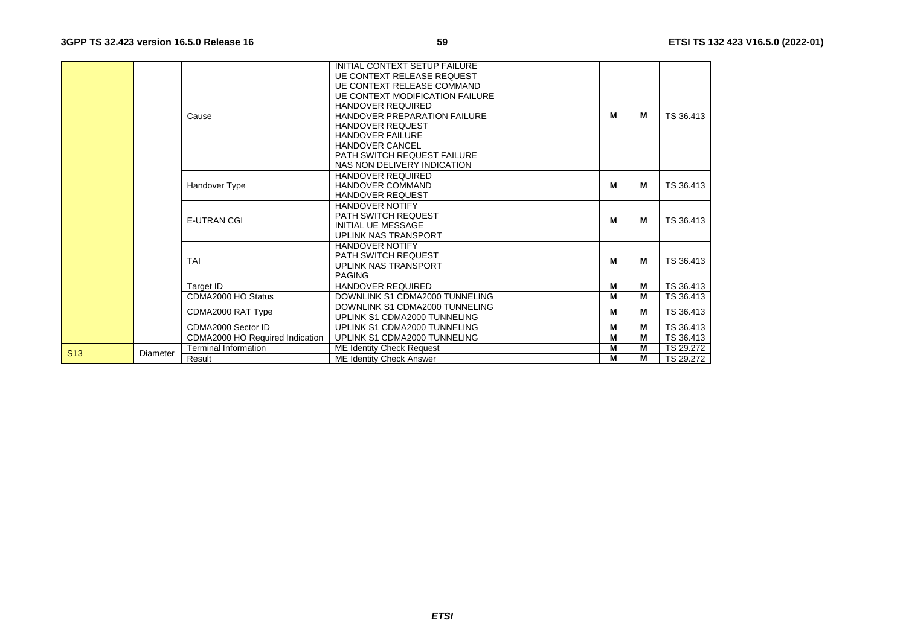| | | | | | | |
|---|---|---|---|---|---|---|
| | | Cause | INITIAL CONTEXT SETUP FAILURE<br>UE CONTEXT RELEASE REQUEST<br>UE CONTEXT RELEASE COMMAND<br>UE CONTEXT MODIFICATION FAILURE<br>HANDOVER REQUIRED<br>HANDOVER PREPARATION FAILURE<br>HANDOVER REQUEST<br>HANDOVER FAILURE<br>HANDOVER CANCEL<br>PATH SWITCH REQUEST FAILURE<br>NAS NON DELIVERY INDICATION | M | M | TS 36.413 |
| | | Handover Type | HANDOVER REQUIRED<br>HANDOVER COMMAND<br>HANDOVER REQUEST | M | M | TS 36.413 |
| | | E-UTRAN CGI | HANDOVER NOTIFY<br>PATH SWITCH REQUEST<br>INITIAL UE MESSAGE<br>UPLINK NAS TRANSPORT | M | M | TS 36.413 |
| | | TAI | HANDOVER NOTIFY<br>PATH SWITCH REQUEST<br>UPLINK NAS TRANSPORT<br>PAGING | M | M | TS 36.413 |
| | | Target ID | HANDOVER REQUIRED | M | M | TS 36.413 |
| | | CDMA2000 HO Status | DOWNLINK S1 CDMA2000 TUNNELING | M | M | TS 36.413 |
| | | CDMA2000 RAT Type | DOWNLINK S1 CDMA2000 TUNNELING<br>UPLINK S1 CDMA2000 TUNNELING | M | M | TS 36.413 |
| | | CDMA2000 Sector ID | UPLINK S1 CDMA2000 TUNNELING | M | M | TS 36.413 |
| | | CDMA2000 HO Required Indication | UPLINK S1 CDMA2000 TUNNELING | M | M | TS 36.413 |
| S13 | Diameter | Terminal Information | ME Identity Check Request | M | M | TS 29.272 |
| | | Result | ME Identity Check Answer | M | M | TS 29.272 |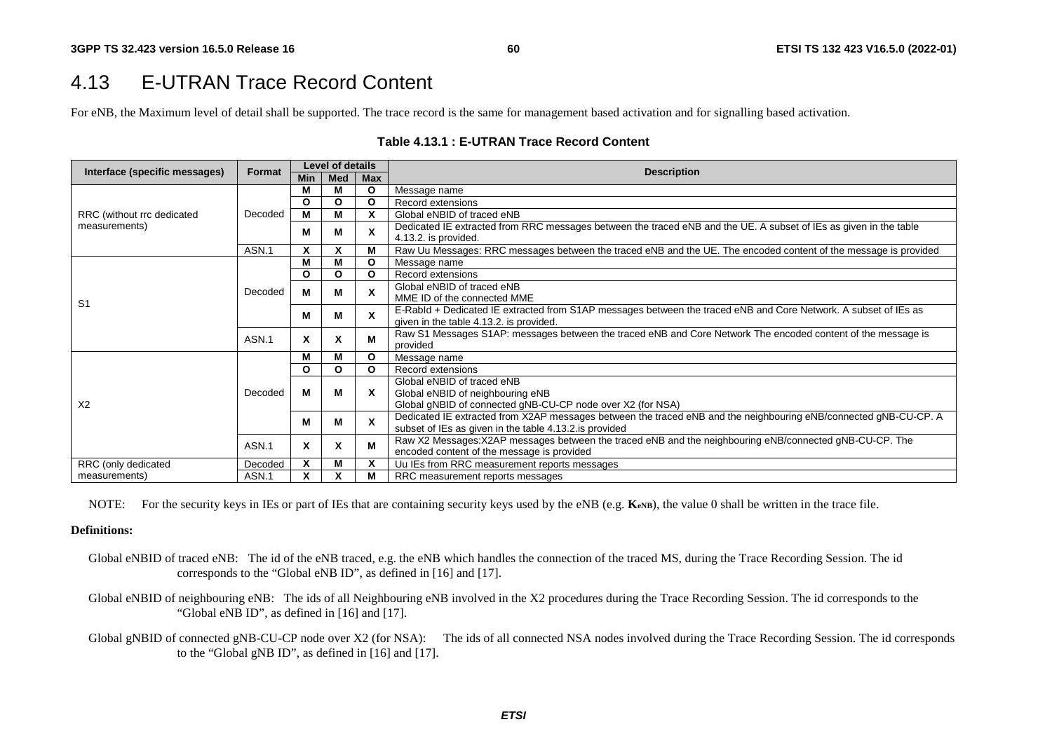## 4.13 E-UTRAN Trace Record Content

For eNB, the Maximum level of detail shall be supported. The trace record is the same for management based activation and for signalling based activation.

**Table 4.13.1 : E-UTRAN Trace Record Content**

| Interface (specific messages) | Format | Level of details | | | Description |
|---|---|---|---|---|---|
| | | Min | Med | Max | |
| RRC (without rrc dedicated measurements) | Decoded | M | M | O | Message name |
| | | O | O | O | Record extensions |
| | | M | M | X | Global eNBID of traced eNB |
| | | M | M | X | Dedicated IE extracted from RRC messages between the traced eNB and the UE. A subset of IEs as given in the table 4.13.2. is provided. |
| | ASN.1 | X | X | M | Raw Uu Messages: RRC messages between the traced eNB and the UE. The encoded content of the message is provided |
| S1 | Decoded | M | M | O | Message name |
| | | O | O | O | Record extensions |
| | | M | M | X | Global eNBID of traced eNB<br>MME ID of the connected MME |
| | | M | M | X | E-RabId + Dedicated IE extracted from S1AP messages between the traced eNB and Core Network. A subset of IEs as given in the table 4.13.2. is provided. |
| | ASN.1 | X | X | M | Raw S1 Messages S1AP: messages between the traced eNB and Core Network The encoded content of the message is provided |
| X2 | Decoded | M | M | O | Message name |
| | | O | O | O | Record extensions |
| | | M | M | X | Global eNBID of traced eNB<br>Global eNBID of neighbouring eNB<br>Global gNBID of connected gNB-CU-CP node over X2 (for NSA) |
| | | M | M | X | Dedicated IE extracted from X2AP messages between the traced eNB and the neighbouring eNB/connected gNB-CU-CP. A subset of IEs as given in the table 4.13.2.is provided |
| | ASN.1 | X | X | M | Raw X2 Messages:X2AP messages between the traced eNB and the neighbouring eNB/connected gNB-CU-CP. The encoded content of the message is provided |
| RRC (only dedicated measurements) | Decoded | X | M | X | Uu IEs from RRC measurement reports messages |
| | ASN.1 | X | X | M | RRC measurement reports messages |

NOTE: For the security keys in IEs or part of IEs that are containing security keys used by the eNB (e.g. $K_{eNB}$), the value 0 shall be written in the trace file.

**Definitions:**

Global eNBID of traced eNB: The id of the eNB traced, e.g. the eNB which handles the connection of the traced MS, during the Trace Recording Session. The id corresponds to the "Global eNB ID", as defined in [16] and [17].

Global eNBID of neighbouring eNB: The ids of all Neighbouring eNB involved in the X2 procedures during the Trace Recording Session. The id corresponds to the "Global eNB ID", as defined in [16] and [17].

Global gNBID of connected gNB-CU-CP node over X2 (for NSA): The ids of all connected NSA nodes involved during the Trace Recording Session. The id corresponds to the "Global gNB ID", as defined in [16] and [17].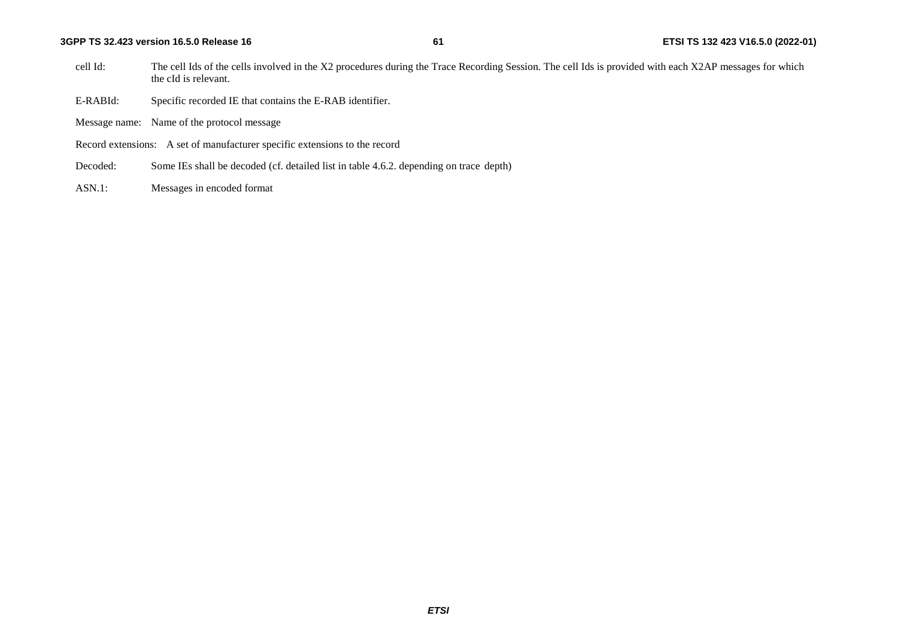cell Id: The cell Ids of the cells involved in the X2 procedures during the Trace Recording Session. The cell Ids is provided with each X2AP messages for which the cId is relevant.

E-RABId: Specific recorded IE that contains the E-RAB identifier.

Message name: Name of the protocol message

Record extensions: A set of manufacturer specific extensions to the record

Decoded: Some IEs shall be decoded (cf. detailed list in table 4.6.2. depending on trace depth)

ASN.1: Messages in encoded format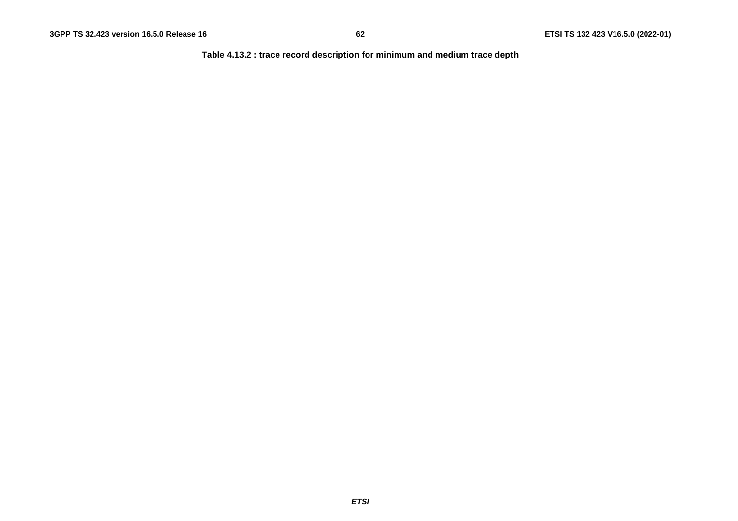**Table 4.13.2 : trace record description for minimum and medium trace depth**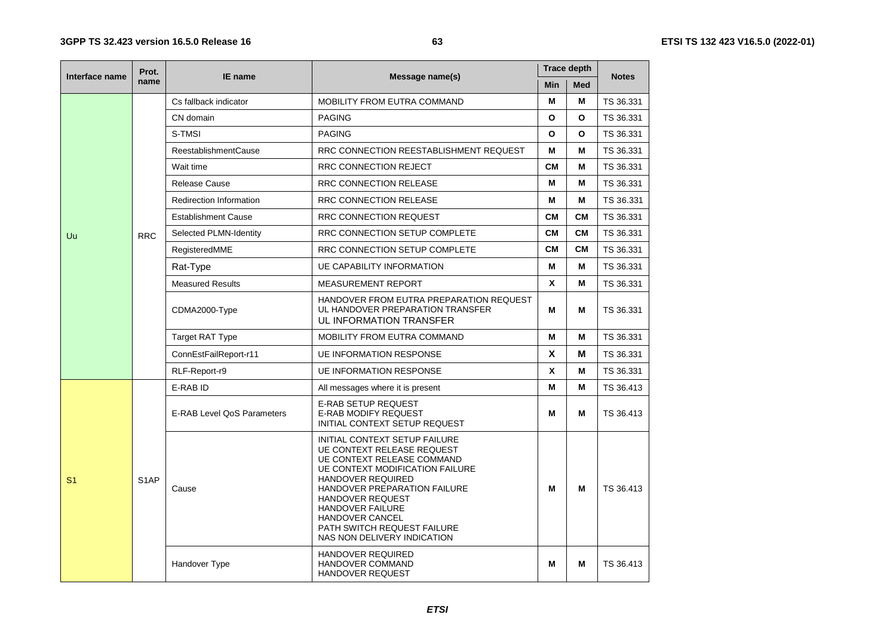| Interface name | Prot. name | IE name | Message name(s) | Trace depth | | Notes |
|---|---|---|---|---|---|---|
| | | | | Min | Med | |
| Uu | RRC | Cs fallback indicator | MOBILITY FROM EUTRA COMMAND | M | M | TS 36.331 |
| | | CN domain | PAGING | O | O | TS 36.331 |
| | | S-TMSI | PAGING | O | O | TS 36.331 |
| | | ReestablishmentCause | RRC CONNECTION REESTABLISHMENT REQUEST | M | M | TS 36.331 |
| | | Wait time | RRC CONNECTION REJECT | CM | M | TS 36.331 |
| | | Release Cause | RRC CONNECTION RELEASE | M | M | TS 36.331 |
| | | Redirection Information | RRC CONNECTION RELEASE | M | M | TS 36.331 |
| | | Establishment Cause | RRC CONNECTION REQUEST | CM | CM | TS 36.331 |
| | | Selected PLMN-Identity | RRC CONNECTION SETUP COMPLETE | CM | CM | TS 36.331 |
| | | RegisteredMME | RRC CONNECTION SETUP COMPLETE | CM | CM | TS 36.331 |
| | | Rat-Type | UE CAPABILITY INFORMATION | M | M | TS 36.331 |
| | | Measured Results | MEASUREMENT REPORT | X | M | TS 36.331 |
| | | CDMA2000-Type | HANDOVER FROM EUTRA PREPARATION REQUEST<br>UL HANDOVER PREPARATION TRANSFER<br>UL INFORMATION TRANSFER | M | M | TS 36.331 |
| | | Target RAT Type | MOBILITY FROM EUTRA COMMAND | M | M | TS 36.331 |
| | | ConnEstFailReport-r11 | UE INFORMATION RESPONSE | X | M | TS 36.331 |
| | | RLF-Report-r9 | UE INFORMATION RESPONSE | X | M | TS 36.331 |
| S1 | S1AP | E-RAB ID | All messages where it is present | M | M | TS 36.413 |
| | | E-RAB Level QoS Parameters | E-RAB SETUP REQUEST<br>E-RAB MODIFY REQUEST<br>INITIAL CONTEXT SETUP REQUEST | M | M | TS 36.413 |
| | | Cause | INITIAL CONTEXT SETUP FAILURE<br>UE CONTEXT RELEASE REQUEST<br>UE CONTEXT RELEASE COMMAND<br>UE CONTEXT MODIFICATION FAILURE<br>HANDOVER REQUIRED<br>HANDOVER PREPARATION FAILURE<br>HANDOVER REQUEST<br>HANDOVER FAILURE<br>HANDOVER CANCEL<br>PATH SWITCH REQUEST FAILURE<br>NAS NON DELIVERY INDICATION | M | M | TS 36.413 |
| | | Handover Type | HANDOVER REQUIRED<br>HANDOVER COMMAND<br>HANDOVER REQUEST | M | M | TS 36.413 |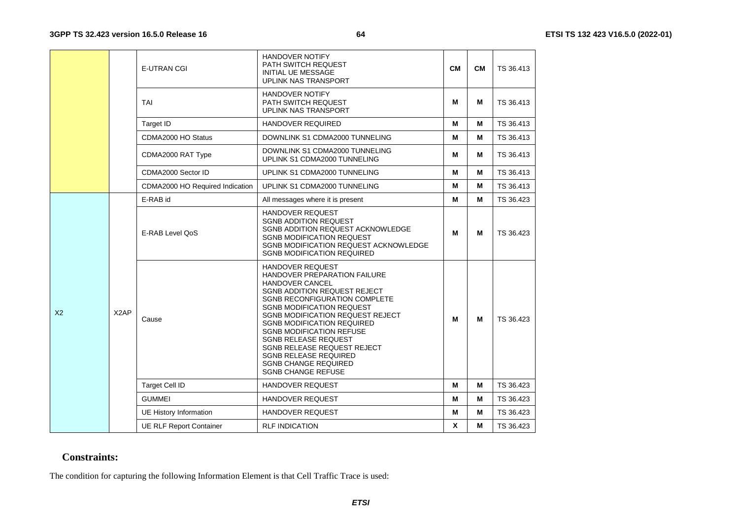| | | | | | | |
|---|---|---|---|---|---|---|
| | | E-UTRAN CGI | HANDOVER NOTIFY<br>PATH SWITCH REQUEST<br>INITIAL UE MESSAGE<br>UPLINK NAS TRANSPORT | **CM** | **CM** | TS 36.413 |
| | | TAI | HANDOVER NOTIFY<br>PATH SWITCH REQUEST<br>UPLINK NAS TRANSPORT | **M** | **M** | TS 36.413 |
| | | Target ID | HANDOVER REQUIRED | **M** | **M** | TS 36.413 |
| | | CDMA2000 HO Status | DOWNLINK S1 CDMA2000 TUNNELING | **M** | **M** | TS 36.413 |
| | | CDMA2000 RAT Type | DOWNLINK S1 CDMA2000 TUNNELING<br>UPLINK S1 CDMA2000 TUNNELING | **M** | **M** | TS 36.413 |
| | | CDMA2000 Sector ID | UPLINK S1 CDMA2000 TUNNELING | **M** | **M** | TS 36.413 |
| | | CDMA2000 HO Required Indication | UPLINK S1 CDMA2000 TUNNELING | **M** | **M** | TS 36.413 |
| X2 | X2AP | E-RAB id | All messages where it is present | **M** | **M** | TS 36.423 |
| | | E-RAB Level QoS | HANDOVER REQUEST<br>SGNB ADDITION REQUEST<br>SGNB ADDITION REQUEST ACKNOWLEDGE<br>SGNB MODIFICATION REQUEST<br>SGNB MODIFICATION REQUEST ACKNOWLEDGE<br>SGNB MODIFICATION REQUIRED | **M** | **M** | TS 36.423 |
| | | Cause | HANDOVER REQUEST<br>HANDOVER PREPARATION FAILURE<br>HANDOVER CANCEL<br>SGNB ADDITION REQUEST REJECT<br>SGNB RECONFIGURATION COMPLETE<br>SGNB MODIFICATION REQUEST<br>SGNB MODIFICATION REQUEST REJECT<br>SGNB MODIFICATION REQUIRED<br>SGNB MODIFICATION REFUSE<br>SGNB RELEASE REQUEST<br>SGNB RELEASE REQUEST REJECT<br>SGNB RELEASE REQUIRED<br>SGNB CHANGE REQUIRED<br>SGNB CHANGE REFUSE | **M** | **M** | TS 36.423 |
| | | Target Cell ID | HANDOVER REQUEST | **M** | **M** | TS 36.423 |
| | | GUMMEI | HANDOVER REQUEST | **M** | **M** | TS 36.423 |
| | | UE History Information | HANDOVER REQUEST | **M** | **M** | TS 36.423 |
| | | UE RLF Report Container | RLF INDICATION | **X** | **M** | TS 36.423 |

**Constraints:**

The condition for capturing the following Information Element is that Cell Traffic Trace is used: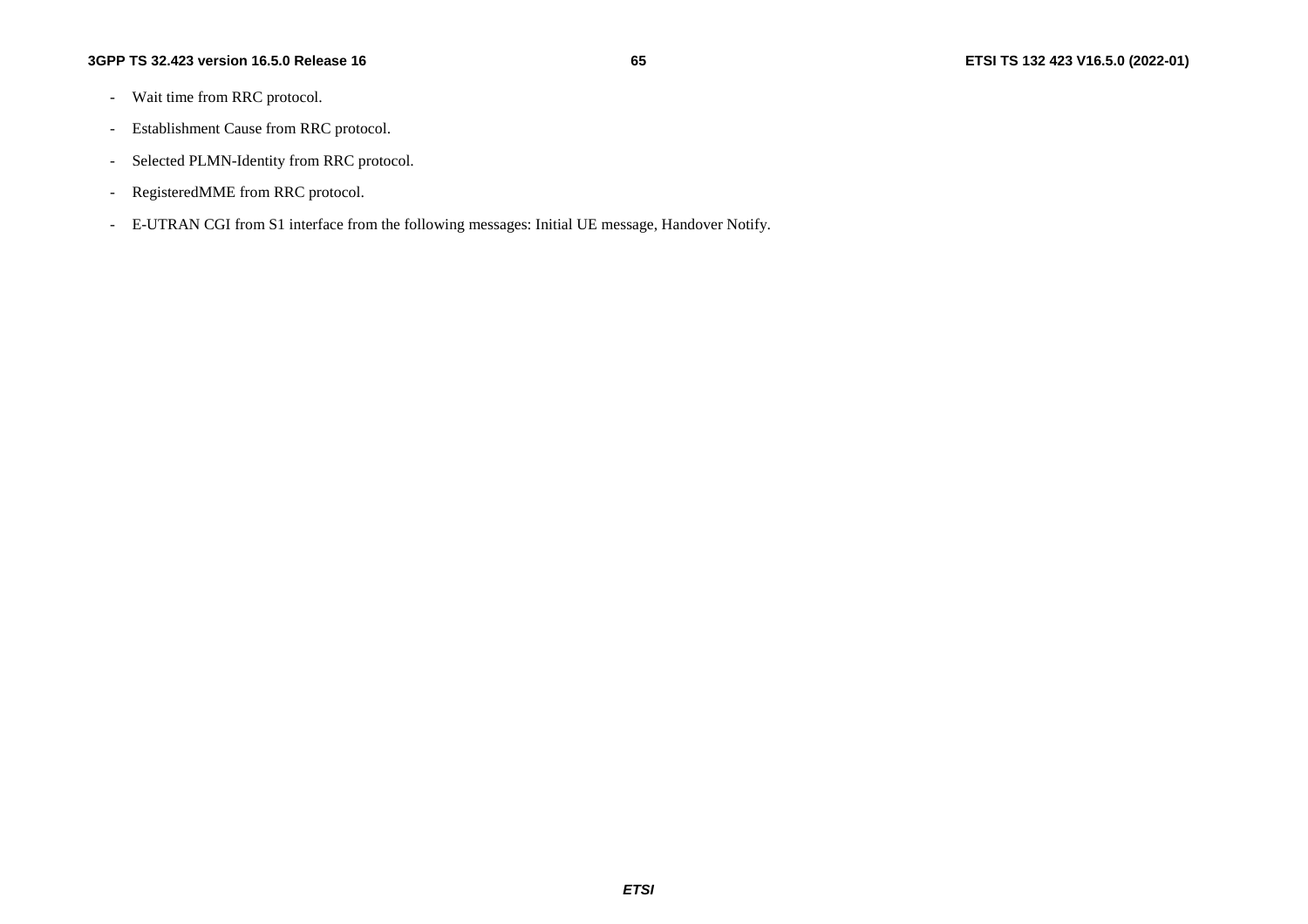- Wait time from RRC protocol.
- Establishment Cause from RRC protocol.
- Selected PLMN-Identity from RRC protocol.
- RegisteredMME from RRC protocol.
- E-UTRAN CGI from S1 interface from the following messages: Initial UE message, Handover Notify.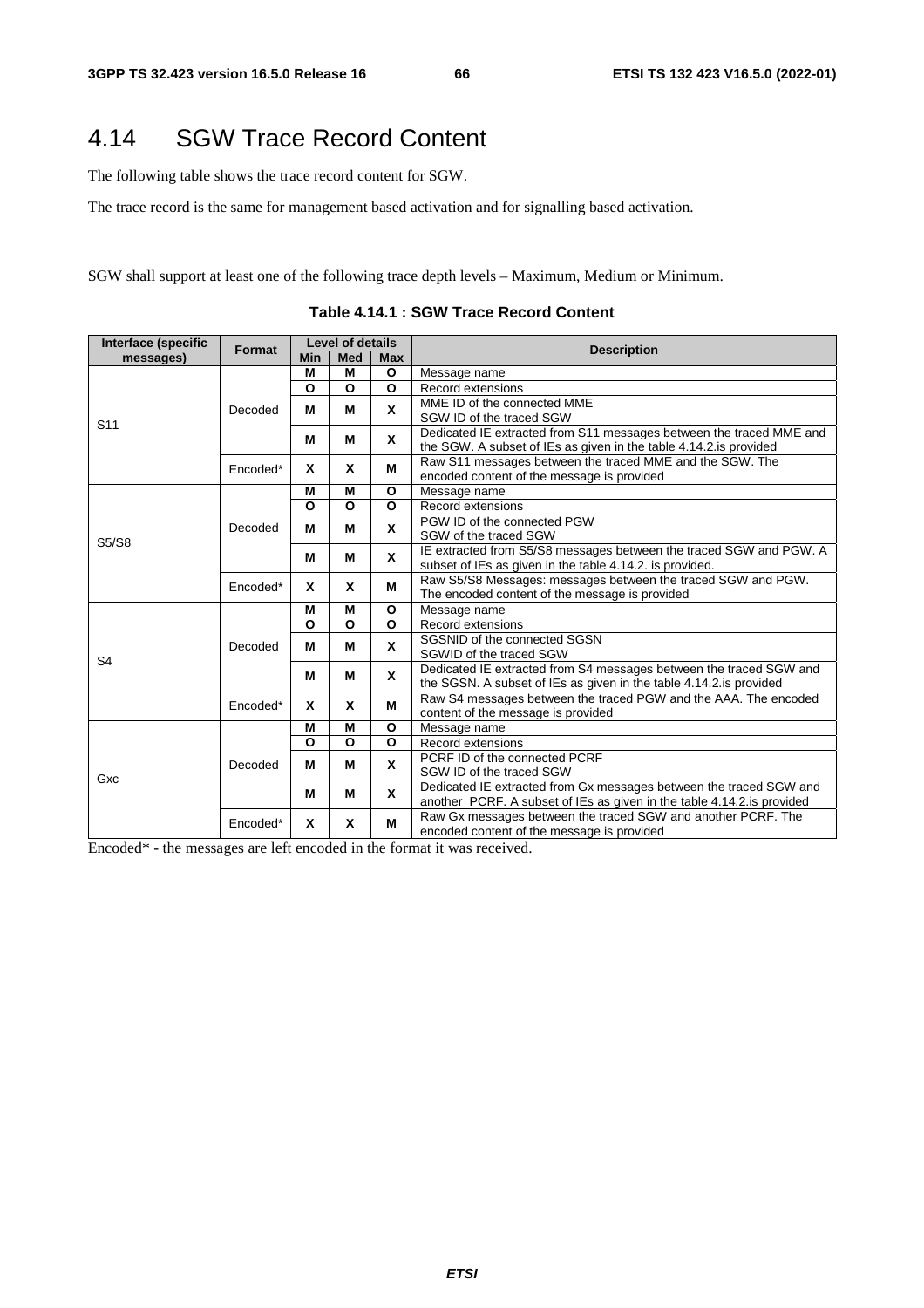# 4.14 SGW Trace Record Content

The following table shows the trace record content for SGW.

The trace record is the same for management based activation and for signalling based activation.

SGW shall support at least one of the following trace depth levels – Maximum, Medium or Minimum.

**Table 4.14.1 : SGW Trace Record Content**

| Interface (specific messages) | Format | Level of details | | | Description |
|---|---|---|---|---|---|
| | | Min | Med | Max | |
| S11 | Decoded | M | M | O | Message name |
| | | O | O | O | Record extensions |
| | | M | M | X | MME ID of the connected MME<br>SGW ID of the traced SGW |
| | | M | M | X | Dedicated IE extracted from S11 messages between the traced MME and the SGW. A subset of IEs as given in the table 4.14.2.is provided |
| | Encoded* | X | X | M | Raw S11 messages between the traced MME and the SGW. The encoded content of the message is provided |
| S5/S8 | Decoded | M | M | O | Message name |
| | | O | O | O | Record extensions |
| | | M | M | X | PGW ID of the connected PGW<br>SGW of the traced SGW |
| | | M | M | X | IE extracted from S5/S8 messages between the traced SGW and PGW. A subset of IEs as given in the table 4.14.2. is provided. |
| | Encoded* | X | X | M | Raw S5/S8 Messages: messages between the traced SGW and PGW. The encoded content of the message is provided |
| S4 | Decoded | M | M | O | Message name |
| | | O | O | O | Record extensions |
| | | M | M | X | SGSNID of the connected SGSN<br>SGWID of the traced SGW |
| | | M | M | X | Dedicated IE extracted from S4 messages between the traced SGW and the SGSN. A subset of IEs as given in the table 4.14.2.is provided |
| | Encoded* | X | X | M | Raw S4 messages between the traced PGW and the AAA. The encoded content of the message is provided |
| Gxc | Decoded | M | M | O | Message name |
| | | O | O | O | Record extensions |
| | | M | M | X | PCRF ID of the connected PCRF<br>SGW ID of the traced SGW |
| | | M | M | X | Dedicated IE extracted from Gx messages between the traced SGW and another PCRF. A subset of IEs as given in the table 4.14.2.is provided |
| | Encoded* | X | X | M | Raw Gx messages between the traced SGW and another PCRF. The encoded content of the message is provided |

Encoded* - the messages are left encoded in the format it was received.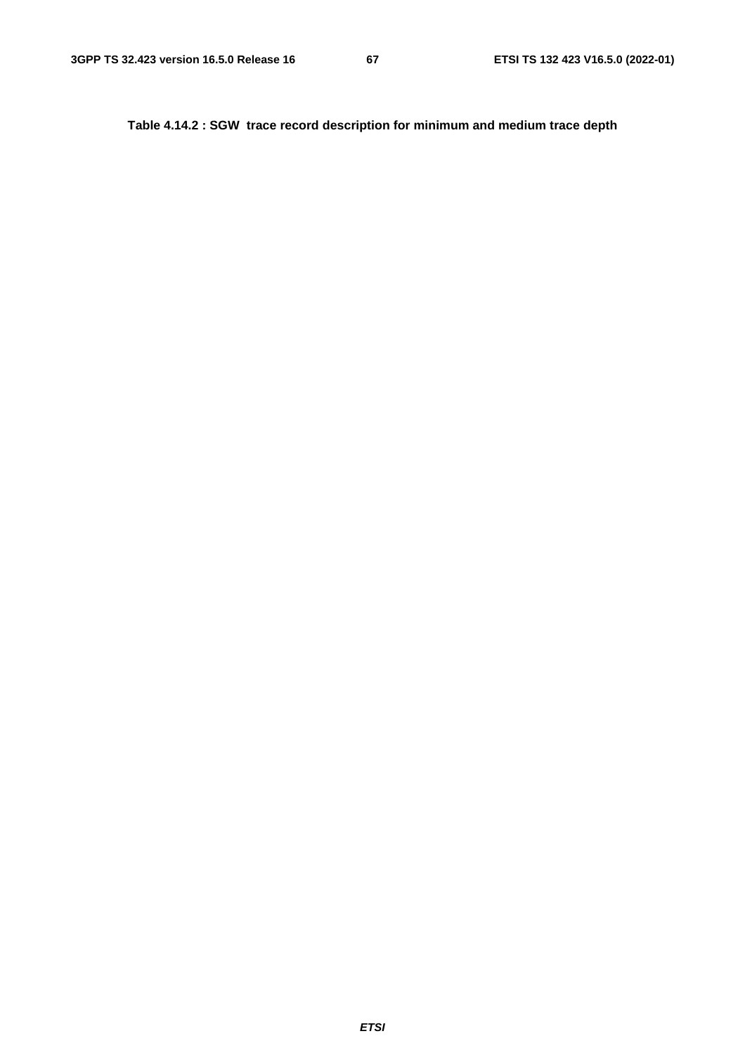**Table 4.14.2 : SGW trace record description for minimum and medium trace depth**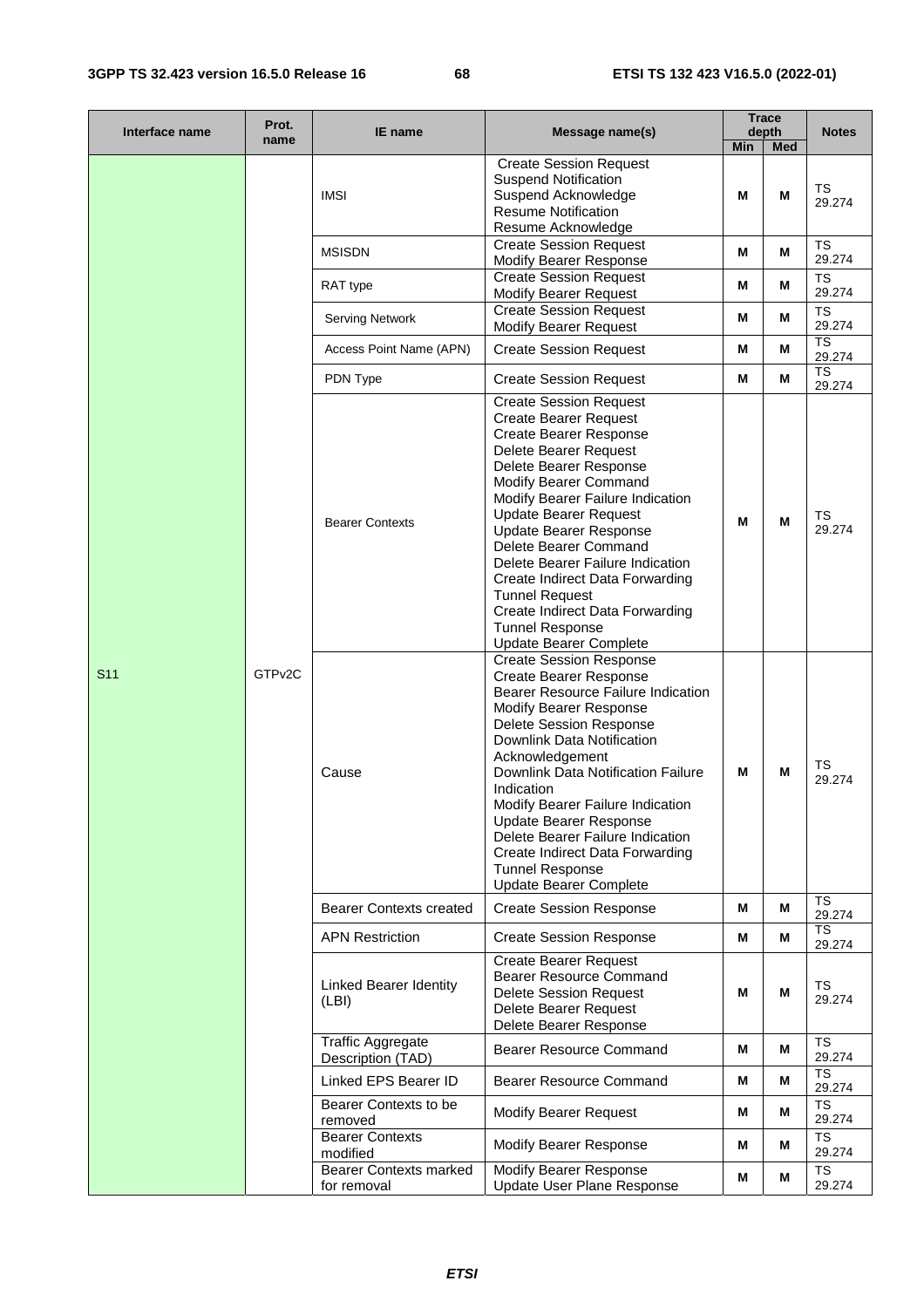| Interface name | Prot. name | IE name | Message name(s) | Trace depth | | Notes |
|---|---|---|---|---|---|---|
| | | | | Min | Med | |
| S11 | GTPv2C | IMSI | Create Session Request<br>Suspend Notification<br>Suspend Acknowledge<br>Resume Notification<br>Resume Acknowledge | M | M | TS 29.274 |
| | | MSISDN | Create Session Request<br>Modify Bearer Response | M | M | TS 29.274 |
| | | RAT type | Create Session Request<br>Modify Bearer Request | M | M | TS 29.274 |
| | | Serving Network | Create Session Request<br>Modify Bearer Request | M | M | TS 29.274 |
| | | Access Point Name (APN) | Create Session Request | M | M | TS 29.274 |
| | | PDN Type | Create Session Request | M | M | TS 29.274 |
| | | Bearer Contexts | Create Session Request<br>Create Bearer Request<br>Create Bearer Response<br>Delete Bearer Request<br>Delete Bearer Response<br>Modify Bearer Command<br>Modify Bearer Failure Indication<br>Update Bearer Request<br>Update Bearer Response<br>Delete Bearer Command<br>Delete Bearer Failure Indication<br>Create Indirect Data Forwarding Tunnel Request<br>Create Indirect Data Forwarding Tunnel Response<br>Update Bearer Complete | M | M | TS 29.274 |
| | | Cause | Create Session Response<br>Create Bearer Response<br>Bearer Resource Failure Indication<br>Modify Bearer Response<br>Delete Session Response<br>Downlink Data Notification Acknowledgement<br>Downlink Data Notification Failure Indication<br>Modify Bearer Failure Indication<br>Update Bearer Response<br>Delete Bearer Failure Indication<br>Create Indirect Data Forwarding Tunnel Response<br>Update Bearer Complete | M | M | TS 29.274 |
| | | Bearer Contexts created | Create Session Response | M | M | TS 29.274 |
| | | APN Restriction | Create Session Response | M | M | TS 29.274 |
| | | Linked Bearer Identity (LBI) | Create Bearer Request<br>Bearer Resource Command<br>Delete Session Request<br>Delete Bearer Request<br>Delete Bearer Response | M | M | TS 29.274 |
| | | Traffic Aggregate Description (TAD) | Bearer Resource Command | M | M | TS 29.274 |
| | | Linked EPS Bearer ID | Bearer Resource Command | M | M | TS 29.274 |
| | | Bearer Contexts to be removed | Modify Bearer Request | M | M | TS 29.274 |
| | | Bearer Contexts modified | Modify Bearer Response | M | M | TS 29.274 |
| | | Bearer Contexts marked for removal | Modify Bearer Response<br>Update User Plane Response | M | M | TS 29.274 |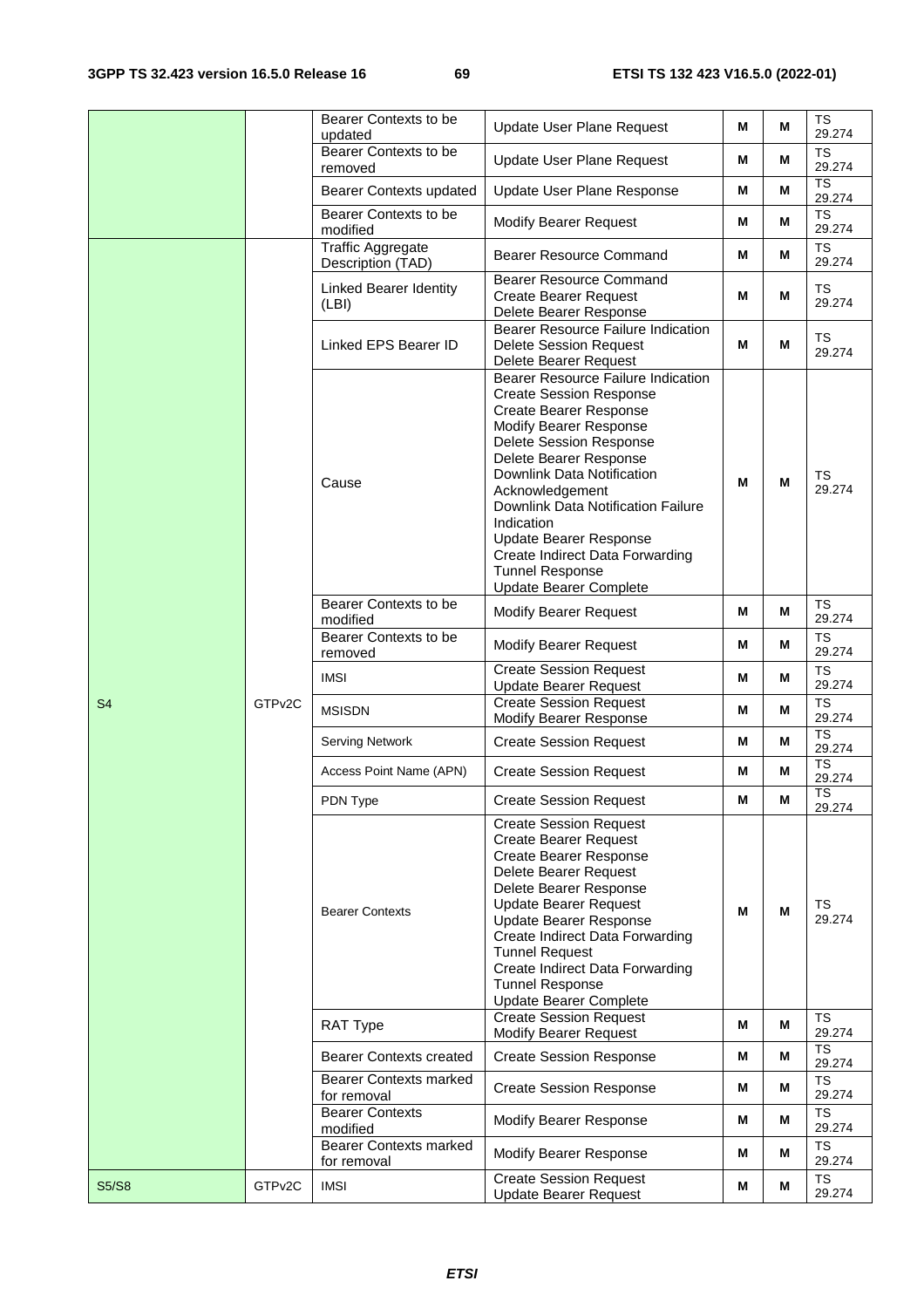| | | Bearer Contexts to be updated | Update User Plane Request | M | M | TS 29.274 |
|---|---|---|---|---|---|---|
| | | Bearer Contexts to be removed | Update User Plane Request | M | M | TS 29.274 |
| | | Bearer Contexts updated | Update User Plane Response | M | M | TS 29.274 |
| | | Bearer Contexts to be modified | Modify Bearer Request | M | M | TS 29.274 |
| S4 | GTPv2C | Traffic Aggregate Description (TAD) | Bearer Resource Command | M | M | TS 29.274 |
| | | Linked Bearer Identity (LBI) | Bearer Resource Command<br>Create Bearer Request<br>Delete Bearer Response | M | M | TS 29.274 |
| | | Linked EPS Bearer ID | Bearer Resource Failure Indication<br>Delete Session Request<br>Delete Bearer Request | M | M | TS 29.274 |
| | | Cause | Bearer Resource Failure Indication<br>Create Session Response<br>Create Bearer Response<br>Modify Bearer Response<br>Delete Session Response<br>Delete Bearer Response<br>Downlink Data Notification Acknowledgement<br>Downlink Data Notification Failure Indication<br>Update Bearer Response<br>Create Indirect Data Forwarding Tunnel Response<br>Update Bearer Complete | M | M | TS 29.274 |
| | | Bearer Contexts to be modified | Modify Bearer Request | M | M | TS 29.274 |
| | | Bearer Contexts to be removed | Modify Bearer Request | M | M | TS 29.274 |
| | | IMSI | Create Session Request<br>Update Bearer Request | M | M | TS 29.274 |
| | | MSISDN | Create Session Request<br>Modify Bearer Response | M | M | TS 29.274 |
| | | Serving Network | Create Session Request | M | M | TS 29.274 |
| | | Access Point Name (APN) | Create Session Request | M | M | TS 29.274 |
| | | PDN Type | Create Session Request | M | M | TS 29.274 |
| | | Bearer Contexts | Create Session Request<br>Create Bearer Request<br>Create Bearer Response<br>Delete Bearer Request<br>Delete Bearer Response<br>Update Bearer Request<br>Update Bearer Response<br>Create Indirect Data Forwarding Tunnel Request<br>Create Indirect Data Forwarding Tunnel Response<br>Update Bearer Complete | M | M | TS 29.274 |
| | | RAT Type | Create Session Request<br>Modify Bearer Request | M | M | TS 29.274 |
| | | Bearer Contexts created | Create Session Response | M | M | TS 29.274 |
| | | Bearer Contexts marked for removal | Create Session Response | M | M | TS 29.274 |
| | | Bearer Contexts modified | Modify Bearer Response | M | M | TS 29.274 |
| | | Bearer Contexts marked for removal | Modify Bearer Response | M | M | TS 29.274 |
| S5/S8 | GTPv2C | IMSI | Create Session Request<br>Update Bearer Request | M | M | TS 29.274 |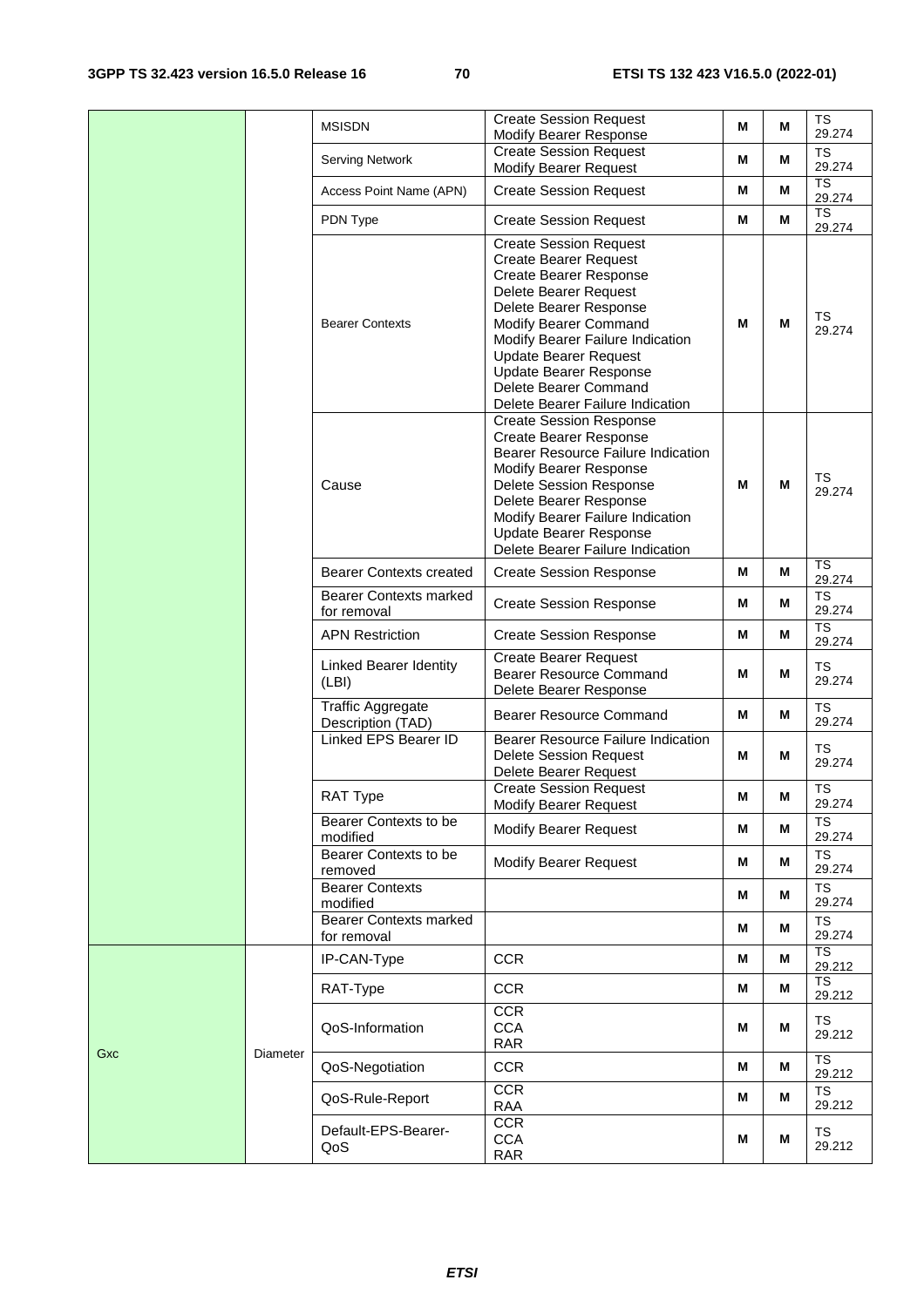| | | | | | | |
|---|---|---|---|---|---|---|
| | | MSISDN | Create Session Request<br>Modify Bearer Response | M | M | TS 29.274 |
| | | Serving Network | Create Session Request<br>Modify Bearer Request | M | M | TS 29.274 |
| | | Access Point Name (APN) | Create Session Request | M | M | TS 29.274 |
| | | PDN Type | Create Session Request | M | M | TS 29.274 |
| | | Bearer Contexts | Create Session Request<br>Create Bearer Request<br>Create Bearer Response<br>Delete Bearer Request<br>Delete Bearer Response<br>Modify Bearer Command<br>Modify Bearer Failure Indication<br>Update Bearer Request<br>Update Bearer Response<br>Delete Bearer Command<br>Delete Bearer Failure Indication | M | M | TS 29.274 |
| | | Cause | Create Session Response<br>Create Bearer Response<br>Bearer Resource Failure Indication<br>Modify Bearer Response<br>Delete Session Response<br>Delete Bearer Response<br>Modify Bearer Failure Indication<br>Update Bearer Response<br>Delete Bearer Failure Indication | M | M | TS 29.274 |
| | | Bearer Contexts created | Create Session Response | M | M | TS 29.274 |
| | | Bearer Contexts marked for removal | Create Session Response | M | M | TS 29.274 |
| | | APN Restriction | Create Session Response | M | M | TS 29.274 |
| | | Linked Bearer Identity (LBI) | Create Bearer Request<br>Bearer Resource Command<br>Delete Bearer Response | M | M | TS 29.274 |
| | | Traffic Aggregate Description (TAD) | Bearer Resource Command | M | M | TS 29.274 |
| | | Linked EPS Bearer ID | Bearer Resource Failure Indication<br>Delete Session Request<br>Delete Bearer Request | M | M | TS 29.274 |
| | | RAT Type | Create Session Request<br>Modify Bearer Request | M | M | TS 29.274 |
| | | Bearer Contexts to be modified | Modify Bearer Request | M | M | TS 29.274 |
| | | Bearer Contexts to be removed | Modify Bearer Request | M | M | TS 29.274 |
| | | Bearer Contexts modified | | M | M | TS 29.274 |
| | | Bearer Contexts marked for removal | | M | M | TS 29.274 |
| Gxc | Diameter | IP-CAN-Type | CCR | M | M | TS 29.212 |
| | | RAT-Type | CCR | M | M | TS 29.212 |
| | | QoS-Information | CCR<br>CCA<br>RAR | M | M | TS 29.212 |
| | | QoS-Negotiation | CCR | M | M | TS 29.212 |
| | | QoS-Rule-Report | CCR<br>RAA | M | M | TS 29.212 |
| | | Default-EPS-Bearer-QoS | CCR<br>CCA<br>RAR | M | M | TS 29.212 |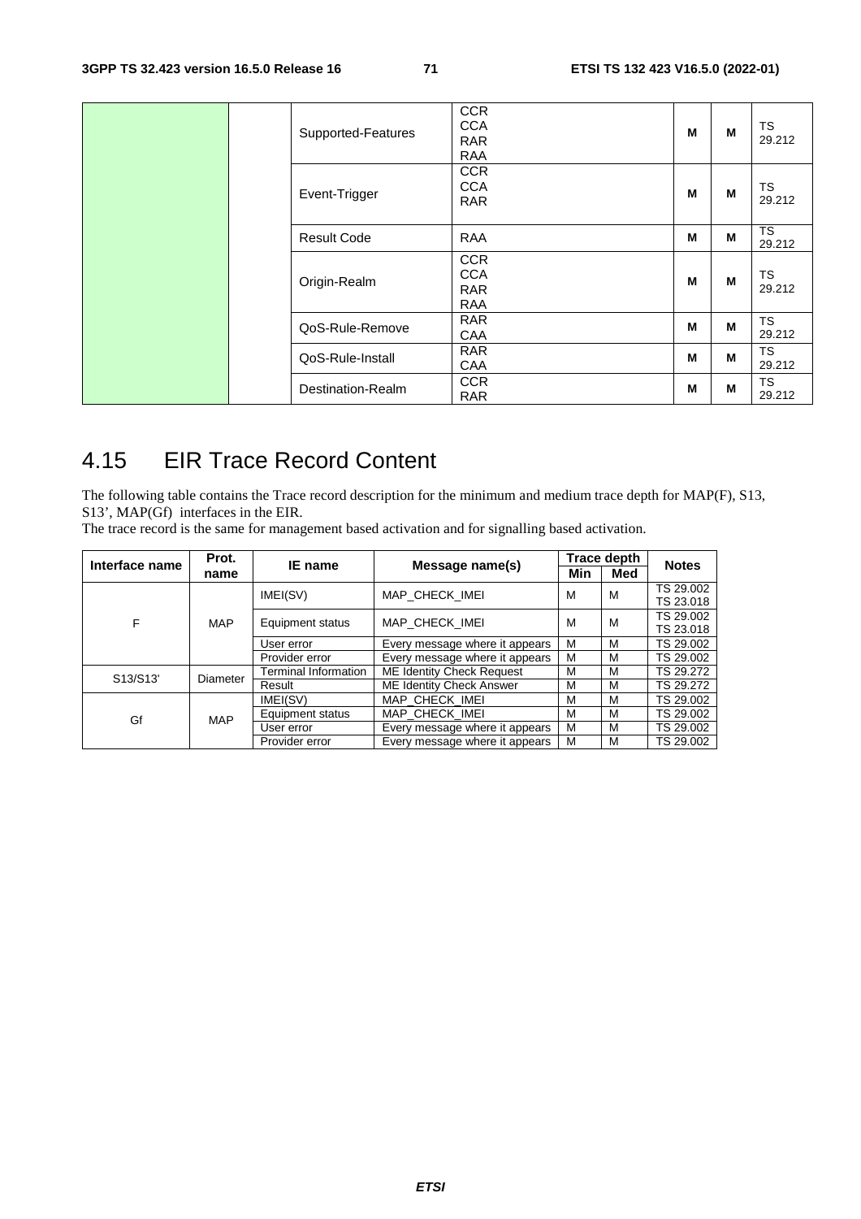| | | IE name | Message name(s) | Min | Med | Notes |
|---|---|---|---|---|---|---|
| | | Supported-Features | CCR CCA RAR RAA | M | M | TS 29.212 |
| | | Event-Trigger | CCR CCA RAR | M | M | TS 29.212 |
| | | Result Code | RAA | M | M | TS 29.212 |
| | | Origin-Realm | CCR CCA RAR RAA | M | M | TS 29.212 |
| | | QoS-Rule-Remove | RAR CAA | M | M | TS 29.212 |
| | | QoS-Rule-Install | RAR CAA | M | M | TS 29.212 |
| | | Destination-Realm | CCR RAR | M | M | TS 29.212 |

# 4.15 EIR Trace Record Content

The following table contains the Trace record description for the minimum and medium trace depth for MAP(F), S13, S13', MAP(Gf) interfaces in the EIR.
The trace record is the same for management based activation and for signalling based activation.

| Interface name | Prot. name | IE name | Message name(s) | Trace depth | | Notes |
|---|---|---|---|---|---|---|
| | | | | Min | Med | |
| F | MAP | IMEI(SV) | MAP_CHECK_IMEI | M | M | TS 29.002 TS 23.018 |
| | | Equipment status | MAP_CHECK_IMEI | M | M | TS 29.002 TS 23.018 |
| | | User error | Every message where it appears | M | M | TS 29.002 |
| | | Provider error | Every message where it appears | M | M | TS 29.002 |
| S13/S13' | Diameter | Terminal Information | ME Identity Check Request | M | M | TS 29.272 |
| | | Result | ME Identity Check Answer | M | M | TS 29.272 |
| Gf | MAP | IMEI(SV) | MAP_CHECK_IMEI | M | M | TS 29.002 |
| | | Equipment status | MAP_CHECK_IMEI | M | M | TS 29.002 |
| | | User error | Every message where it appears | M | M | TS 29.002 |
| | | Provider error | Every message where it appears | M | M | TS 29.002 |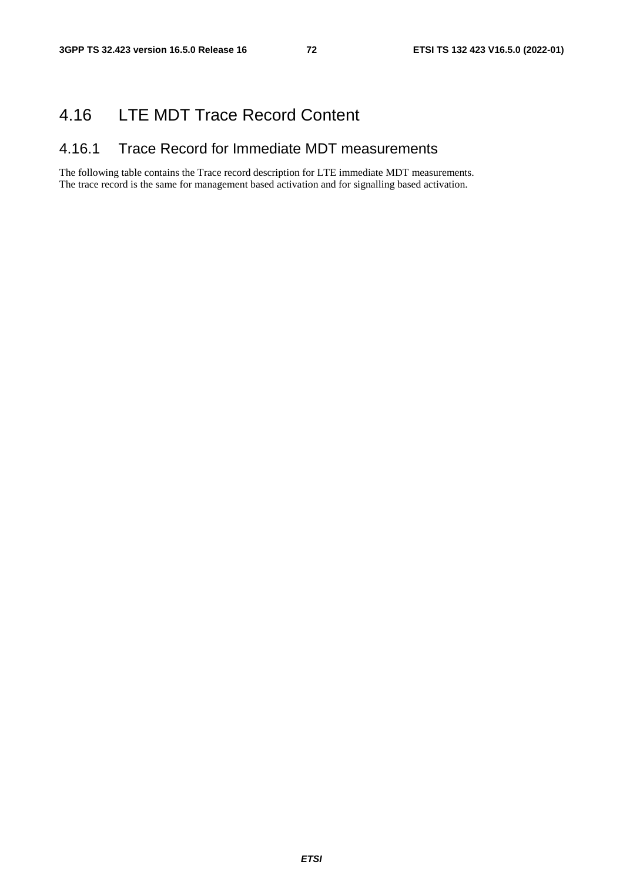## 4.16 LTE MDT Trace Record Content

### 4.16.1 Trace Record for Immediate MDT measurements

The following table contains the Trace record description for LTE immediate MDT measurements. The trace record is the same for management based activation and for signalling based activation.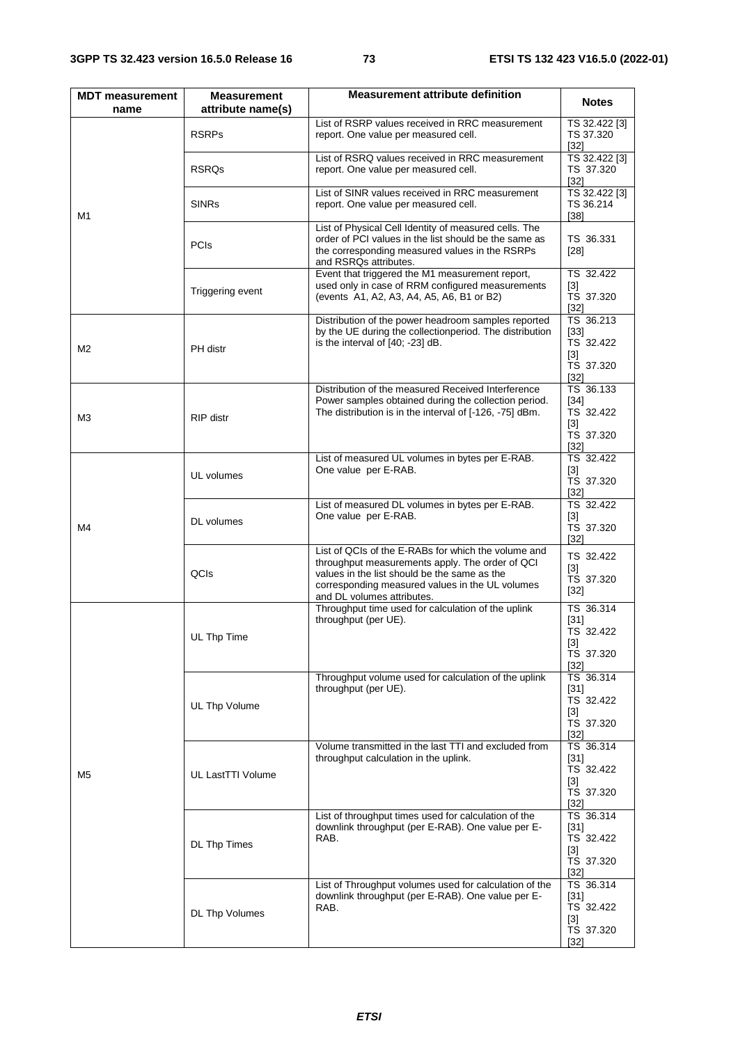| MDT measurement name | Measurement attribute name(s) | Measurement attribute definition | Notes |
|---|---|---|---|
| M1 | RSRPs | List of RSRP values received in RRC measurement report. One value per measured cell. | TS 32.422 [3] TS 37.320 [32] |
| | RSRQs | List of RSRQ values received in RRC measurement report. One value per measured cell. | TS 32.422 [3] TS 37.320 [32] |
| | SINRs | List of SINR values received in RRC measurement report. One value per measured cell. | TS 32.422 [3] TS 36.214 [38] |
| | PCIs | List of Physical Cell Identity of measured cells. The order of PCI values in the list should be the same as the corresponding measured values in the RSRPs and RSRQs attributes. | TS 36.331 [28] |
| | Triggering event | Event that triggered the M1 measurement report, used only in case of RRM configured measurements (events A1, A2, A3, A4, A5, A6, B1 or B2) | TS 32.422 [3] TS 37.320 [32] |
| M2 | PH distr | Distribution of the power headroom samples reported by the UE during the collectionperiod. The distribution is the interval of [40; -23] dB. | TS 36.213 [33] TS 32.422 [3] TS 37.320 [32] |
| M3 | RIP distr | Distribution of the measured Received Interference Power samples obtained during the collection period. The distribution is in the interval of [-126, -75] dBm. | TS 36.133 [34] TS 32.422 [3] TS 37.320 [32] |
| M4 | UL volumes | List of measured UL volumes in bytes per E-RAB. One value per E-RAB. | TS 32.422 [3] TS 37.320 [32] |
| | DL volumes | List of measured DL volumes in bytes per E-RAB. One value per E-RAB. | TS 32.422 [3] TS 37.320 [32] |
| | QCIs | List of QCIs of the E-RABs for which the volume and throughput measurements apply. The order of QCI values in the list should be the same as the corresponding measured values in the UL volumes and DL volumes attributes. | TS 32.422 [3] TS 37.320 [32] |
| M5 | UL Thp Time | Throughput time used for calculation of the uplink throughput (per UE). | TS 36.314 [31] TS 32.422 [3] TS 37.320 [32] |
| | UL Thp Volume | Throughput volume used for calculation of the uplink throughput (per UE). | TS 36.314 [31] TS 32.422 [3] TS 37.320 [32] |
| | UL LastTTI Volume | Volume transmitted in the last TTI and excluded from throughput calculation in the uplink. | TS 36.314 [31] TS 32.422 [3] TS 37.320 [32] |
| | DL Thp Times | List of throughput times used for calculation of the downlink throughput (per E-RAB). One value per E-RAB. | TS 36.314 [31] TS 32.422 [3] TS 37.320 [32] |
| | DL Thp Volumes | List of Throughput volumes used for calculation of the downlink throughput (per E-RAB). One value per E-RAB. | TS 36.314 [31] TS 32.422 [3] TS 37.320 [32] |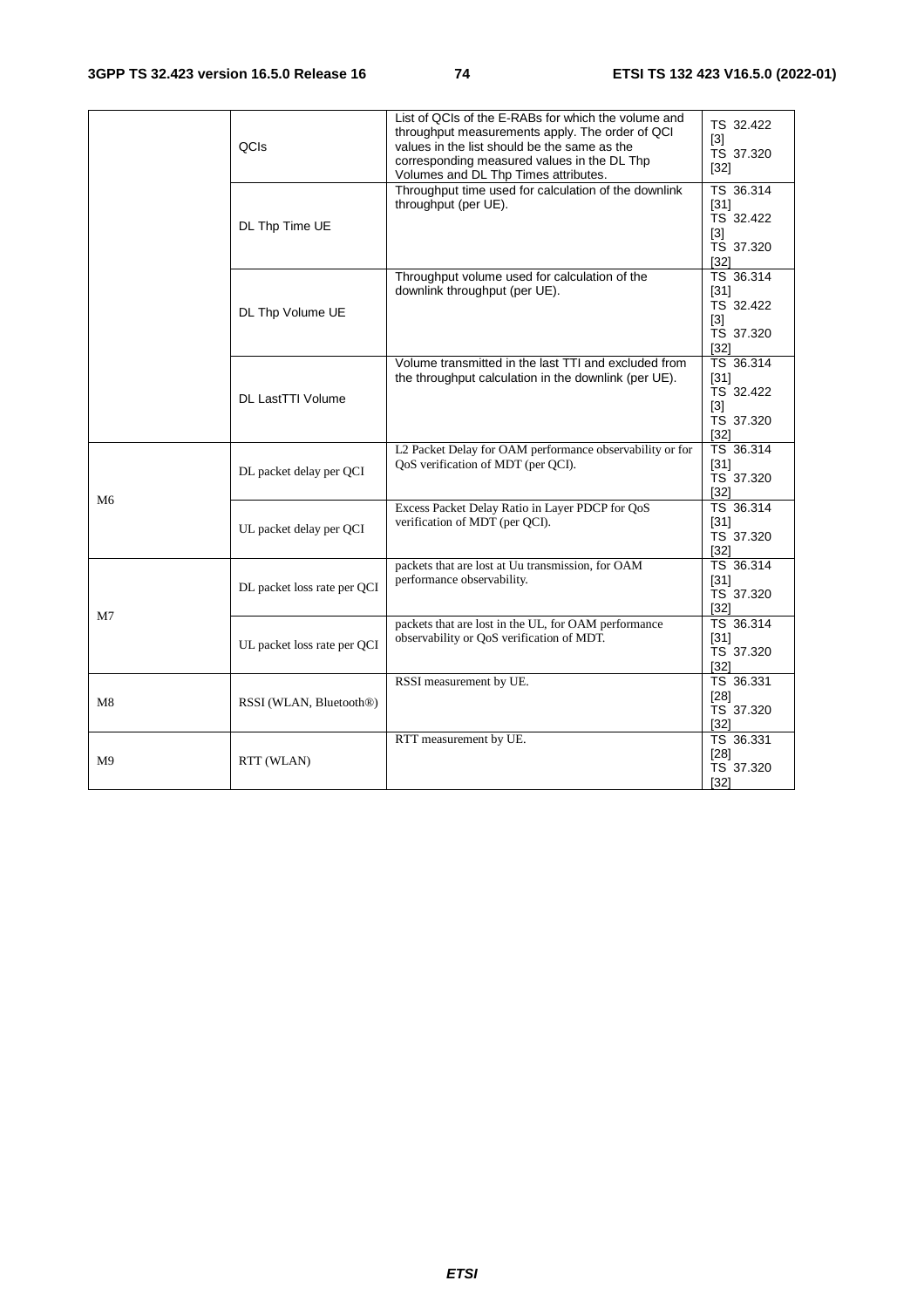|  |  |  |  |
| --- | --- | --- | --- |
|  | QCIs | List of QCIs of the E-RABs for which the volume and throughput measurements apply. The order of QCI values in the list should be the same as the corresponding measured values in the DL Thp Volumes and DL Thp Times attributes. | TS 32.422 [3]<br>TS 37.320 [32] |
|  | DL Thp Time UE | Throughput time used for calculation of the downlink throughput (per UE). | TS 36.314 [31]<br>TS 32.422 [3]<br>TS 37.320 [32] |
|  | DL Thp Volume UE | Throughput volume used for calculation of the downlink throughput (per UE). | TS 36.314 [31]<br>TS 32.422 [3]<br>TS 37.320 [32] |
|  | DL LastTTI Volume | Volume transmitted in the last TTI and excluded from the throughput calculation in the downlink (per UE). | TS 36.314 [31]<br>TS 32.422 [3]<br>TS 37.320 [32] |
| M6 | DL packet delay per QCI | L2 Packet Delay for OAM performance observability or for QoS verification of MDT (per QCI). | TS 36.314 [31]<br>TS 37.320 [32] |
|  | UL packet delay per QCI | Excess Packet Delay Ratio in Layer PDCP for QoS verification of MDT (per QCI). | TS 36.314 [31]<br>TS 37.320 [32] |
| M7 | DL packet loss rate per QCI | packets that are lost at Uu transmission, for OAM performance observability. | TS 36.314 [31]<br>TS 37.320 [32] |
|  | UL packet loss rate per QCI | packets that are lost in the UL, for OAM performance observability or QoS verification of MDT. | TS 36.314 [31]<br>TS 37.320 [32] |
| M8 | RSSI (WLAN, Bluetooth®) | RSSI measurement by UE. | TS 36.331 [28]<br>TS 37.320 [32] |
| M9 | RTT (WLAN) | RTT measurement by UE. | TS 36.331 [28]<br>TS 37.320 [32] |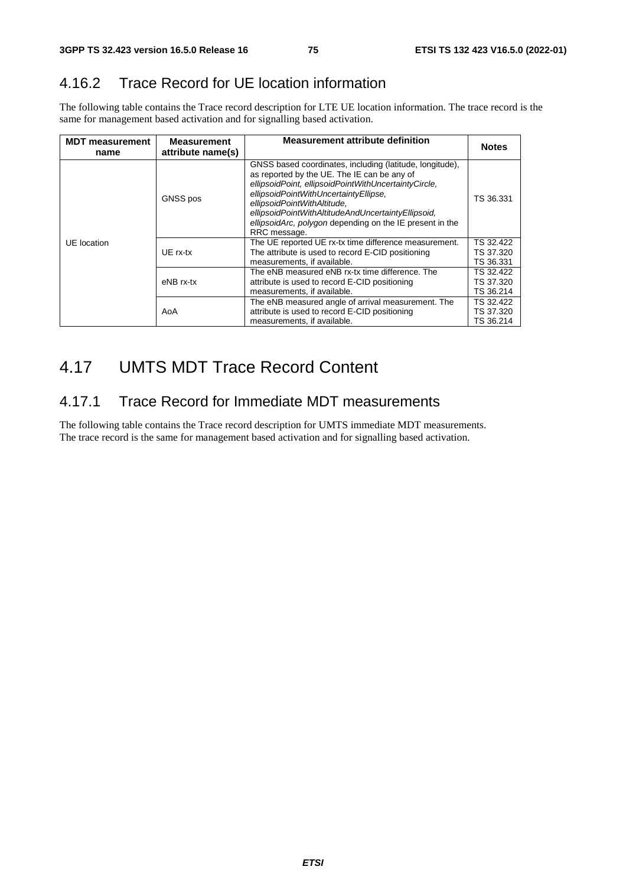## 4.16.2 Trace Record for UE location information

The following table contains the Trace record description for LTE UE location information. The trace record is the same for management based activation and for signalling based activation.

| MDT measurement name | Measurement attribute name(s) | Measurement attribute definition | Notes |
|---|---|---|---|
| UE location | GNSS pos | GNSS based coordinates, including (latitude, longitude), as reported by the UE. The IE can be any of *ellipsoidPoint, ellipsoidPointWithUncertaintyCircle, ellipsoidPointWithUncertaintyEllipse, ellipsoidPointWithAltitude, ellipsoidPointWithAltitudeAndUncertaintyEllipsoid, ellipsoidArc, polygon* depending on the IE present in the RRC message. | TS 36.331 |
| | UE rx-tx | The UE reported UE rx-tx time difference measurement. The attribute is used to record E-CID positioning measurements, if available. | TS 32.422<br>TS 37.320<br>TS 36.331 |
| | eNB rx-tx | The eNB measured eNB rx-tx time difference. The attribute is used to record E-CID positioning measurements, if available. | TS 32.422<br>TS 37.320<br>TS 36.214 |
| | AoA | The eNB measured angle of arrival measurement. The attribute is used to record E-CID positioning measurements, if available. | TS 32.422<br>TS 37.320<br>TS 36.214 |

# 4.17 UMTS MDT Trace Record Content

## 4.17.1 Trace Record for Immediate MDT measurements

The following table contains the Trace record description for UMTS immediate MDT measurements. The trace record is the same for management based activation and for signalling based activation.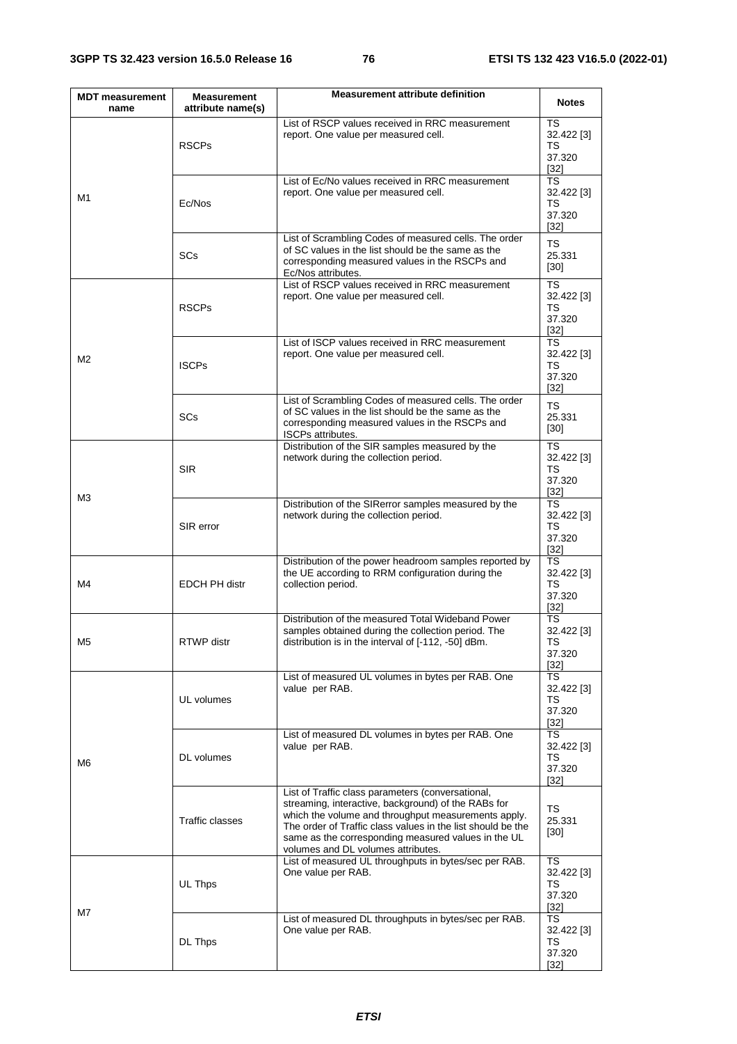| MDT measurement name | Measurement attribute name(s) | Measurement attribute definition | Notes |
|---|---|---|---|
| M1 | RSCPs | List of RSCP values received in RRC measurement report. One value per measured cell. | TS 32.422 [3] TS 37.320 [32] |
| | Ec/Nos | List of Ec/No values received in RRC measurement report. One value per measured cell. | TS 32.422 [3] TS 37.320 [32] |
| | SCs | List of Scrambling Codes of measured cells. The order of SC values in the list should be the same as the corresponding measured values in the RSCPs and Ec/Nos attributes. | TS 25.331 [30] |
| M2 | RSCPs | List of RSCP values received in RRC measurement report. One value per measured cell. | TS 32.422 [3] TS 37.320 [32] |
| | ISCPs | List of ISCP values received in RRC measurement report. One value per measured cell. | TS 32.422 [3] TS 37.320 [32] |
| | SCs | List of Scrambling Codes of measured cells. The order of SC values in the list should be the same as the corresponding measured values in the RSCPs and ISCPs attributes. | TS 25.331 [30] |
| M3 | SIR | Distribution of the SIR samples measured by the network during the collection period. | TS 32.422 [3] TS 37.320 [32] |
| | SIR error | Distribution of the SIRerror samples measured by the network during the collection period. | TS 32.422 [3] TS 37.320 [32] |
| M4 | EDCH PH distr | Distribution of the power headroom samples reported by the UE according to RRM configuration during the collection period. | TS 32.422 [3] TS 37.320 [32] |
| M5 | RTWP distr | Distribution of the measured Total Wideband Power samples obtained during the collection period. The distribution is in the interval of [-112, -50] dBm. | TS 32.422 [3] TS 37.320 [32] |
| M6 | UL volumes | List of measured UL volumes in bytes per RAB. One value per RAB. | TS 32.422 [3] TS 37.320 [32] |
| | DL volumes | List of measured DL volumes in bytes per RAB. One value per RAB. | TS 32.422 [3] TS 37.320 [32] |
| | Traffic classes | List of Traffic class parameters (conversational, streaming, interactive, background) of the RABs for which the volume and throughput measurements apply. The order of Traffic class values in the list should be the same as the corresponding measured values in the UL volumes and DL volumes attributes. | TS 25.331 [30] |
| M7 | UL Thps | List of measured UL throughputs in bytes/sec per RAB. One value per RAB. | TS 32.422 [3] TS 37.320 [32] |
| | DL Thps | List of measured DL throughputs in bytes/sec per RAB. One value per RAB. | TS 32.422 [3] TS 37.320 [32] |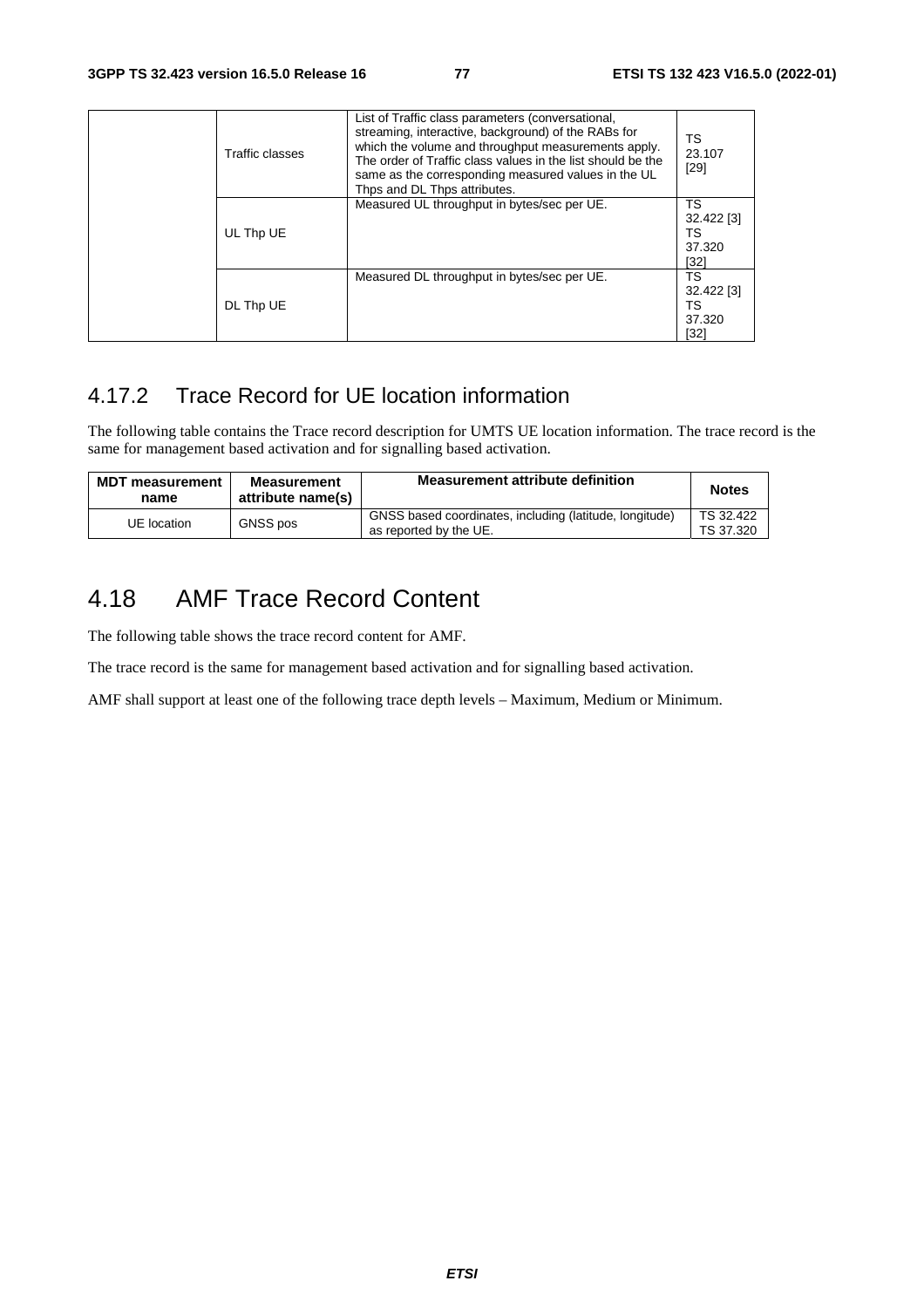|  | Traffic classes | List of Traffic class parameters (conversational, streaming, interactive, background) of the RABs for which the volume and throughput measurements apply. The order of Traffic class values in the list should be the same as the corresponding measured values in the UL Thps and DL Thps attributes. | TS 23.107 [29] |
|---|---|---|---|
|  | UL Thp UE | Measured UL throughput in bytes/sec per UE. | TS 32.422 [3] TS 37.320 [32] |
|  | DL Thp UE | Measured DL throughput in bytes/sec per UE. | TS 32.422 [3] TS 37.320 [32] |

### 4.17.2 Trace Record for UE location information

The following table contains the Trace record description for UMTS UE location information. The trace record is the same for management based activation and for signalling based activation.

| MDT measurement name | Measurement attribute name(s) | Measurement attribute definition | Notes |
|---|---|---|---|
| UE location | GNSS pos | GNSS based coordinates, including (latitude, longitude) as reported by the UE. | TS 32.422 TS 37.320 |

## 4.18 AMF Trace Record Content

The following table shows the trace record content for AMF.

The trace record is the same for management based activation and for signalling based activation.

AMF shall support at least one of the following trace depth levels – Maximum, Medium or Minimum.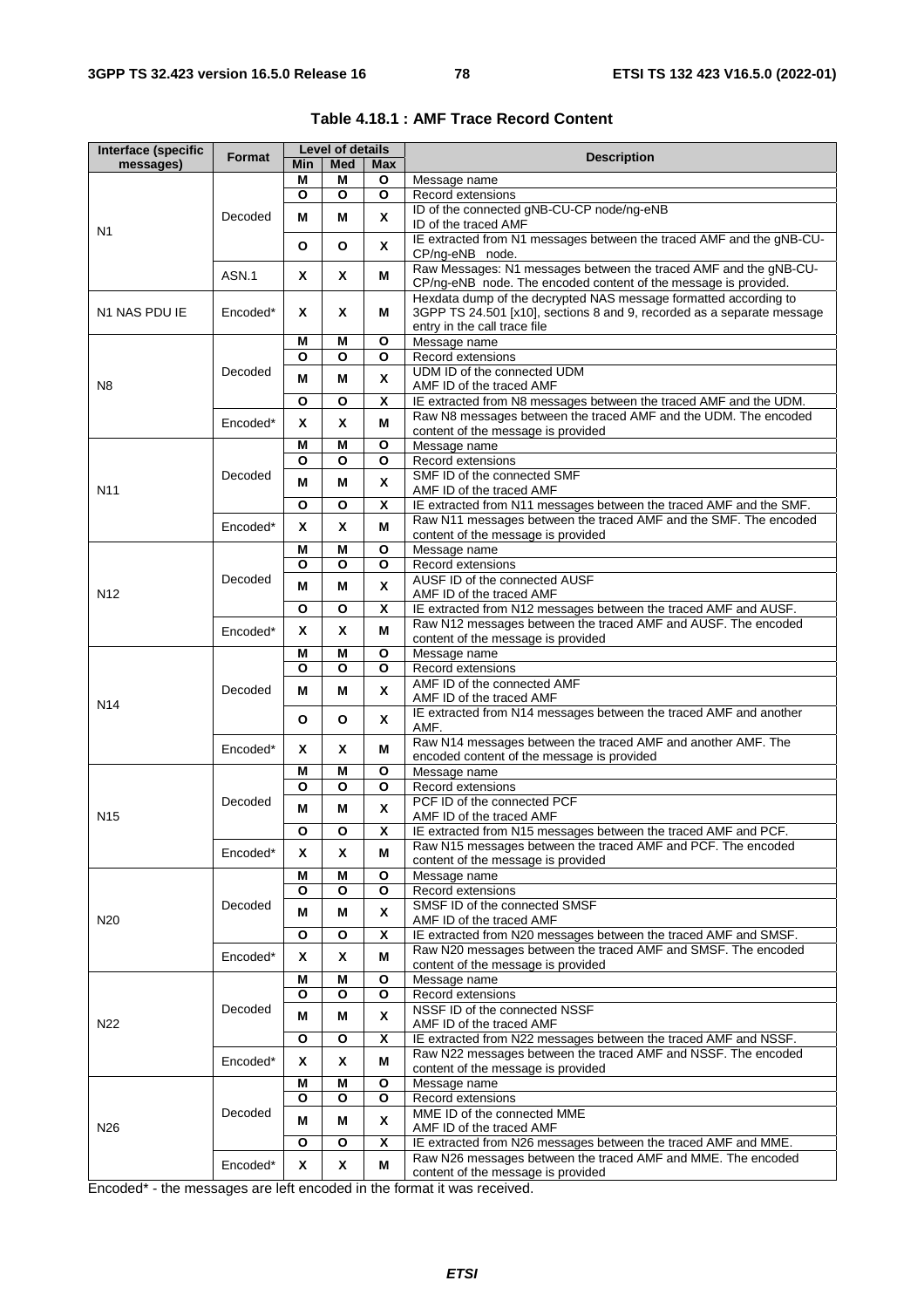**Table 4.18.1 : AMF Trace Record Content**

| Interface (specific messages) | Format | Level of details | | | Description |
|---|---|---|---|---|---|
| | | Min | Med | Max | |
| N1 | Decoded | M | M | O | Message name |
| | | O | O | O | Record extensions |
| | | M | M | X | ID of the connected gNB-CU-CP node/ng-eNB<br>ID of the traced AMF |
| | | O | O | X | IE extracted from N1 messages between the traced AMF and the gNB-CU-CP/ng-eNB node. |
| | ASN.1 | X | X | M | Raw Messages: N1 messages between the traced AMF and the gNB-CU-CP/ng-eNB node. The encoded content of the message is provided. |
| N1 NAS PDU IE | Encoded* | X | X | M | Hexdata dump of the decrypted NAS message formatted according to 3GPP TS 24.501 [x10], sections 8 and 9, recorded as a separate message entry in the call trace file |
| N8 | Decoded | M | M | O | Message name |
| | | O | O | O | Record extensions |
| | | M | M | X | UDM ID of the connected UDM<br>AMF ID of the traced AMF |
| | | O | O | X | IE extracted from N8 messages between the traced AMF and the UDM. |
| | Encoded* | X | X | M | Raw N8 messages between the traced AMF and the UDM. The encoded content of the message is provided |
| N11 | Decoded | M | M | O | Message name |
| | | O | O | O | Record extensions |
| | | M | M | X | SMF ID of the connected SMF<br>AMF ID of the traced AMF |
| | | O | O | X | IE extracted from N11 messages between the traced AMF and the SMF. |
| | Encoded* | X | X | M | Raw N11 messages between the traced AMF and the SMF. The encoded content of the message is provided |
| N12 | Decoded | M | M | O | Message name |
| | | O | O | O | Record extensions |
| | | M | M | X | AUSF ID of the connected AUSF<br>AMF ID of the traced AMF |
| | | O | O | X | IE extracted from N12 messages between the traced AMF and AUSF. |
| | Encoded* | X | X | M | Raw N12 messages between the traced AMF and AUSF. The encoded content of the message is provided |
| N14 | Decoded | M | M | O | Message name |
| | | O | O | O | Record extensions |
| | | M | M | X | AMF ID of the connected AMF<br>AMF ID of the traced AMF |
| | | O | O | X | IE extracted from N14 messages between the traced AMF and another AMF. |
| | Encoded* | X | X | M | Raw N14 messages between the traced AMF and another AMF. The encoded content of the message is provided |
| N15 | Decoded | M | M | O | Message name |
| | | O | O | O | Record extensions |
| | | M | M | X | PCF ID of the connected PCF<br>AMF ID of the traced AMF |
| | | O | O | X | IE extracted from N15 messages between the traced AMF and PCF. |
| | Encoded* | X | X | M | Raw N15 messages between the traced AMF and PCF. The encoded content of the message is provided |
| N20 | Decoded | M | M | O | Message name |
| | | O | O | O | Record extensions |
| | | M | M | X | SMSF ID of the connected SMSF<br>AMF ID of the traced AMF |
| | | O | O | X | IE extracted from N20 messages between the traced AMF and SMSF. |
| | Encoded* | X | X | M | Raw N20 messages between the traced AMF and SMSF. The encoded content of the message is provided |
| N22 | Decoded | M | M | O | Message name |
| | | O | O | O | Record extensions |
| | | M | M | X | NSSF ID of the connected NSSF<br>AMF ID of the traced AMF |
| | | O | O | X | IE extracted from N22 messages between the traced AMF and NSSF. |
| | Encoded* | X | X | M | Raw N22 messages between the traced AMF and NSSF. The encoded content of the message is provided |
| N26 | Decoded | M | M | O | Message name |
| | | O | O | O | Record extensions |
| | | M | M | X | MME ID of the connected MME<br>AMF ID of the traced AMF |
| | | O | O | X | IE extracted from N26 messages between the traced AMF and MME. |
| | Encoded* | X | X | M | Raw N26 messages between the traced AMF and MME. The encoded content of the message is provided |

Encoded* - the messages are left encoded in the format it was received.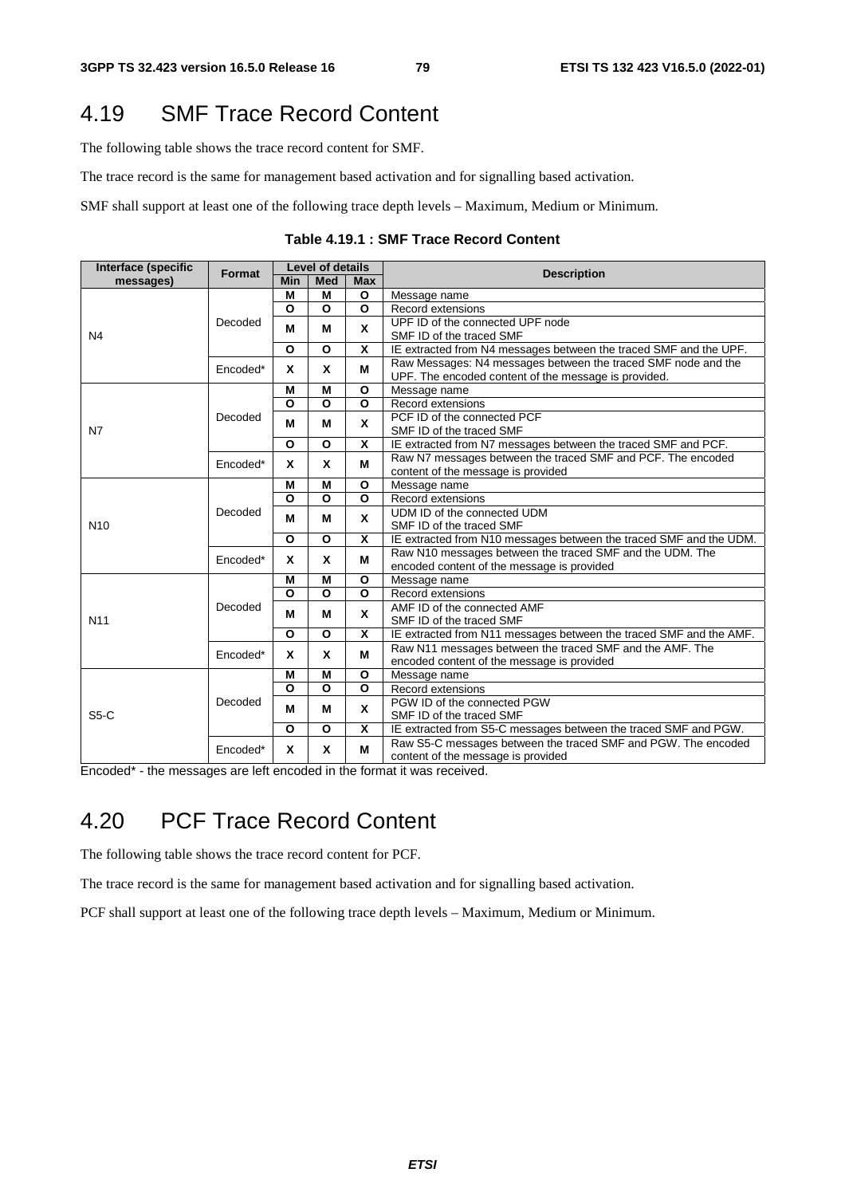# 4.19 SMF Trace Record Content

The following table shows the trace record content for SMF.

The trace record is the same for management based activation and for signalling based activation.

SMF shall support at least one of the following trace depth levels – Maximum, Medium or Minimum.

**Table 4.19.1 : SMF Trace Record Content**

| Interface (specific messages) | Format | Level of details | | | Description |
|---|---|---|---|---|---|
| | | Min | Med | Max | |
| N4 | Decoded | M | M | O | Message name |
| | | O | O | O | Record extensions |
| | | M | M | X | UPF ID of the connected UPF node<br>SMF ID of the traced SMF |
| | | O | O | X | IE extracted from N4 messages between the traced SMF and the UPF. |
| | Encoded* | X | X | M | Raw Messages: N4 messages between the traced SMF node and the UPF. The encoded content of the message is provided. |
| N7 | Decoded | M | M | O | Message name |
| | | O | O | O | Record extensions |
| | | M | M | X | PCF ID of the connected PCF<br>SMF ID of the traced SMF |
| | | O | O | X | IE extracted from N7 messages between the traced SMF and PCF. |
| | Encoded* | X | X | M | Raw N7 messages between the traced SMF and PCF. The encoded content of the message is provided |
| N10 | Decoded | M | M | O | Message name |
| | | O | O | O | Record extensions |
| | | M | M | X | UDM ID of the connected UDM<br>SMF ID of the traced SMF |
| | | O | O | X | IE extracted from N10 messages between the traced SMF and the UDM. |
| | Encoded* | X | X | M | Raw N10 messages between the traced SMF and the UDM. The encoded content of the message is provided |
| N11 | Decoded | M | M | O | Message name |
| | | O | O | O | Record extensions |
| | | M | M | X | AMF ID of the connected AMF<br>SMF ID of the traced SMF |
| | | O | O | X | IE extracted from N11 messages between the traced SMF and the AMF. |
| | Encoded* | X | X | M | Raw N11 messages between the traced SMF and the AMF. The encoded content of the message is provided |
| S5-C | Decoded | M | M | O | Message name |
| | | O | O | O | Record extensions |
| | | M | M | X | PGW ID of the connected PGW<br>SMF ID of the traced SMF |
| | | O | O | X | IE extracted from S5-C messages between the traced SMF and PGW. |
| | Encoded* | X | X | M | Raw S5-C messages between the traced SMF and PGW. The encoded content of the message is provided |

Encoded* - the messages are left encoded in the format it was received.

# 4.20 PCF Trace Record Content

The following table shows the trace record content for PCF.

The trace record is the same for management based activation and for signalling based activation.

PCF shall support at least one of the following trace depth levels – Maximum, Medium or Minimum.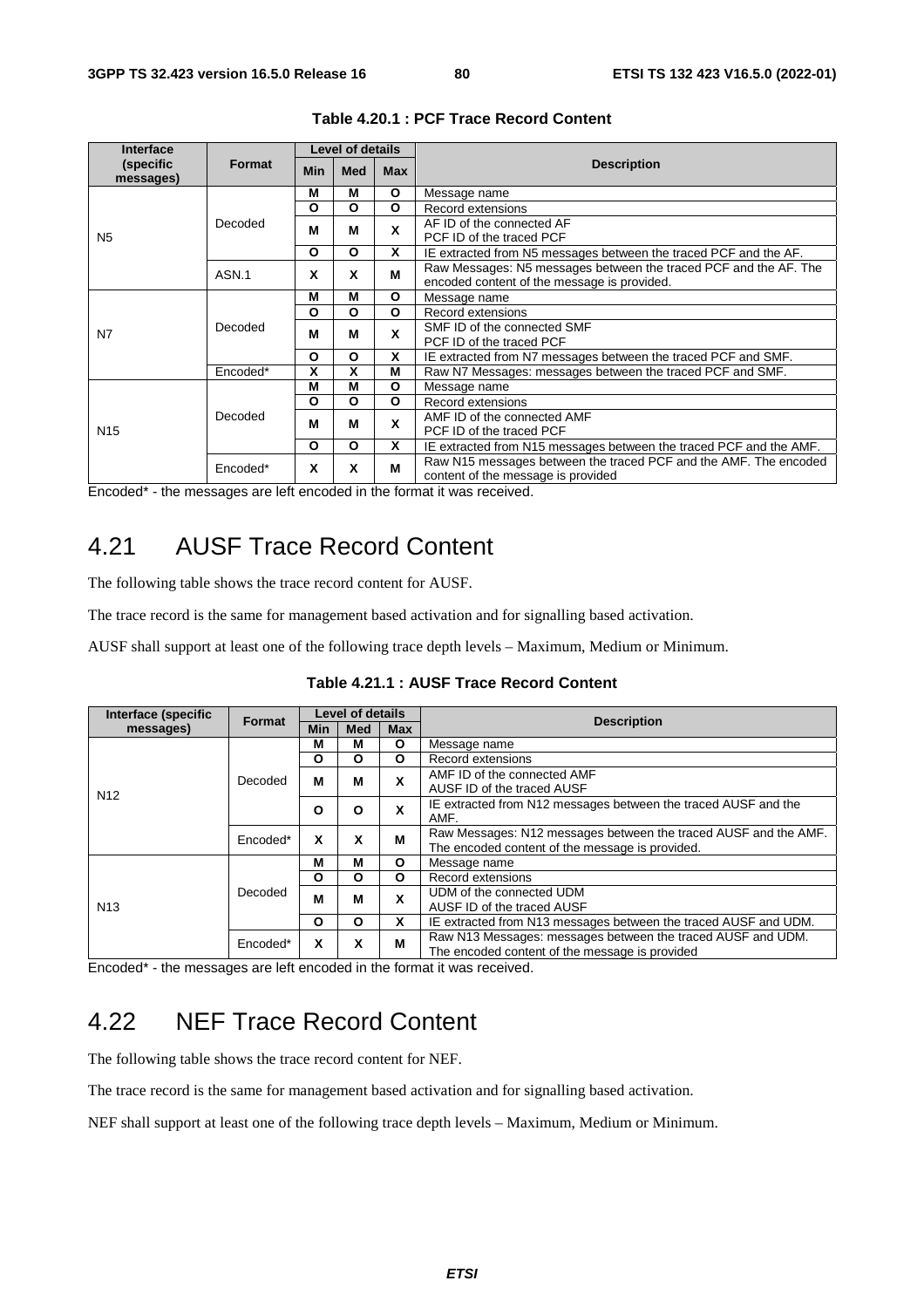**Table 4.20.1 : PCF Trace Record Content**

| Interface (specific messages) | Format | Level of details | | | Description |
|---|---|---|---|---|---|
| | | Min | Med | Max | |
| N5 | Decoded | M | M | O | Message name |
| | | O | O | O | Record extensions |
| | | M | M | X | AF ID of the connected AF<br>PCF ID of the traced PCF |
| | | O | O | X | IE extracted from N5 messages between the traced PCF and the AF. |
| | ASN.1 | X | X | M | Raw Messages: N5 messages between the traced PCF and the AF. The encoded content of the message is provided. |
| N7 | Decoded | M | M | O | Message name |
| | | O | O | O | Record extensions |
| | | M | M | X | SMF ID of the connected SMF<br>PCF ID of the traced PCF |
| | | O | O | X | IE extracted from N7 messages between the traced PCF and SMF. |
| | Encoded* | X | X | M | Raw N7 Messages: messages between the traced PCF and SMF. |
| N15 | Decoded | M | M | O | Message name |
| | | O | O | O | Record extensions |
| | | M | M | X | AMF ID of the connected AMF<br>PCF ID of the traced PCF |
| | | O | O | X | IE extracted from N15 messages between the traced PCF and the AMF. |
| | Encoded* | X | X | M | Raw N15 messages between the traced PCF and the AMF. The encoded content of the message is provided |

Encoded* - the messages are left encoded in the format it was received.

# 4.21 AUSF Trace Record Content

The following table shows the trace record content for AUSF.

The trace record is the same for management based activation and for signalling based activation.

AUSF shall support at least one of the following trace depth levels – Maximum, Medium or Minimum.

**Table 4.21.1 : AUSF Trace Record Content**

| Interface (specific messages) | Format | Level of details | | | Description |
|---|---|---|---|---|---|
| | | Min | Med | Max | |
| N12 | Decoded | M | M | O | Message name |
| | | O | O | O | Record extensions |
| | | M | M | X | AMF ID of the connected AMF<br>AUSF ID of the traced AUSF |
| | | O | O | X | IE extracted from N12 messages between the traced AUSF and the AMF. |
| | Encoded* | X | X | M | Raw Messages: N12 messages between the traced AUSF and the AMF. The encoded content of the message is provided. |
| N13 | Decoded | M | M | O | Message name |
| | | O | O | O | Record extensions |
| | | M | M | X | UDM of the connected UDM<br>AUSF ID of the traced AUSF |
| | | O | O | X | IE extracted from N13 messages between the traced AUSF and UDM. |
| | Encoded* | X | X | M | Raw N13 Messages: messages between the traced AUSF and UDM. The encoded content of the message is provided |

Encoded* - the messages are left encoded in the format it was received.

# 4.22 NEF Trace Record Content

The following table shows the trace record content for NEF.

The trace record is the same for management based activation and for signalling based activation.

NEF shall support at least one of the following trace depth levels – Maximum, Medium or Minimum.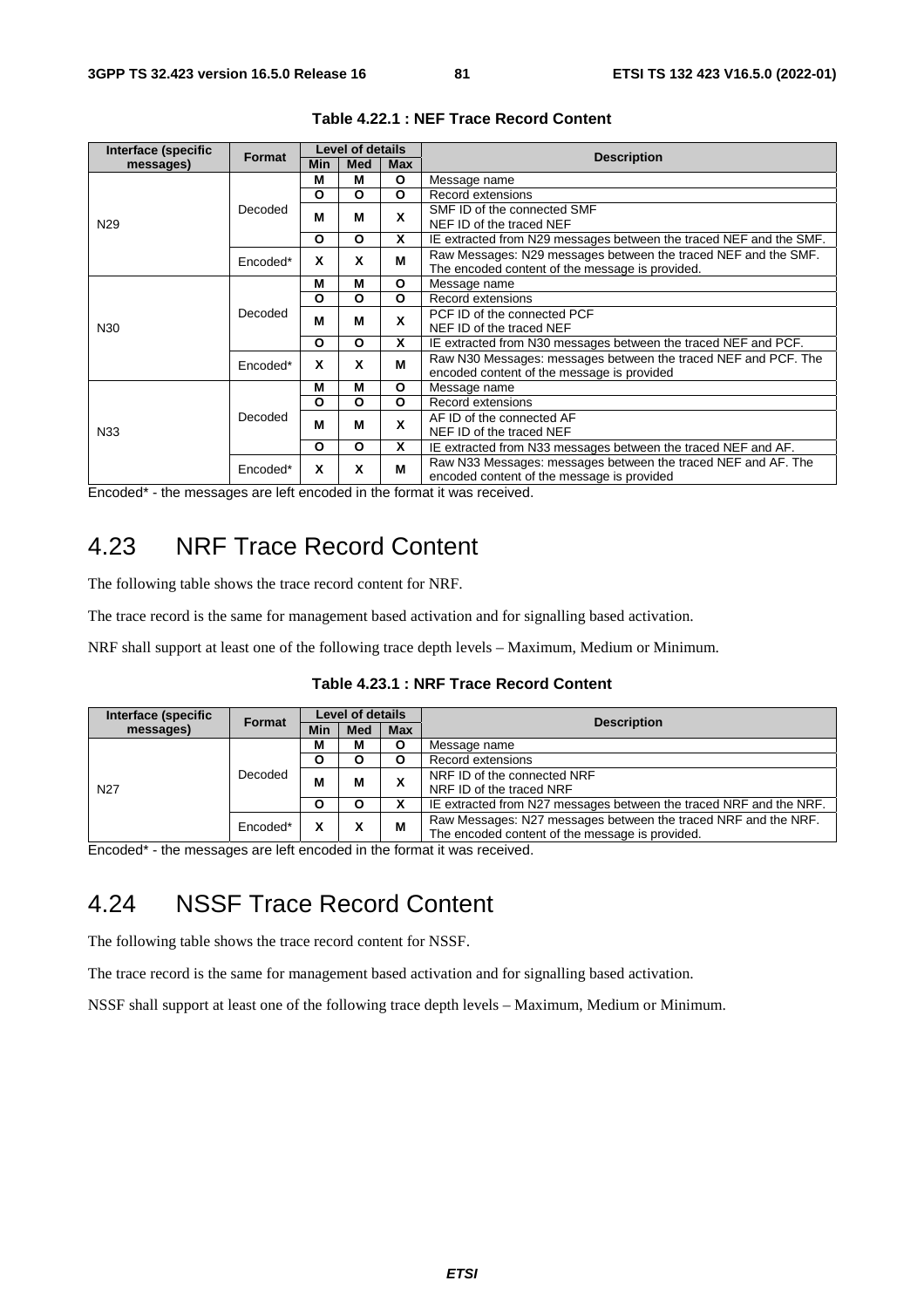**Table 4.22.1 : NEF Trace Record Content**

| Interface (specific messages) | Format | Level of details | | | Description |
|---|---|---|---|---|---|
| | | Min | Med | Max | |
| N29 | Decoded | M | M | O | Message name |
| | | O | O | O | Record extensions |
| | | M | M | X | SMF ID of the connected SMF<br>NEF ID of the traced NEF |
| | | O | O | X | IE extracted from N29 messages between the traced NEF and the SMF. |
| | Encoded* | X | X | M | Raw Messages: N29 messages between the traced NEF and the SMF. The encoded content of the message is provided. |
| N30 | Decoded | M | M | O | Message name |
| | | O | O | O | Record extensions |
| | | M | M | X | PCF ID of the connected PCF<br>NEF ID of the traced NEF |
| | | O | O | X | IE extracted from N30 messages between the traced NEF and PCF. |
| | Encoded* | X | X | M | Raw N30 Messages: messages between the traced NEF and PCF. The encoded content of the message is provided |
| N33 | Decoded | M | M | O | Message name |
| | | O | O | O | Record extensions |
| | | M | M | X | AF ID of the connected AF<br>NEF ID of the traced NEF |
| | | O | O | X | IE extracted from N33 messages between the traced NEF and AF. |
| | Encoded* | X | X | M | Raw N33 Messages: messages between the traced NEF and AF. The encoded content of the message is provided |

Encoded* - the messages are left encoded in the format it was received.

# 4.23 NRF Trace Record Content

The following table shows the trace record content for NRF.

The trace record is the same for management based activation and for signalling based activation.

NRF shall support at least one of the following trace depth levels – Maximum, Medium or Minimum.

**Table 4.23.1 : NRF Trace Record Content**

| Interface (specific messages) | Format | Level of details | | | Description |
|---|---|---|---|---|---|
| | | Min | Med | Max | |
| N27 | Decoded | M | M | O | Message name |
| | | O | O | O | Record extensions |
| | | M | M | X | NRF ID of the connected NRF<br>NRF ID of the traced NRF |
| | | O | O | X | IE extracted from N27 messages between the traced NRF and the NRF. |
| | Encoded* | X | X | M | Raw Messages: N27 messages between the traced NRF and the NRF. The encoded content of the message is provided. |

Encoded* - the messages are left encoded in the format it was received.

# 4.24 NSSF Trace Record Content

The following table shows the trace record content for NSSF.

The trace record is the same for management based activation and for signalling based activation.

NSSF shall support at least one of the following trace depth levels – Maximum, Medium or Minimum.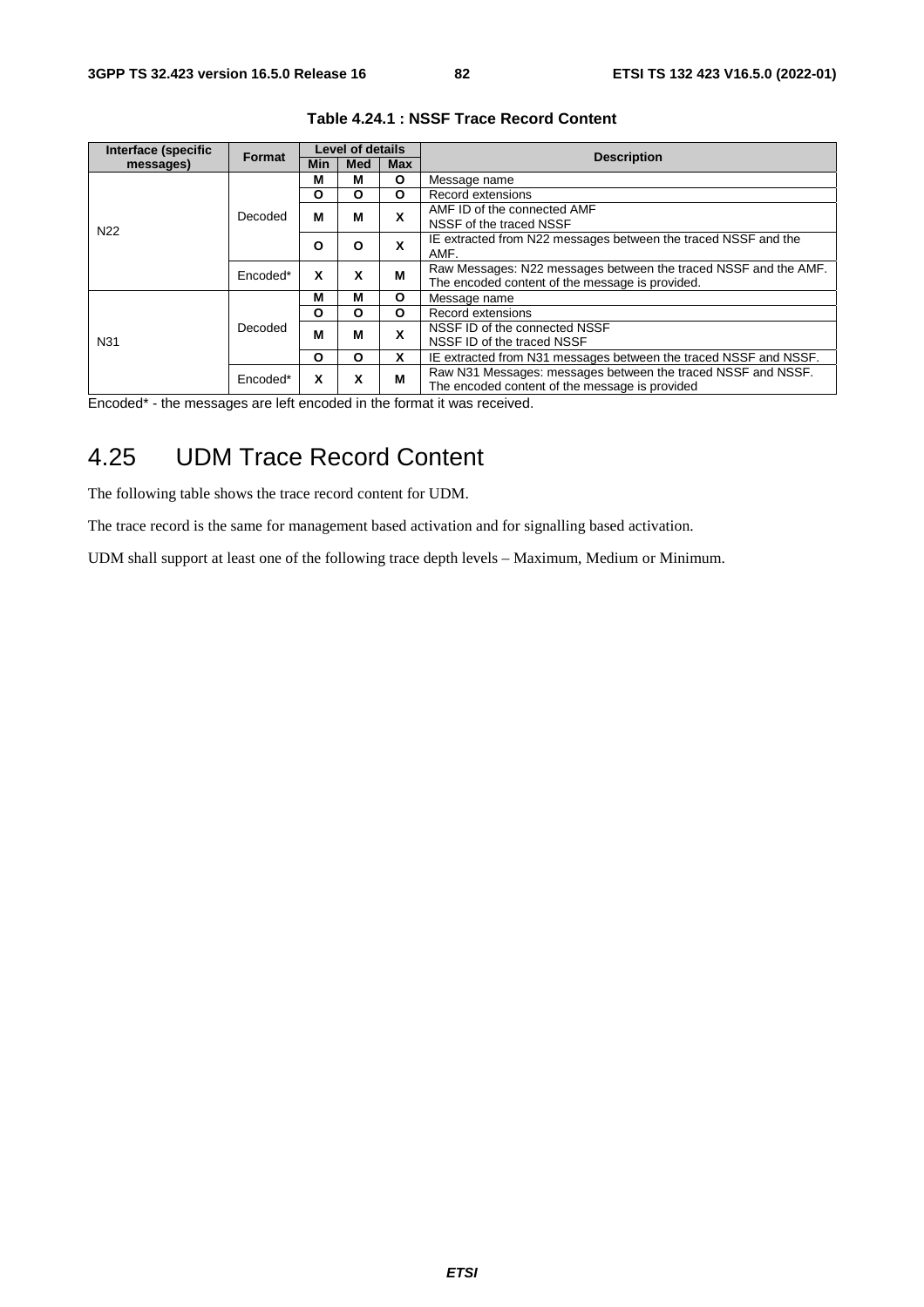**Table 4.24.1 : NSSF Trace Record Content**

| Interface (specific messages) | Format | Level of details | | | Description |
|---|---|---|---|---|---|
| | | Min | Med | Max | |
| N22 | Decoded | M | M | O | Message name |
| | | O | O | O | Record extensions |
| | | M | M | X | AMF ID of the connected AMF<br>NSSF of the traced NSSF |
| | | O | O | X | IE extracted from N22 messages between the traced NSSF and the AMF. |
| | Encoded* | X | X | M | Raw Messages: N22 messages between the traced NSSF and the AMF. The encoded content of the message is provided. |
| N31 | Decoded | M | M | O | Message name |
| | | O | O | O | Record extensions |
| | | M | M | X | NSSF ID of the connected NSSF<br>NSSF ID of the traced NSSF |
| | | O | O | X | IE extracted from N31 messages between the traced NSSF and NSSF. |
| | Encoded* | X | X | M | Raw N31 Messages: messages between the traced NSSF and NSSF. The encoded content of the message is provided |

Encoded* - the messages are left encoded in the format it was received.

# 4.25 UDM Trace Record Content

The following table shows the trace record content for UDM.

The trace record is the same for management based activation and for signalling based activation.

UDM shall support at least one of the following trace depth levels – Maximum, Medium or Minimum.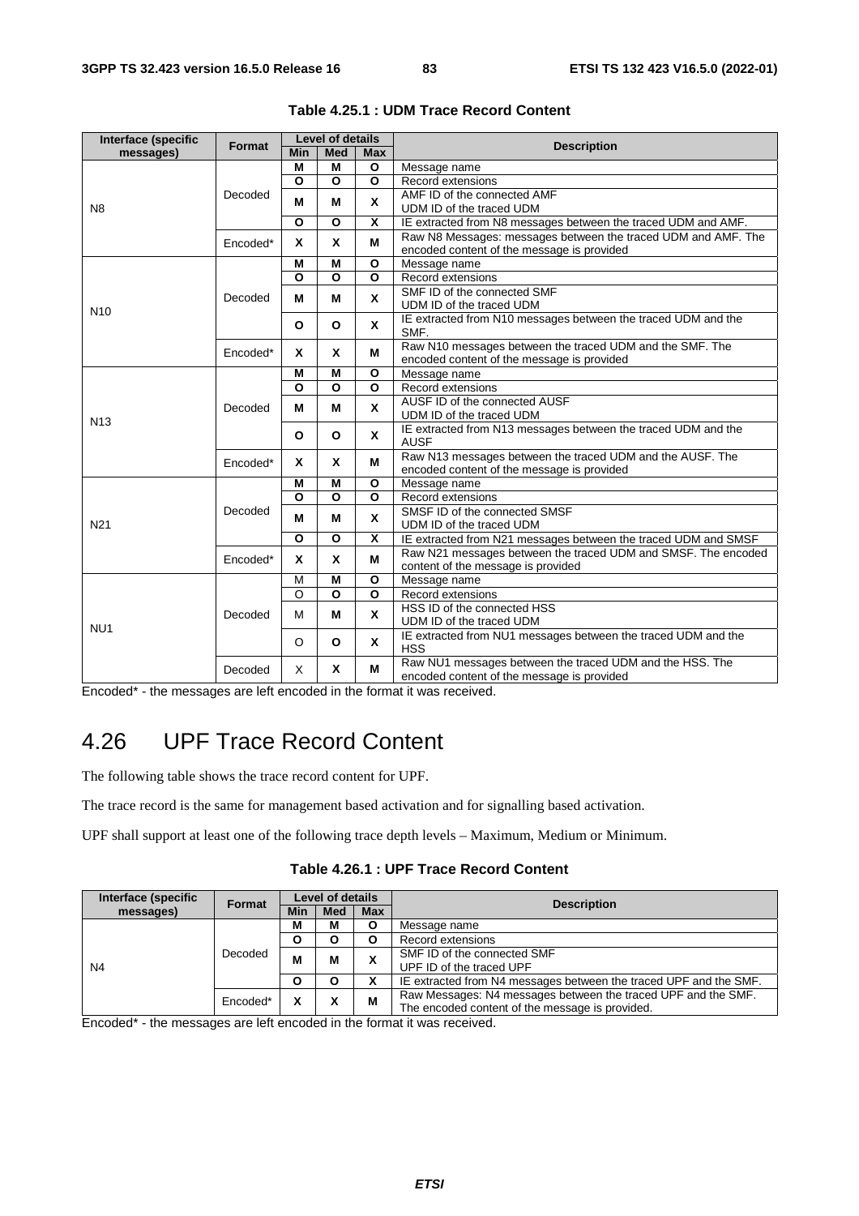**Table 4.25.1 : UDM Trace Record Content**

| Interface (specific messages) | Format | Level of details | | | Description |
|---|---|---|---|---|---|
| | | Min | Med | Max | |
| N8 | Decoded | M | M | O | Message name |
| | | O | O | O | Record extensions |
| | | M | M | X | AMF ID of the connected AMF<br>UDM ID of the traced UDM |
| | | O | O | X | IE extracted from N8 messages between the traced UDM and AMF. |
| | Encoded* | X | X | M | Raw N8 Messages: messages between the traced UDM and AMF. The encoded content of the message is provided |
| N10 | Decoded | M | M | O | Message name |
| | | O | O | O | Record extensions |
| | | M | M | X | SMF ID of the connected SMF<br>UDM ID of the traced UDM |
| | | O | O | X | IE extracted from N10 messages between the traced UDM and the SMF. |
| | Encoded* | X | X | M | Raw N10 messages between the traced UDM and the SMF. The encoded content of the message is provided |
| N13 | Decoded | M | M | O | Message name |
| | | O | O | O | Record extensions |
| | | M | M | X | AUSF ID of the connected AUSF<br>UDM ID of the traced UDM |
| | | O | O | X | IE extracted from N13 messages between the traced UDM and the AUSF |
| | Encoded* | X | X | M | Raw N13 messages between the traced UDM and the AUSF. The encoded content of the message is provided |
| N21 | Decoded | M | M | O | Message name |
| | | O | O | O | Record extensions |
| | | M | M | X | SMSF ID of the connected SMSF<br>UDM ID of the traced UDM |
| | | O | O | X | IE extracted from N21 messages between the traced UDM and SMSF |
| | Encoded* | X | X | M | Raw N21 messages between the traced UDM and SMSF. The encoded content of the message is provided |
| NU1 | Decoded | M | M | O | Message name |
| | | O | O | O | Record extensions |
| | | M | M | X | HSS ID of the connected HSS<br>UDM ID of the traced UDM |
| | | O | O | X | IE extracted from NU1 messages between the traced UDM and the HSS |
| | Decoded | X | X | M | Raw NU1 messages between the traced UDM and the HSS. The encoded content of the message is provided |

Encoded* - the messages are left encoded in the format it was received.

## 4.26 UPF Trace Record Content

The following table shows the trace record content for UPF.

The trace record is the same for management based activation and for signalling based activation.

UPF shall support at least one of the following trace depth levels – Maximum, Medium or Minimum.

**Table 4.26.1 : UPF Trace Record Content**

| Interface (specific messages) | Format | Level of details | | | Description |
|---|---|---|---|---|---|
| | | Min | Med | Max | |
| N4 | Decoded | M | M | O | Message name |
| | | O | O | O | Record extensions |
| | | M | M | X | SMF ID of the connected SMF<br>UPF ID of the traced UPF |
| | | O | O | X | IE extracted from N4 messages between the traced UPF and the SMF. |
| | Encoded* | X | X | M | Raw Messages: N4 messages between the traced UPF and the SMF. The encoded content of the message is provided. |

Encoded* - the messages are left encoded in the format it was received.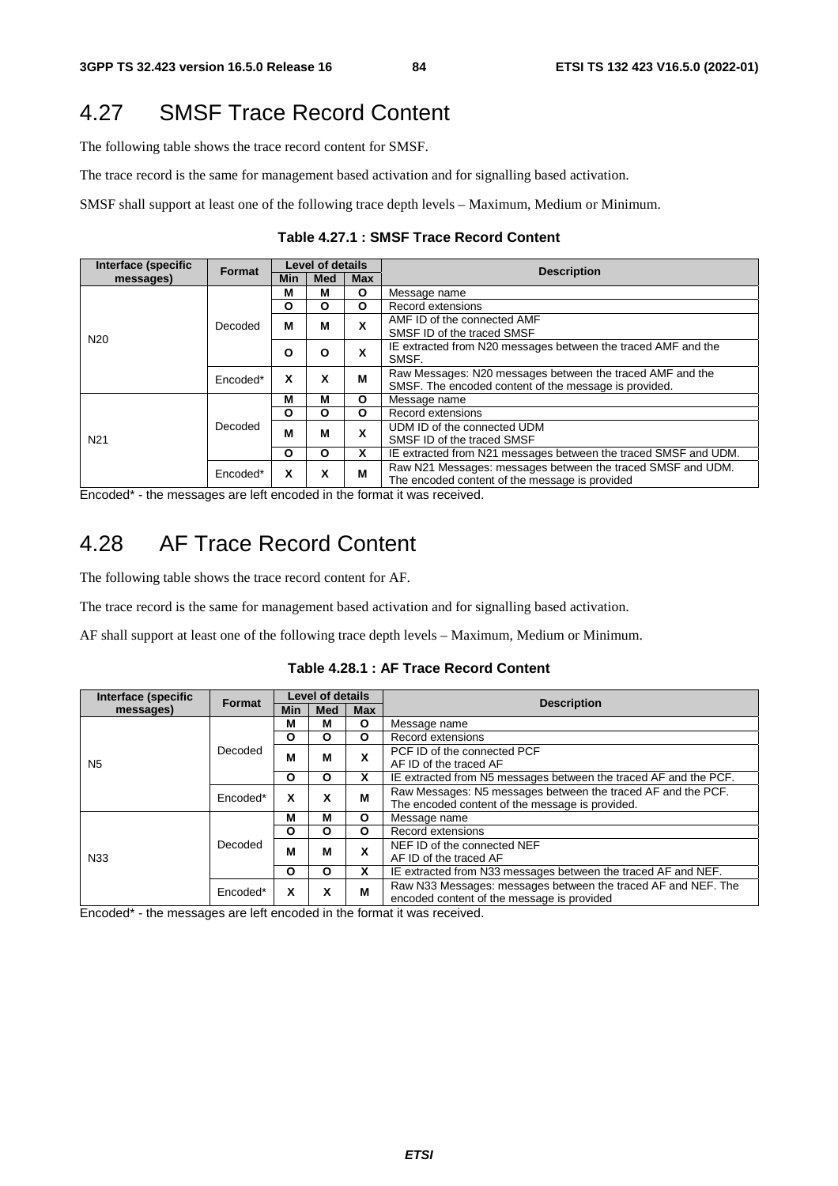## 4.27 SMSF Trace Record Content

The following table shows the trace record content for SMSF.

The trace record is the same for management based activation and for signalling based activation.

SMSF shall support at least one of the following trace depth levels – Maximum, Medium or Minimum.

**Table 4.27.1 : SMSF Trace Record Content**

| Interface (specific messages) | Format | Level of details | | | Description |
|---|---|---|---|---|---|
| | | Min | Med | Max | |
| N20 | Decoded | M | M | O | Message name |
| | | O | O | O | Record extensions |
| | | M | M | X | AMF ID of the connected AMF<br>SMSF ID of the traced SMSF |
| | | O | O | X | IE extracted from N20 messages between the traced AMF and the SMSF. |
| | Encoded* | X | X | M | Raw Messages: N20 messages between the traced AMF and the SMSF. The encoded content of the message is provided. |
| N21 | Decoded | M | M | O | Message name |
| | | O | O | O | Record extensions |
| | | M | M | X | UDM ID of the connected UDM<br>SMSF ID of the traced SMSF |
| | | O | O | X | IE extracted from N21 messages between the traced SMSF and UDM. |
| | Encoded* | X | X | M | Raw N21 Messages: messages between the traced SMSF and UDM. The encoded content of the message is provided |

Encoded* - the messages are left encoded in the format it was received.

## 4.28 AF Trace Record Content

The following table shows the trace record content for AF.

The trace record is the same for management based activation and for signalling based activation.

AF shall support at least one of the following trace depth levels – Maximum, Medium or Minimum.

**Table 4.28.1 : AF Trace Record Content**

| Interface (specific messages) | Format | Level of details | | | Description |
|---|---|---|---|---|---|
| | | Min | Med | Max | |
| N5 | Decoded | M | M | O | Message name |
| | | O | O | O | Record extensions |
| | | M | M | X | PCF ID of the connected PCF<br>AF ID of the traced AF |
| | | O | O | X | IE extracted from N5 messages between the traced AF and the PCF. |
| | Encoded* | X | X | M | Raw Messages: N5 messages between the traced AF and the PCF. The encoded content of the message is provided. |
| N33 | Decoded | M | M | O | Message name |
| | | O | O | O | Record extensions |
| | | M | M | X | NEF ID of the connected NEF<br>AF ID of the traced AF |
| | | O | O | X | IE extracted from N33 messages between the traced AF and NEF. |
| | Encoded* | X | X | M | Raw N33 Messages: messages between the traced AF and NEF. The encoded content of the message is provided |

Encoded* - the messages are left encoded in the format it was received.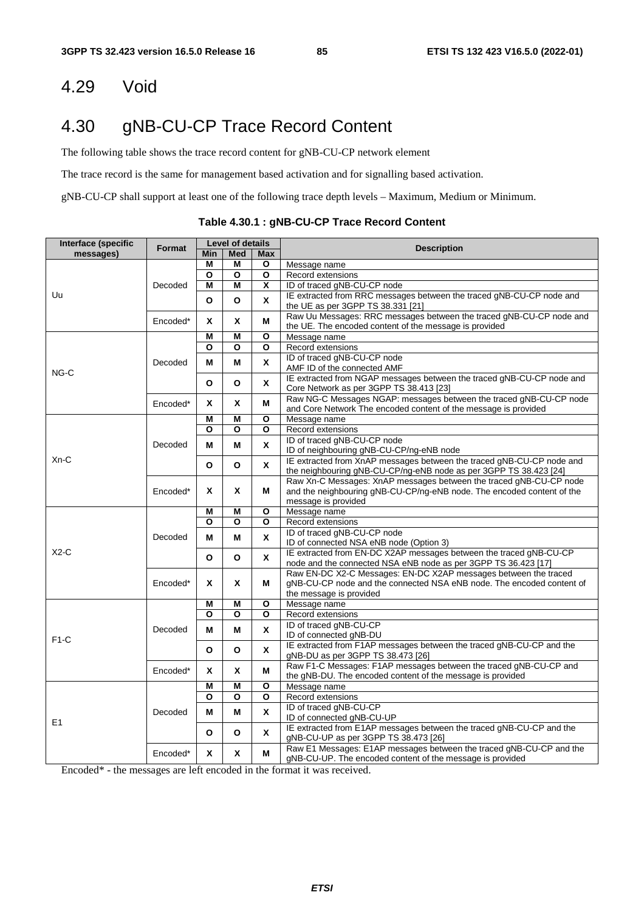# 4.29 Void

# 4.30 gNB-CU-CP Trace Record Content

The following table shows the trace record content for gNB-CU-CP network element

The trace record is the same for management based activation and for signalling based activation.

gNB-CU-CP shall support at least one of the following trace depth levels – Maximum, Medium or Minimum.

**Table 4.30.1 : gNB-CU-CP Trace Record Content**

| Interface (specific messages) | Format | Level of details | | | Description |
|---|---|---|---|---|---|
| | | Min | Med | Max | |
| Uu | Decoded | M | M | O | Message name |
| | | O | O | O | Record extensions |
| | | M | M | X | ID of traced gNB-CU-CP node |
| | | O | O | X | IE extracted from RRC messages between the traced gNB-CU-CP node and the UE as per 3GPP TS 38.331 [21] |
| | Encoded* | X | X | M | Raw Uu Messages: RRC messages between the traced gNB-CU-CP node and the UE. The encoded content of the message is provided |
| NG-C | Decoded | M | M | O | Message name |
| | | O | O | O | Record extensions |
| | | M | M | X | ID of traced gNB-CU-CP node<br>AMF ID of the connected AMF |
| | | O | O | X | IE extracted from NGAP messages between the traced gNB-CU-CP node and Core Network as per 3GPP TS 38.413 [23] |
| | Encoded* | X | X | M | Raw NG-C Messages NGAP: messages between the traced gNB-CU-CP node and Core Network The encoded content of the message is provided |
| Xn-C | Decoded | M | M | O | Message name |
| | | O | O | O | Record extensions |
| | | M | M | X | ID of traced gNB-CU-CP node<br>ID of neighbouring gNB-CU-CP/ng-eNB node |
| | | O | O | X | IE extracted from XnAP messages between the traced gNB-CU-CP node and the neighbouring gNB-CU-CP/ng-eNB node as per 3GPP TS 38.423 [24] |
| | Encoded* | X | X | M | Raw Xn-C Messages: XnAP messages between the traced gNB-CU-CP node and the neighbouring gNB-CU-CP/ng-eNB node. The encoded content of the message is provided |
| X2-C | Decoded | M | M | O | Message name |
| | | O | O | O | Record extensions |
| | | M | M | X | ID of traced gNB-CU-CP node<br>ID of connected NSA eNB node (Option 3) |
| | | O | O | X | IE extracted from EN-DC X2AP messages between the traced gNB-CU-CP node and the connected NSA eNB node as per 3GPP TS 36.423 [17] |
| | Encoded* | X | X | M | Raw EN-DC X2-C Messages: EN-DC X2AP messages between the traced gNB-CU-CP node and the connected NSA eNB node. The encoded content of the message is provided |
| F1-C | Decoded | M | M | O | Message name |
| | | O | O | O | Record extensions |
| | | M | M | X | ID of traced gNB-CU-CP<br>ID of connected gNB-DU |
| | | O | O | X | IE extracted from F1AP messages between the traced gNB-CU-CP and the gNB-DU as per 3GPP TS 38.473 [26] |
| | Encoded* | X | X | M | Raw F1-C Messages: F1AP messages between the traced gNB-CU-CP and the gNB-DU. The encoded content of the message is provided |
| E1 | Decoded | M | M | O | Message name |
| | | O | O | O | Record extensions |
| | | M | M | X | ID of traced gNB-CU-CP<br>ID of connected gNB-CU-UP |
| | | O | O | X | IE extracted from E1AP messages between the traced gNB-CU-CP and the gNB-CU-UP as per 3GPP TS 38.473 [26] |
| | Encoded* | X | X | M | Raw E1 Messages: E1AP messages between the traced gNB-CU-CP and the gNB-CU-UP. The encoded content of the message is provided |

Encoded* - the messages are left encoded in the format it was received.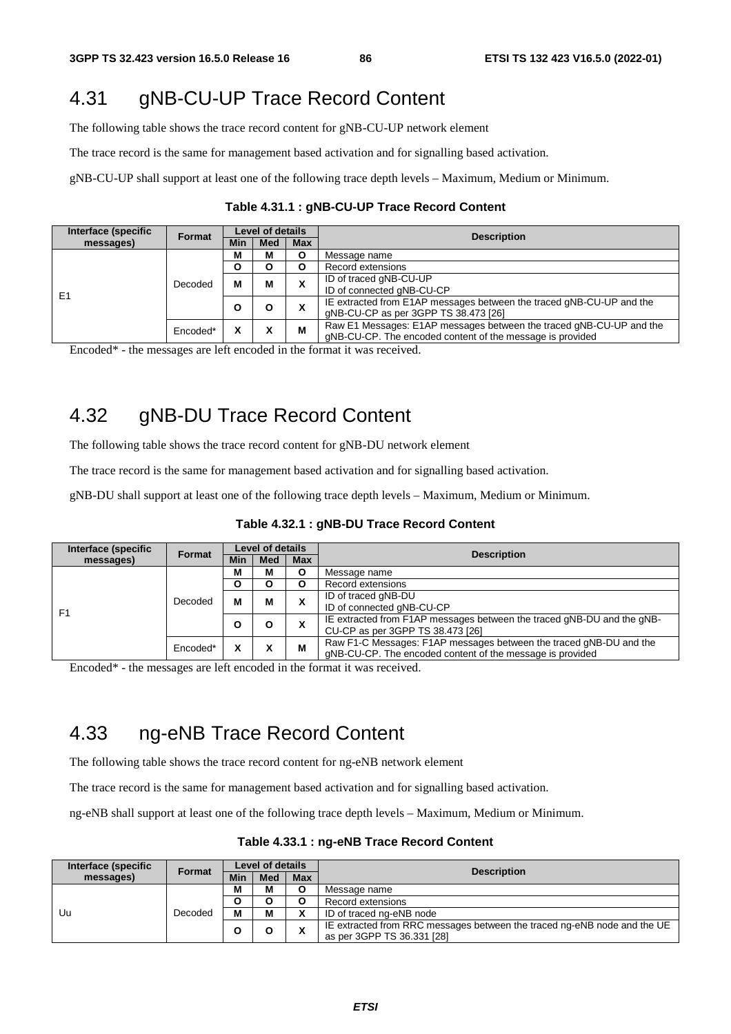## 4.31 gNB-CU-UP Trace Record Content

The following table shows the trace record content for gNB-CU-UP network element

The trace record is the same for management based activation and for signalling based activation.

gNB-CU-UP shall support at least one of the following trace depth levels – Maximum, Medium or Minimum.

**Table 4.31.1 : gNB-CU-UP Trace Record Content**

| Interface (specific messages) | Format | Level of details | | | Description |
|---|---|---|---|---|---|
| | | Min | Med | Max | |
| E1 | Decoded | M | M | O | Message name |
| | | O | O | O | Record extensions |
| | | M | M | X | ID of traced gNB-CU-UP<br>ID of connected gNB-CU-CP |
| | | O | O | X | IE extracted from E1AP messages between the traced gNB-CU-UP and the gNB-CU-CP as per 3GPP TS 38.473 [26] |
| | Encoded* | X | X | M | Raw E1 Messages: E1AP messages between the traced gNB-CU-UP and the gNB-CU-CP. The encoded content of the message is provided |

Encoded* - the messages are left encoded in the format it was received.

## 4.32 gNB-DU Trace Record Content

The following table shows the trace record content for gNB-DU network element

The trace record is the same for management based activation and for signalling based activation.

gNB-DU shall support at least one of the following trace depth levels – Maximum, Medium or Minimum.

**Table 4.32.1 : gNB-DU Trace Record Content**

| Interface (specific messages) | Format | Level of details | | | Description |
|---|---|---|---|---|---|
| | | Min | Med | Max | |
| F1 | Decoded | M | M | O | Message name |
| | | O | O | O | Record extensions |
| | | M | M | X | ID of traced gNB-DU<br>ID of connected gNB-CU-CP |
| | | O | O | X | IE extracted from F1AP messages between the traced gNB-DU and the gNB-CU-CP as per 3GPP TS 38.473 [26] |
| | Encoded* | X | X | M | Raw F1-C Messages: F1AP messages between the traced gNB-DU and the gNB-CU-CP. The encoded content of the message is provided |

Encoded* - the messages are left encoded in the format it was received.

## 4.33 ng-eNB Trace Record Content

The following table shows the trace record content for ng-eNB network element

The trace record is the same for management based activation and for signalling based activation.

ng-eNB shall support at least one of the following trace depth levels – Maximum, Medium or Minimum.

**Table 4.33.1 : ng-eNB Trace Record Content**

| Interface (specific messages) | Format | Level of details | | | Description |
|---|---|---|---|---|---|
| | | Min | Med | Max | |
| Uu | Decoded | M | M | O | Message name |
| | | O | O | O | Record extensions |
| | | M | M | X | ID of traced ng-eNB node |
| | | O | O | X | IE extracted from RRC messages between the traced ng-eNB node and the UE as per 3GPP TS 36.331 [28] |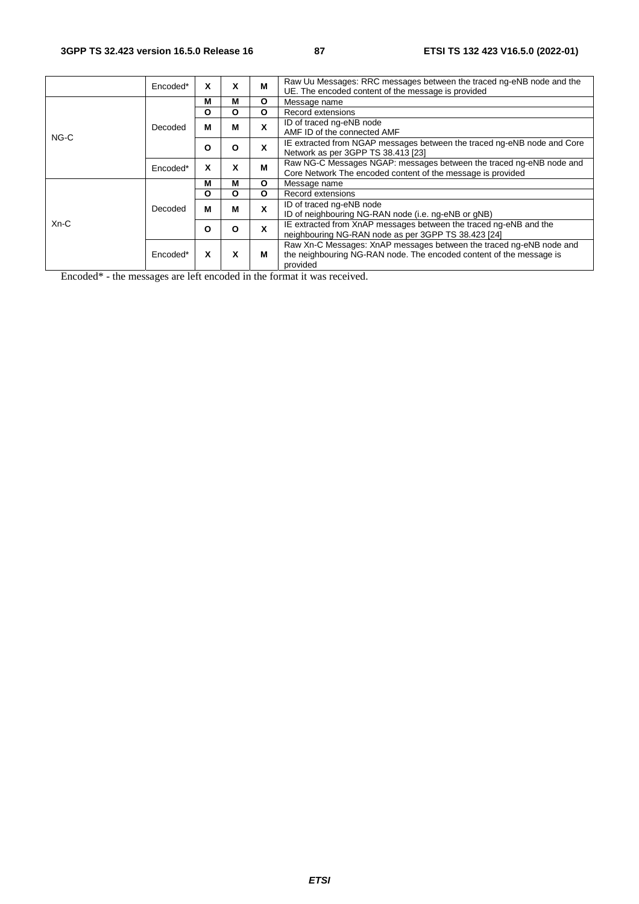| | Encoded* | X | X | M | Raw Uu Messages: RRC messages between the traced ng-eNB node and the UE. The encoded content of the message is provided |
|---|---|---|---|---|---|
| NG-C | Decoded | M | M | O | Message name |
| | | O | O | O | Record extensions |
| | | M | M | X | ID of traced ng-eNB node<br>AMF ID of the connected AMF |
| | | O | O | X | IE extracted from NGAP messages between the traced ng-eNB node and Core Network as per 3GPP TS 38.413 [23] |
| | Encoded* | X | X | M | Raw NG-C Messages NGAP: messages between the traced ng-eNB node and Core Network The encoded content of the message is provided |
| Xn-C | Decoded | M | M | O | Message name |
| | | O | O | O | Record extensions |
| | | M | M | X | ID of traced ng-eNB node<br>ID of neighbouring NG-RAN node (i.e. ng-eNB or gNB) |
| | | O | O | X | IE extracted from XnAP messages between the traced ng-eNB and the neighbouring NG-RAN node as per 3GPP TS 38.423 [24] |
| | Encoded* | X | X | M | Raw Xn-C Messages: XnAP messages between the traced ng-eNB node and the neighbouring NG-RAN node. The encoded content of the message is provided |

Encoded* - the messages are left encoded in the format it was received.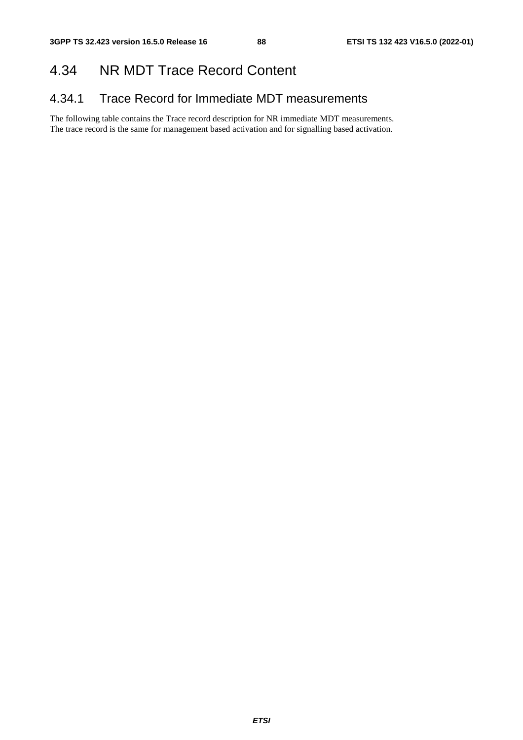## 4.34 NR MDT Trace Record Content

### 4.34.1 Trace Record for Immediate MDT measurements

The following table contains the Trace record description for NR immediate MDT measurements.
The trace record is the same for management based activation and for signalling based activation.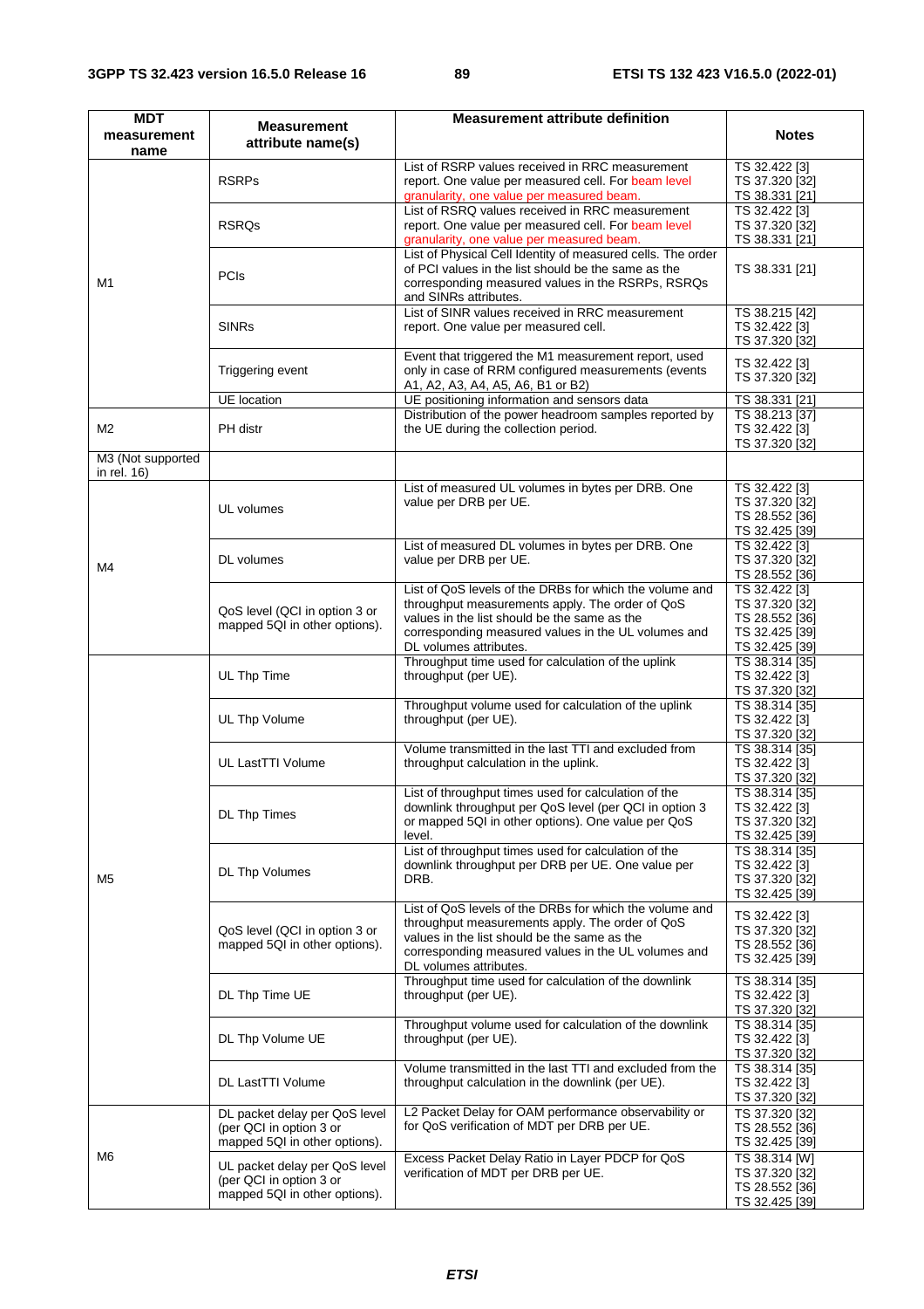| MDT measurement name | Measurement attribute name(s) | Measurement attribute definition | Notes |
|---|---|---|---|
| M1 | RSRPs | List of RSRP values received in RRC measurement report. One value per measured cell. For beam level granularity, one value per measured beam. | TS 32.422 [3]<br>TS 37.320 [32]<br>TS 38.331 [21] |
| | RSRQs | List of RSRQ values received in RRC measurement report. One value per measured cell. For beam level granularity, one value per measured beam. | TS 32.422 [3]<br>TS 37.320 [32]<br>TS 38.331 [21] |
| | PCIs | List of Physical Cell Identity of measured cells. The order of PCI values in the list should be the same as the corresponding measured values in the RSRPs, RSRQs and SINRs attributes. | TS 38.331 [21] |
| | SINRs | List of SINR values received in RRC measurement report. One value per measured cell. | TS 38.215 [42]<br>TS 32.422 [3]<br>TS 37.320 [32] |
| | Triggering event | Event that triggered the M1 measurement report, used only in case of RRM configured measurements (events A1, A2, A3, A4, A5, A6, B1 or B2) | TS 32.422 [3]<br>TS 37.320 [32] |
| | UE location | UE positioning information and sensors data | TS 38.331 [21] |
| M2 | PH distr | Distribution of the power headroom samples reported by the UE during the collection period. | TS 38.213 [37]<br>TS 32.422 [3]<br>TS 37.320 [32] |
| M3 (Not supported in rel. 16) | | | |
| M4 | UL volumes | List of measured UL volumes in bytes per DRB. One value per DRB per UE. | TS 32.422 [3]<br>TS 37.320 [32]<br>TS 28.552 [36]<br>TS 32.425 [39] |
| | DL volumes | List of measured DL volumes in bytes per DRB. One value per DRB per UE. | TS 32.422 [3]<br>TS 37.320 [32]<br>TS 28.552 [36] |
| | QoS level (QCI in option 3 or mapped 5QI in other options). | List of QoS levels of the DRBs for which the volume and throughput measurements apply. The order of QoS values in the list should be the same as the corresponding measured values in the UL volumes and DL volumes attributes. | TS 32.422 [3]<br>TS 37.320 [32]<br>TS 28.552 [36]<br>TS 32.425 [39]<br>TS 32.425 [39] |
| M5 | UL Thp Time | Throughput time used for calculation of the uplink throughput (per UE). | TS 38.314 [35]<br>TS 32.422 [3]<br>TS 37.320 [32] |
| | UL Thp Volume | Throughput volume used for calculation of the uplink throughput (per UE). | TS 38.314 [35]<br>TS 32.422 [3]<br>TS 37.320 [32] |
| | UL LastTTI Volume | Volume transmitted in the last TTI and excluded from throughput calculation in the uplink. | TS 38.314 [35]<br>TS 32.422 [3]<br>TS 37.320 [32] |
| | DL Thp Times | List of throughput times used for calculation of the downlink throughput per QoS level (per QCI in option 3 or mapped 5QI in other options). One value per QoS level. | TS 38.314 [35]<br>TS 32.422 [3]<br>TS 37.320 [32]<br>TS 32.425 [39] |
| | DL Thp Volumes | List of throughput times used for calculation of the downlink throughput per DRB per UE. One value per DRB. | TS 38.314 [35]<br>TS 32.422 [3]<br>TS 37.320 [32]<br>TS 32.425 [39] |
| | QoS level (QCI in option 3 or mapped 5QI in other options). | List of QoS levels of the DRBs for which the volume and throughput measurements apply. The order of QoS values in the list should be the same as the corresponding measured values in the UL volumes and DL volumes attributes. | TS 32.422 [3]<br>TS 37.320 [32]<br>TS 28.552 [36]<br>TS 32.425 [39] |
| | DL Thp Time UE | Throughput time used for calculation of the downlink throughput (per UE). | TS 38.314 [35]<br>TS 32.422 [3]<br>TS 37.320 [32] |
| | DL Thp Volume UE | Throughput volume used for calculation of the downlink throughput (per UE). | TS 38.314 [35]<br>TS 32.422 [3]<br>TS 37.320 [32] |
| | DL LastTTI Volume | Volume transmitted in the last TTI and excluded from the throughput calculation in the downlink (per UE). | TS 38.314 [35]<br>TS 32.422 [3]<br>TS 37.320 [32] |
| M6 | DL packet delay per QoS level (per QCI in option 3 or mapped 5QI in other options). | L2 Packet Delay for OAM performance observability or for QoS verification of MDT per DRB per UE. | TS 37.320 [32]<br>TS 28.552 [36]<br>TS 32.425 [39] |
| | UL packet delay per QoS level (per QCI in option 3 or mapped 5QI in other options). | Excess Packet Delay Ratio in Layer PDCP for QoS verification of MDT per DRB per UE. | TS 38.314 [W]<br>TS 37.320 [32]<br>TS 28.552 [36]<br>TS 32.425 [39] |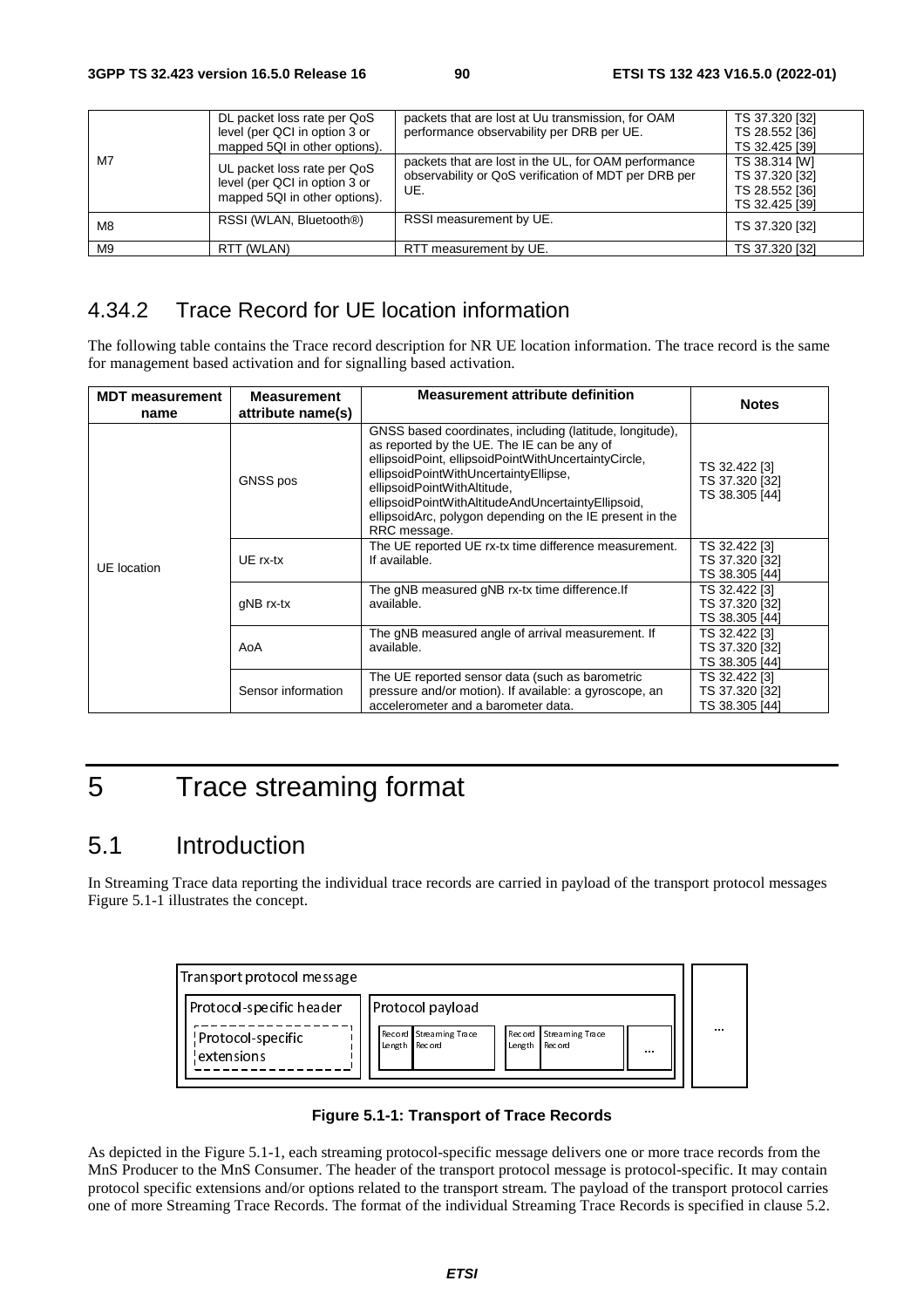| M7 | DL packet loss rate per QoS level (per QCI in option 3 or mapped 5QI in other options). | packets that are lost at Uu transmission, for OAM performance observability per DRB per UE. | TS 37.320 [32]<br>TS 28.552 [36]<br>TS 32.425 [39] |
|---|---|---|---|
| | UL packet loss rate per QoS level (per QCI in option 3 or mapped 5QI in other options). | packets that are lost in the UL, for OAM performance observability or QoS verification of MDT per DRB per UE. | TS 38.314 [W]<br>TS 37.320 [32]<br>TS 28.552 [36]<br>TS 32.425 [39] |
| M8 | RSSI (WLAN, Bluetooth®) | RSSI measurement by UE. | TS 37.320 [32] |
| M9 | RTT (WLAN) | RTT measurement by UE. | TS 37.320 [32] |

## 4.34.2 Trace Record for UE location information

The following table contains the Trace record description for NR UE location information. The trace record is the same for management based activation and for signalling based activation.

| MDT measurement name | Measurement attribute name(s) | Measurement attribute definition | Notes |
|---|---|---|---|
| UE location | GNSS pos | GNSS based coordinates, including (latitude, longitude), as reported by the UE. The IE can be any of ellipsoidPoint, ellipsoidPointWithUncertaintyCircle, ellipsoidPointWithUncertaintyEllipse, ellipsoidPointWithAltitude, ellipsoidPointWithAltitudeAndUncertaintyEllipsoid, ellipsoidArc, polygon depending on the IE present in the RRC message. | TS 32.422 [3]<br>TS 37.320 [32]<br>TS 38.305 [44] |
| | UE rx-tx | The UE reported UE rx-tx time difference measurement. If available. | TS 32.422 [3]<br>TS 37.320 [32]<br>TS 38.305 [44] |
| | gNB rx-tx | The gNB measured gNB rx-tx time difference.If available. | TS 32.422 [3]<br>TS 37.320 [32]<br>TS 38.305 [44] |
| | AoA | The gNB measured angle of arrival measurement. If available. | TS 32.422 [3]<br>TS 37.320 [32]<br>TS 38.305 [44] |
| | Sensor information | The UE reported sensor data (such as barometric pressure and/or motion). If available: a gyroscope, an accelerometer and a barometer data. | TS 32.422 [3]<br>TS 37.320 [32]<br>TS 38.305 [44] |

# 5 Trace streaming format

## 5.1 Introduction

In Streaming Trace data reporting the individual trace records are carried in payload of the transport protocol messages Figure 5.1-1 illustrates the concept.

**Figure 5.1-1: Transport of Trace Records**

As depicted in the Figure 5.1-1, each streaming protocol-specific message delivers one or more trace records from the MnS Producer to the MnS Consumer. The header of the transport protocol message is protocol-specific. It may contain protocol specific extensions and/or options related to the transport stream. The payload of the transport protocol carries one of more Streaming Trace Records. The format of the individual Streaming Trace Records is specified in clause 5.2.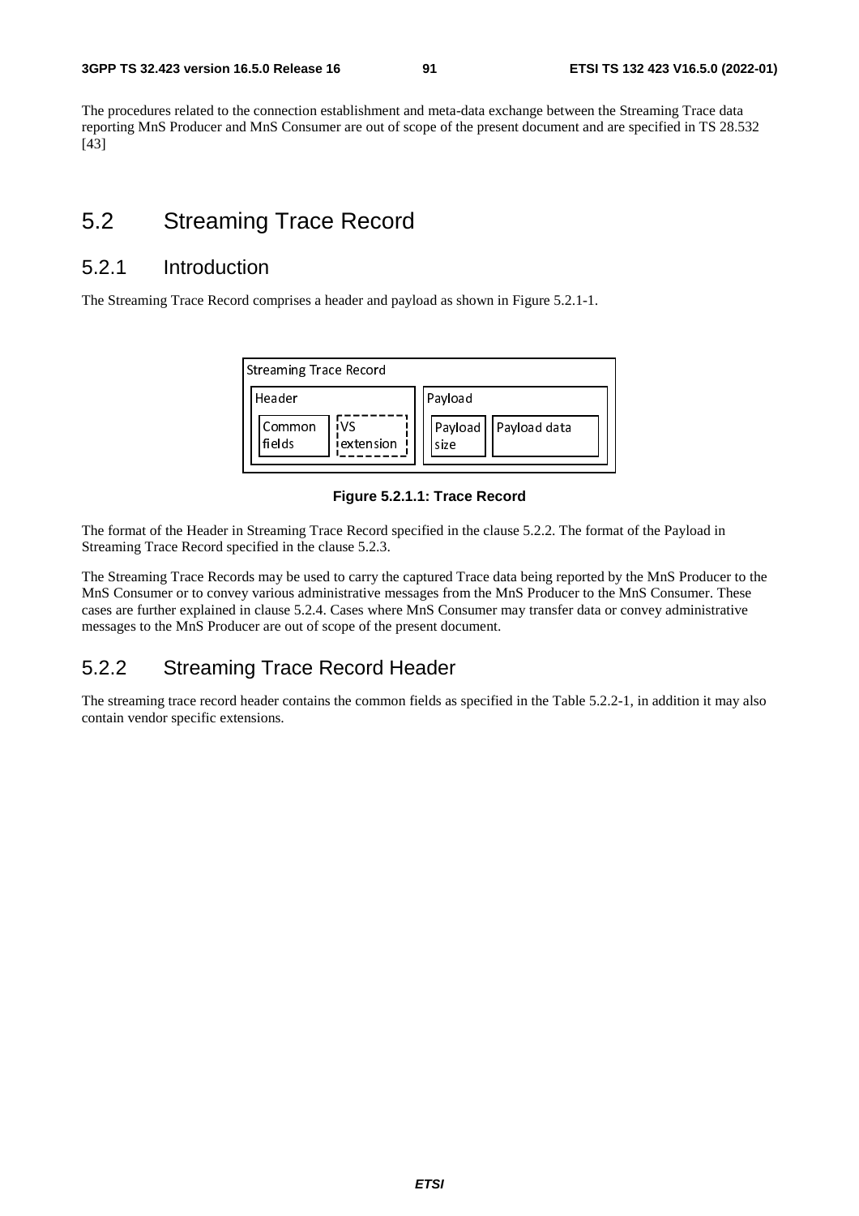The procedures related to the connection establishment and meta-data exchange between the Streaming Trace data reporting MnS Producer and MnS Consumer are out of scope of the present document and are specified in TS 28.532 [43]

# 5.2 Streaming Trace Record

## 5.2.1 Introduction

The Streaming Trace Record comprises a header and payload as shown in Figure 5.2.1-1.

Streaming Trace Record

Header: Common fields, VS extension

Payload: Payload size, Payload data

**Figure 5.2.1.1: Trace Record**

The format of the Header in Streaming Trace Record specified in the clause 5.2.2. The format of the Payload in Streaming Trace Record specified in the clause 5.2.3.

The Streaming Trace Records may be used to carry the captured Trace data being reported by the MnS Producer to the MnS Consumer or to convey various administrative messages from the MnS Producer to the MnS Consumer. These cases are further explained in clause 5.2.4. Cases where MnS Consumer may transfer data or convey administrative messages to the MnS Producer are out of scope of the present document.

## 5.2.2 Streaming Trace Record Header

The streaming trace record header contains the common fields as specified in the Table 5.2.2-1, in addition it may also contain vendor specific extensions.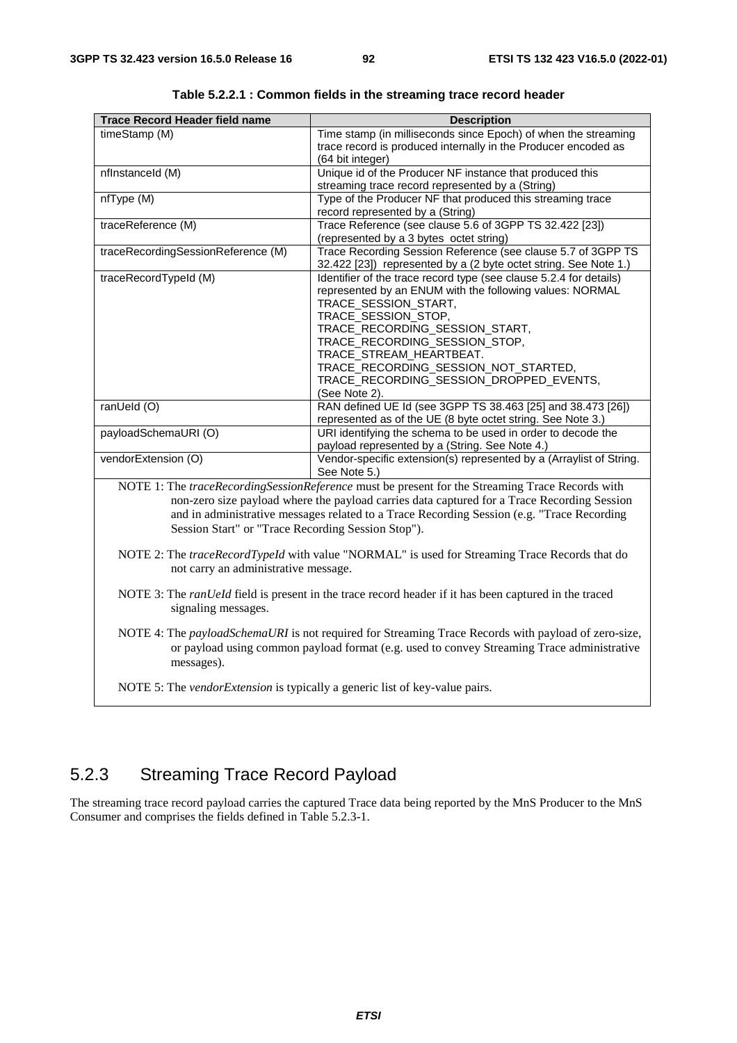**Table 5.2.2.1 : Common fields in the streaming trace record header**

| Trace Record Header field name | Description |
|---|---|
| timeStamp (M) | Time stamp (in milliseconds since Epoch) of when the streaming trace record is produced internally in the Producer encoded as (64 bit integer) |
| nfInstanceId (M) | Unique id of the Producer NF instance that produced this streaming trace record represented by a (String) |
| nfType (M) | Type of the Producer NF that produced this streaming trace record represented by a (String) |
| traceReference (M) | Trace Reference (see clause 5.6 of 3GPP TS 32.422 [23]) (represented by a 3 bytes octet string) |
| traceRecordingSessionReference (M) | Trace Recording Session Reference (see clause 5.7 of 3GPP TS 32.422 [23]) represented by a (2 byte octet string. See Note 1.) |
| traceRecordTypeId (M) | Identifier of the trace record type (see clause 5.2.4 for details) represented by an ENUM with the following values: NORMAL TRACE_SESSION_START, TRACE_SESSION_STOP, TRACE_RECORDING_SESSION_START, TRACE_RECORDING_SESSION_STOP, TRACE_STREAM_HEARTBEAT. TRACE_RECORDING_SESSION_NOT_STARTED, TRACE_RECORDING_SESSION_DROPPED_EVENTS, (See Note 2). |
| ranUeId (O) | RAN defined UE Id (see 3GPP TS 38.463 [25] and 38.473 [26]) represented as of the UE (8 byte octet string. See Note 3.) |
| payloadSchemaURI (O) | URI identifying the schema to be used in order to decode the payload represented by a (String. See Note 4.) |
| vendorExtension (O) | Vendor-specific extension(s) represented by a (Arraylist of String. See Note 5.) |

NOTE 1: The *traceRecordingSessionReference* must be present for the Streaming Trace Records with non-zero size payload where the payload carries data captured for a Trace Recording Session and in administrative messages related to a Trace Recording Session (e.g. "Trace Recording Session Start" or "Trace Recording Session Stop").

NOTE 2: The *traceRecordTypeId* with value "NORMAL" is used for Streaming Trace Records that do not carry an administrative message.

NOTE 3: The *ranUeId* field is present in the trace record header if it has been captured in the traced signaling messages.

NOTE 4: The *payloadSchemaURI* is not required for Streaming Trace Records with payload of zero-size, or payload using common payload format (e.g. used to convey Streaming Trace administrative messages).

NOTE 5: The *vendorExtension* is typically a generic list of key-value pairs.

## 5.2.3 Streaming Trace Record Payload

The streaming trace record payload carries the captured Trace data being reported by the MnS Producer to the MnS Consumer and comprises the fields defined in Table 5.2.3-1.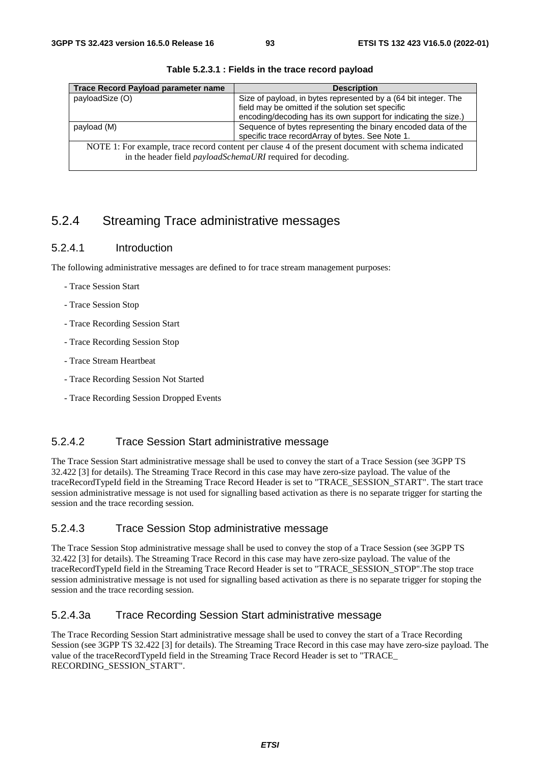**Table 5.2.3.1 : Fields in the trace record payload**

| Trace Record Payload parameter name | Description |
|---|---|
| payloadSize (O) | Size of payload, in bytes represented by a (64 bit integer. The field may be omitted if the solution set specific encoding/decoding has its own support for indicating the size.) |
| payload (M) | Sequence of bytes representing the binary encoded data of the specific trace recordArray of bytes. See Note 1. |
| NOTE 1: For example, trace record content per clause 4 of the present document with schema indicated in the header field *payloadSchemaURI* required for decoding. | |

## 5.2.4 Streaming Trace administrative messages

### 5.2.4.1 Introduction

The following administrative messages are defined to for trace stream management purposes:

- Trace Session Start
- Trace Session Stop
- Trace Recording Session Start
- Trace Recording Session Stop
- Trace Stream Heartbeat
- Trace Recording Session Not Started
- Trace Recording Session Dropped Events

### 5.2.4.2 Trace Session Start administrative message

The Trace Session Start administrative message shall be used to convey the start of a Trace Session (see 3GPP TS 32.422 [3] for details). The Streaming Trace Record in this case may have zero-size payload. The value of the traceRecordTypeId field in the Streaming Trace Record Header is set to "TRACE_SESSION_START". The start trace session administrative message is not used for signalling based activation as there is no separate trigger for starting the session and the trace recording session.

### 5.2.4.3 Trace Session Stop administrative message

The Trace Session Stop administrative message shall be used to convey the stop of a Trace Session (see 3GPP TS 32.422 [3] for details). The Streaming Trace Record in this case may have zero-size payload. The value of the traceRecordTypeId field in the Streaming Trace Record Header is set to "TRACE_SESSION_STOP".The stop trace session administrative message is not used for signalling based activation as there is no separate trigger for stoping the session and the trace recording session.

### 5.2.4.3a Trace Recording Session Start administrative message

The Trace Recording Session Start administrative message shall be used to convey the start of a Trace Recording Session (see 3GPP TS 32.422 [3] for details). The Streaming Trace Record in this case may have zero-size payload. The value of the traceRecordTypeId field in the Streaming Trace Record Header is set to "TRACE_ RECORDING_SESSION_START".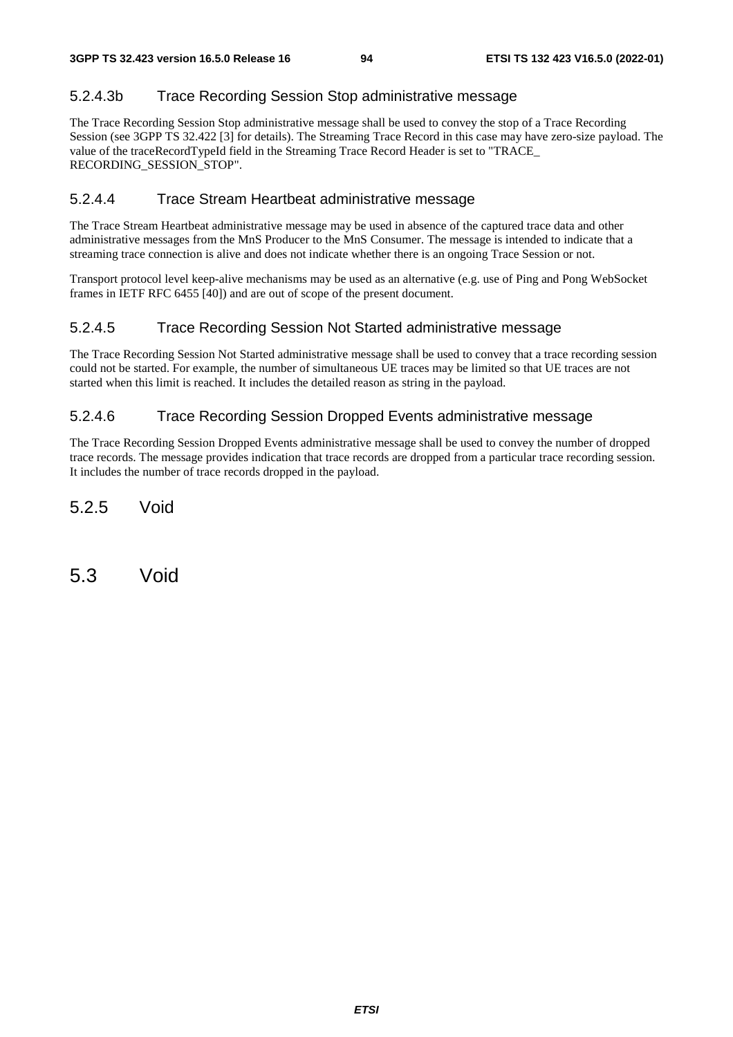#### 5.2.4.3b Trace Recording Session Stop administrative message

The Trace Recording Session Stop administrative message shall be used to convey the stop of a Trace Recording Session (see 3GPP TS 32.422 [3] for details). The Streaming Trace Record in this case may have zero-size payload. The value of the traceRecordTypeId field in the Streaming Trace Record Header is set to "TRACE_ RECORDING_SESSION_STOP".

#### 5.2.4.4 Trace Stream Heartbeat administrative message

The Trace Stream Heartbeat administrative message may be used in absence of the captured trace data and other administrative messages from the MnS Producer to the MnS Consumer. The message is intended to indicate that a streaming trace connection is alive and does not indicate whether there is an ongoing Trace Session or not.

Transport protocol level keep-alive mechanisms may be used as an alternative (e.g. use of Ping and Pong WebSocket frames in IETF RFC 6455 [40]) and are out of scope of the present document.

#### 5.2.4.5 Trace Recording Session Not Started administrative message

The Trace Recording Session Not Started administrative message shall be used to convey that a trace recording session could not be started. For example, the number of simultaneous UE traces may be limited so that UE traces are not started when this limit is reached. It includes the detailed reason as string in the payload.

#### 5.2.4.6 Trace Recording Session Dropped Events administrative message

The Trace Recording Session Dropped Events administrative message shall be used to convey the number of dropped trace records. The message provides indication that trace records are dropped from a particular trace recording session. It includes the number of trace records dropped in the payload.

### 5.2.5 Void

## 5.3 Void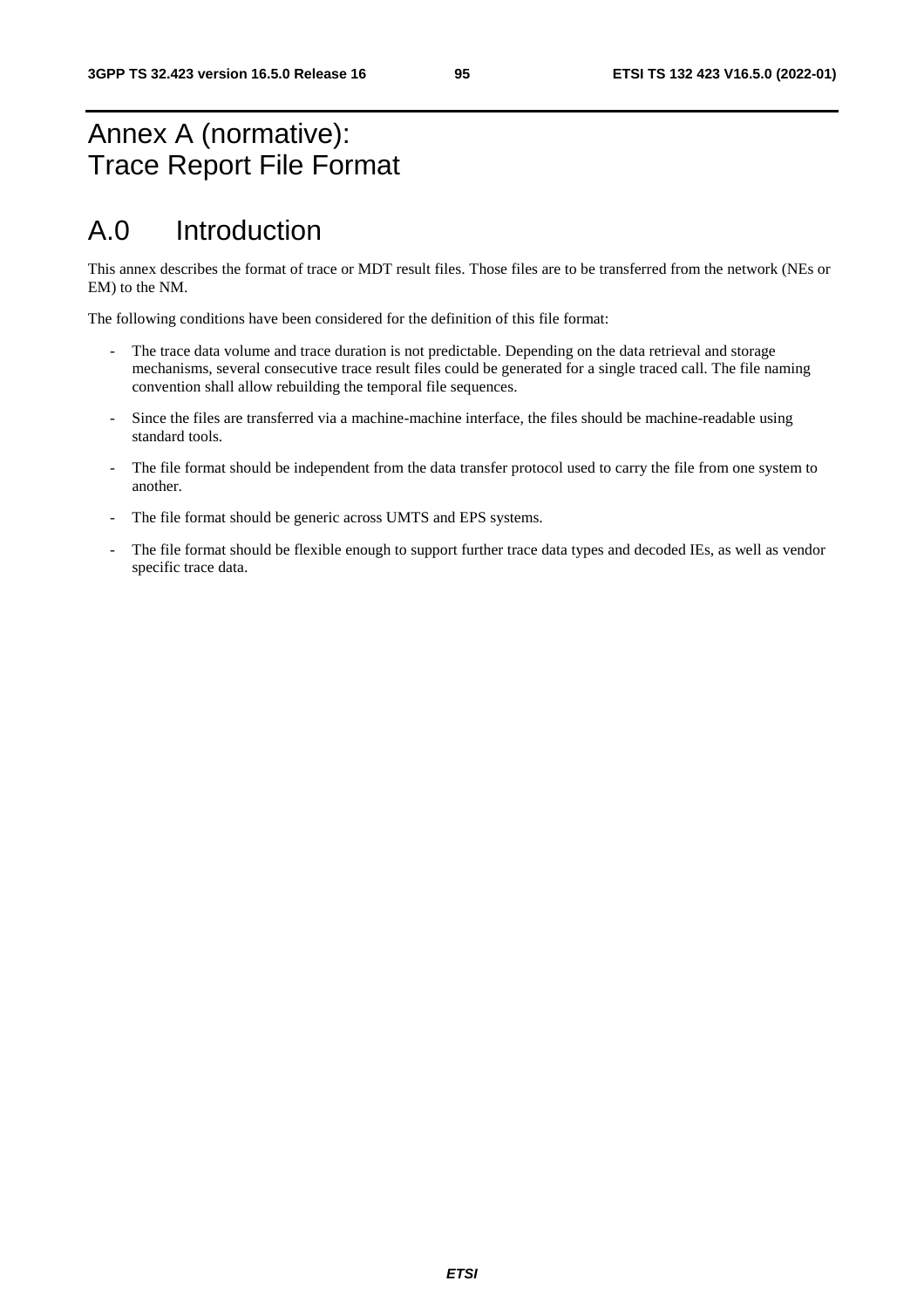# Annex A (normative): Trace Report File Format

# A.0 Introduction

This annex describes the format of trace or MDT result files. Those files are to be transferred from the network (NEs or EM) to the NM.

The following conditions have been considered for the definition of this file format:

- The trace data volume and trace duration is not predictable. Depending on the data retrieval and storage mechanisms, several consecutive trace result files could be generated for a single traced call. The file naming convention shall allow rebuilding the temporal file sequences.
- Since the files are transferred via a machine-machine interface, the files should be machine-readable using standard tools.
- The file format should be independent from the data transfer protocol used to carry the file from one system to another.
- The file format should be generic across UMTS and EPS systems.
- The file format should be flexible enough to support further trace data types and decoded IEs, as well as vendor specific trace data.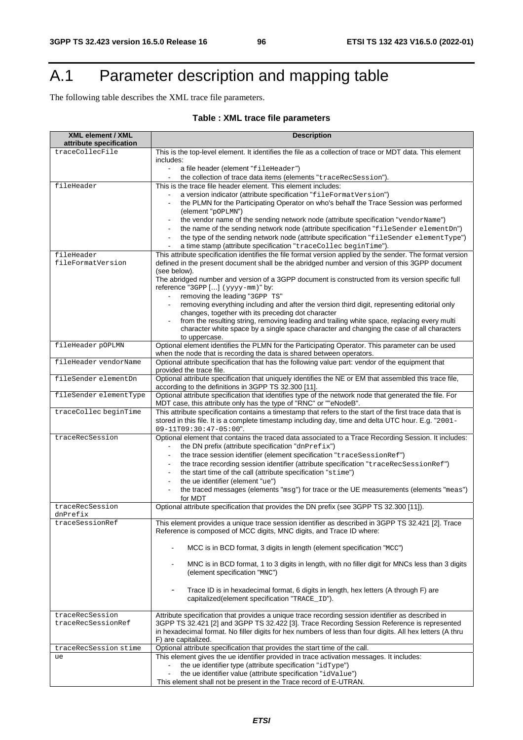# A.1 Parameter description and mapping table

The following table describes the XML trace file parameters.

**Table : XML trace file parameters**

| XML element / XML attribute specification | Description |
|---|---|
| traceCollecFile | This is the top-level element. It identifies the file as a collection of trace or MDT data. This element includes:<br>- a file header (element "fileHeader")<br>- the collection of trace data items (elements "traceRecSession"). |
| fileHeader | This is the trace file header element. This element includes:<br>- a version indicator (attribute specification "fileFormatVersion")<br>- the PLMN for the Participating Operator on who's behalf the Trace Session was performed (element "pOPLMN")<br>- the vendor name of the sending network node (attribute specification "vendorName")<br>- the name of the sending network node (attribute specification "fileSender elementDn")<br>- the type of the sending network node (attribute specification "fileSender elementType")<br>- a time stamp (attribute specification "traceCollec beginTime"). |
| fileHeader fileFormatVersion | This attribute specification identifies the file format version applied by the sender. The format version defined in the present document shall be the abridged number and version of this 3GPP document (see below).<br>The abridged number and version of a 3GPP document is constructed from its version specific full reference "3GPP [...] (yyyy-mm)" by:<br>- removing the leading "3GPP TS"<br>- removing everything including and after the version third digit, representing editorial only changes, together with its preceding dot character<br>- from the resulting string, removing leading and trailing white space, replacing every multi character white space by a single space character and changing the case of all characters to uppercase. |
| fileHeader pOPLMN | Optional element identifies the PLMN for the Participating Operator. This parameter can be used when the node that is recording the data is shared between operators. |
| fileHeader vendorName | Optional attribute specification that has the following value part: vendor of the equipment that provided the trace file. |
| fileSender elementDn | Optional attribute specification that uniquely identifies the NE or EM that assembled this trace file, according to the definitions in 3GPP TS 32.300 [11]. |
| fileSender elementType | Optional attribute specification that identifies type of the network node that generated the file. For MDT case, this attribute only has the type of "RNC" or ""eNodeB". |
| traceCollec beginTime | This attribute specification contains a timestamp that refers to the start of the first trace data that is stored in this file. It is a complete timestamp including day, time and delta UTC hour. E.g. "2001-09-11T09:30:47-05:00". |
| traceRecSession | Optional element that contains the traced data associated to a Trace Recording Session. It includes:<br>- the DN prefix (attribute specification "dnPrefix")<br>- the trace session identifier (element specification "traceSessionRef")<br>- the trace recording session identifier (attribute specification "traceRecSessionRef")<br>- the start time of the call (attribute specification "stime")<br>- the ue identifier (element "ue")<br>- the traced messages (elements "msg") for trace or the UE measurements (elements "meas") for MDT |
| traceRecSession dnPrefix | Optional attribute specification that provides the DN prefix (see 3GPP TS 32.300 [11]). |
| traceSessionRef | This element provides a unique trace session identifier as described in 3GPP TS 32.421 [2]. Trace Reference is composed of MCC digits, MNC digits, and Trace ID where:<br>- MCC is in BCD format, 3 digits in length (element specification "MCC")<br>- MNC is in BCD format, 1 to 3 digits in length, with no filler digit for MNCs less than 3 digits (element specification "MNC")<br>- Trace ID is in hexadecimal format, 6 digits in length, hex letters (A through F) are capitalized(element specification "TRACE_ID"). |
| traceRecSession traceRecSessionRef | Attribute specification that provides a unique trace recording session identifier as described in 3GPP TS 32.421 [2] and 3GPP TS 32.422 [3]. Trace Recording Session Reference is represented in hexadecimal format. No filler digits for hex numbers of less than four digits. All hex letters (A thru F) are capitalized. |
| traceRecSession stime | Optional attribute specification that provides the start time of the call. |
| ue | This element gives the ue identifier provided in trace activation messages. It includes:<br>- the ue identifier type (attribute specification "idType")<br>- the ue identifier value (attribute specification "idValue")<br>This element shall not be present in the Trace record of E-UTRAN. |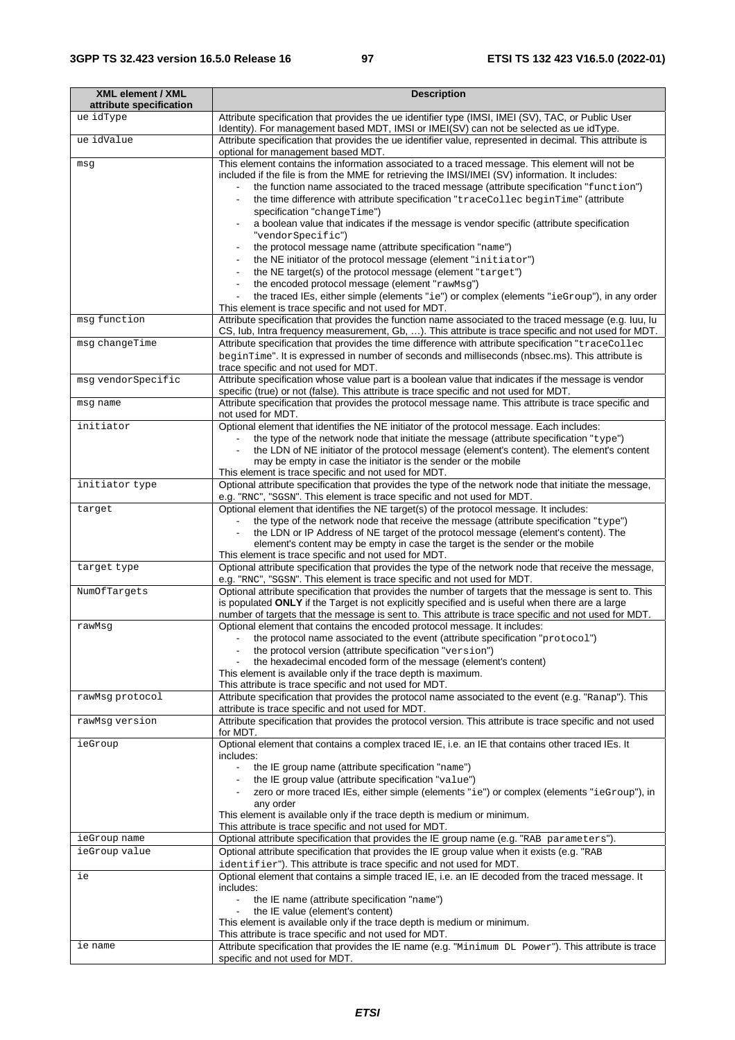| XML element / XML attribute specification | Description |
|---|---|
| ue idType | Attribute specification that provides the ue identifier type (IMSI, IMEI (SV), TAC, or Public User Identity). For management based MDT, IMSI or IMEI(SV) can not be selected as ue idType. |
| ue idValue | Attribute specification that provides the ue identifier value, represented in decimal. This attribute is optional for management based MDT. |
| msg | This element contains the information associated to a traced message. This element will not be included if the file is from the MME for retrieving the IMSI/IMEI (SV) information. It includes:<br>- the function name associated to the traced message (attribute specification "function")<br>- the time difference with attribute specification "traceCollec beginTime" (attribute specification "changeTime")<br>- a boolean value that indicates if the message is vendor specific (attribute specification "vendorSpecific")<br>- the protocol message name (attribute specification "name")<br>- the NE initiator of the protocol message (element "initiator")<br>- the NE target(s) of the protocol message (element "target")<br>- the encoded protocol message (element "rawMsg")<br>- the traced IEs, either simple (elements "ie") or complex (elements "ieGroup"), in any order<br>This element is trace specific and not used for MDT. |
| msg function | Attribute specification that provides the function name associated to the traced message (e.g. Iuu, Iu CS, Iub, Intra frequency measurement, Gb, …). This attribute is trace specific and not used for MDT. |
| msg changeTime | Attribute specification that provides the time difference with attribute specification "traceCollec beginTime". It is expressed in number of seconds and milliseconds (nbsec.ms). This attribute is trace specific and not used for MDT. |
| msg vendorSpecific | Attribute specification whose value part is a boolean value that indicates if the message is vendor specific (true) or not (false). This attribute is trace specific and not used for MDT. |
| msg name | Attribute specification that provides the protocol message name. This attribute is trace specific and not used for MDT. |
| initiator | Optional element that identifies the NE initiator of the protocol message. Each includes:<br>- the type of the network node that initiate the message (attribute specification "type")<br>- the LDN of NE initiator of the protocol message (element's content). The element's content may be empty in case the initiator is the sender or the mobile<br>This element is trace specific and not used for MDT. |
| initiator type | Optional attribute specification that provides the type of the network node that initiate the message, e.g. "RNC", "SGSN". This element is trace specific and not used for MDT. |
| target | Optional element that identifies the NE target(s) of the protocol message. It includes:<br>- the type of the network node that receive the message (attribute specification "type")<br>- the LDN or IP Address of NE target of the protocol message (element's content). The element's content may be empty in case the target is the sender or the mobile<br>This element is trace specific and not used for MDT. |
| target type | Optional attribute specification that provides the type of the network node that receive the message, e.g. "RNC", "SGSN". This element is trace specific and not used for MDT. |
| NumOfTargets | Optional attribute specification that provides the number of targets that the message is sent to. This is populated **ONLY** if the Target is not explicitly specified and is useful when there are a large number of targets that the message is sent to. This attribute is trace specific and not used for MDT. |
| rawMsg | Optional element that contains the encoded protocol message. It includes:<br>- the protocol name associated to the event (attribute specification "protocol")<br>- the protocol version (attribute specification "version")<br>- the hexadecimal encoded form of the message (element's content)<br>This element is available only if the trace depth is maximum.<br>This attribute is trace specific and not used for MDT. |
| rawMsg protocol | Attribute specification that provides the protocol name associated to the event (e.g. "Ranap"). This attribute is trace specific and not used for MDT. |
| rawMsg version | Attribute specification that provides the protocol version. This attribute is trace specific and not used for MDT. |
| ieGroup | Optional element that contains a complex traced IE, i.e. an IE that contains other traced IEs. It includes:<br>- the IE group name (attribute specification "name")<br>- the IE group value (attribute specification "value")<br>- zero or more traced IEs, either simple (elements "ie") or complex (elements "ieGroup"), in any order<br>This element is available only if the trace depth is medium or minimum.<br>This attribute is trace specific and not used for MDT. |
| ieGroup name | Optional attribute specification that provides the IE group name (e.g. "RAB parameters"). |
| ieGroup value | Optional attribute specification that provides the IE group value when it exists (e.g. "RAB identifier"). This attribute is trace specific and not used for MDT. |
| ie | Optional element that contains a simple traced IE, i.e. an IE decoded from the traced message. It includes:<br>- the IE name (attribute specification "name")<br>- the IE value (element's content)<br>This element is available only if the trace depth is medium or minimum.<br>This attribute is trace specific and not used for MDT. |
| ie name | Attribute specification that provides the IE name (e.g. "Minimum DL Power"). This attribute is trace specific and not used for MDT. |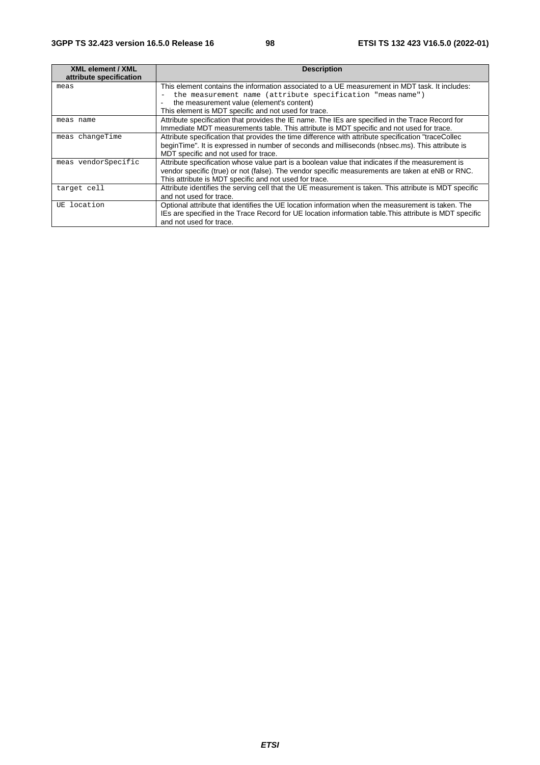| XML element / XML attribute specification | Description |
|---|---|
| meas | This element contains the information associated to a UE measurement in MDT task. It includes:<br>- the measurement name (attribute specification "meas name")<br>- the measurement value (element's content)<br>This element is MDT specific and not used for trace. |
| meas name | Attribute specification that provides the IE name. The IEs are specified in the Trace Record for Immediate MDT measurements table. This attribute is MDT specific and not used for trace. |
| meas changeTime | Attribute specification that provides the time difference with attribute specification "traceCollec beginTime". It is expressed in number of seconds and milliseconds (nbsec.ms). This attribute is MDT specific and not used for trace. |
| meas vendorSpecific | Attribute specification whose value part is a boolean value that indicates if the measurement is vendor specific (true) or not (false). The vendor specific measurements are taken at eNB or RNC. This attribute is MDT specific and not used for trace. |
| target cell | Attribute identifies the serving cell that the UE measurement is taken. This attribute is MDT specific and not used for trace. |
| UE location | Optional attribute that identifies the UE location information when the measurement is taken. The IEs are specified in the Trace Record for UE location information table.This attribute is MDT specific and not used for trace. |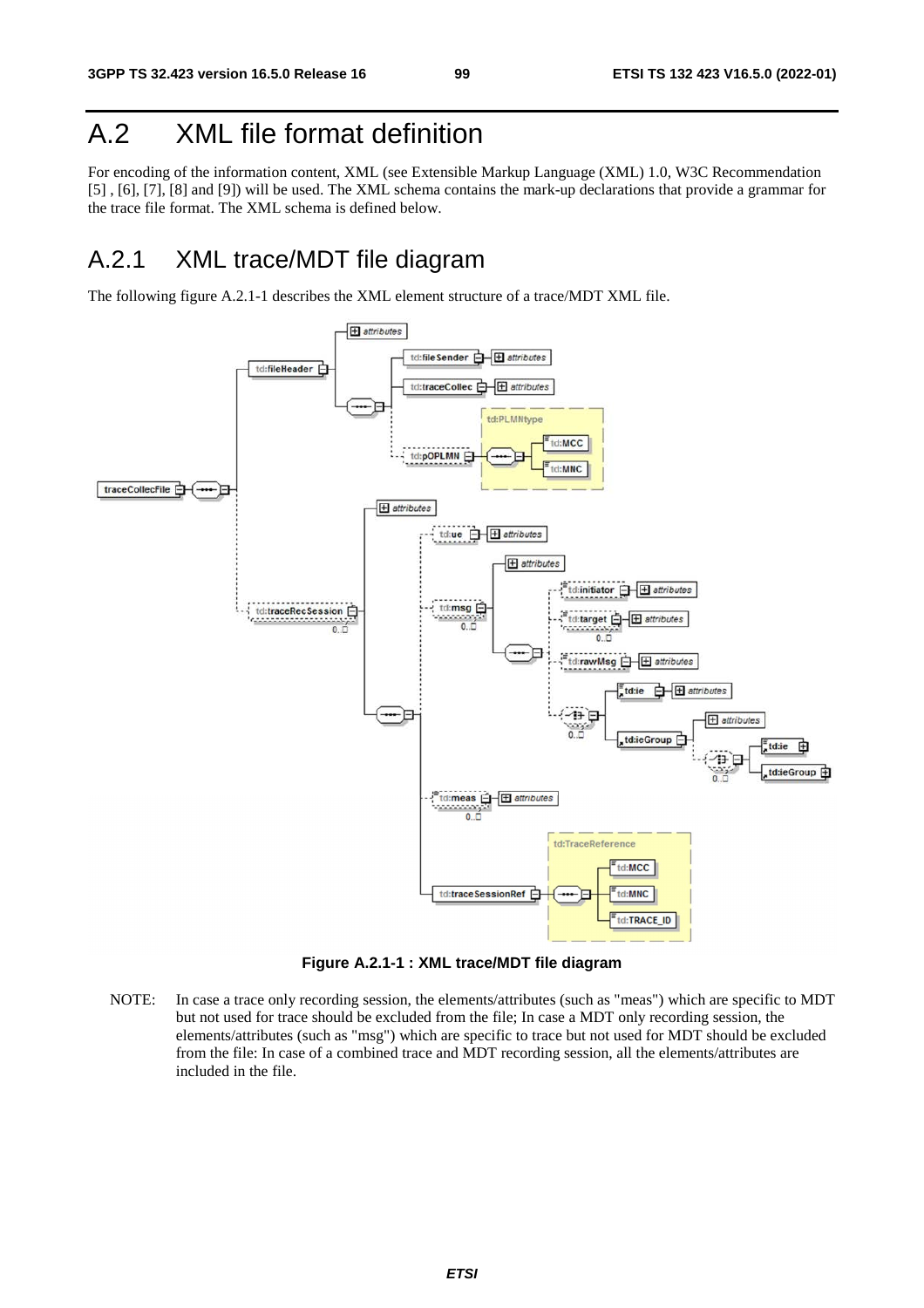# A.2 XML file format definition

For encoding of the information content, XML (see Extensible Markup Language (XML) 1.0, W3C Recommendation [5] , [6], [7], [8] and [9]) will be used. The XML schema contains the mark-up declarations that provide a grammar for the trace file format. The XML schema is defined below.

## A.2.1 XML trace/MDT file diagram

The following figure A.2.1-1 describes the XML element structure of a trace/MDT XML file.

**Figure A.2.1-1 : XML trace/MDT file diagram**

NOTE: In case a trace only recording session, the elements/attributes (such as "meas") which are specific to MDT but not used for trace should be excluded from the file; In case a MDT only recording session, the elements/attributes (such as "msg") which are specific to trace but not used for MDT should be excluded from the file: In case of a combined trace and MDT recording session, all the elements/attributes are included in the file.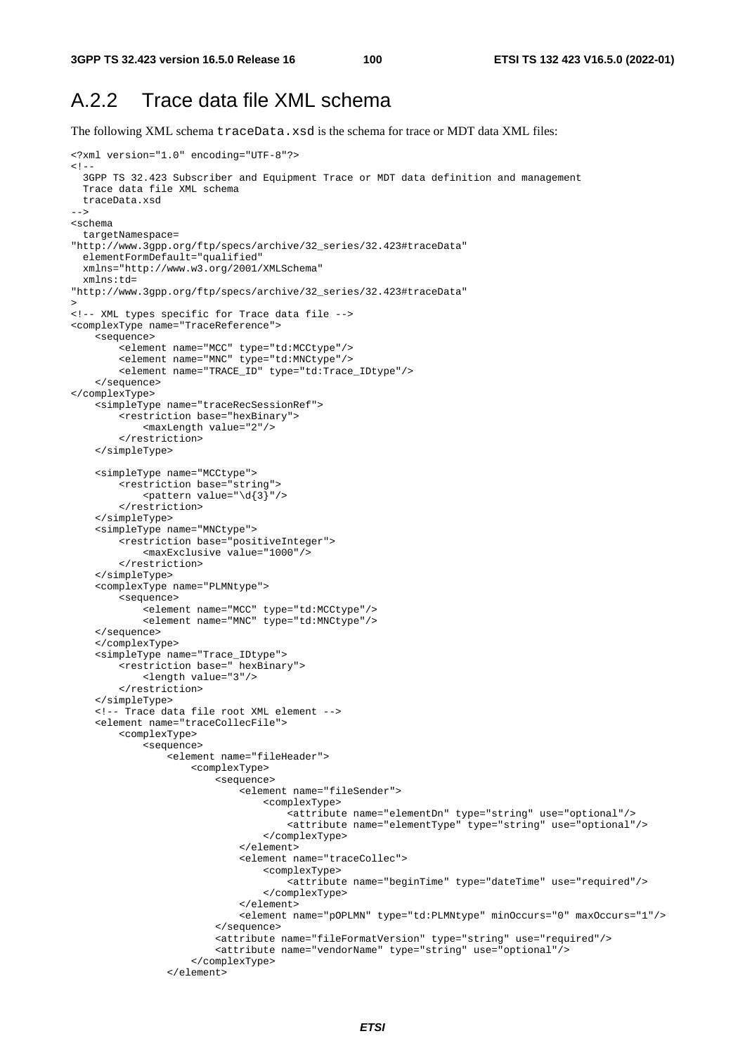## A.2.2 Trace data file XML schema

The following XML schema `traceData.xsd` is the schema for trace or MDT data XML files:

```
<?xml version="1.0" encoding="UTF-8"?>
<!--
  3GPP TS 32.423 Subscriber and Equipment Trace or MDT data definition and management
  Trace data file XML schema
  traceData.xsd
-->
<schema
  targetNamespace=
"http://www.3gpp.org/ftp/specs/archive/32_series/32.423#traceData"
  elementFormDefault="qualified"
  xmlns="http://www.w3.org/2001/XMLSchema"
  xmlns:td=
"http://www.3gpp.org/ftp/specs/archive/32_series/32.423#traceData"
>
<!-- XML types specific for Trace data file -->
<complexType name="TraceReference">
    <sequence>
        <element name="MCC" type="td:MCCtype"/>
        <element name="MNC" type="td:MNCtype"/>
        <element name="TRACE_ID" type="td:Trace_IDtype"/>
    </sequence>
</complexType>
    <simpleType name="traceRecSessionRef">
        <restriction base="hexBinary">
            <maxLength value="2"/>
        </restriction>
    </simpleType>

    <simpleType name="MCCtype">
        <restriction base="string">
            <pattern value="\d{3}"/>
        </restriction>
    </simpleType>
    <simpleType name="MNCtype">
        <restriction base="positiveInteger">
            <maxExclusive value="1000"/>
        </restriction>
    </simpleType>
    <complexType name="PLMNtype">
        <sequence>
            <element name="MCC" type="td:MCCtype"/>
            <element name="MNC" type="td:MNCtype"/>
    </sequence>
    </complexType>
    <simpleType name="Trace_IDtype">
        <restriction base=" hexBinary">
            <length value="3"/>
        </restriction>
    </simpleType>
    <!-- Trace data file root XML element -->
    <element name="traceCollecFile">
        <complexType>
            <sequence>
                <element name="fileHeader">
                    <complexType>
                        <sequence>
                            <element name="fileSender">
                                <complexType>
                                    <attribute name="elementDn" type="string" use="optional"/>
                                    <attribute name="elementType" type="string" use="optional"/>
                                </complexType>
                            </element>
                            <element name="traceCollec">
                                <complexType>
                                    <attribute name="beginTime" type="dateTime" use="required"/>
                                </complexType>
                            </element>
                            <element name="pOPLMN" type="td:PLMNtype" minOccurs="0" maxOccurs="1"/>
                        </sequence>
                        <attribute name="fileFormatVersion" type="string" use="required"/>
                        <attribute name="vendorName" type="string" use="optional"/>
                    </complexType>
                </element>
```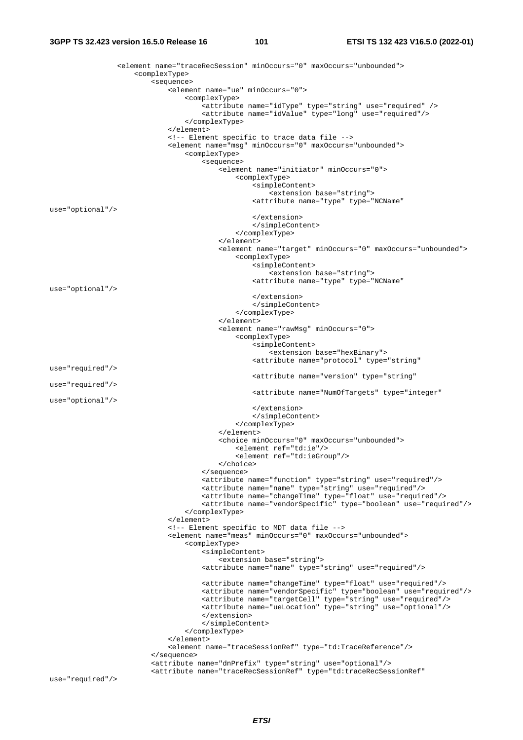```
                <element name="traceRecSession" minOccurs="0" maxOccurs="unbounded">
                    <complexType>
                        <sequence>
                            <element name="ue" minOccurs="0">
                                <complexType>
                                    <attribute name="idType" type="string" use="required" />
                                    <attribute name="idValue" type="long" use="required"/>
                                </complexType>
                            </element>
                            <!-- Element specific to trace data file -->
                            <element name="msg" minOccurs="0" maxOccurs="unbounded">
                                <complexType>
                                    <sequence>
                                        <element name="initiator" minOccurs="0">
                                            <complexType>
                                                <simpleContent>
                                                    <extension base="string">
                                                <attribute name="type" type="NCName"
use="optional"/>
                                                </extension>
                                                </simpleContent>
                                            </complexType>
                                        </element>
                                        <element name="target" minOccurs="0" maxOccurs="unbounded">
                                            <complexType>
                                                <simpleContent>
                                                    <extension base="string">
                                                <attribute name="type" type="NCName"
use="optional"/>
                                                </extension>
                                                </simpleContent>
                                            </complexType>
                                        </element>
                                        <element name="rawMsg" minOccurs="0">
                                            <complexType>
                                                <simpleContent>
                                                    <extension base="hexBinary">
                                                <attribute name="protocol" type="string"
use="required"/>
                                                <attribute name="version" type="string"
use="required"/>
                                                <attribute name="NumOfTargets" type="integer"
use="optional"/>
                                                </extension>
                                                </simpleContent>
                                            </complexType>
                                        </element>
                                        <choice minOccurs="0" maxOccurs="unbounded">
                                            <element ref="td:ie"/>
                                            <element ref="td:ieGroup"/>
                                        </choice>
                                    </sequence>
                                    <attribute name="function" type="string" use="required"/>
                                    <attribute name="name" type="string" use="required"/>
                                    <attribute name="changeTime" type="float" use="required"/>
                                    <attribute name="vendorSpecific" type="boolean" use="required"/>
                                </complexType>
                            </element>
                            <!-- Element specific to MDT data file -->
                            <element name="meas" minOccurs="0" maxOccurs="unbounded">
                                <complexType>
                                    <simpleContent>
                                        <extension base="string">
                                    <attribute name="name" type="string" use="required"/>

                                    <attribute name="changeTime" type="float" use="required"/>
                                    <attribute name="vendorSpecific" type="boolean" use="required"/>
                                    <attribute name="targetCell" type="string" use="required"/>
                                    <attribute name="ueLocation" type="string" use="optional"/>
                                    </extension>
                                    </simpleContent>
                                </complexType>
                            </element>
                            <element name="traceSessionRef" type="td:TraceReference"/>
                        </sequence>
                        <attribute name="dnPrefix" type="string" use="optional"/>
                        <attribute name="traceRecSessionRef" type="td:traceRecSessionRef"
use="required"/>
```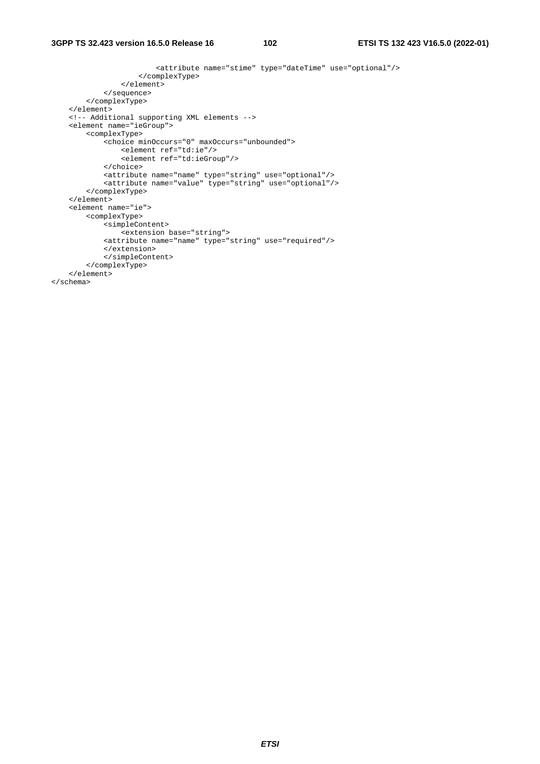```
                        <attribute name="stime" type="dateTime" use="optional"/>
                    </complexType>
                </element>
            </sequence>
        </complexType>
    </element>
    <!-- Additional supporting XML elements -->
    <element name="ieGroup">
        <complexType>
            <choice minOccurs="0" maxOccurs="unbounded">
                <element ref="td:ie"/>
                <element ref="td:ieGroup"/>
            </choice>
            <attribute name="name" type="string" use="optional"/>
            <attribute name="value" type="string" use="optional"/>
        </complexType>
    </element>
    <element name="ie">
        <complexType>
            <simpleContent>
                <extension base="string">
            <attribute name="name" type="string" use="required"/>
            </extension>
            </simpleContent>
        </complexType>
    </element>
</schema>
```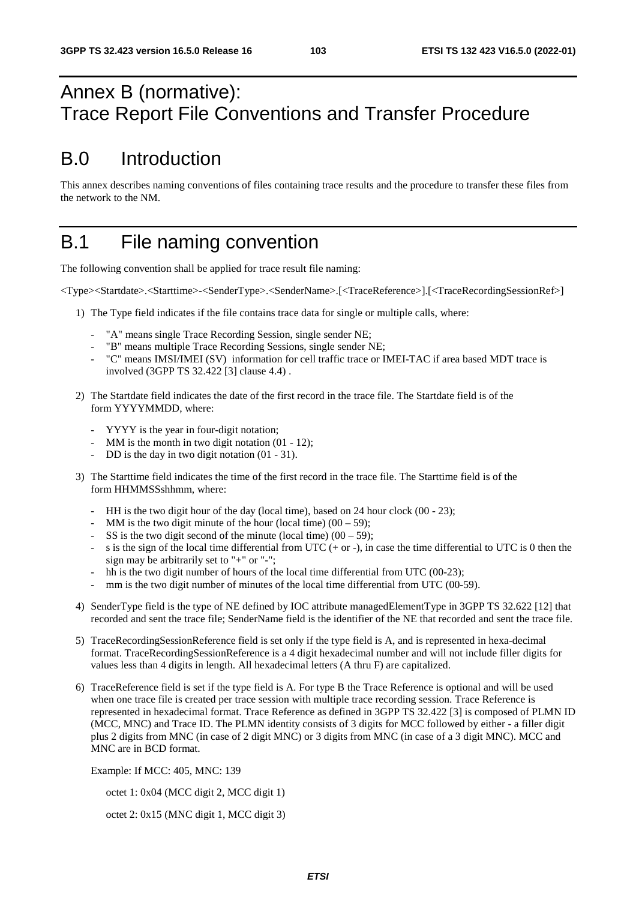# Annex B (normative): Trace Report File Conventions and Transfer Procedure

# B.0 Introduction

This annex describes naming conventions of files containing trace results and the procedure to transfer these files from the network to the NM.

# B.1 File naming convention

The following convention shall be applied for trace result file naming:

<Type><Startdate>.<Starttime>-<SenderType>.<SenderName>.[<TraceReference>].[<TraceRecordingSessionRef>]

1) The Type field indicates if the file contains trace data for single or multiple calls, where:
   - "A" means single Trace Recording Session, single sender NE;
   - "B" means multiple Trace Recording Sessions, single sender NE;
   - "C" means IMSI/IMEI (SV) information for cell traffic trace or IMEI-TAC if area based MDT trace is involved (3GPP TS 32.422 [3] clause 4.4) .

2) The Startdate field indicates the date of the first record in the trace file. The Startdate field is of the form YYYYMMDD, where:
   - YYYY is the year in four-digit notation;
   - MM is the month in two digit notation (01 - 12);
   - DD is the day in two digit notation (01 - 31).

3) The Starttime field indicates the time of the first record in the trace file. The Starttime field is of the form HHMMSSshhmm, where:
   - HH is the two digit hour of the day (local time), based on 24 hour clock (00 - 23);
   - MM is the two digit minute of the hour (local time) (00 – 59);
   - SS is the two digit second of the minute (local time) (00 – 59);
   - s is the sign of the local time differential from UTC (+ or -), in case the time differential to UTC is 0 then the sign may be arbitrarily set to "+" or "-";
   - hh is the two digit number of hours of the local time differential from UTC (00-23);
   - mm is the two digit number of minutes of the local time differential from UTC (00-59).

4) SenderType field is the type of NE defined by IOC attribute managedElementType in 3GPP TS 32.622 [12] that recorded and sent the trace file; SenderName field is the identifier of the NE that recorded and sent the trace file.

5) TraceRecordingSessionReference field is set only if the type field is A, and is represented in hexa-decimal format. TraceRecordingSessionReference is a 4 digit hexadecimal number and will not include filler digits for values less than 4 digits in length. All hexadecimal letters (A thru F) are capitalized.

6) TraceReference field is set if the type field is A. For type B the Trace Reference is optional and will be used when one trace file is created per trace session with multiple trace recording session. Trace Reference is represented in hexadecimal format. Trace Reference as defined in 3GPP TS 32.422 [3] is composed of PLMN ID (MCC, MNC) and Trace ID. The PLMN identity consists of 3 digits for MCC followed by either - a filler digit plus 2 digits from MNC (in case of 2 digit MNC) or 3 digits from MNC (in case of a 3 digit MNC). MCC and MNC are in BCD format.

   Example: If MCC: 405, MNC: 139

   octet 1: 0x04 (MCC digit 2, MCC digit 1)

   octet 2: 0x15 (MNC digit 1, MCC digit 3)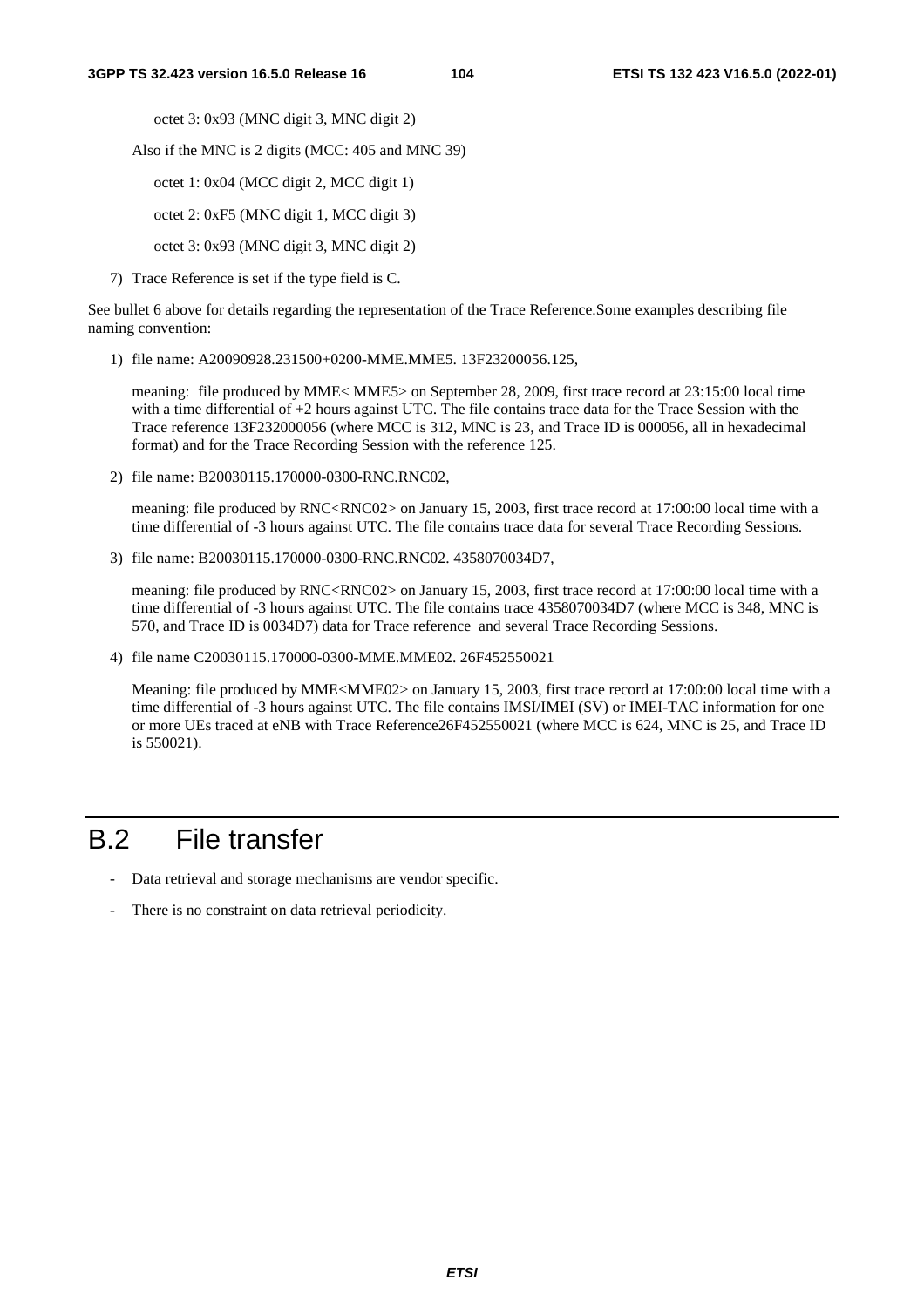octet 3: 0x93 (MNC digit 3, MNC digit 2)

Also if the MNC is 2 digits (MCC: 405 and MNC 39)

octet 1: 0x04 (MCC digit 2, MCC digit 1)

octet 2: 0xF5 (MNC digit 1, MCC digit 3)

octet 3: 0x93 (MNC digit 3, MNC digit 2)

7) Trace Reference is set if the type field is C.

See bullet 6 above for details regarding the representation of the Trace Reference.Some examples describing file naming convention:

1) file name: A20090928.231500+0200-MME.MME5. 13F23200056.125,

   meaning: file produced by MME< MME5> on September 28, 2009, first trace record at 23:15:00 local time with a time differential of +2 hours against UTC. The file contains trace data for the Trace Session with the Trace reference 13F232000056 (where MCC is 312, MNC is 23, and Trace ID is 000056, all in hexadecimal format) and for the Trace Recording Session with the reference 125.

2) file name: B20030115.170000-0300-RNC.RNC02,

   meaning: file produced by RNC<RNC02> on January 15, 2003, first trace record at 17:00:00 local time with a time differential of -3 hours against UTC. The file contains trace data for several Trace Recording Sessions.

3) file name: B20030115.170000-0300-RNC.RNC02. 4358070034D7,

   meaning: file produced by RNC<RNC02> on January 15, 2003, first trace record at 17:00:00 local time with a time differential of -3 hours against UTC. The file contains trace 4358070034D7 (where MCC is 348, MNC is 570, and Trace ID is 0034D7) data for Trace reference and several Trace Recording Sessions.

4) file name C20030115.170000-0300-MME.MME02. 26F452550021

   Meaning: file produced by MME<MME02> on January 15, 2003, first trace record at 17:00:00 local time with a time differential of -3 hours against UTC. The file contains IMSI/IMEI (SV) or IMEI-TAC information for one or more UEs traced at eNB with Trace Reference26F452550021 (where MCC is 624, MNC is 25, and Trace ID is 550021).

# B.2 File transfer

- Data retrieval and storage mechanisms are vendor specific.
- There is no constraint on data retrieval periodicity.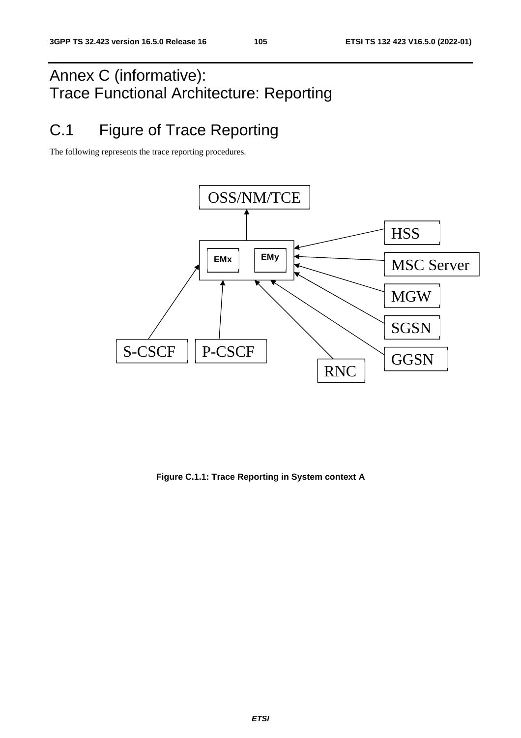# Annex C (informative): Trace Functional Architecture: Reporting

## C.1 Figure of Trace Reporting

The following represents the trace reporting procedures.

Figure C.1.1: Trace Reporting in System context A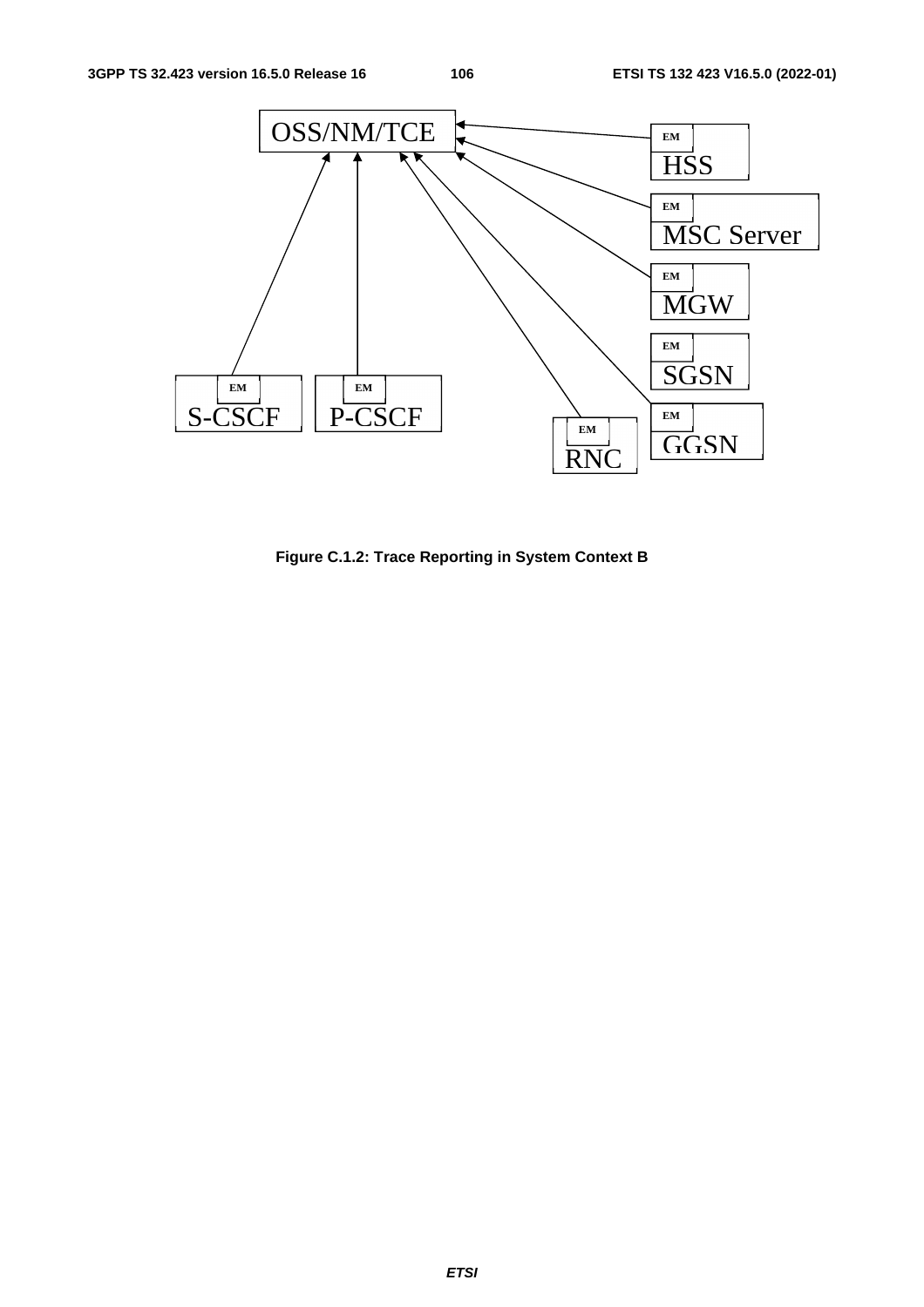Figure C.1.2: Trace Reporting in System Context B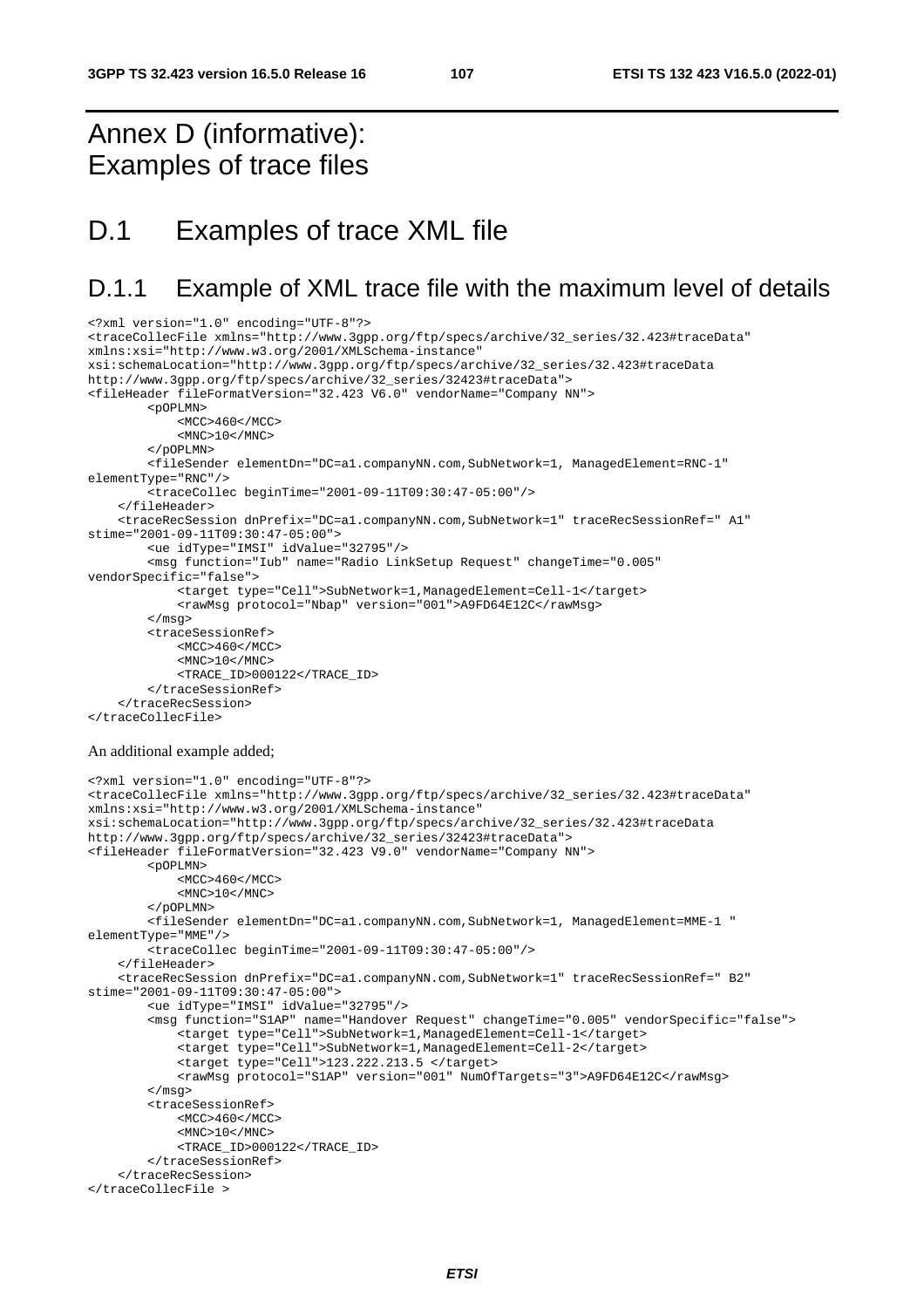# Annex D (informative): Examples of trace files

# D.1 Examples of trace XML file

## D.1.1 Example of XML trace file with the maximum level of details

```
<?xml version="1.0" encoding="UTF-8"?>
<traceCollecFile xmlns="http://www.3gpp.org/ftp/specs/archive/32_series/32.423#traceData"
xmlns:xsi="http://www.w3.org/2001/XMLSchema-instance"
xsi:schemaLocation="http://www.3gpp.org/ftp/specs/archive/32_series/32.423#traceData
http://www.3gpp.org/ftp/specs/archive/32_series/32423#traceData">
<fileHeader fileFormatVersion="32.423 V6.0" vendorName="Company NN">
        <pOPLMN>
            <MCC>460</MCC>
            <MNC>10</MNC>
        </pOPLMN>
        <fileSender elementDn="DC=a1.companyNN.com,SubNetwork=1, ManagedElement=RNC-1"
elementType="RNC"/>
        <traceCollec beginTime="2001-09-11T09:30:47-05:00"/>
    </fileHeader>
    <traceRecSession dnPrefix="DC=a1.companyNN.com,SubNetwork=1" traceRecSessionRef=" A1"
stime="2001-09-11T09:30:47-05:00">
        <ue idType="IMSI" idValue="32795"/>
        <msg function="Iub" name="Radio LinkSetup Request" changeTime="0.005"
vendorSpecific="false">
            <target type="Cell">SubNetwork=1,ManagedElement=Cell-1</target>
            <rawMsg protocol="Nbap" version="001">A9FD64E12C</rawMsg>
        </msg>
        <traceSessionRef>
            <MCC>460</MCC>
            <MNC>10</MNC>
            <TRACE_ID>000122</TRACE_ID>
        </traceSessionRef>
    </traceRecSession>
</traceCollecFile>
```

An additional example added;

```
<?xml version="1.0" encoding="UTF-8"?>
<traceCollecFile xmlns="http://www.3gpp.org/ftp/specs/archive/32_series/32.423#traceData"
xmlns:xsi="http://www.w3.org/2001/XMLSchema-instance"
xsi:schemaLocation="http://www.3gpp.org/ftp/specs/archive/32_series/32.423#traceData
http://www.3gpp.org/ftp/specs/archive/32_series/32423#traceData">
<fileHeader fileFormatVersion="32.423 V9.0" vendorName="Company NN">
        <pOPLMN>
            <MCC>460</MCC>
            <MNC>10</MNC>
        </pOPLMN>
        <fileSender elementDn="DC=a1.companyNN.com,SubNetwork=1, ManagedElement=MME-1 "
elementType="MME"/>
        <traceCollec beginTime="2001-09-11T09:30:47-05:00"/>
    </fileHeader>
    <traceRecSession dnPrefix="DC=a1.companyNN.com,SubNetwork=1" traceRecSessionRef=" B2"
stime="2001-09-11T09:30:47-05:00">
        <ue idType="IMSI" idValue="32795"/>
        <msg function="S1AP" name="Handover Request" changeTime="0.005" vendorSpecific="false">
            <target type="Cell">SubNetwork=1,ManagedElement=Cell-1</target>
            <target type="Cell">SubNetwork=1,ManagedElement=Cell-2</target>
            <target type="Cell">123.222.213.5 </target>
            <rawMsg protocol="S1AP" version="001" NumOfTargets="3">A9FD64E12C</rawMsg>
        </msg>
        <traceSessionRef>
            <MCC>460</MCC>
            <MNC>10</MNC>
            <TRACE_ID>000122</TRACE_ID>
        </traceSessionRef>
    </traceRecSession>
</traceCollecFile >
```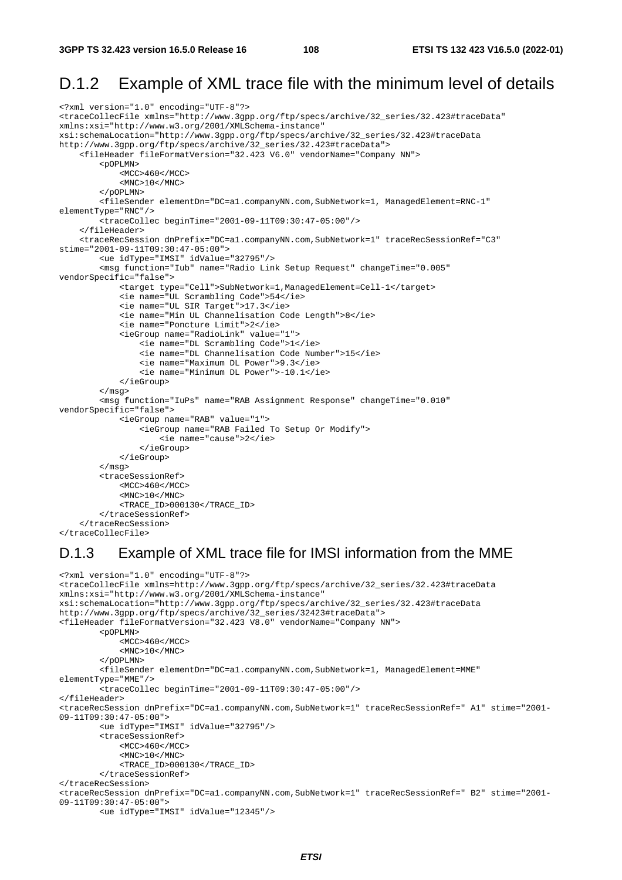## D.1.2 Example of XML trace file with the minimum level of details

```
<?xml version="1.0" encoding="UTF-8"?>
<traceCollecFile xmlns="http://www.3gpp.org/ftp/specs/archive/32_series/32.423#traceData"
xmlns:xsi="http://www.w3.org/2001/XMLSchema-instance"
xsi:schemaLocation="http://www.3gpp.org/ftp/specs/archive/32_series/32.423#traceData
http://www.3gpp.org/ftp/specs/archive/32_series/32.423#traceData">
    <fileHeader fileFormatVersion="32.423 V6.0" vendorName="Company NN">
        <pOPLMN>
            <MCC>460</MCC>
            <MNC>10</MNC>
        </pOPLMN>
        <fileSender elementDn="DC=a1.companyNN.com,SubNetwork=1, ManagedElement=RNC-1"
elementType="RNC"/>
        <traceCollec beginTime="2001-09-11T09:30:47-05:00"/>
    </fileHeader>
    <traceRecSession dnPrefix="DC=a1.companyNN.com,SubNetwork=1" traceRecSessionRef="C3"
stime="2001-09-11T09:30:47-05:00">
        <ue idType="IMSI" idValue="32795"/>
        <msg function="Iub" name="Radio Link Setup Request" changeTime="0.005"
vendorSpecific="false">
            <target type="Cell">SubNetwork=4,ManagedElement=Cell-1</target>
            <ie name="UL Scrambling Code">54</ie>
            <ie name="UL SIR Target">17.3</ie>
            <ie name="Min UL Channelisation Code Length">8</ie>
            <ie name="Poncture Limit">2</ie>
            <ieGroup name="RadioLink" value="1">
                <ie name="DL Scrambling Code">1</ie>
                <ie name="DL Channelisation Code Number">15</ie>
                <ie name="Maximum DL Power">9.3</ie>
                <ie name="Minimum DL Power">-10.1</ie>
            </ieGroup>
        </msg>
        <msg function="IuPs" name="RAB Assignment Response" changeTime="0.010"
vendorSpecific="false">
            <ieGroup name="RAB" value="1">
                <ieGroup name="RAB Failed To Setup Or Modify">
                    <ie name="cause">2</ie>
                </ieGroup>
            </ieGroup>
        </msg>
        <traceSessionRef>
            <MCC>460</MCC>
            <MNC>10</MNC>
            <TRACE_ID>000130</TRACE_ID>
        </traceSessionRef>
    </traceRecSession>
</traceCollecFile>
```

## D.1.3 Example of XML trace file for IMSI information from the MME

```
<?xml version="1.0" encoding="UTF-8"?>
<traceCollecFile xmlns=http://www.3gpp.org/ftp/specs/archive/32_series/32.423#traceData
xmlns:xsi="http://www.w3.org/2001/XMLSchema-instance"
xsi:schemaLocation="http://www.3gpp.org/ftp/specs/archive/32_series/32.423#traceData
http://www.3gpp.org/ftp/specs/archive/32_series/32423#traceData">
<fileHeader fileFormatVersion="32.423 V8.0" vendorName="Company NN">
        <pOPLMN>
            <MCC>460</MCC>
            <MNC>10</MNC>
        </pOPLMN>
        <fileSender elementDn="DC=a1.companyNN.com,SubNetwork=1, ManagedElement=MME"
elementType="MME"/>
        <traceCollec beginTime="2001-09-11T09:30:47-05:00"/>
</fileHeader>
<traceRecSession dnPrefix="DC=a1.companyNN.com,SubNetwork=1" traceRecSessionRef=" A1" stime="2001-
09-11T09:30:47-05:00">
        <ue idType="IMSI" idValue="32795"/>
        <traceSessionRef>
            <MCC>460</MCC>
            <MNC>10</MNC>
            <TRACE_ID>000130</TRACE_ID>
        </traceSessionRef>
</traceRecSession>
<traceRecSession dnPrefix="DC=a1.companyNN.com,SubNetwork=1" traceRecSessionRef=" B2" stime="2001-
09-11T09:30:47-05:00">
        <ue idType="IMSI" idValue="12345"/>
```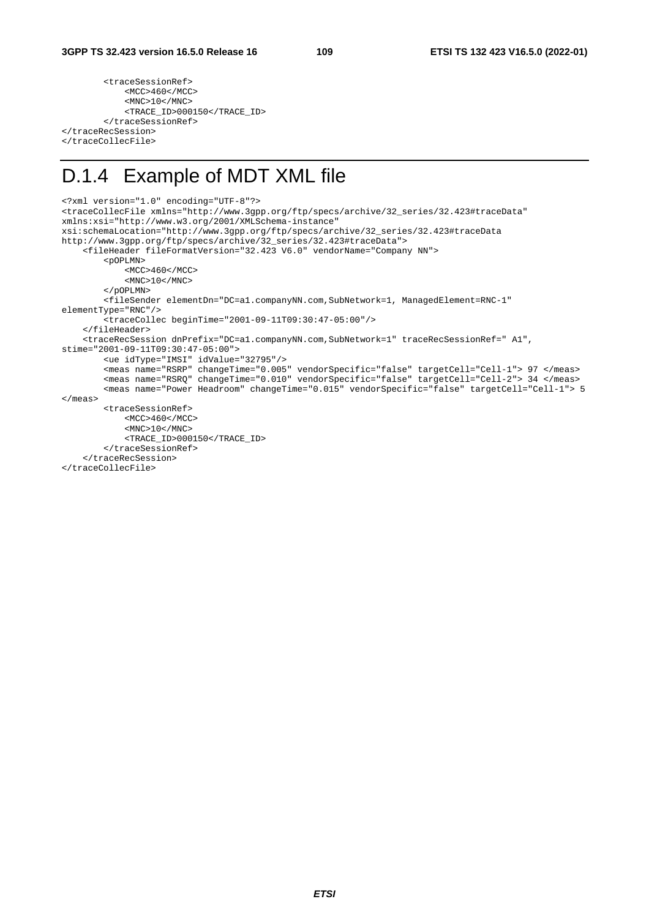```
        <traceSessionRef>
            <MCC>460</MCC>
            <MNC>10</MNC>
            <TRACE_ID>000150</TRACE_ID>
        </traceSessionRef>
</traceRecSession>
</traceCollecFile>
```

## D.1.4 Example of MDT XML file

```
<?xml version="1.0" encoding="UTF-8"?>
<traceCollecFile xmlns="http://www.3gpp.org/ftp/specs/archive/32_series/32.423#traceData"
xmlns:xsi="http://www.w3.org/2001/XMLSchema-instance"
xsi:schemaLocation="http://www.3gpp.org/ftp/specs/archive/32_series/32.423#traceData
http://www.3gpp.org/ftp/specs/archive/32_series/32.423#traceData">
    <fileHeader fileFormatVersion="32.423 V6.0" vendorName="Company NN">
        <pOPLMN>
            <MCC>460</MCC>
            <MNC>10</MNC>
        </pOPLMN>
        <fileSender elementDn="DC=a1.companyNN.com,SubNetwork=1, ManagedElement=RNC-1"
elementType="RNC"/>
        <traceCollec beginTime="2001-09-11T09:30:47-05:00"/>
    </fileHeader>
    <traceRecSession dnPrefix="DC=a1.companyNN.com,SubNetwork=1" traceRecSessionRef=" A1",
stime="2001-09-11T09:30:47-05:00">
        <ue idType="IMSI" idValue="32795"/>
        <meas name="RSRP" changeTime="0.005" vendorSpecific="false" targetCell="Cell-1"> 97 </meas>
        <meas name="RSRQ" changeTime="0.010" vendorSpecific="false" targetCell="Cell-2"> 34 </meas>
        <meas name="Power Headroom" changeTime="0.015" vendorSpecific="false" targetCell="Cell-1"> 5
</meas>
        <traceSessionRef>
            <MCC>460</MCC>
            <MNC>10</MNC>
            <TRACE_ID>000150</TRACE_ID>
        </traceSessionRef>
    </traceRecSession>
</traceCollecFile>
```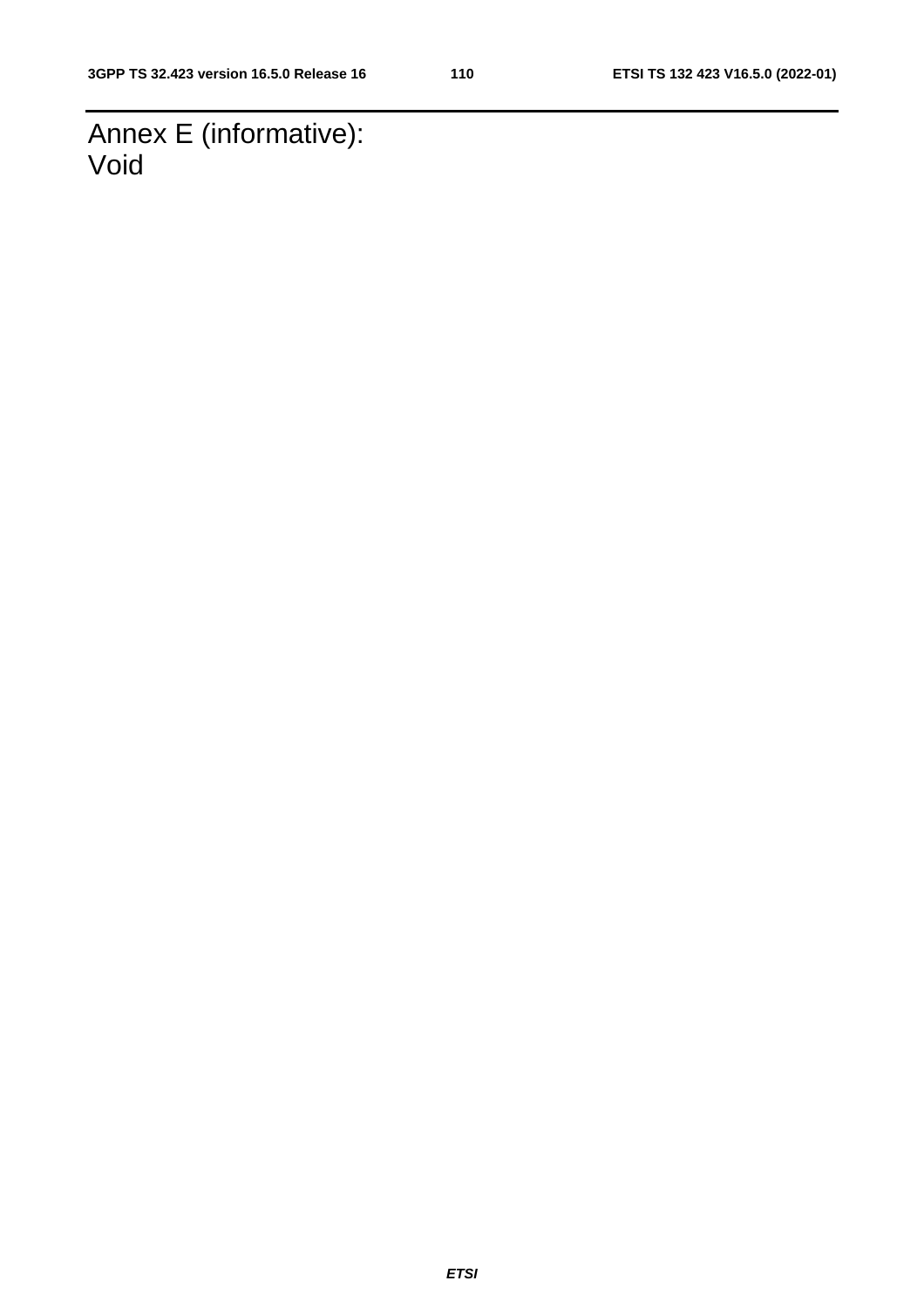# Annex E (informative): Void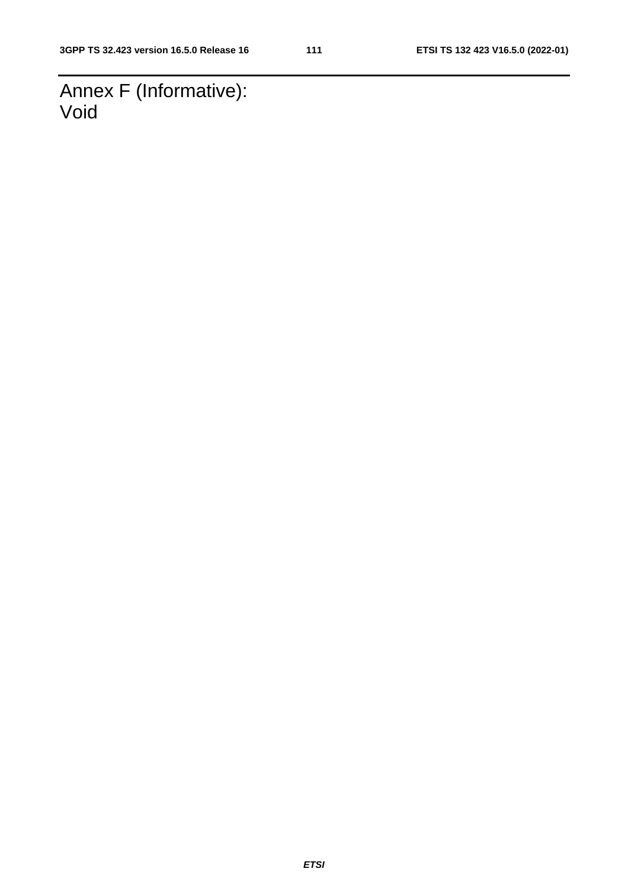# Annex F (Informative): Void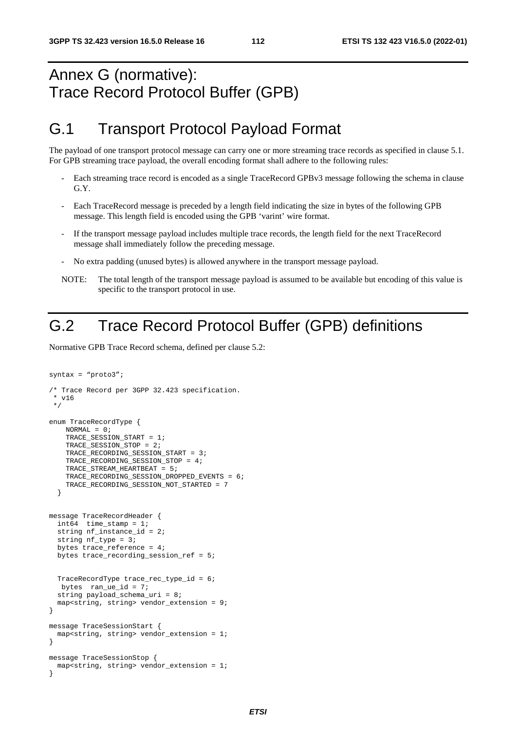# Annex G (normative): Trace Record Protocol Buffer (GPB)

# G.1 Transport Protocol Payload Format

The payload of one transport protocol message can carry one or more streaming trace records as specified in clause 5.1. For GPB streaming trace payload, the overall encoding format shall adhere to the following rules:

- Each streaming trace record is encoded as a single TraceRecord GPBv3 message following the schema in clause G.Y.
- Each TraceRecord message is preceded by a length field indicating the size in bytes of the following GPB message. This length field is encoded using the GPB 'varint' wire format.
- If the transport message payload includes multiple trace records, the length field for the next TraceRecord message shall immediately follow the preceding message.
- No extra padding (unused bytes) is allowed anywhere in the transport message payload.

NOTE: The total length of the transport message payload is assumed to be available but encoding of this value is specific to the transport protocol in use.

# G.2 Trace Record Protocol Buffer (GPB) definitions

Normative GPB Trace Record schema, defined per clause 5.2:

```
syntax = “proto3”;

/* Trace Record per 3GPP 32.423 specification.
 * v16
 */

enum TraceRecordType {
    NORMAL = 0;
    TRACE_SESSION_START = 1;
    TRACE_SESSION_STOP = 2;
    TRACE_RECORDING_SESSION_START = 3;
    TRACE_RECORDING_SESSION_STOP = 4;
    TRACE_STREAM_HEARTBEAT = 5;
    TRACE_RECORDING_SESSION_DROPPED_EVENTS = 6;
    TRACE_RECORDING_SESSION_NOT_STARTED = 7
  }


message TraceRecordHeader {
  int64  time_stamp = 1;
  string nf_instance_id = 2;
  string nf_type = 3;
  bytes trace_reference = 4;
  bytes trace_recording_session_ref = 5;


  TraceRecordType trace_rec_type_id = 6;
   bytes  ran_ue_id = 7;
  string payload_schema_uri = 8;
  map<string, string> vendor_extension = 9;
}

message TraceSessionStart {
  map<string, string> vendor_extension = 1;
}

message TraceSessionStop {
  map<string, string> vendor_extension = 1;
}
```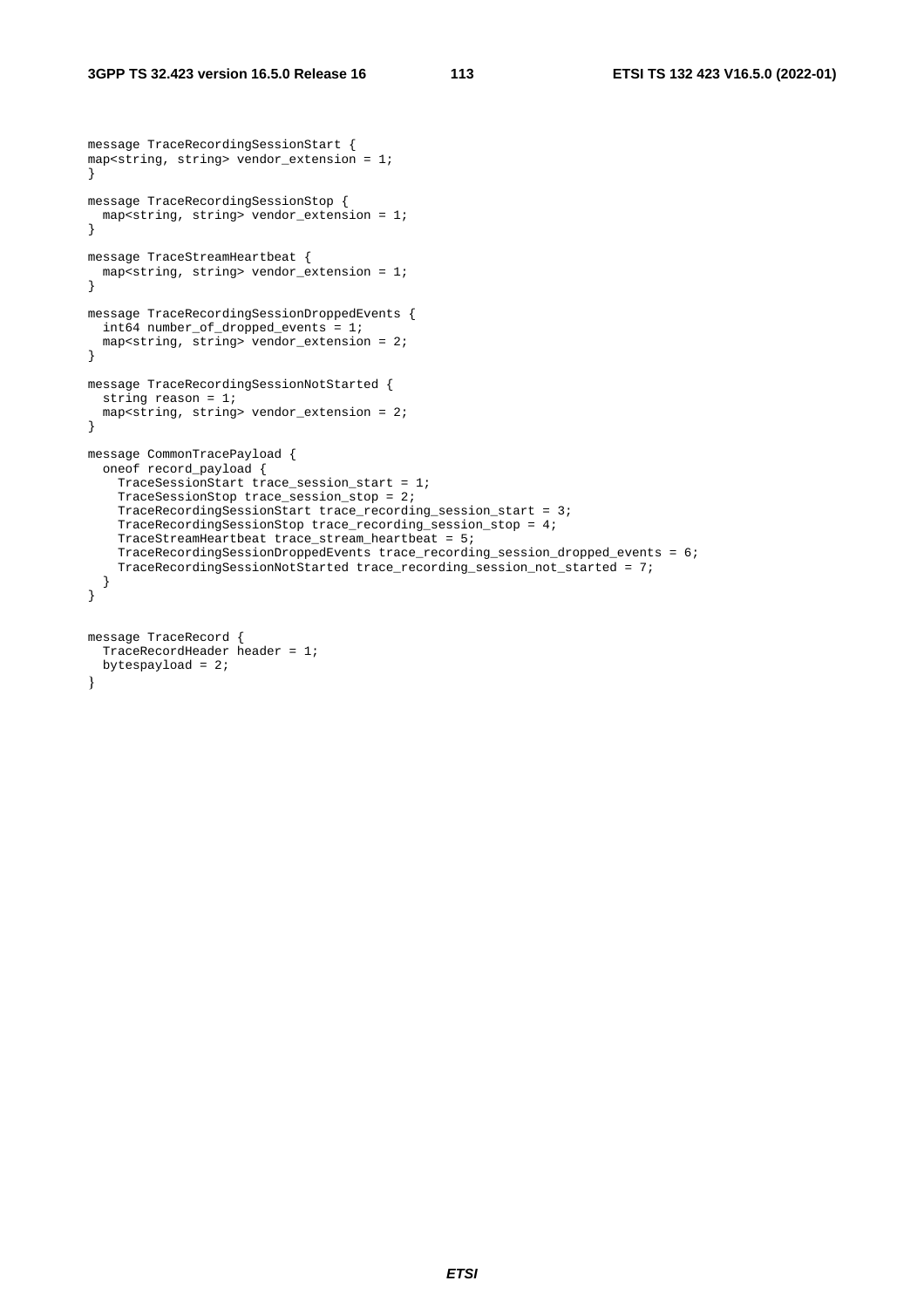```
message TraceRecordingSessionStart {
map<string, string> vendor_extension = 1;
}

message TraceRecordingSessionStop {
  map<string, string> vendor_extension = 1;
}

message TraceStreamHeartbeat {
  map<string, string> vendor_extension = 1;
}

message TraceRecordingSessionDroppedEvents {
  int64 number_of_dropped_events = 1;
  map<string, string> vendor_extension = 2;
}

message TraceRecordingSessionNotStarted {
  string reason = 1;
  map<string, string> vendor_extension = 2;
}

message CommonTracePayload {
  oneof record_payload {
    TraceSessionStart trace_session_start = 1;
    TraceSessionStop trace_session_stop = 2;
    TraceRecordingSessionStart trace_recording_session_start = 3;
    TraceRecordingSessionStop trace_recording_session_stop = 4;
    TraceStreamHeartbeat trace_stream_heartbeat = 5;
    TraceRecordingSessionDroppedEvents trace_recording_session_dropped_events = 6;
    TraceRecordingSessionNotStarted trace_recording_session_not_started = 7;
  }
}


message TraceRecord {
  TraceRecordHeader header = 1;
  bytespayload = 2;
}
```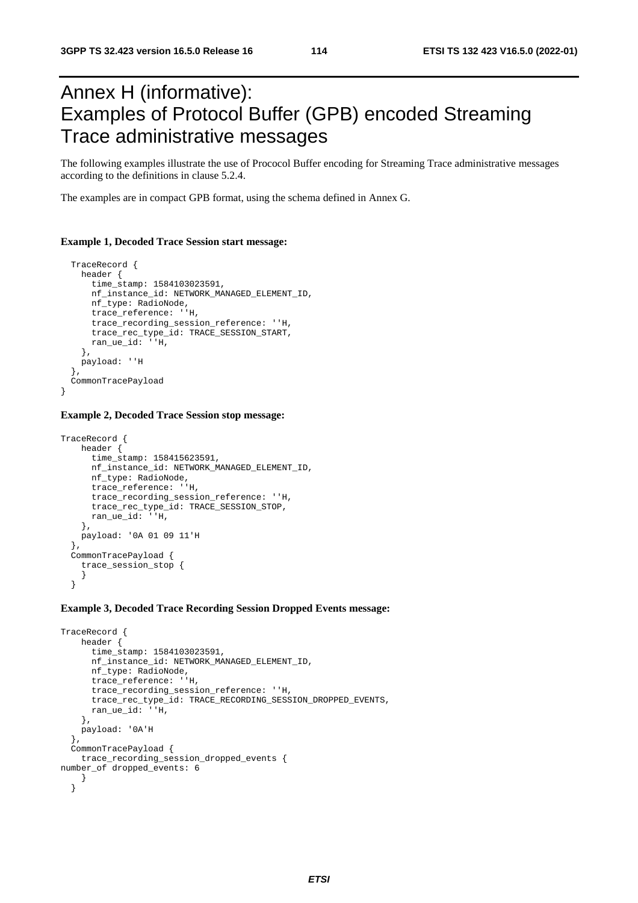# Annex H (informative): Examples of Protocol Buffer (GPB) encoded Streaming Trace administrative messages

The following examples illustrate the use of Prococol Buffer encoding for Streaming Trace administrative messages according to the definitions in clause 5.2.4.

The examples are in compact GPB format, using the schema defined in Annex G.

**Example 1, Decoded Trace Session start message:**

```
  TraceRecord {
    header {
      time_stamp: 1584103023591,
      nf_instance_id: NETWORK_MANAGED_ELEMENT_ID,
      nf_type: RadioNode,
      trace_reference: ''H,
      trace_recording_session_reference: ''H,
      trace_rec_type_id: TRACE_SESSION_START,
      ran_ue_id: ''H,
    },
    payload: ''H
  },
  CommonTracePayload
}
```

**Example 2, Decoded Trace Session stop message:**

```
TraceRecord {
    header {
      time_stamp: 158415623591,
      nf_instance_id: NETWORK_MANAGED_ELEMENT_ID,
      nf_type: RadioNode,
      trace_reference: ''H,
      trace_recording_session_reference: ''H,
      trace_rec_type_id: TRACE_SESSION_STOP,
      ran_ue_id: ''H,
    },
    payload: '0A 01 09 11'H
  },
  CommonTracePayload {
    trace_session_stop {
    }
  }
```

**Example 3, Decoded Trace Recording Session Dropped Events message:**

```
TraceRecord {
    header {
      time_stamp: 1584103023591,
      nf_instance_id: NETWORK_MANAGED_ELEMENT_ID,
      nf_type: RadioNode,
      trace_reference: ''H,
      trace_recording_session_reference: ''H,
      trace_rec_type_id: TRACE_RECORDING_SESSION_DROPPED_EVENTS,
      ran_ue_id: ''H,
    },
    payload: '0A'H
  },
  CommonTracePayload {
    trace_recording_session_dropped_events {
number_of dropped_events: 6
    }
  }
```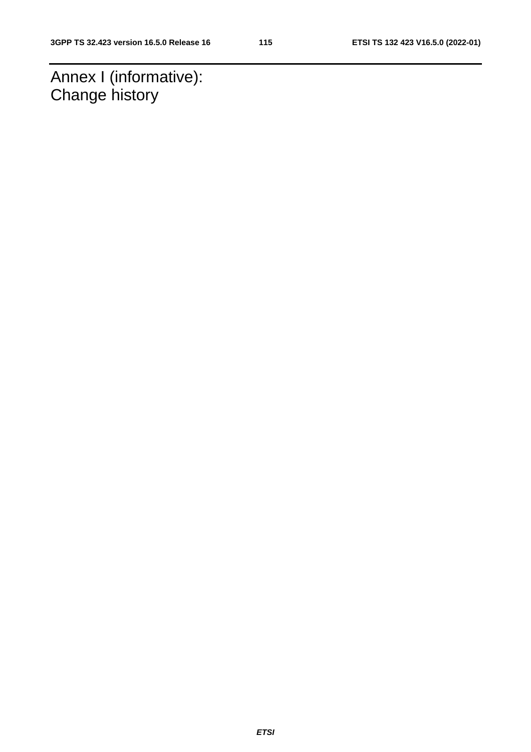# Annex I (informative): Change history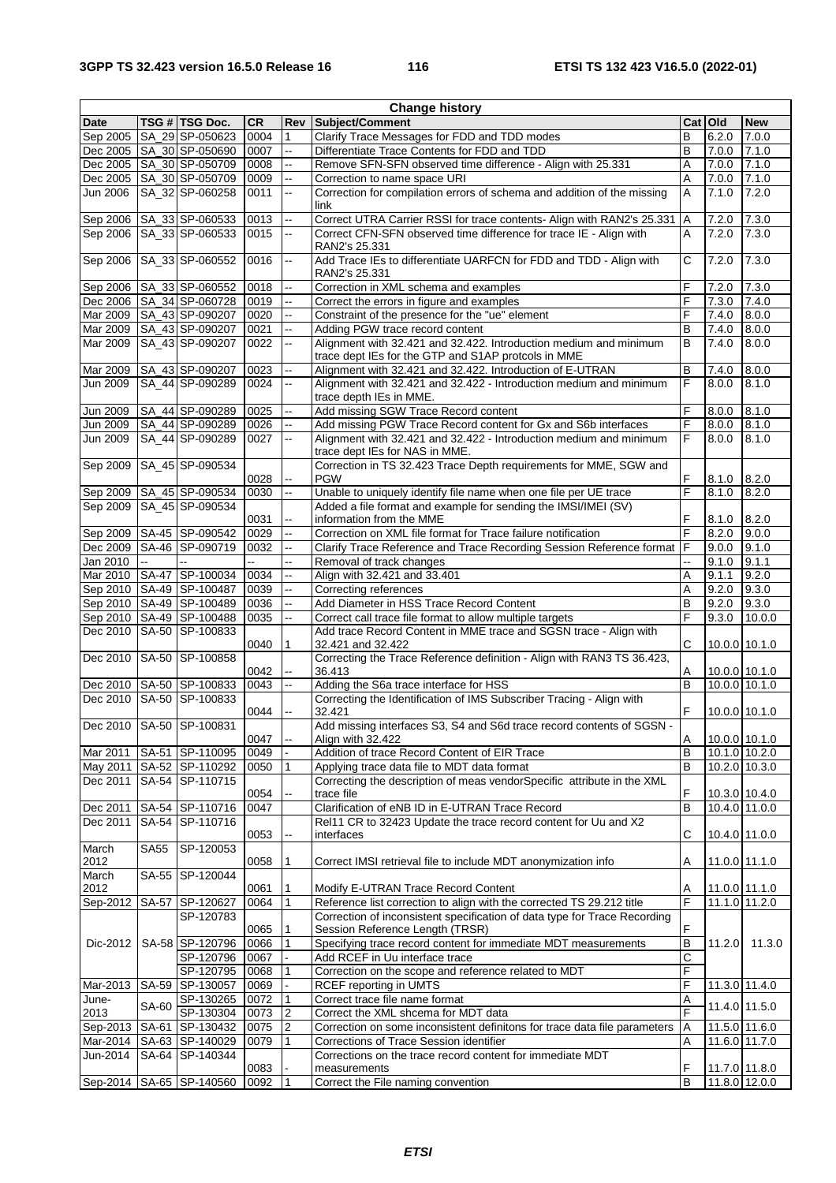| Change history | | | | | | | | |
|---|---|---|---|---|---|---|---|---|
| Date | TSG # | TSG Doc. | CR | Rev | Subject/Comment | Cat | Old | New |
| Sep 2005 | SA_29 | SP-050623 | 0004 | 1 | Clarify Trace Messages for FDD and TDD modes | B | 6.2.0 | 7.0.0 |
| Dec 2005 | SA_30 | SP-050690 | 0007 | -- | Differentiate Trace Contents for FDD and TDD | B | 7.0.0 | 7.1.0 |
| Dec 2005 | SA_30 | SP-050709 | 0008 | -- | Remove SFN-SFN observed time difference - Align with 25.331 | A | 7.0.0 | 7.1.0 |
| Dec 2005 | SA_30 | SP-050709 | 0009 | -- | Correction to name space URI | A | 7.0.0 | 7.1.0 |
| Jun 2006 | SA_32 | SP-060258 | 0011 | -- | Correction for compilation errors of schema and addition of the missing link | A | 7.1.0 | 7.2.0 |
| Sep 2006 | SA_33 | SP-060533 | 0013 | -- | Correct UTRA Carrier RSSI for trace contents- Align with RAN2's 25.331 | A | 7.2.0 | 7.3.0 |
| Sep 2006 | SA_33 | SP-060533 | 0015 | -- | Correct CFN-SFN observed time difference for trace IE - Align with RAN2's 25.331 | A | 7.2.0 | 7.3.0 |
| Sep 2006 | SA_33 | SP-060552 | 0016 | -- | Add Trace IEs to differentiate UARFCN for FDD and TDD - Align with RAN2's 25.331 | C | 7.2.0 | 7.3.0 |
| Sep 2006 | SA_33 | SP-060552 | 0018 | -- | Correction in XML schema and examples | F | 7.2.0 | 7.3.0 |
| Dec 2006 | SA_34 | SP-060728 | 0019 | -- | Correct the errors in figure and examples | F | 7.3.0 | 7.4.0 |
| Mar 2009 | SA_43 | SP-090207 | 0020 | -- | Constraint of the presence for the "ue" element | F | 7.4.0 | 8.0.0 |
| Mar 2009 | SA_43 | SP-090207 | 0021 | -- | Adding PGW trace record content | B | 7.4.0 | 8.0.0 |
| Mar 2009 | SA_43 | SP-090207 | 0022 | -- | Alignment with 32.421 and 32.422. Introduction medium and minimum trace dept IEs for the GTP and S1AP protcols in MME | B | 7.4.0 | 8.0.0 |
| Mar 2009 | SA_43 | SP-090207 | 0023 | -- | Alignment with 32.421 and 32.422. Introduction of E-UTRAN | B | 7.4.0 | 8.0.0 |
| Jun 2009 | SA_44 | SP-090289 | 0024 | -- | Alignment with 32.421 and 32.422 - Introduction medium and minimum trace depth IEs in MME. | F | 8.0.0 | 8.1.0 |
| Jun 2009 | SA_44 | SP-090289 | 0025 | -- | Add missing SGW Trace Record content | F | 8.0.0 | 8.1.0 |
| Jun 2009 | SA_44 | SP-090289 | 0026 | -- | Add missing PGW Trace Record content for Gx and S6b interfaces | F | 8.0.0 | 8.1.0 |
| Jun 2009 | SA_44 | SP-090289 | 0027 | -- | Alignment with 32.421 and 32.422 - Introduction medium and minimum trace dept IEs for NAS in MME. | F | 8.0.0 | 8.1.0 |
| Sep 2009 | SA_45 | SP-090534 | 0028 | -- | Correction in TS 32.423 Trace Depth requirements for MME, SGW and PGW | F | 8.1.0 | 8.2.0 |
| Sep 2009 | SA_45 | SP-090534 | 0030 | -- | Unable to uniquely identify file name when one file per UE trace | F | 8.1.0 | 8.2.0 |
| Sep 2009 | SA_45 | SP-090534 | 0031 | -- | Added a file format and example for sending the IMSI/IMEI (SV) information from the MME | F | 8.1.0 | 8.2.0 |
| Sep 2009 | SA-45 | SP-090542 | 0029 | -- | Correction on XML file format for Trace failure notification | F | 8.2.0 | 9.0.0 |
| Dec 2009 | SA-46 | SP-090719 | 0032 | -- | Clarify Trace Reference and Trace Recording Session Reference format | F | 9.0.0 | 9.1.0 |
| Jan 2010 | -- | -- | -- | -- | Removal of track changes | -- | 9.1.0 | 9.1.1 |
| Mar 2010 | SA-47 | SP-100034 | 0034 | -- | Align with 32.421 and 33.401 | A | 9.1.1 | 9.2.0 |
| Sep 2010 | SA-49 | SP-100487 | 0039 | -- | Correcting references | A | 9.2.0 | 9.3.0 |
| Sep 2010 | SA-49 | SP-100489 | 0036 | -- | Add Diameter in HSS Trace Record Content | B | 9.2.0 | 9.3.0 |
| Sep 2010 | SA-49 | SP-100488 | 0035 | -- | Correct call trace file format to allow multiple targets | F | 9.3.0 | 10.0.0 |
| Dec 2010 | SA-50 | SP-100833 | 0040 | 1 | Add trace Record Content in MME trace and SGSN trace - Align with 32.421 and 32.422 | C | 10.0.0 | 10.1.0 |
| Dec 2010 | SA-50 | SP-100858 | 0042 | -- | Correcting the Trace Reference definition - Align with RAN3 TS 36.423, 36.413 | A | 10.0.0 | 10.1.0 |
| Dec 2010 | SA-50 | SP-100833 | 0043 | -- | Adding the S6a trace interface for HSS | B | 10.0.0 | 10.1.0 |
| Dec 2010 | SA-50 | SP-100833 | 0044 | -- | Correcting the Identification of IMS Subscriber Tracing - Align with 32.421 | F | 10.0.0 | 10.1.0 |
| Dec 2010 | SA-50 | SP-100831 | 0047 | -- | Add missing interfaces S3, S4 and S6d trace record contents of SGSN - Align with 32.422 | A | 10.0.0 | 10.1.0 |
| Mar 2011 | SA-51 | SP-110095 | 0049 | - | Addition of trace Record Content of EIR Trace | B | 10.1.0 | 10.2.0 |
| May 2011 | SA-52 | SP-110292 | 0050 | 1 | Applying trace data file to MDT data format | B | 10.2.0 | 10.3.0 |
| Dec 2011 | SA-54 | SP-110715 | 0054 | -- | Correcting the description of meas vendorSpecific attribute in the XML trace file | F | 10.3.0 | 10.4.0 |
| Dec 2011 | SA-54 | SP-110716 | 0047 | | Clarification of eNB ID in E-UTRAN Trace Record | B | 10.4.0 | 11.0.0 |
| Dec 2011 | SA-54 | SP-110716 | 0053 | -- | Rel11 CR to 32423 Update the trace record content for Uu and X2 interfaces | C | 10.4.0 | 11.0.0 |
| March 2012 | SA55 | SP-120053 | 0058 | 1 | Correct IMSI retrieval file to include MDT anonymization info | A | 11.0.0 | 11.1.0 |
| March 2012 | SA-55 | SP-120044 | 0061 | 1 | Modify E-UTRAN Trace Record Content | A | 11.0.0 | 11.1.0 |
| Sep-2012 | SA-57 | SP-120627 | 0064 | 1 | Reference list correction to align with the corrected TS 29.212 title | F | 11.1.0 | 11.2.0 |
| Dic-2012 | SA-58 | SP-120783 | 0065 | 1 | Correction of inconsistent specification of data type for Trace Recording Session Reference Length (TRSR) | F | 11.2.0 | 11.3.0 |
| | | SP-120796 | 0066 | 1 | Specifying trace record content for immediate MDT measurements | B | | |
| | | SP-120796 | 0067 | - | Add RCEF in Uu interface trace | C | | |
| | | SP-120795 | 0068 | 1 | Correction on the scope and reference related to MDT | F | | |
| Mar-2013 | SA-59 | SP-130057 | 0069 | - | RCEF reporting in UMTS | F | 11.3.0 | 11.4.0 |
| June-2013 | SA-60 | SP-130265 | 0072 | 1 | Correct trace file name format | A | 11.4.0 | 11.5.0 |
| | | SP-130304 | 0073 | 2 | Correct the XML shcema for MDT data | F | | |
| Sep-2013 | SA-61 | SP-130432 | 0075 | 2 | Correction on some inconsistent definitons for trace data file parameters | A | 11.5.0 | 11.6.0 |
| Mar-2014 | SA-63 | SP-140029 | 0079 | 1 | Corrections of Trace Session identifier | A | 11.6.0 | 11.7.0 |
| Jun-2014 | SA-64 | SP-140344 | 0083 | - | Corrections on the trace record content for immediate MDT measurements | F | 11.7.0 | 11.8.0 |
| Sep-2014 | SA-65 | SP-140560 | 0092 | 1 | Correct the File naming convention | B | 11.8.0 | 12.0.0 |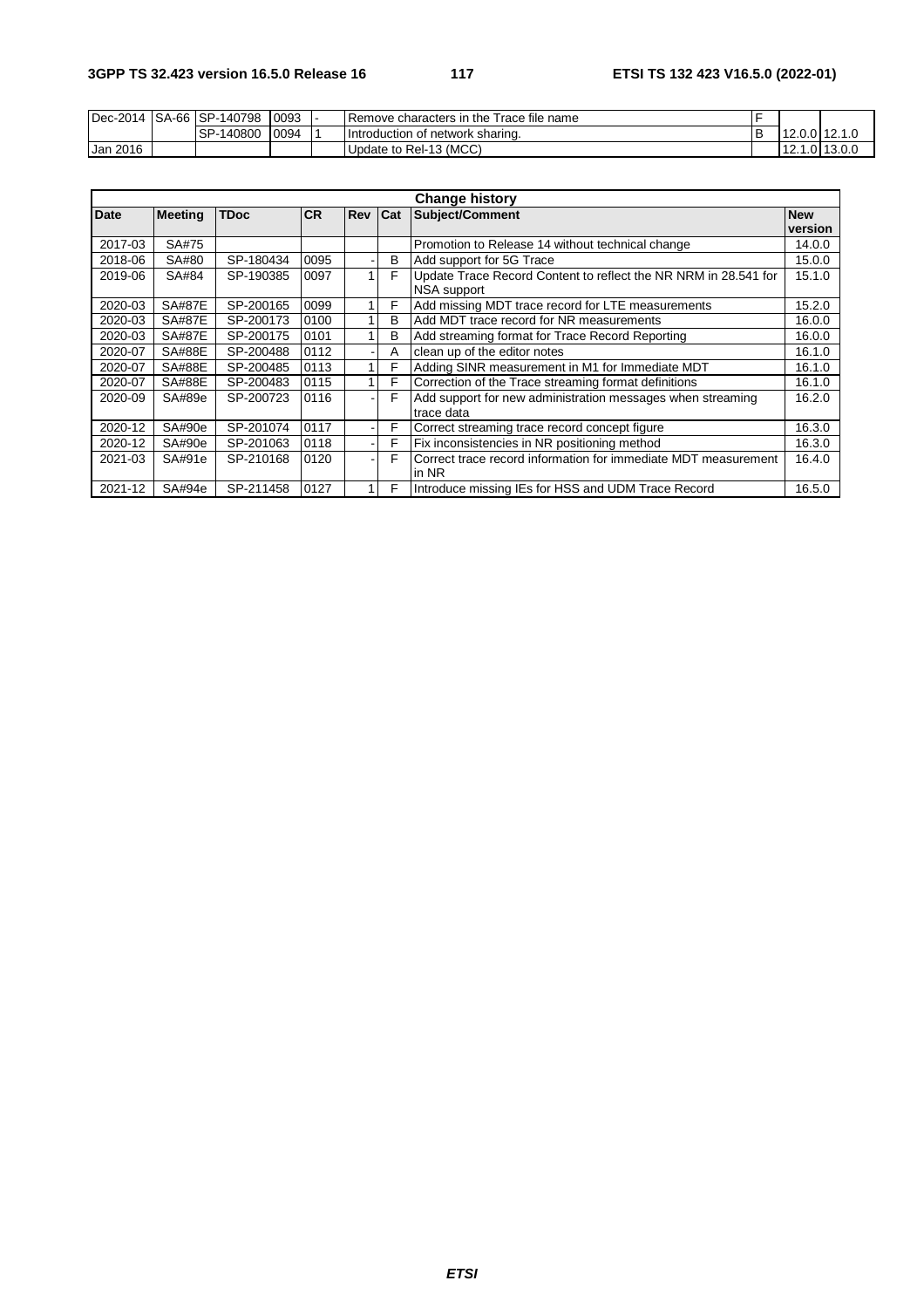| Dec-2014 | SA-66 | SP-140798 | 0093 | - | Remove characters in the Trace file name | F | | |
|---|---|---|---|---|---|---|---|---|
| | | SP-140800 | 0094 | 1 | Introduction of network sharing. | B | 12.0.0 | 12.1.0 |
| Jan 2016 | | | | | Update to Rel-13 (MCC) | | 12.1.0 | 13.0.0 |

| Change history | | | | | | | |
|---|---|---|---|---|---|---|---|
| **Date** | **Meeting** | **TDoc** | **CR** | **Rev** | **Cat** | **Subject/Comment** | **New version** |
| 2017-03 | SA#75 | | | | | Promotion to Release 14 without technical change | 14.0.0 |
| 2018-06 | SA#80 | SP-180434 | 0095 | - | B | Add support for 5G Trace | 15.0.0 |
| 2019-06 | SA#84 | SP-190385 | 0097 | 1 | F | Update Trace Record Content to reflect the NR NRM in 28.541 for NSA support | 15.1.0 |
| 2020-03 | SA#87E | SP-200165 | 0099 | 1 | F | Add missing MDT trace record for LTE measurements | 15.2.0 |
| 2020-03 | SA#87E | SP-200173 | 0100 | 1 | B | Add MDT trace record for NR measurements | 16.0.0 |
| 2020-03 | SA#87E | SP-200175 | 0101 | 1 | B | Add streaming format for Trace Record Reporting | 16.0.0 |
| 2020-07 | SA#88E | SP-200488 | 0112 | - | A | clean up of the editor notes | 16.1.0 |
| 2020-07 | SA#88E | SP-200485 | 0113 | 1 | F | Adding SINR measurement in M1 for Immediate MDT | 16.1.0 |
| 2020-07 | SA#88E | SP-200483 | 0115 | 1 | F | Correction of the Trace streaming format definitions | 16.1.0 |
| 2020-09 | SA#89e | SP-200723 | 0116 | - | F | Add support for new administration messages when streaming trace data | 16.2.0 |
| 2020-12 | SA#90e | SP-201074 | 0117 | - | F | Correct streaming trace record concept figure | 16.3.0 |
| 2020-12 | SA#90e | SP-201063 | 0118 | - | F | Fix inconsistencies in NR positioning method | 16.3.0 |
| 2021-03 | SA#91e | SP-210168 | 0120 | - | F | Correct trace record information for immediate MDT measurement in NR | 16.4.0 |
| 2021-12 | SA#94e | SP-211458 | 0127 | 1 | F | Introduce missing IEs for HSS and UDM Trace Record | 16.5.0 |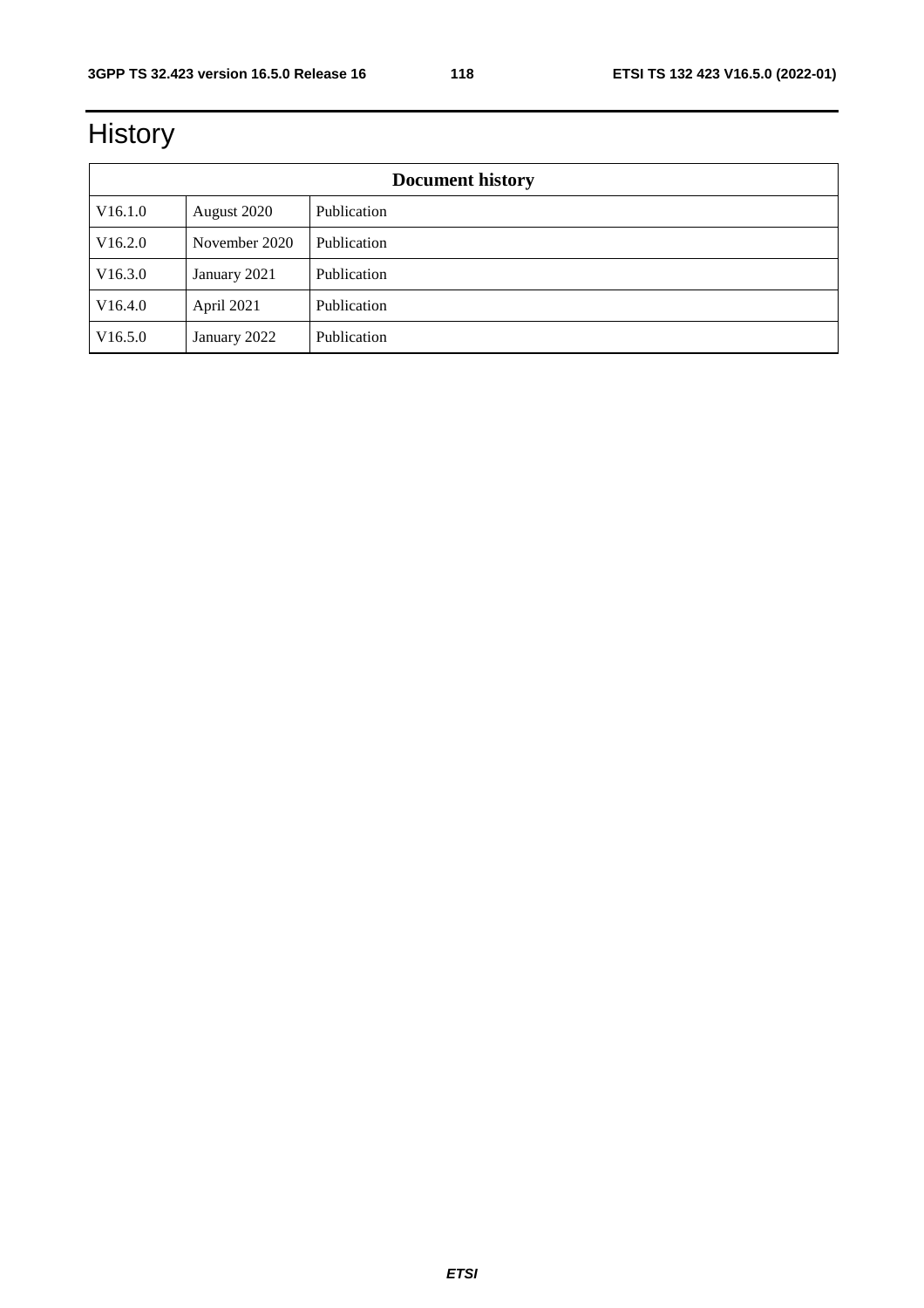# History

| Document history | | |
|---|---|---|
| V16.1.0 | August 2020 | Publication |
| V16.2.0 | November 2020 | Publication |
| V16.3.0 | January 2021 | Publication |
| V16.4.0 | April 2021 | Publication |
| V16.5.0 | January 2022 | Publication |